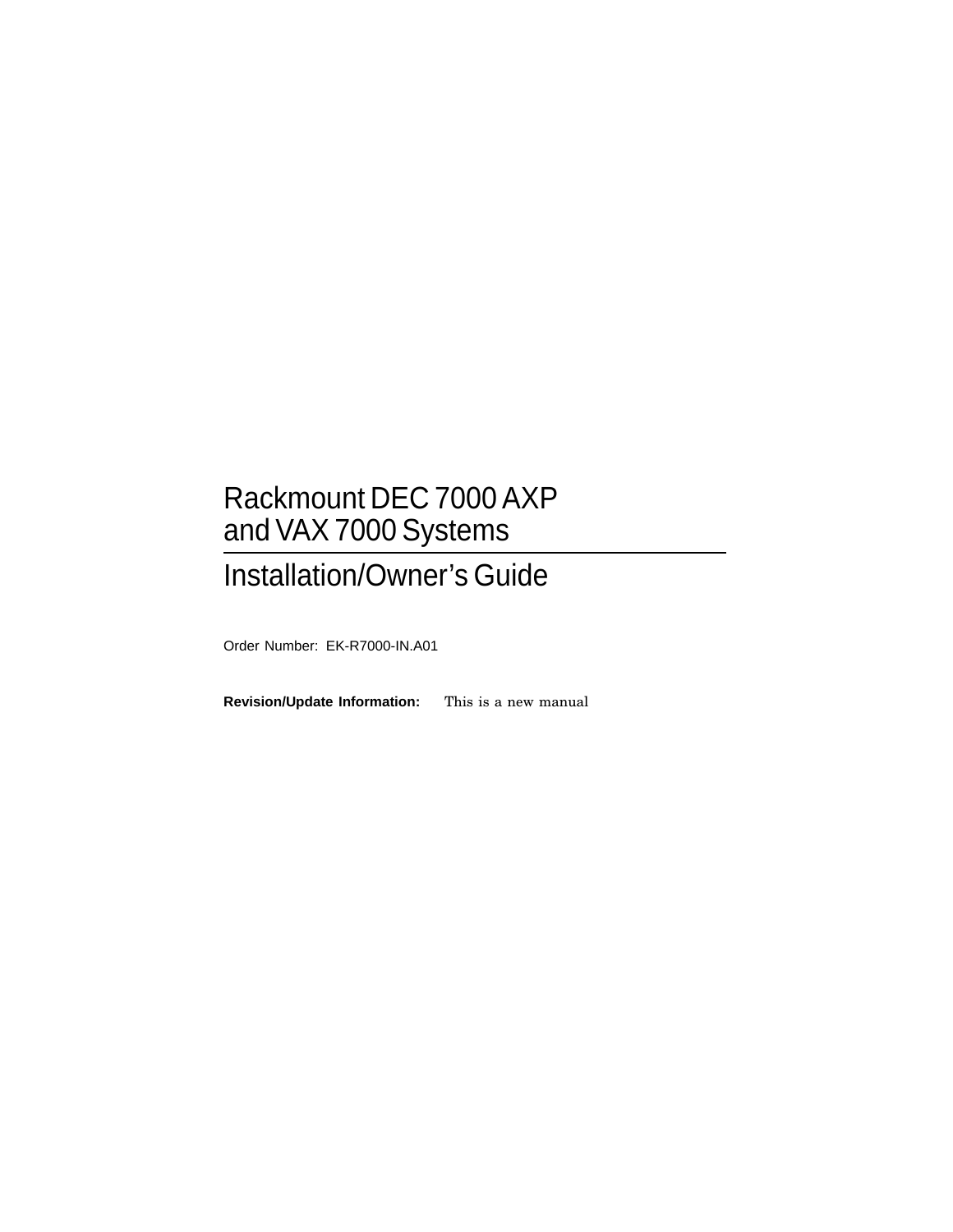# Rackmount DEC 7000 AXP and VAX 7000 Systems

## Installation/Owner's Guide

Order Number: EK-R7000-IN.A01

**Revision/Update Information:** This is a new manual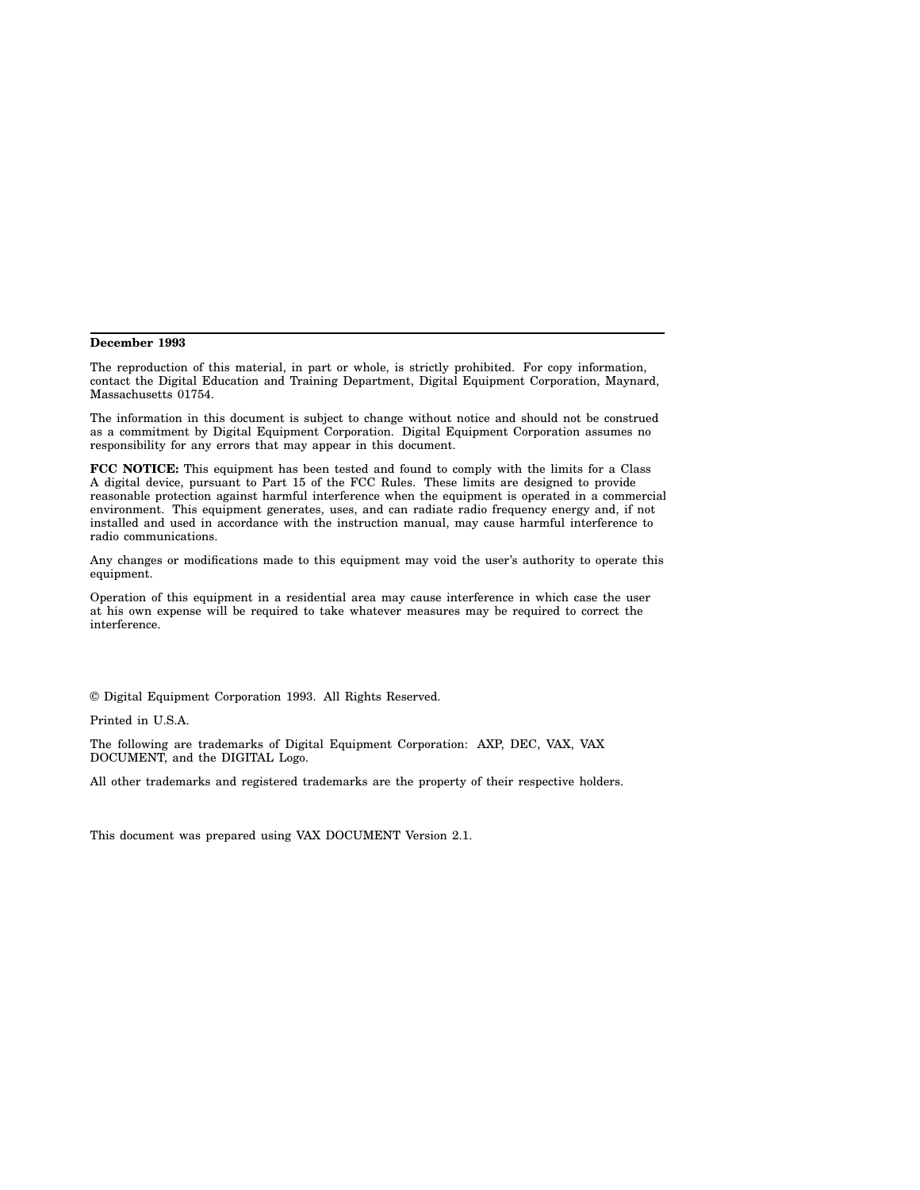**December 1993**

The reproduction of this material, in part or whole, is strictly prohibited. For copy information, contact the Digital Education and Training Department, Digital Equipment Corporation, Maynard, Massachusetts 01754.

The information in this document is subject to change without notice and should not be construed as a commitment by Digital Equipment Corporation. Digital Equipment Corporation assumes no responsibility for any errors that may appear in this document.

**FCC NOTICE:** This equipment has been tested and found to comply with the limits for a Class A digital device, pursuant to Part 15 of the FCC Rules. These limits are designed to provide reasonable protection against harmful interference when the equipment is operated in a commercial environment. This equipment generates, uses, and can radiate radio frequency energy and, if not installed and used in accordance with the instruction manual, may cause harmful interference to radio communications.

Any changes or modifications made to this equipment may void the user's authority to operate this equipment.

Operation of this equipment in a residential area may cause interference in which case the user at his own expense will be required to take whatever measures may be required to correct the interference.

© Digital Equipment Corporation 1993. All Rights Reserved.

Printed in U.S.A.

The following are trademarks of Digital Equipment Corporation: AXP, DEC, VAX, VAX DOCUMENT, and the DIGITAL Logo.

All other trademarks and registered trademarks are the property of their respective holders.

This document was prepared using VAX DOCUMENT Version 2.1.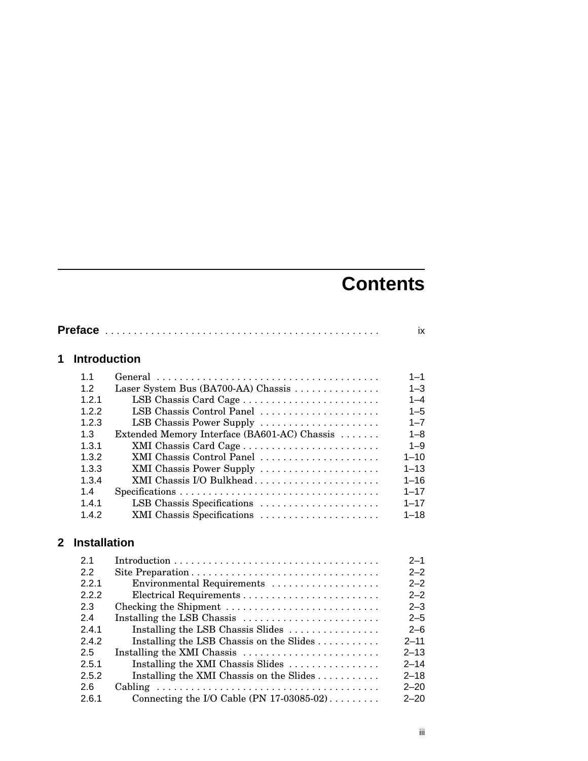# Contents

**Preface** . . . . . . . . . . . . . . . . . . . . . . . . . . . . . . . . . . . . . . . . . . . . . ix

## 1 Introduction

| | | |
|---|---|---|
| 1.1 | General | 1–1 |
| 1.2 | Laser System Bus (BA700-AA) Chassis | 1–3 |
| 1.2.1 | LSB Chassis Card Cage | 1–4 |
| 1.2.2 | LSB Chassis Control Panel | 1–5 |
| 1.2.3 | LSB Chassis Power Supply | 1–7 |
| 1.3 | Extended Memory Interface (BA601-AC) Chassis | 1–8 |
| 1.3.1 | XMI Chassis Card Cage | 1–9 |
| 1.3.2 | XMI Chassis Control Panel | 1–10 |
| 1.3.3 | XMI Chassis Power Supply | 1–13 |
| 1.3.4 | XMI Chassis I/O Bulkhead | 1–16 |
| 1.4 | Specifications | 1–17 |
| 1.4.1 | LSB Chassis Specifications | 1–17 |
| 1.4.2 | XMI Chassis Specifications | 1–18 |

## 2 Installation

| | | |
|---|---|---|
| 2.1 | Introduction | 2–1 |
| 2.2 | Site Preparation | 2–2 |
| 2.2.1 | Environmental Requirements | 2–2 |
| 2.2.2 | Electrical Requirements | 2–2 |
| 2.3 | Checking the Shipment | 2–3 |
| 2.4 | Installing the LSB Chassis | 2–5 |
| 2.4.1 | Installing the LSB Chassis Slides | 2–6 |
| 2.4.2 | Installing the LSB Chassis on the Slides | 2–11 |
| 2.5 | Installing the XMI Chassis | 2–13 |
| 2.5.1 | Installing the XMI Chassis Slides | 2–14 |
| 2.5.2 | Installing the XMI Chassis on the Slides | 2–18 |
| 2.6 | Cabling | 2–20 |
| 2.6.1 | Connecting the I/O Cable (PN 17-03085-02) | 2–20 |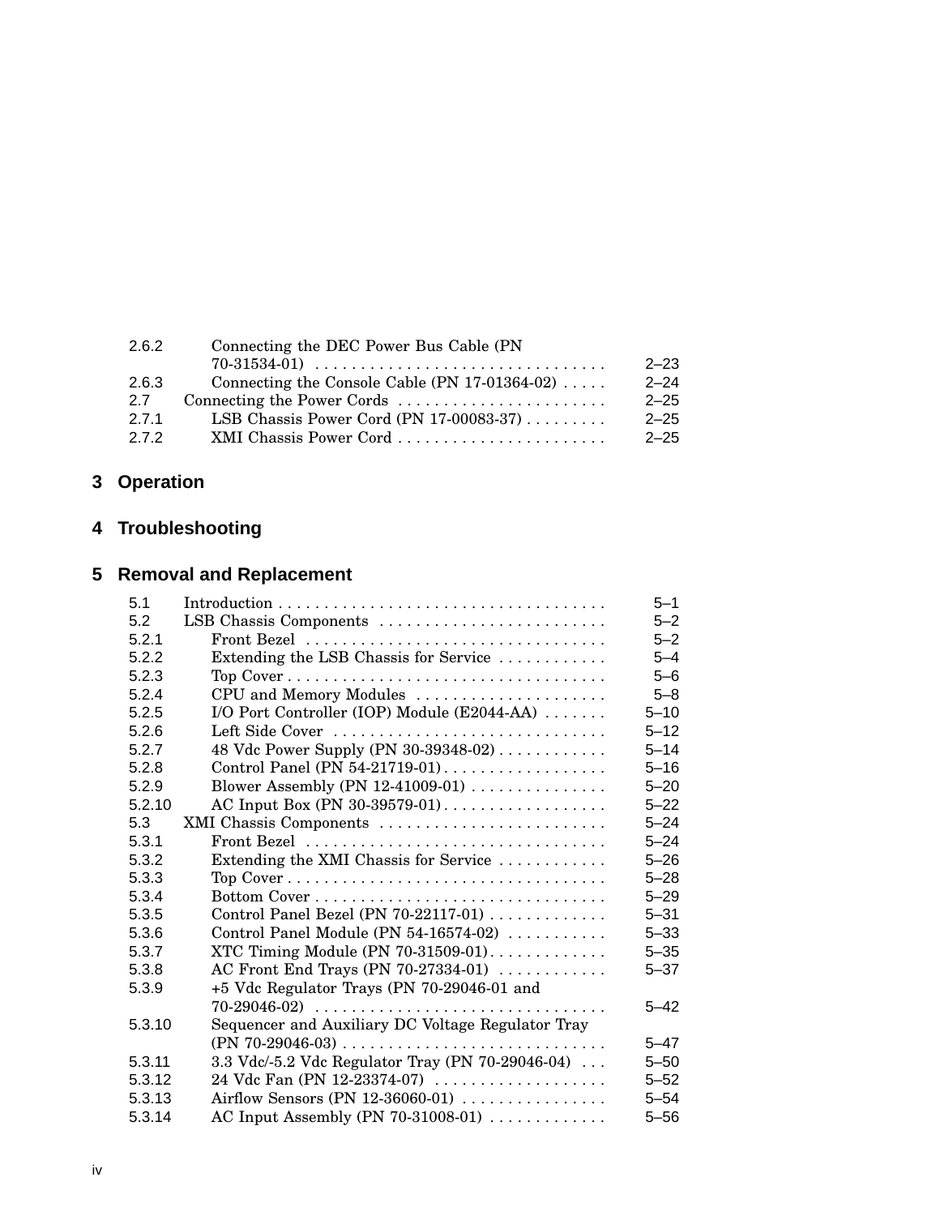| | | |
|---|---|---|
| 2.6.2 | Connecting the DEC Power Bus Cable (PN 70-31534-01) | 2–23 |
| 2.6.3 | Connecting the Console Cable (PN 17-01364-02) | 2–24 |
| 2.7 | Connecting the Power Cords | 2–25 |
| 2.7.1 | LSB Chassis Power Cord (PN 17-00083-37) | 2–25 |
| 2.7.2 | XMI Chassis Power Cord | 2–25 |

## 3 Operation

## 4 Troubleshooting

## 5 Removal and Replacement

| | | |
|---|---|---|
| 5.1 | Introduction | 5–1 |
| 5.2 | LSB Chassis Components | 5–2 |
| 5.2.1 | Front Bezel | 5–2 |
| 5.2.2 | Extending the LSB Chassis for Service | 5–4 |
| 5.2.3 | Top Cover | 5–6 |
| 5.2.4 | CPU and Memory Modules | 5–8 |
| 5.2.5 | I/O Port Controller (IOP) Module (E2044-AA) | 5–10 |
| 5.2.6 | Left Side Cover | 5–12 |
| 5.2.7 | 48 Vdc Power Supply (PN 30-39348-02) | 5–14 |
| 5.2.8 | Control Panel (PN 54-21719-01) | 5–16 |
| 5.2.9 | Blower Assembly (PN 12-41009-01) | 5–20 |
| 5.2.10 | AC Input Box (PN 30-39579-01) | 5–22 |
| 5.3 | XMI Chassis Components | 5–24 |
| 5.3.1 | Front Bezel | 5–24 |
| 5.3.2 | Extending the XMI Chassis for Service | 5–26 |
| 5.3.3 | Top Cover | 5–28 |
| 5.3.4 | Bottom Cover | 5–29 |
| 5.3.5 | Control Panel Bezel (PN 70-22117-01) | 5–31 |
| 5.3.6 | Control Panel Module (PN 54-16574-02) | 5–33 |
| 5.3.7 | XTC Timing Module (PN 70-31509-01) | 5–35 |
| 5.3.8 | AC Front End Trays (PN 70-27334-01) | 5–37 |
| 5.3.9 | +5 Vdc Regulator Trays (PN 70-29046-01 and 70-29046-02) | 5–42 |
| 5.3.10 | Sequencer and Auxiliary DC Voltage Regulator Tray (PN 70-29046-03) | 5–47 |
| 5.3.11 | 3.3 Vdc/-5.2 Vdc Regulator Tray (PN 70-29046-04) | 5–50 |
| 5.3.12 | 24 Vdc Fan (PN 12-23374-07) | 5–52 |
| 5.3.13 | Airflow Sensors (PN 12-36060-01) | 5–54 |
| 5.3.14 | AC Input Assembly (PN 70-31008-01) | 5–56 |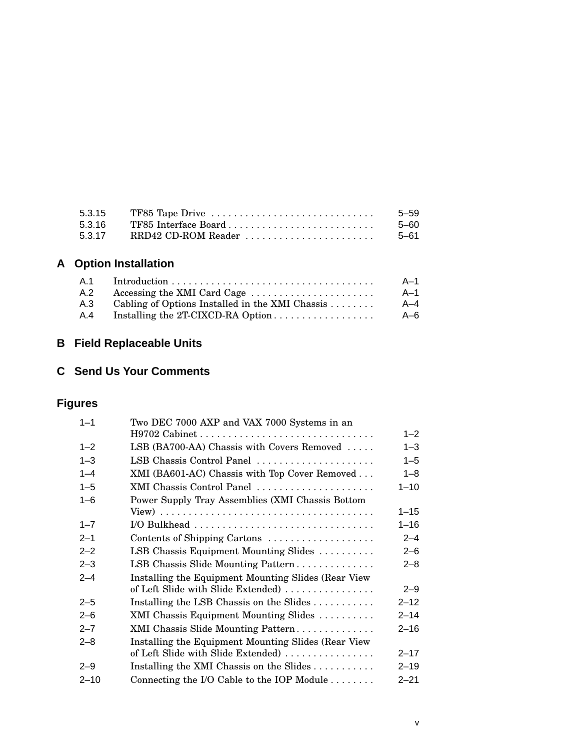| | | |
|---|---|---|
| 5.3.15 | TF85 Tape Drive | 5–59 |
| 5.3.16 | TF85 Interface Board | 5–60 |
| 5.3.17 | RRD42 CD-ROM Reader | 5–61 |

## A Option Installation

| | | |
|---|---|---|
| A.1 | Introduction | A–1 |
| A.2 | Accessing the XMI Card Cage | A–1 |
| A.3 | Cabling of Options Installed in the XMI Chassis | A–4 |
| A.4 | Installing the 2T-CIXCD-RA Option | A–6 |

## B Field Replaceable Units

## C Send Us Your Comments

## Figures

| | | |
|---|---|---|
| 1–1 | Two DEC 7000 AXP and VAX 7000 Systems in an H9702 Cabinet | 1–2 |
| 1–2 | LSB (BA700-AA) Chassis with Covers Removed | 1–3 |
| 1–3 | LSB Chassis Control Panel | 1–5 |
| 1–4 | XMI (BA601-AC) Chassis with Top Cover Removed | 1–8 |
| 1–5 | XMI Chassis Control Panel | 1–10 |
| 1–6 | Power Supply Tray Assemblies (XMI Chassis Bottom View) | 1–15 |
| 1–7 | I/O Bulkhead | 1–16 |
| 2–1 | Contents of Shipping Cartons | 2–4 |
| 2–2 | LSB Chassis Equipment Mounting Slides | 2–6 |
| 2–3 | LSB Chassis Slide Mounting Pattern | 2–8 |
| 2–4 | Installing the Equipment Mounting Slides (Rear View of Left Slide with Slide Extended) | 2–9 |
| 2–5 | Installing the LSB Chassis on the Slides | 2–12 |
| 2–6 | XMI Chassis Equipment Mounting Slides | 2–14 |
| 2–7 | XMI Chassis Slide Mounting Pattern | 2–16 |
| 2–8 | Installing the Equipment Mounting Slides (Rear View of Left Slide with Slide Extended) | 2–17 |
| 2–9 | Installing the XMI Chassis on the Slides | 2–19 |
| 2–10 | Connecting the I/O Cable to the IOP Module | 2–21 |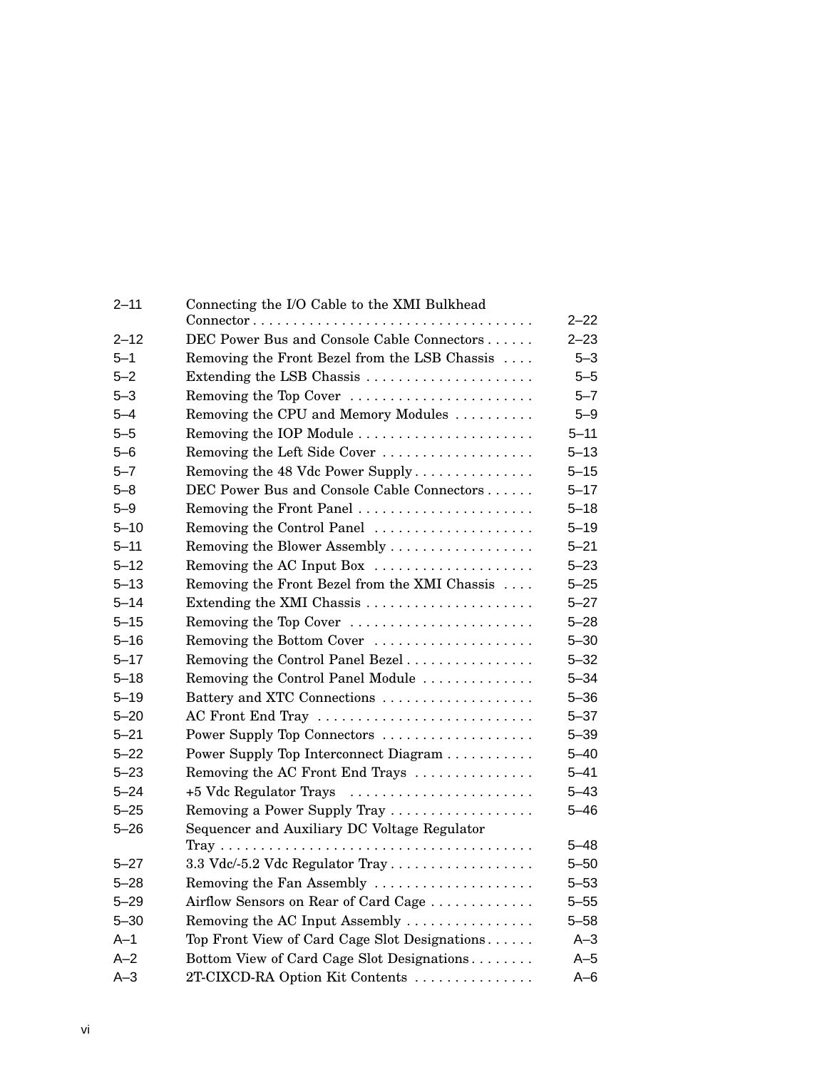| | | |
|---|---|---|
| 2–11 | Connecting the I/O Cable to the XMI Bulkhead Connector | 2–22 |
| 2–12 | DEC Power Bus and Console Cable Connectors | 2–23 |
| 5–1 | Removing the Front Bezel from the LSB Chassis | 5–3 |
| 5–2 | Extending the LSB Chassis | 5–5 |
| 5–3 | Removing the Top Cover | 5–7 |
| 5–4 | Removing the CPU and Memory Modules | 5–9 |
| 5–5 | Removing the IOP Module | 5–11 |
| 5–6 | Removing the Left Side Cover | 5–13 |
| 5–7 | Removing the 48 Vdc Power Supply | 5–15 |
| 5–8 | DEC Power Bus and Console Cable Connectors | 5–17 |
| 5–9 | Removing the Front Panel | 5–18 |
| 5–10 | Removing the Control Panel | 5–19 |
| 5–11 | Removing the Blower Assembly | 5–21 |
| 5–12 | Removing the AC Input Box | 5–23 |
| 5–13 | Removing the Front Bezel from the XMI Chassis | 5–25 |
| 5–14 | Extending the XMI Chassis | 5–27 |
| 5–15 | Removing the Top Cover | 5–28 |
| 5–16 | Removing the Bottom Cover | 5–30 |
| 5–17 | Removing the Control Panel Bezel | 5–32 |
| 5–18 | Removing the Control Panel Module | 5–34 |
| 5–19 | Battery and XTC Connections | 5–36 |
| 5–20 | AC Front End Tray | 5–37 |
| 5–21 | Power Supply Top Connectors | 5–39 |
| 5–22 | Power Supply Top Interconnect Diagram | 5–40 |
| 5–23 | Removing the AC Front End Trays | 5–41 |
| 5–24 | +5 Vdc Regulator Trays | 5–43 |
| 5–25 | Removing a Power Supply Tray | 5–46 |
| 5–26 | Sequencer and Auxiliary DC Voltage Regulator Tray | 5–48 |
| 5–27 | 3.3 Vdc/-5.2 Vdc Regulator Tray | 5–50 |
| 5–28 | Removing the Fan Assembly | 5–53 |
| 5–29 | Airflow Sensors on Rear of Card Cage | 5–55 |
| 5–30 | Removing the AC Input Assembly | 5–58 |
| A–1 | Top Front View of Card Cage Slot Designations | A–3 |
| A–2 | Bottom View of Card Cage Slot Designations | A–5 |
| A–3 | 2T-CIXCD-RA Option Kit Contents | A–6 |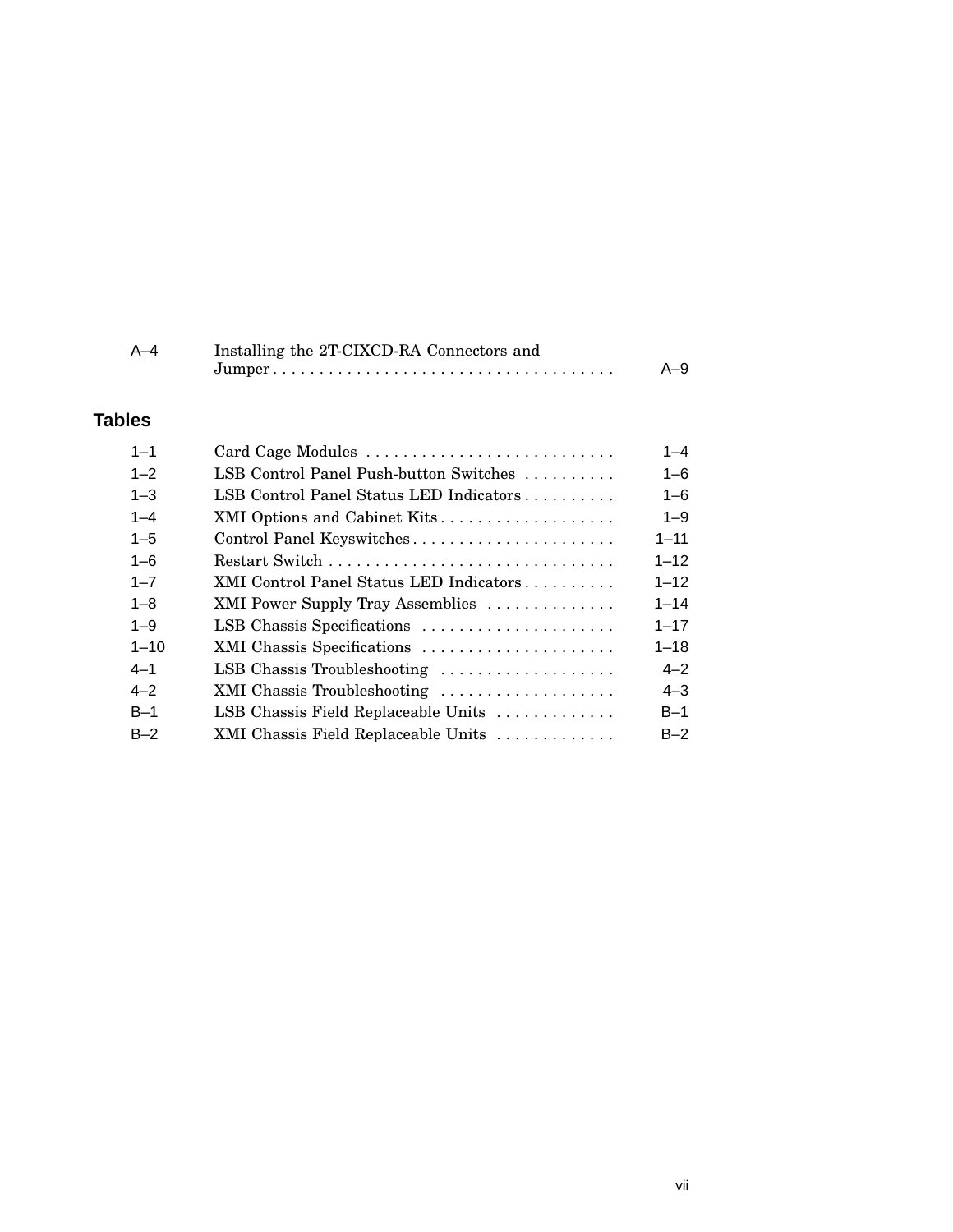| | | |
|---|---|---|
| A–4 | Installing the 2T-CIXCD-RA Connectors and Jumper | A–9 |

## Tables

| | | |
|---|---|---|
| 1–1 | Card Cage Modules | 1–4 |
| 1–2 | LSB Control Panel Push-button Switches | 1–6 |
| 1–3 | LSB Control Panel Status LED Indicators | 1–6 |
| 1–4 | XMI Options and Cabinet Kits | 1–9 |
| 1–5 | Control Panel Keyswitches | 1–11 |
| 1–6 | Restart Switch | 1–12 |
| 1–7 | XMI Control Panel Status LED Indicators | 1–12 |
| 1–8 | XMI Power Supply Tray Assemblies | 1–14 |
| 1–9 | LSB Chassis Specifications | 1–17 |
| 1–10 | XMI Chassis Specifications | 1–18 |
| 4–1 | LSB Chassis Troubleshooting | 4–2 |
| 4–2 | XMI Chassis Troubleshooting | 4–3 |
| B–1 | LSB Chassis Field Replaceable Units | B–1 |
| B–2 | XMI Chassis Field Replaceable Units | B–2 |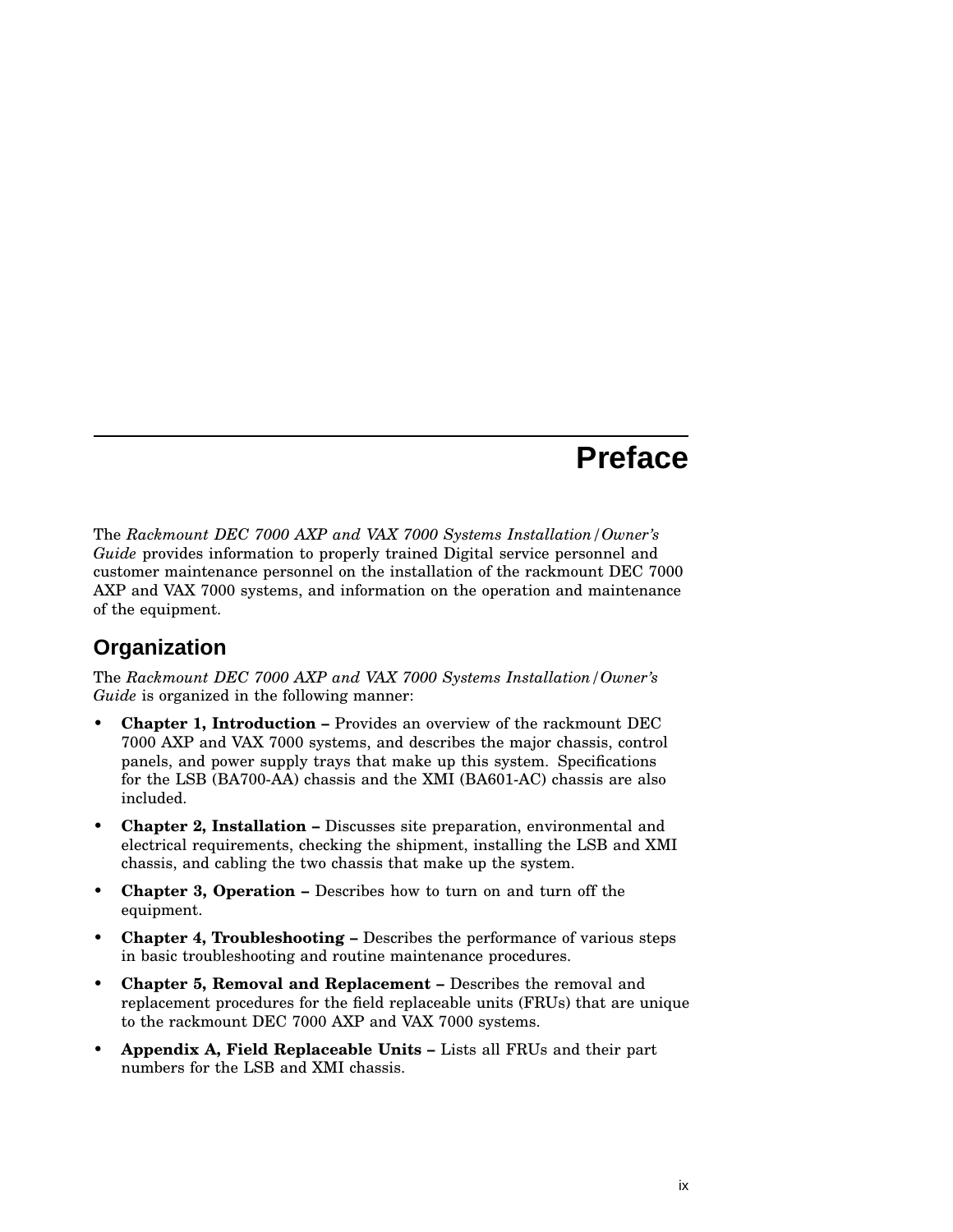# Preface

The *Rackmount DEC 7000 AXP and VAX 7000 Systems Installation/Owner's Guide* provides information to properly trained Digital service personnel and customer maintenance personnel on the installation of the rackmount DEC 7000 AXP and VAX 7000 systems, and information on the operation and maintenance of the equipment.

## Organization

The *Rackmount DEC 7000 AXP and VAX 7000 Systems Installation/Owner's Guide* is organized in the following manner:

- **Chapter 1, Introduction –** Provides an overview of the rackmount DEC 7000 AXP and VAX 7000 systems, and describes the major chassis, control panels, and power supply trays that make up this system. Specifications for the LSB (BA700-AA) chassis and the XMI (BA601-AC) chassis are also included.
- **Chapter 2, Installation –** Discusses site preparation, environmental and electrical requirements, checking the shipment, installing the LSB and XMI chassis, and cabling the two chassis that make up the system.
- **Chapter 3, Operation –** Describes how to turn on and turn off the equipment.
- **Chapter 4, Troubleshooting –** Describes the performance of various steps in basic troubleshooting and routine maintenance procedures.
- **Chapter 5, Removal and Replacement –** Describes the removal and replacement procedures for the field replaceable units (FRUs) that are unique to the rackmount DEC 7000 AXP and VAX 7000 systems.
- **Appendix A, Field Replaceable Units –** Lists all FRUs and their part numbers for the LSB and XMI chassis.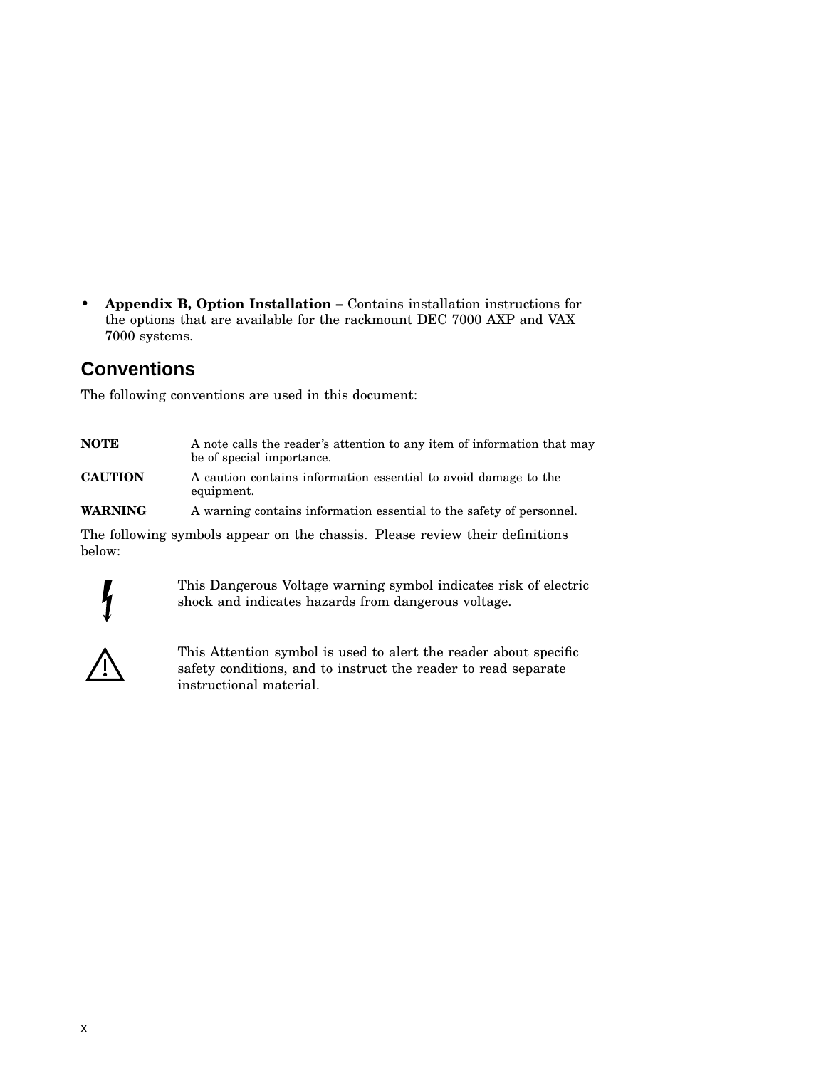- **Appendix B, Option Installation –** Contains installation instructions for the options that are available for the rackmount DEC 7000 AXP and VAX 7000 systems.

## Conventions

The following conventions are used in this document:

| | |
|---|---|
| **NOTE** | A note calls the reader's attention to any item of information that may be of special importance. |
| **CAUTION** | A caution contains information essential to avoid damage to the equipment. |
| **WARNING** | A warning contains information essential to the safety of personnel. |

The following symbols appear on the chassis. Please review their definitions below:

This Dangerous Voltage warning symbol indicates risk of electric shock and indicates hazards from dangerous voltage.

This Attention symbol is used to alert the reader about specific safety conditions, and to instruct the reader to read separate instructional material.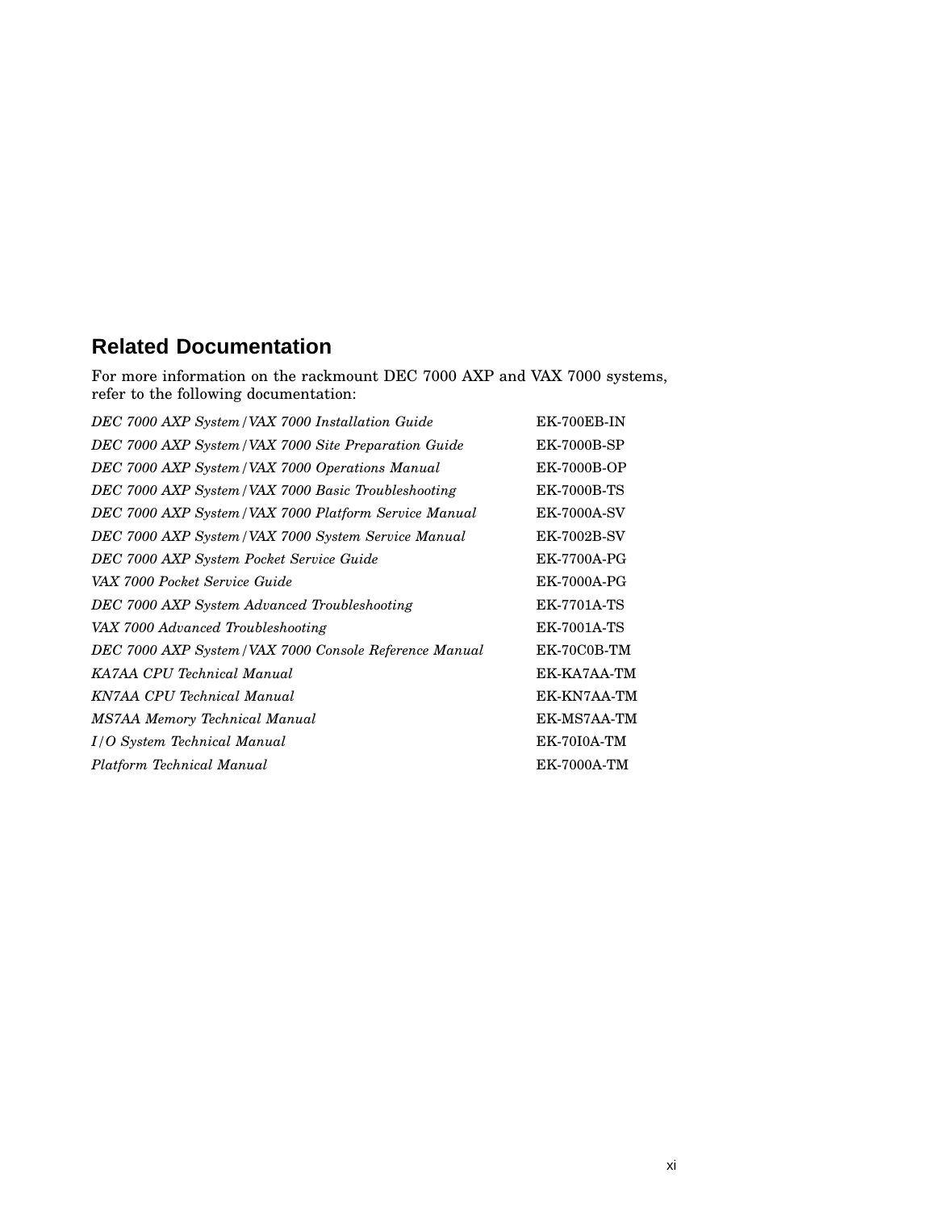## Related Documentation

For more information on the rackmount DEC 7000 AXP and VAX 7000 systems, refer to the following documentation:

| | |
|---|---|
| *DEC 7000 AXP System/VAX 7000 Installation Guide* | EK-700EB-IN |
| *DEC 7000 AXP System/VAX 7000 Site Preparation Guide* | EK-7000B-SP |
| *DEC 7000 AXP System/VAX 7000 Operations Manual* | EK-7000B-OP |
| *DEC 7000 AXP System/VAX 7000 Basic Troubleshooting* | EK-7000B-TS |
| *DEC 7000 AXP System/VAX 7000 Platform Service Manual* | EK-7000A-SV |
| *DEC 7000 AXP System/VAX 7000 System Service Manual* | EK-7002B-SV |
| *DEC 7000 AXP System Pocket Service Guide* | EK-7700A-PG |
| *VAX 7000 Pocket Service Guide* | EK-7000A-PG |
| *DEC 7000 AXP System Advanced Troubleshooting* | EK-7701A-TS |
| *VAX 7000 Advanced Troubleshooting* | EK-7001A-TS |
| *DEC 7000 AXP System/VAX 7000 Console Reference Manual* | EK-70C0B-TM |
| *KA7AA CPU Technical Manual* | EK-KA7AA-TM |
| *KN7AA CPU Technical Manual* | EK-KN7AA-TM |
| *MS7AA Memory Technical Manual* | EK-MS7AA-TM |
| *I/O System Technical Manual* | EK-70I0A-TM |
| *Platform Technical Manual* | EK-7000A-TM |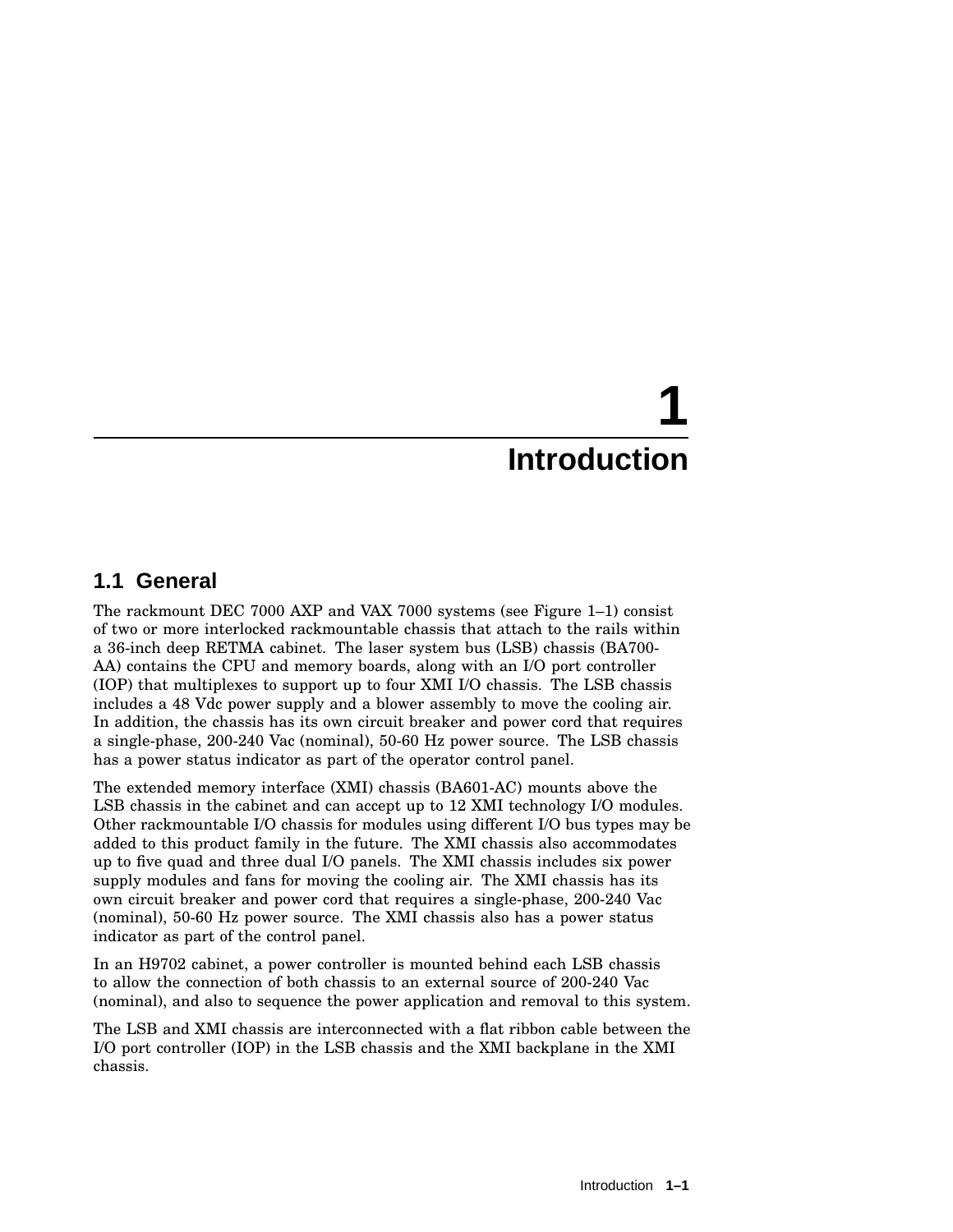# 1 Introduction

## 1.1 General

The rackmount DEC 7000 AXP and VAX 7000 systems (see Figure 1–1) consist of two or more interlocked rackmountable chassis that attach to the rails within a 36-inch deep RETMA cabinet. The laser system bus (LSB) chassis (BA700-AA) contains the CPU and memory boards, along with an I/O port controller (IOP) that multiplexes to support up to four XMI I/O chassis. The LSB chassis includes a 48 Vdc power supply and a blower assembly to move the cooling air. In addition, the chassis has its own circuit breaker and power cord that requires a single-phase, 200-240 Vac (nominal), 50-60 Hz power source. The LSB chassis has a power status indicator as part of the operator control panel.

The extended memory interface (XMI) chassis (BA601-AC) mounts above the LSB chassis in the cabinet and can accept up to 12 XMI technology I/O modules. Other rackmountable I/O chassis for modules using different I/O bus types may be added to this product family in the future. The XMI chassis also accommodates up to five quad and three dual I/O panels. The XMI chassis includes six power supply modules and fans for moving the cooling air. The XMI chassis has its own circuit breaker and power cord that requires a single-phase, 200-240 Vac (nominal), 50-60 Hz power source. The XMI chassis also has a power status indicator as part of the control panel.

In an H9702 cabinet, a power controller is mounted behind each LSB chassis to allow the connection of both chassis to an external source of 200-240 Vac (nominal), and also to sequence the power application and removal to this system.

The LSB and XMI chassis are interconnected with a flat ribbon cable between the I/O port controller (IOP) in the LSB chassis and the XMI backplane in the XMI chassis.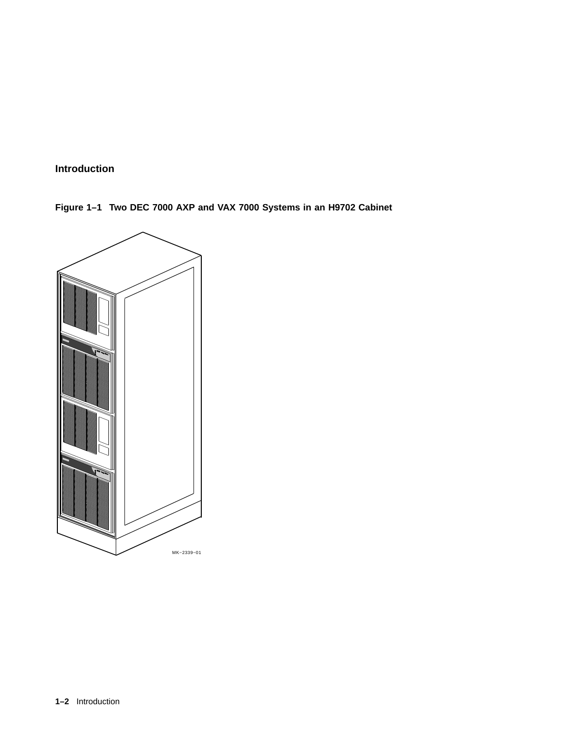**Figure 1–1 Two DEC 7000 AXP and VAX 7000 Systems in an H9702 Cabinet**

MK−2339−01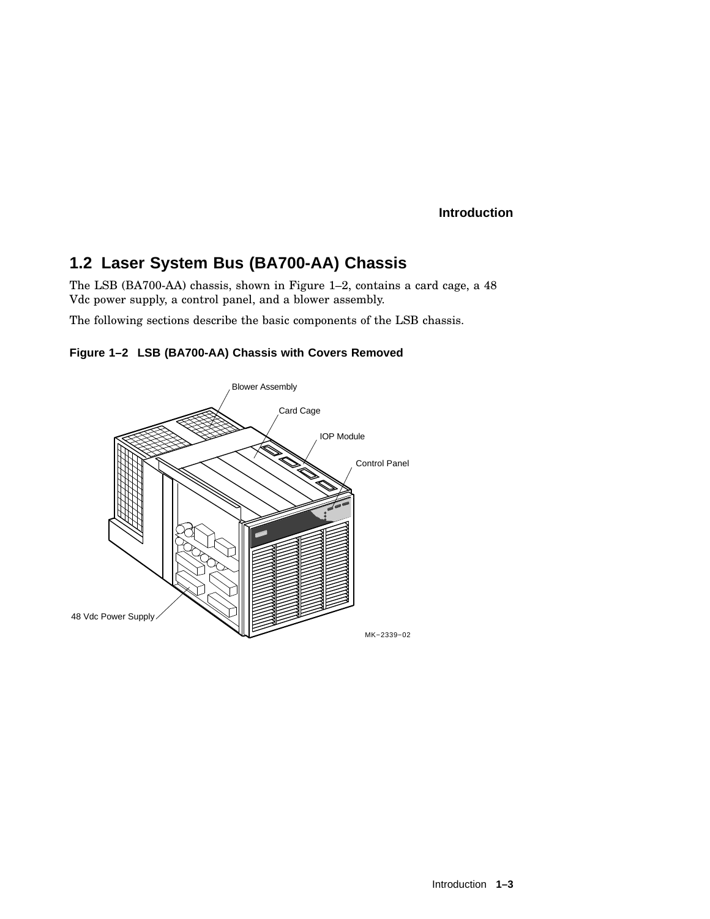## 1.2 Laser System Bus (BA700-AA) Chassis

The LSB (BA700-AA) chassis, shown in Figure 1–2, contains a card cage, a 48 Vdc power supply, a control panel, and a blower assembly.

The following sections describe the basic components of the LSB chassis.

**Figure 1–2 LSB (BA700-AA) Chassis with Covers Removed**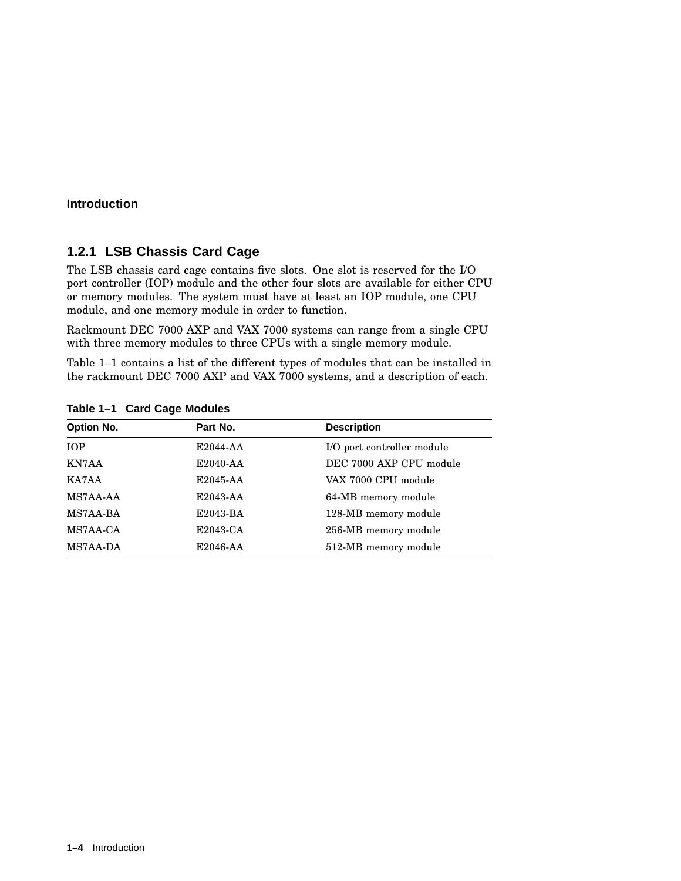### 1.2.1 LSB Chassis Card Cage

The LSB chassis card cage contains five slots. One slot is reserved for the I/O port controller (IOP) module and the other four slots are available for either CPU or memory modules. The system must have at least an IOP module, one CPU module, and one memory module in order to function.

Rackmount DEC 7000 AXP and VAX 7000 systems can range from a single CPU with three memory modules to three CPUs with a single memory module.

Table 1–1 contains a list of the different types of modules that can be installed in the rackmount DEC 7000 AXP and VAX 7000 systems, and a description of each.

**Table 1–1 Card Cage Modules**

| Option No. | Part No. | Description |
| --- | --- | --- |
| IOP | E2044-AA | I/O port controller module |
| KN7AA | E2040-AA | DEC 7000 AXP CPU module |
| KA7AA | E2045-AA | VAX 7000 CPU module |
| MS7AA-AA | E2043-AA | 64-MB memory module |
| MS7AA-BA | E2043-BA | 128-MB memory module |
| MS7AA-CA | E2043-CA | 256-MB memory module |
| MS7AA-DA | E2046-AA | 512-MB memory module |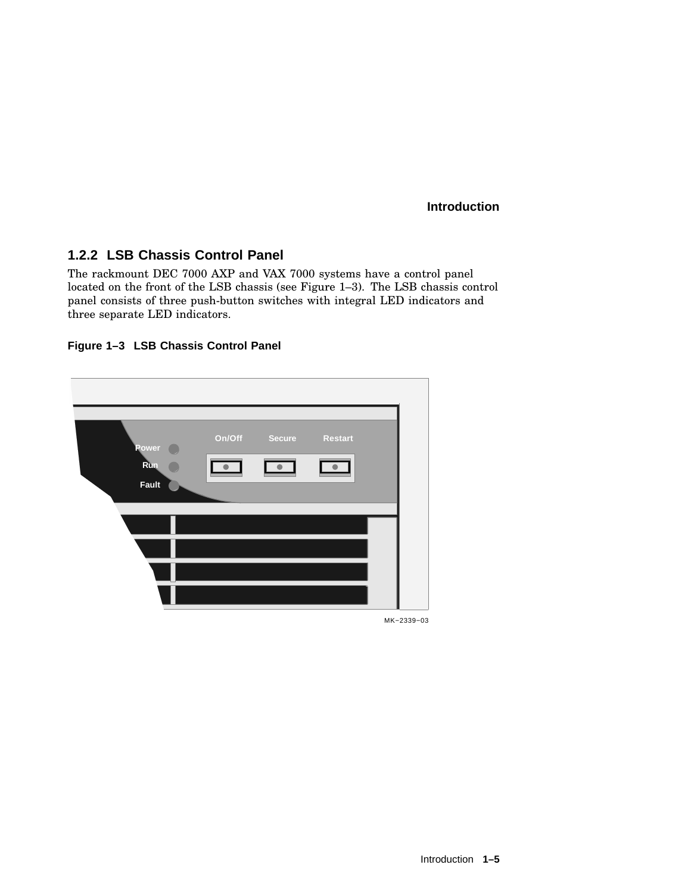### 1.2.2 LSB Chassis Control Panel

The rackmount DEC 7000 AXP and VAX 7000 systems have a control panel located on the front of the LSB chassis (see Figure 1–3). The LSB chassis control panel consists of three push-button switches with integral LED indicators and three separate LED indicators.

**Figure 1–3 LSB Chassis Control Panel**

MK−2339−03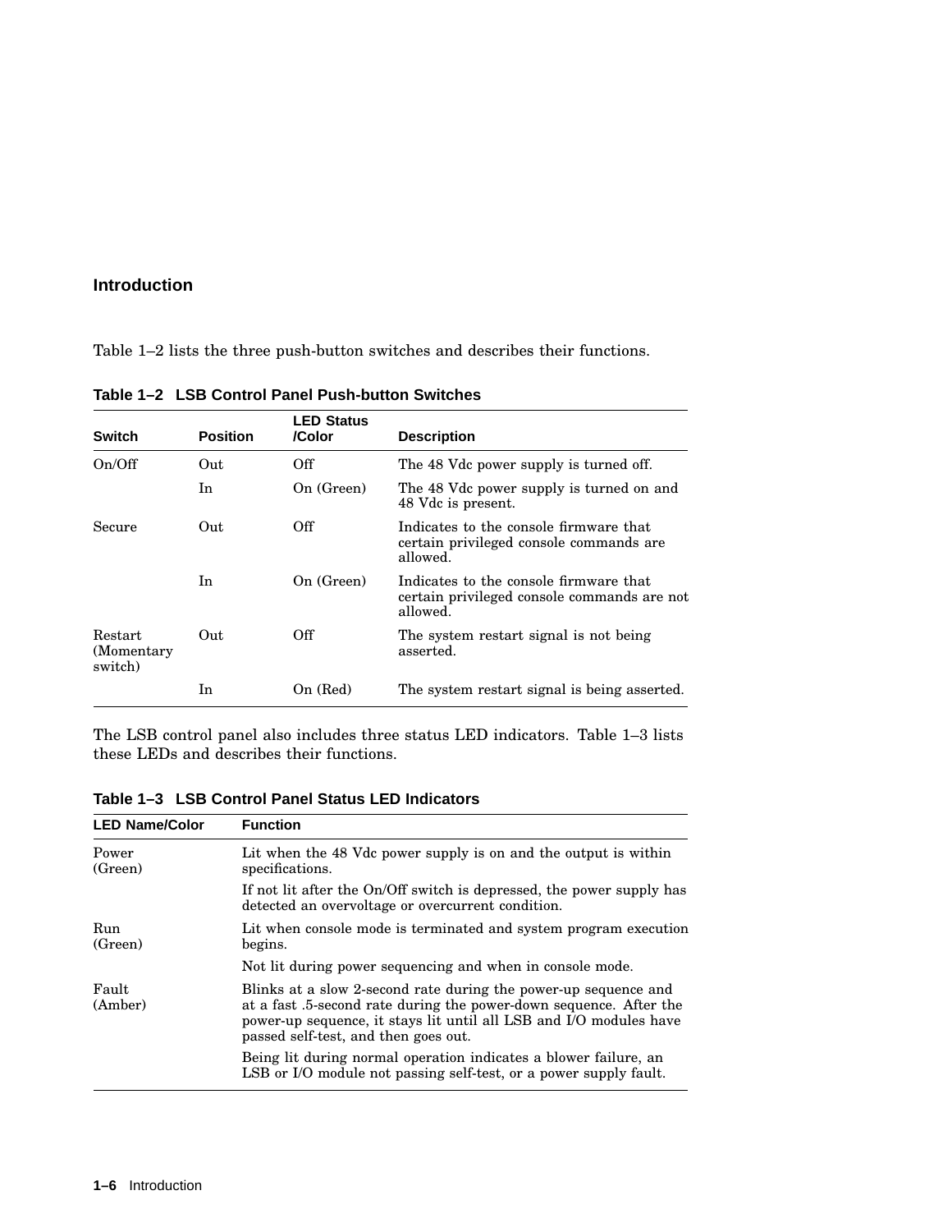## Introduction

Table 1–2 lists the three push-button switches and describes their functions.

**Table 1–2 LSB Control Panel Push-button Switches**

| Switch | Position | LED Status /Color | Description |
|---|---|---|---|
| On/Off | Out | Off | The 48 Vdc power supply is turned off. |
| | In | On (Green) | The 48 Vdc power supply is turned on and 48 Vdc is present. |
| Secure | Out | Off | Indicates to the console firmware that certain privileged console commands are allowed. |
| | In | On (Green) | Indicates to the console firmware that certain privileged console commands are not allowed. |
| Restart (Momentary switch) | Out | Off | The system restart signal is not being asserted. |
| | In | On (Red) | The system restart signal is being asserted. |

The LSB control panel also includes three status LED indicators. Table 1–3 lists these LEDs and describes their functions.

**Table 1–3 LSB Control Panel Status LED Indicators**

| LED Name/Color | Function |
|---|---|
| Power (Green) | Lit when the 48 Vdc power supply is on and the output is within specifications. |
| | If not lit after the On/Off switch is depressed, the power supply has detected an overvoltage or overcurrent condition. |
| Run (Green) | Lit when console mode is terminated and system program execution begins. |
| | Not lit during power sequencing and when in console mode. |
| Fault (Amber) | Blinks at a slow 2-second rate during the power-up sequence and at a fast .5-second rate during the power-down sequence. After the power-up sequence, it stays lit until all LSB and I/O modules have passed self-test, and then goes out. |
| | Being lit during normal operation indicates a blower failure, an LSB or I/O module not passing self-test, or a power supply fault. |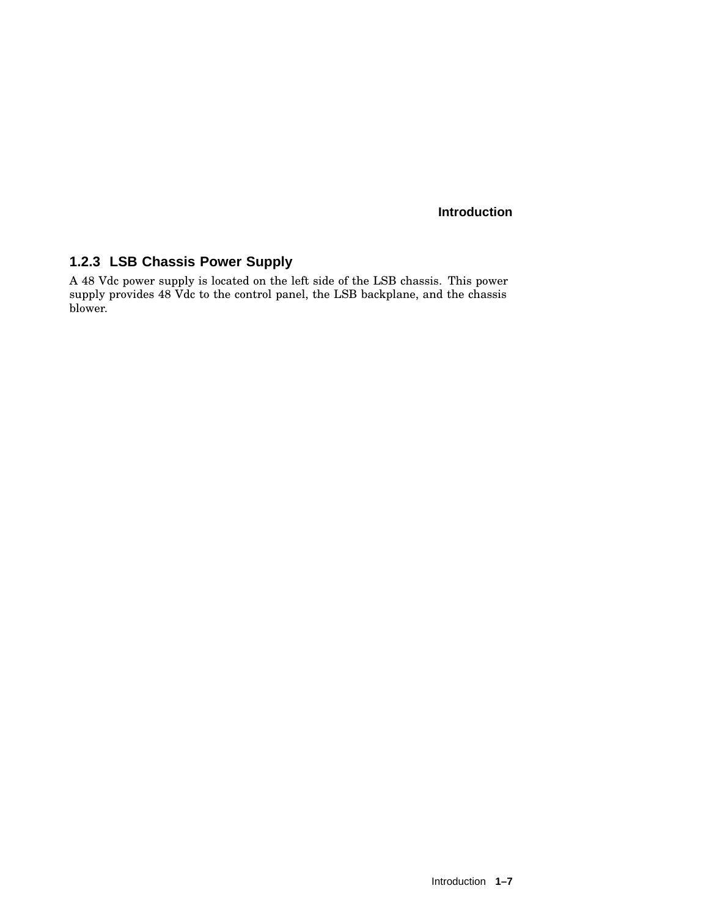### 1.2.3 LSB Chassis Power Supply

A 48 Vdc power supply is located on the left side of the LSB chassis. This power supply provides 48 Vdc to the control panel, the LSB backplane, and the chassis blower.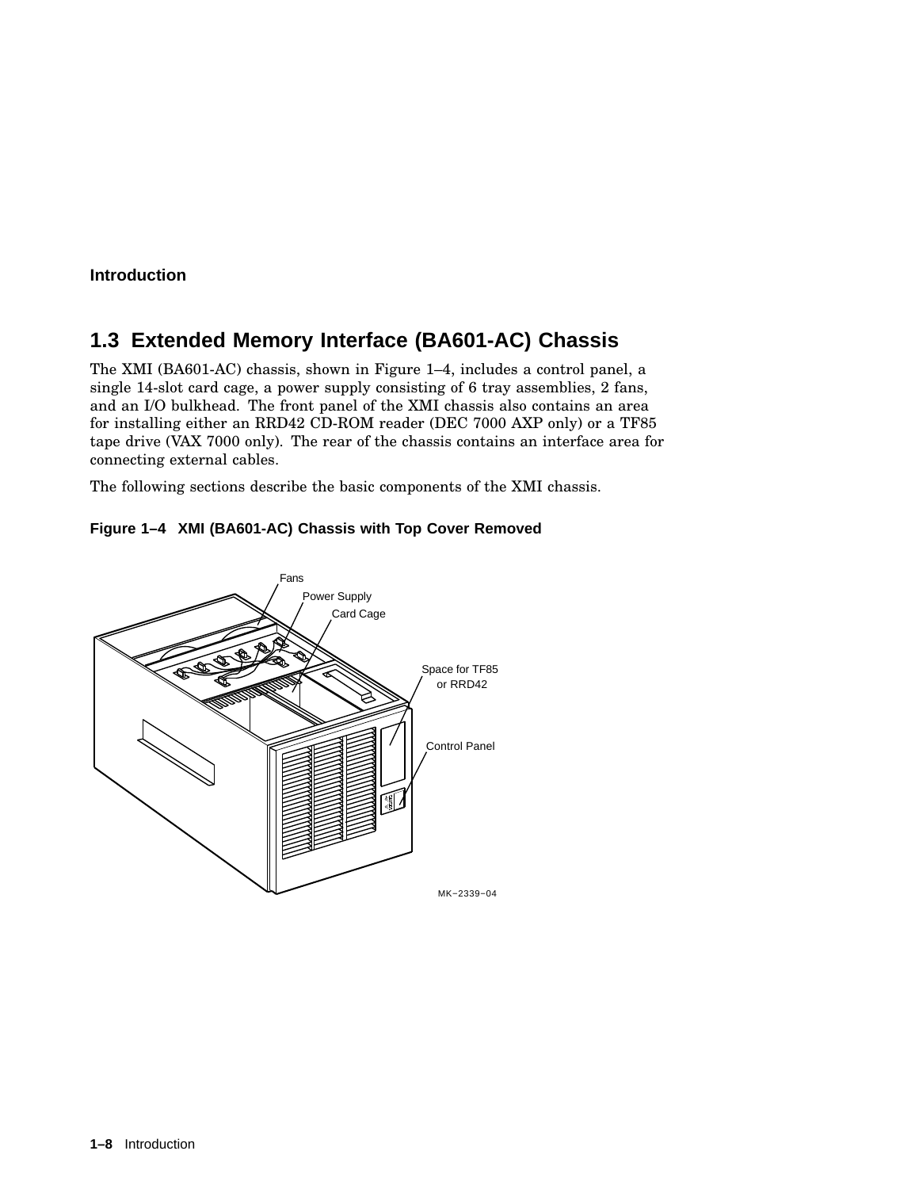## 1.3 Extended Memory Interface (BA601-AC) Chassis

The XMI (BA601-AC) chassis, shown in Figure 1–4, includes a control panel, a single 14-slot card cage, a power supply consisting of 6 tray assemblies, 2 fans, and an I/O bulkhead. The front panel of the XMI chassis also contains an area for installing either an RRD42 CD-ROM reader (DEC 7000 AXP only) or a TF85 tape drive (VAX 7000 only). The rear of the chassis contains an interface area for connecting external cables.

The following sections describe the basic components of the XMI chassis.

**Figure 1–4 XMI (BA601-AC) Chassis with Top Cover Removed**

Fans

Power Supply

Card Cage

Space for TF85 or RRD42

Control Panel

MK−2339−04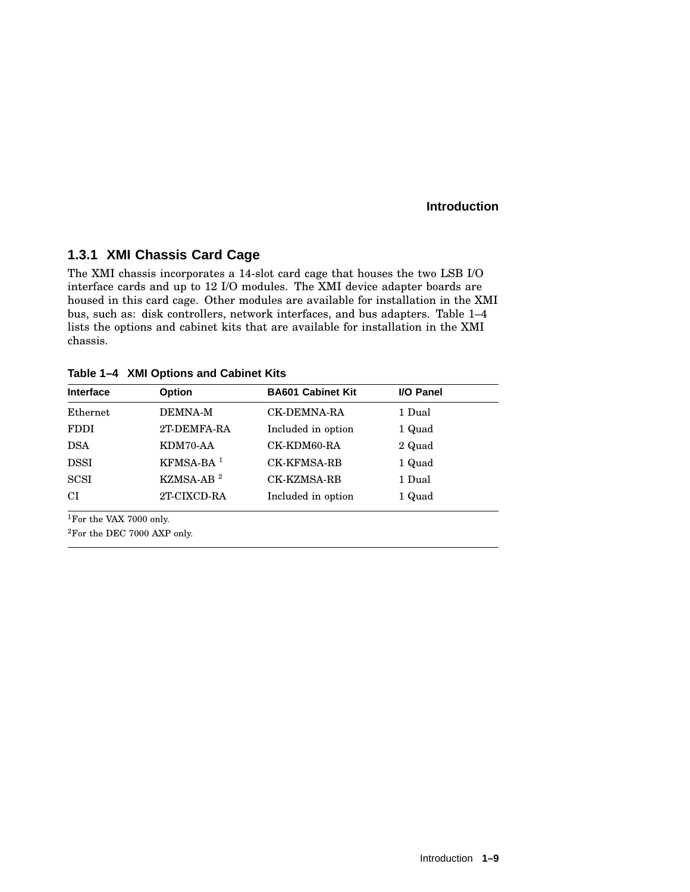### 1.3.1 XMI Chassis Card Cage

The XMI chassis incorporates a 14-slot card cage that houses the two LSB I/O interface cards and up to 12 I/O modules. The XMI device adapter boards are housed in this card cage. Other modules are available for installation in the XMI bus, such as: disk controllers, network interfaces, and bus adapters. Table 1–4 lists the options and cabinet kits that are available for installation in the XMI chassis.

**Table 1–4 XMI Options and Cabinet Kits**

| Interface | Option | BA601 Cabinet Kit | I/O Panel |
|---|---|---|---|
| Ethernet | DEMNA-M | CK-DEMNA-RA | 1 Dual |
| FDDI | 2T-DEMFA-RA | Included in option | 1 Quad |
| DSA | KDM70-AA | CK-KDM60-RA | 2 Quad |
| DSSI | KFMSA-BA [1] | CK-KFMSA-RB | 1 Quad |
| SCSI | KZMSA-AB [2] | CK-KZMSA-RB | 1 Dual |
| CI | 2T-CIXCD-RA | Included in option | 1 Quad |

[1]For the VAX 7000 only.

[2]For the DEC 7000 AXP only.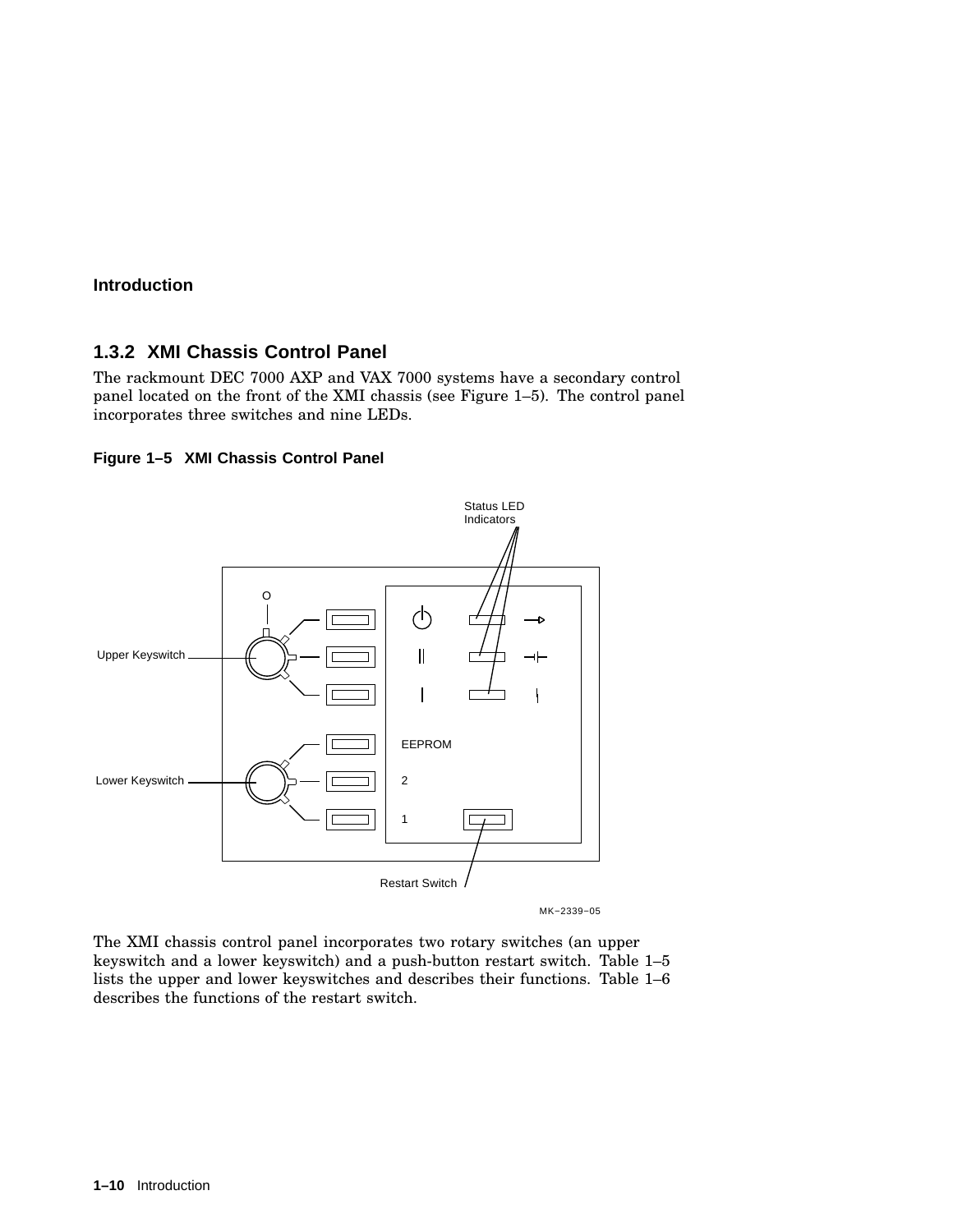## 1.3.2 XMI Chassis Control Panel

The rackmount DEC 7000 AXP and VAX 7000 systems have a secondary control panel located on the front of the XMI chassis (see Figure 1–5). The control panel incorporates three switches and nine LEDs.

**Figure 1–5 XMI Chassis Control Panel**

The XMI chassis control panel incorporates two rotary switches (an upper keyswitch and a lower keyswitch) and a push-button restart switch. Table 1–5 lists the upper and lower keyswitches and describes their functions. Table 1–6 describes the functions of the restart switch.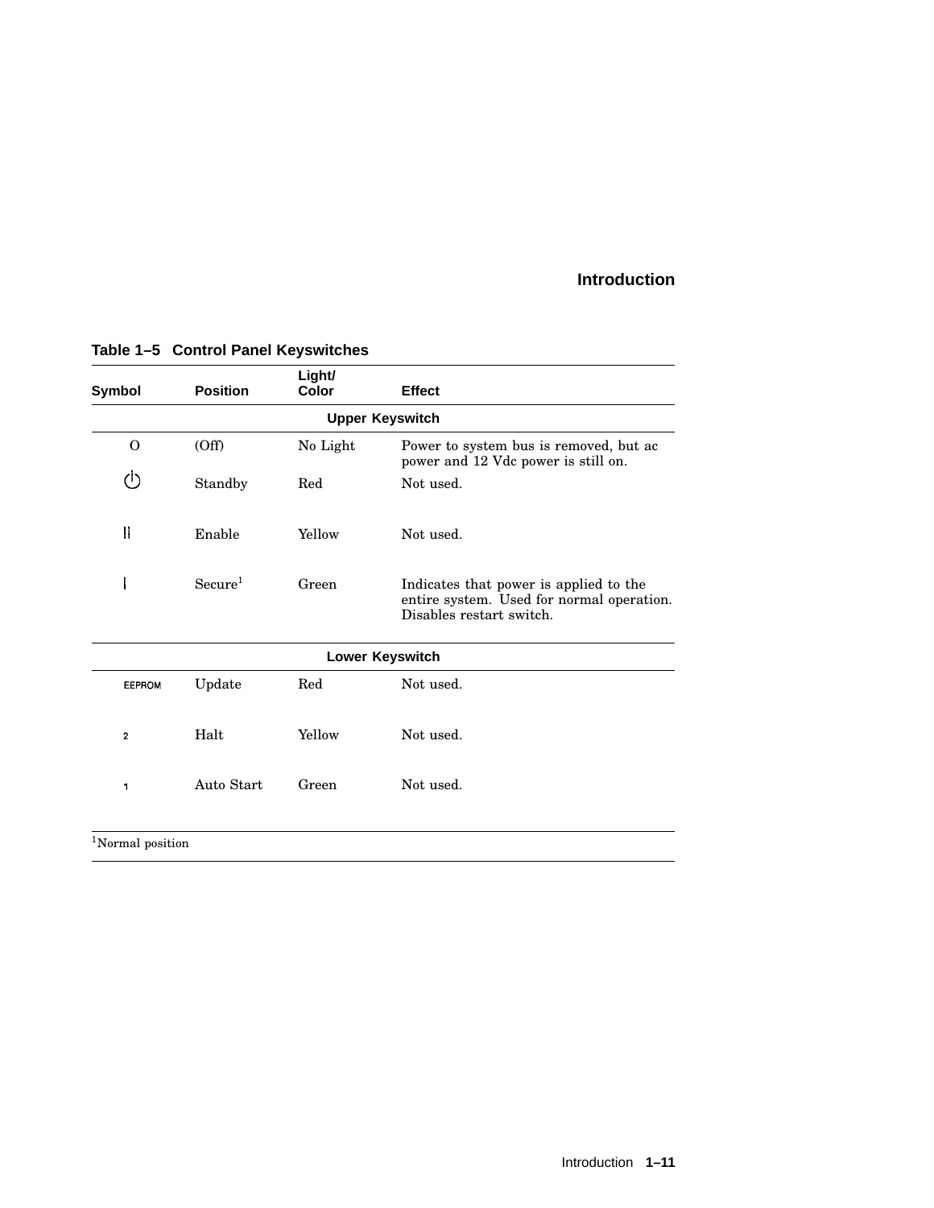**Table 1–5 Control Panel Keyswitches**

| Symbol | Position | Light/ Color | Effect |
|---|---|---|---|
| | | **Upper Keyswitch** | |
| O | (Off) | No Light | Power to system bus is removed, but ac power and 12 Vdc power is still on. |
| ⏻ | Standby | Red | Not used. |
| ⁞ | Enable | Yellow | Not used. |
| \| | Secure[1] | Green | Indicates that power is applied to the entire system. Used for normal operation. Disables restart switch. |
| | | **Lower Keyswitch** | |
| EEPROM | Update | Red | Not used. |
| 2 | Halt | Yellow | Not used. |
| 1 | Auto Start | Green | Not used. |

[1]Normal position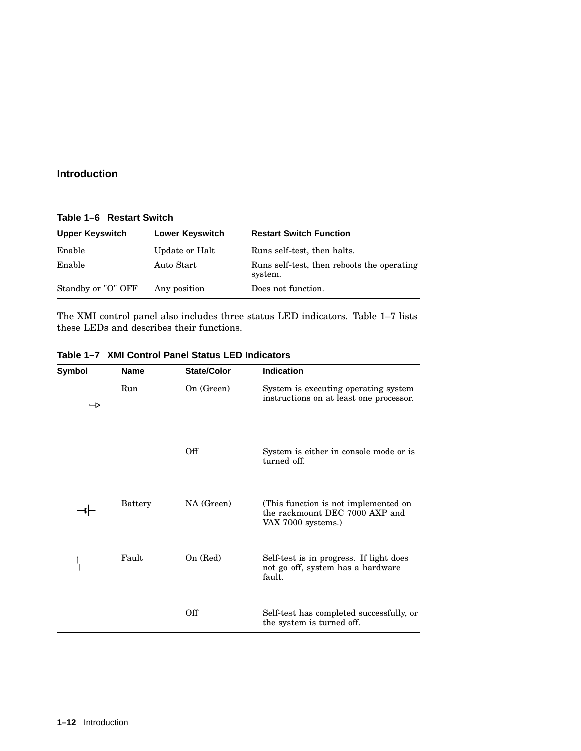**Table 1–6 Restart Switch**

| Upper Keyswitch | Lower Keyswitch | Restart Switch Function |
|---|---|---|
| Enable | Update or Halt | Runs self-test, then halts. |
| Enable | Auto Start | Runs self-test, then reboots the operating system. |
| Standby or "O" OFF | Any position | Does not function. |

The XMI control panel also includes three status LED indicators. Table 1–7 lists these LEDs and describes their functions.

**Table 1–7 XMI Control Panel Status LED Indicators**

| Symbol | Name | State/Color | Indication |
|---|---|---|---|
| —▷ | Run | On (Green) | System is executing operating system instructions on at least one processor. |
| | | Off | System is either in console mode or is turned off. |
| —❘├ | Battery | NA (Green) | (This function is not implemented on the rackmount DEC 7000 AXP and VAX 7000 systems.) |
| ❘ | Fault | On (Red) | Self-test is in progress. If light does not go off, system has a hardware fault. |
| | | Off | Self-test has completed successfully, or the system is turned off. |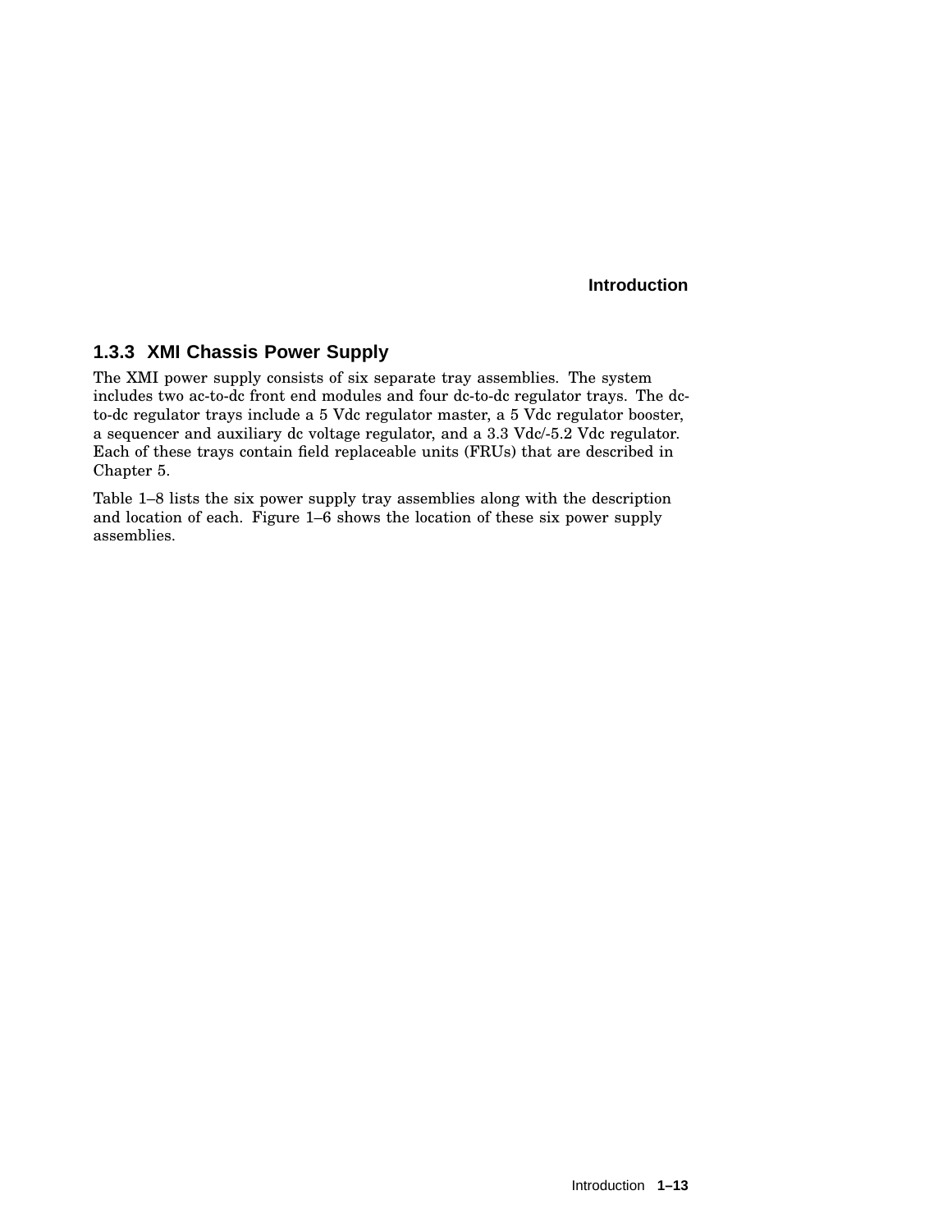### 1.3.3 XMI Chassis Power Supply

The XMI power supply consists of six separate tray assemblies. The system includes two ac-to-dc front end modules and four dc-to-dc regulator trays. The dc-to-dc regulator trays include a 5 Vdc regulator master, a 5 Vdc regulator booster, a sequencer and auxiliary dc voltage regulator, and a 3.3 Vdc/-5.2 Vdc regulator. Each of these trays contain field replaceable units (FRUs) that are described in Chapter 5.

Table 1–8 lists the six power supply tray assemblies along with the description and location of each. Figure 1–6 shows the location of these six power supply assemblies.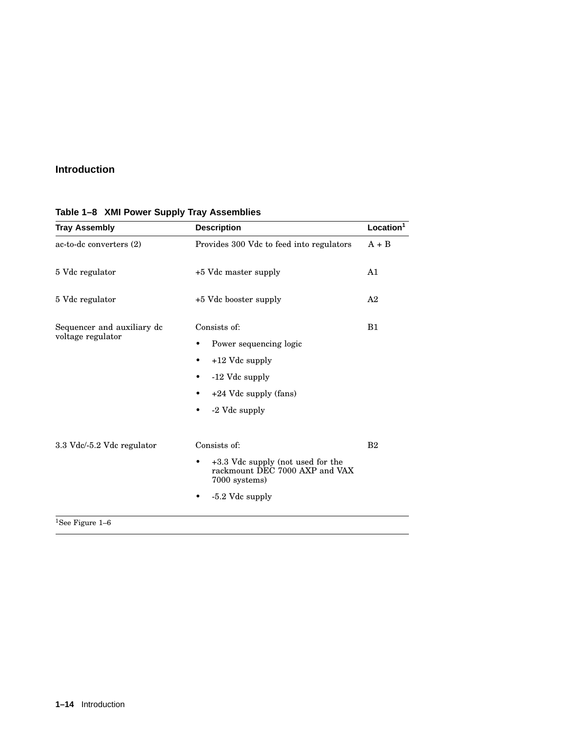## Introduction

**Table 1–8 XMI Power Supply Tray Assemblies**

| Tray Assembly | Description | Location[1] |
|---|---|---|
| ac-to-dc converters (2) | Provides 300 Vdc to feed into regulators | A + B |
| 5 Vdc regulator | +5 Vdc master supply | A1 |
| 5 Vdc regulator | +5 Vdc booster supply | A2 |
| Sequencer and auxiliary dc voltage regulator | Consists of: <br> • Power sequencing logic <br> • +12 Vdc supply <br> • -12 Vdc supply <br> • +24 Vdc supply (fans) <br> • -2 Vdc supply | B1 |
| 3.3 Vdc/-5.2 Vdc regulator | Consists of: <br> • +3.3 Vdc supply (not used for the rackmount DEC 7000 AXP and VAX 7000 systems) <br> • -5.2 Vdc supply | B2 |

[1]See Figure 1–6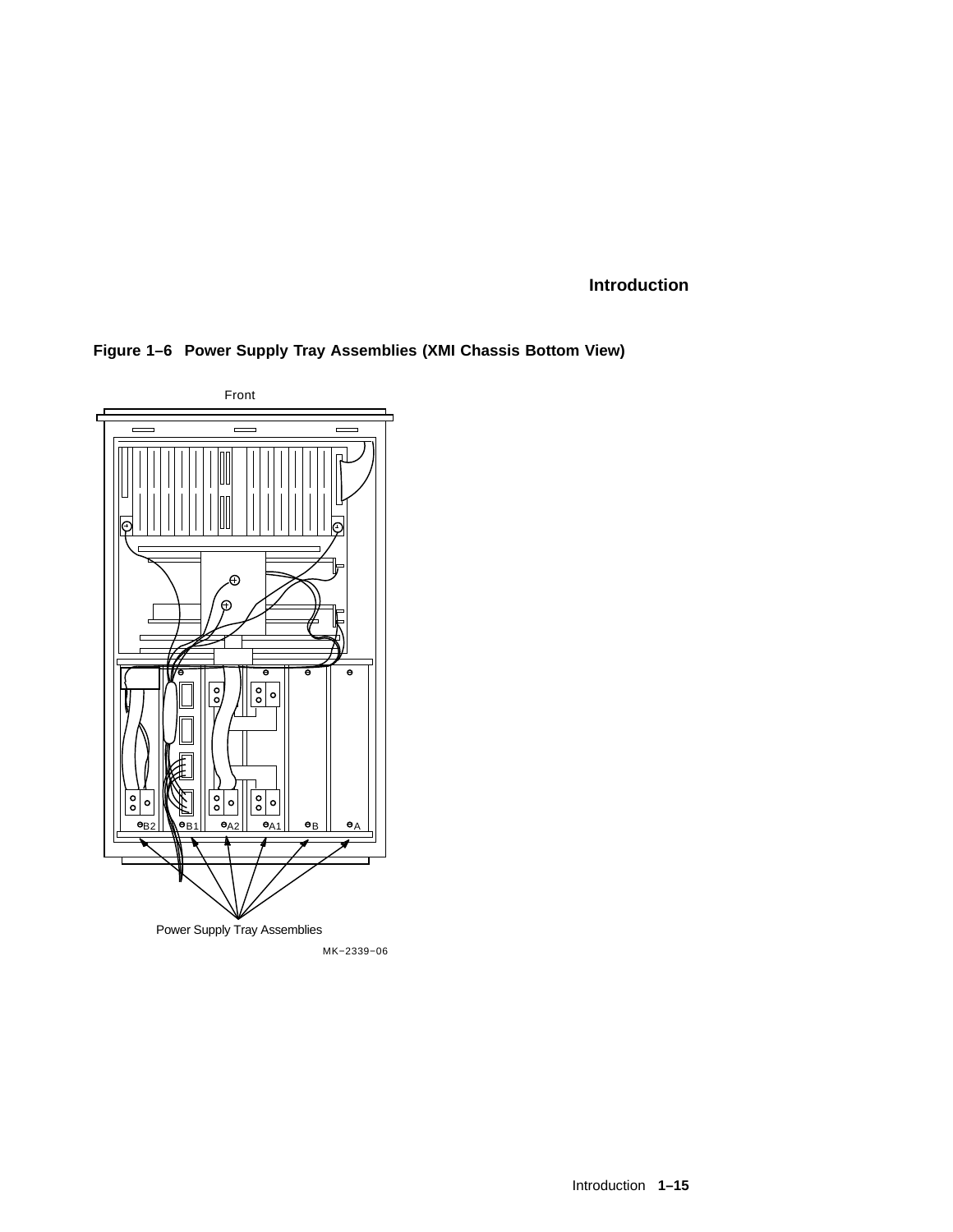**Figure 1–6 Power Supply Tray Assemblies (XMI Chassis Bottom View)**

Front

B2 B1 A2 A1 B A

Power Supply Tray Assemblies

MK−2339−06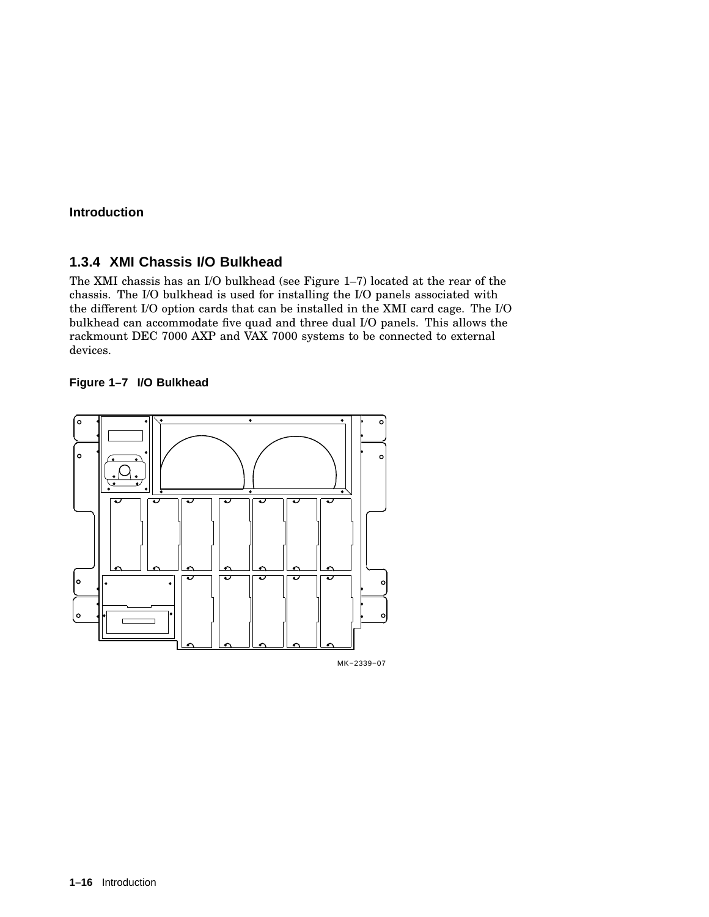### 1.3.4 XMI Chassis I/O Bulkhead

The XMI chassis has an I/O bulkhead (see Figure 1–7) located at the rear of the chassis. The I/O bulkhead is used for installing the I/O panels associated with the different I/O option cards that can be installed in the XMI card cage. The I/O bulkhead can accommodate five quad and three dual I/O panels. This allows the rackmount DEC 7000 AXP and VAX 7000 systems to be connected to external devices.

**Figure 1–7 I/O Bulkhead**

MK−2339−07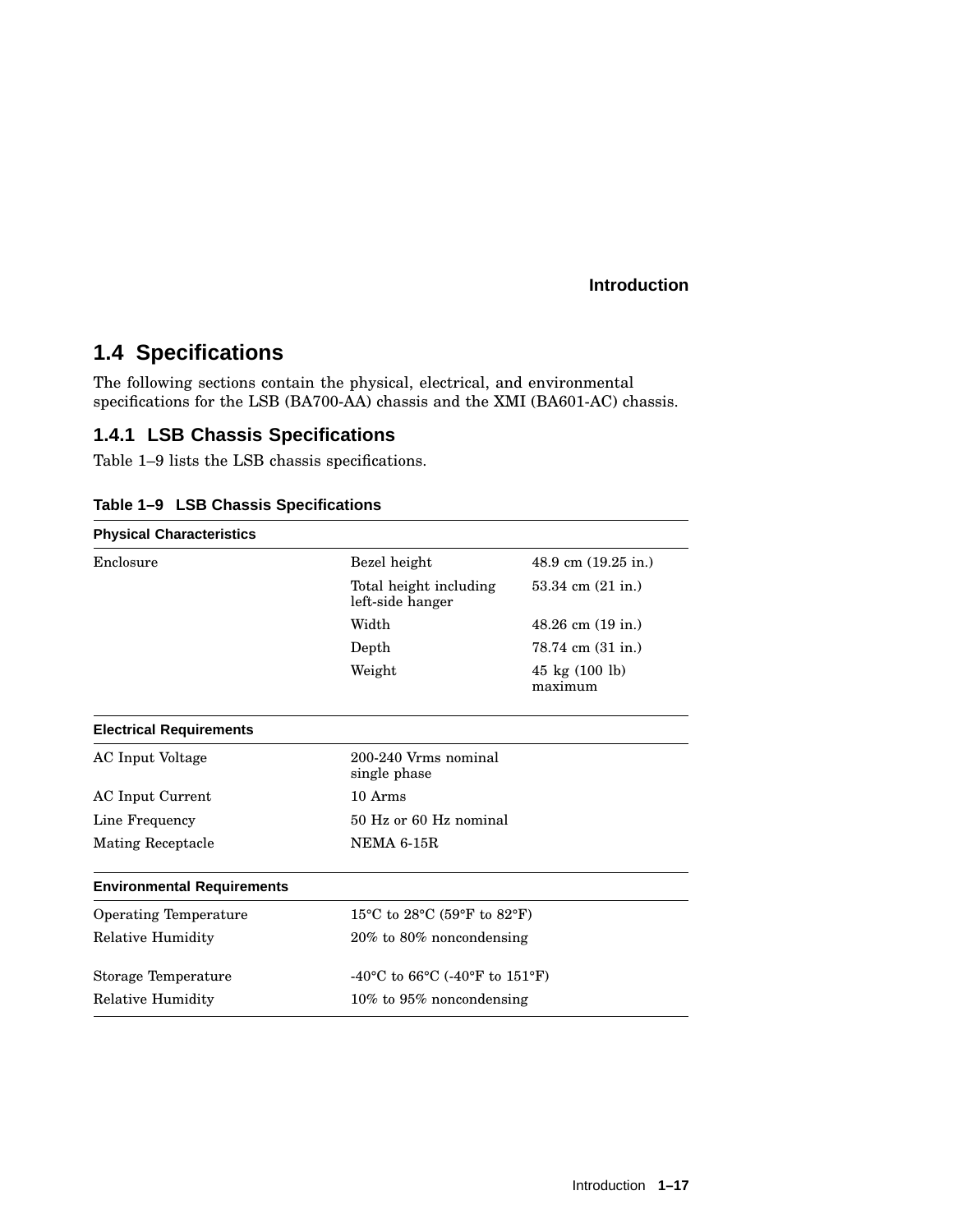## 1.4 Specifications

The following sections contain the physical, electrical, and environmental specifications for the LSB (BA700-AA) chassis and the XMI (BA601-AC) chassis.

### 1.4.1 LSB Chassis Specifications

Table 1–9 lists the LSB chassis specifications.

**Table 1–9 LSB Chassis Specifications**

| **Physical Characteristics** | | |
|---|---|---|
| Enclosure | Bezel height | 48.9 cm (19.25 in.) |
| | Total height including left-side hanger | 53.34 cm (21 in.) |
| | Width | 48.26 cm (19 in.) |
| | Depth | 78.74 cm (31 in.) |
| | Weight | 45 kg (100 lb) maximum |
| **Electrical Requirements** | | |
| AC Input Voltage | 200-240 Vrms nominal single phase | |
| AC Input Current | 10 Arms | |
| Line Frequency | 50 Hz or 60 Hz nominal | |
| Mating Receptacle | NEMA 6-15R | |
| **Environmental Requirements** | | |
| Operating Temperature | 15°C to 28°C (59°F to 82°F) | |
| Relative Humidity | 20% to 80% noncondensing | |
| Storage Temperature | -40°C to 66°C (-40°F to 151°F) | |
| Relative Humidity | 10% to 95% noncondensing | |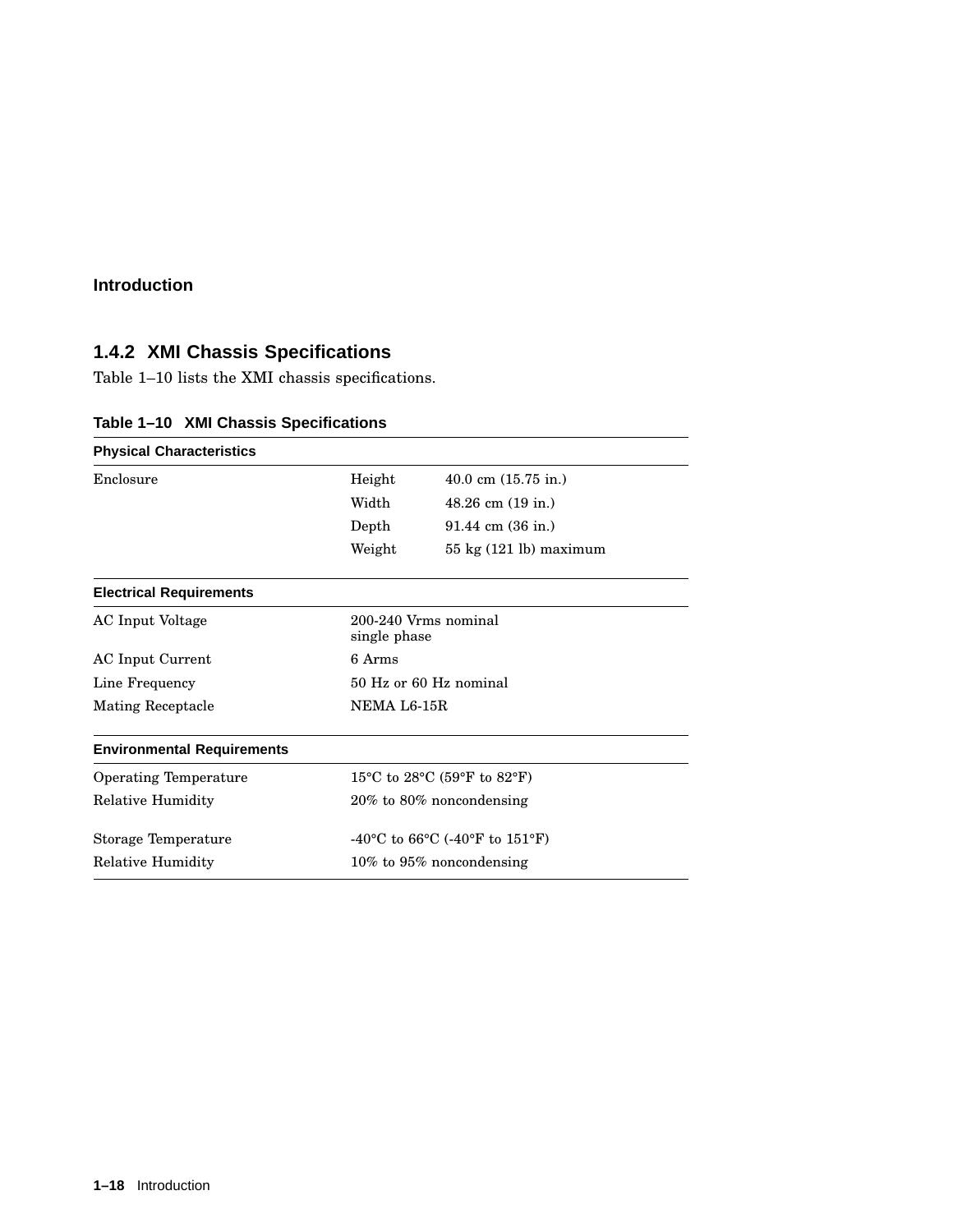## 1.4.2 XMI Chassis Specifications

Table 1–10 lists the XMI chassis specifications.

**Table 1–10 XMI Chassis Specifications**

| **Physical Characteristics** | | |
|---|---|---|
| Enclosure | Height | 40.0 cm (15.75 in.) |
| | Width | 48.26 cm (19 in.) |
| | Depth | 91.44 cm (36 in.) |
| | Weight | 55 kg (121 lb) maximum |
| **Electrical Requirements** | | |
| AC Input Voltage | 200-240 Vrms nominal single phase | |
| AC Input Current | 6 Arms | |
| Line Frequency | 50 Hz or 60 Hz nominal | |
| Mating Receptacle | NEMA L6-15R | |
| **Environmental Requirements** | | |
| Operating Temperature | 15°C to 28°C (59°F to 82°F) | |
| Relative Humidity | 20% to 80% noncondensing | |
| Storage Temperature | -40°C to 66°C (-40°F to 151°F) | |
| Relative Humidity | 10% to 95% noncondensing | |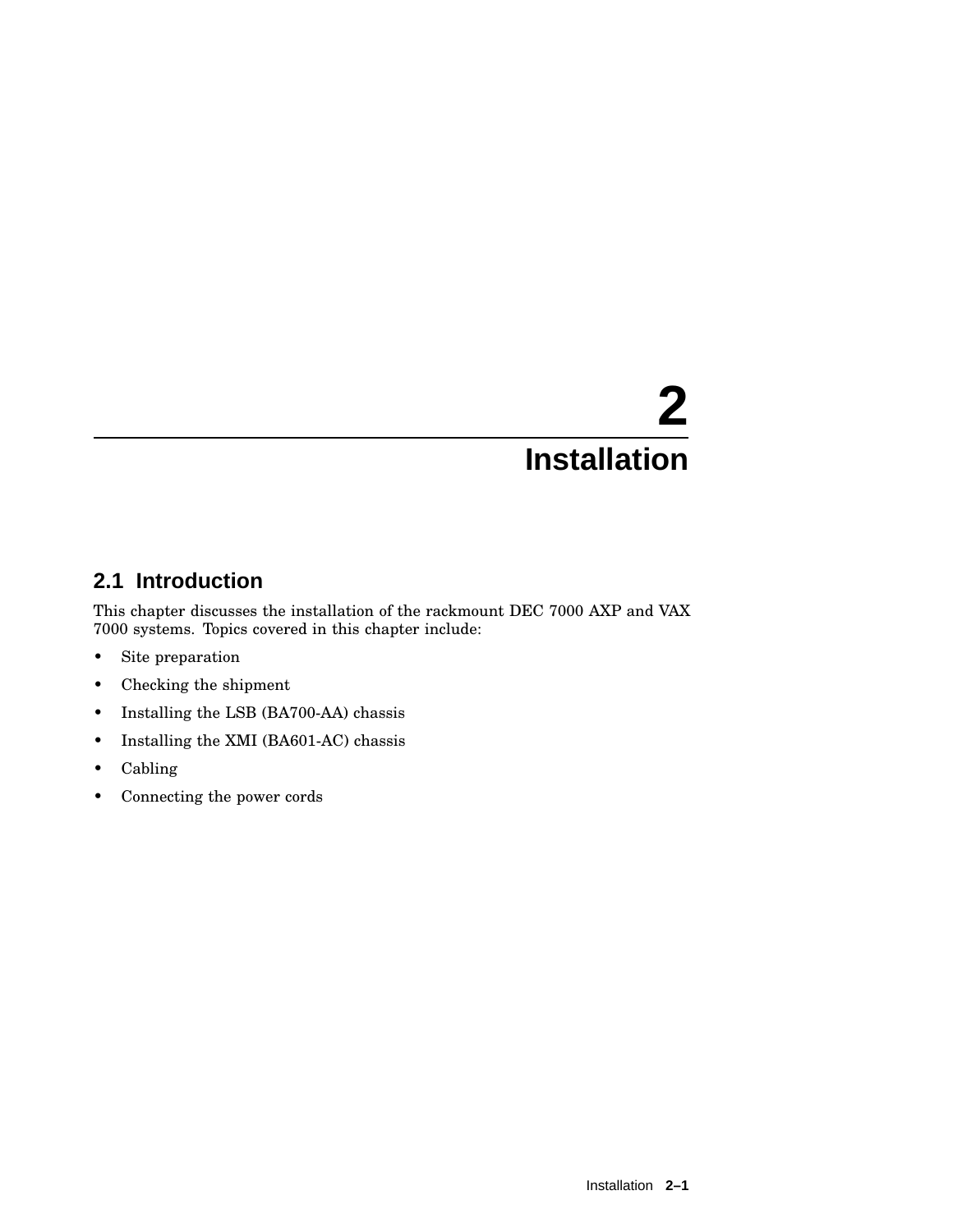# 2 Installation

## 2.1 Introduction

This chapter discusses the installation of the rackmount DEC 7000 AXP and VAX 7000 systems. Topics covered in this chapter include:

- Site preparation
- Checking the shipment
- Installing the LSB (BA700-AA) chassis
- Installing the XMI (BA601-AC) chassis
- Cabling
- Connecting the power cords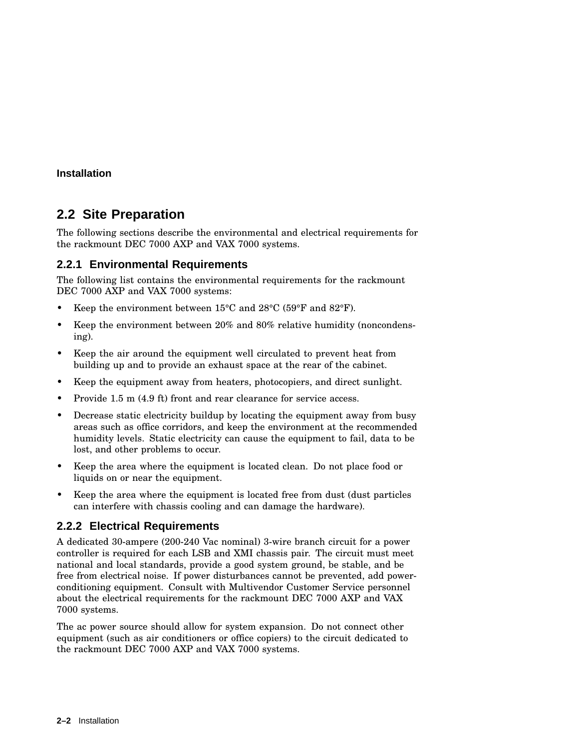## 2.2 Site Preparation

The following sections describe the environmental and electrical requirements for the rackmount DEC 7000 AXP and VAX 7000 systems.

### 2.2.1 Environmental Requirements

The following list contains the environmental requirements for the rackmount DEC 7000 AXP and VAX 7000 systems:

- Keep the environment between 15°C and 28°C (59°F and 82°F).
- Keep the environment between 20% and 80% relative humidity (noncondensing).
- Keep the air around the equipment well circulated to prevent heat from building up and to provide an exhaust space at the rear of the cabinet.
- Keep the equipment away from heaters, photocopiers, and direct sunlight.
- Provide 1.5 m (4.9 ft) front and rear clearance for service access.
- Decrease static electricity buildup by locating the equipment away from busy areas such as office corridors, and keep the environment at the recommended humidity levels. Static electricity can cause the equipment to fail, data to be lost, and other problems to occur.
- Keep the area where the equipment is located clean. Do not place food or liquids on or near the equipment.
- Keep the area where the equipment is located free from dust (dust particles can interfere with chassis cooling and can damage the hardware).

### 2.2.2 Electrical Requirements

A dedicated 30-ampere (200-240 Vac nominal) 3-wire branch circuit for a power controller is required for each LSB and XMI chassis pair. The circuit must meet national and local standards, provide a good system ground, be stable, and be free from electrical noise. If power disturbances cannot be prevented, add power-conditioning equipment. Consult with Multivendor Customer Service personnel about the electrical requirements for the rackmount DEC 7000 AXP and VAX 7000 systems.

The ac power source should allow for system expansion. Do not connect other equipment (such as air conditioners or office copiers) to the circuit dedicated to the rackmount DEC 7000 AXP and VAX 7000 systems.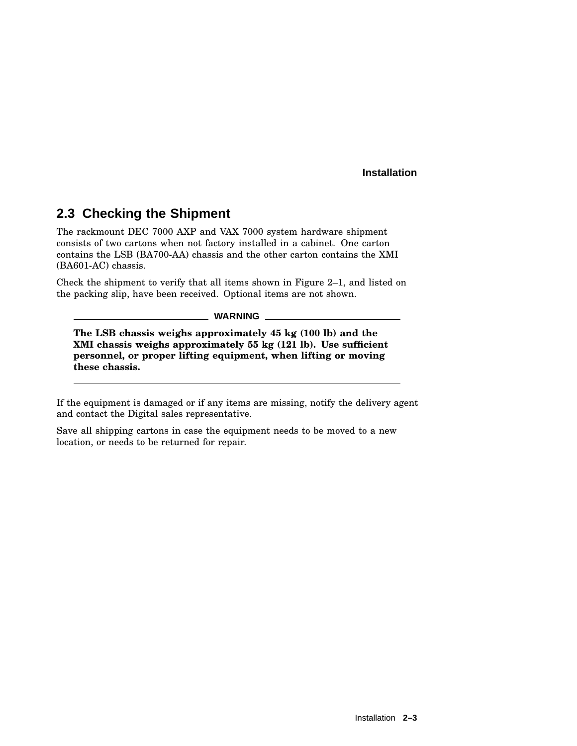## 2.3 Checking the Shipment

The rackmount DEC 7000 AXP and VAX 7000 system hardware shipment consists of two cartons when not factory installed in a cabinet. One carton contains the LSB (BA700-AA) chassis and the other carton contains the XMI (BA601-AC) chassis.

Check the shipment to verify that all items shown in Figure 2–1, and listed on the packing slip, have been received. Optional items are not shown.

---

**WARNING**

**The LSB chassis weighs approximately 45 kg (100 lb) and the XMI chassis weighs approximately 55 kg (121 lb). Use sufficient personnel, or proper lifting equipment, when lifting or moving these chassis.**

---

If the equipment is damaged or if any items are missing, notify the delivery agent and contact the Digital sales representative.

Save all shipping cartons in case the equipment needs to be moved to a new location, or needs to be returned for repair.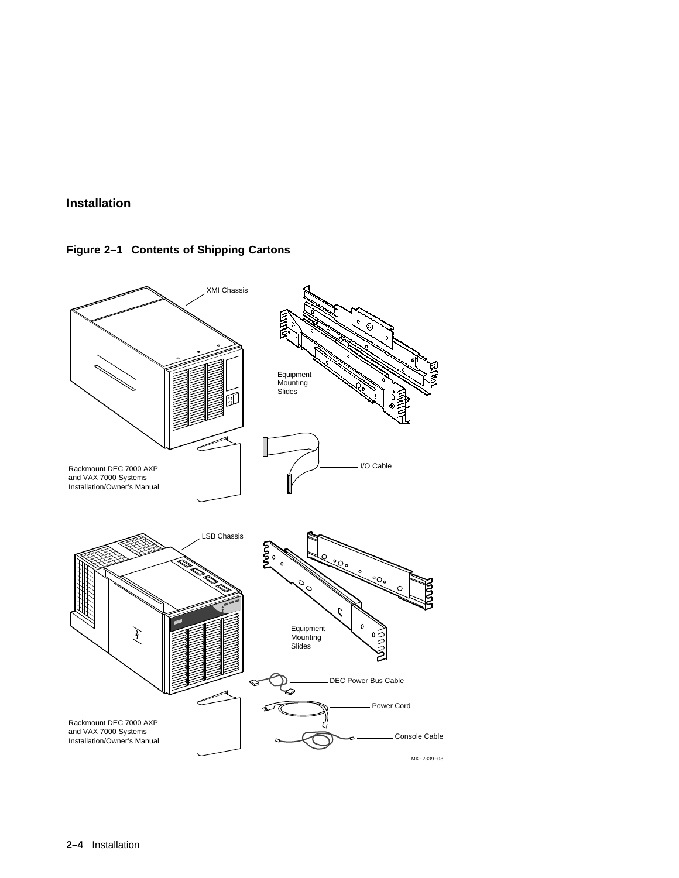**Figure 2–1 Contents of Shipping Cartons**

XMI Chassis

Equipment Mounting Slides

I/O Cable

Rackmount DEC 7000 AXP and VAX 7000 Systems Installation/Owner's Manual

LSB Chassis

Equipment Mounting Slides

DEC Power Bus Cable

Power Cord

Console Cable

Rackmount DEC 7000 AXP and VAX 7000 Systems Installation/Owner's Manual

MK−2339−08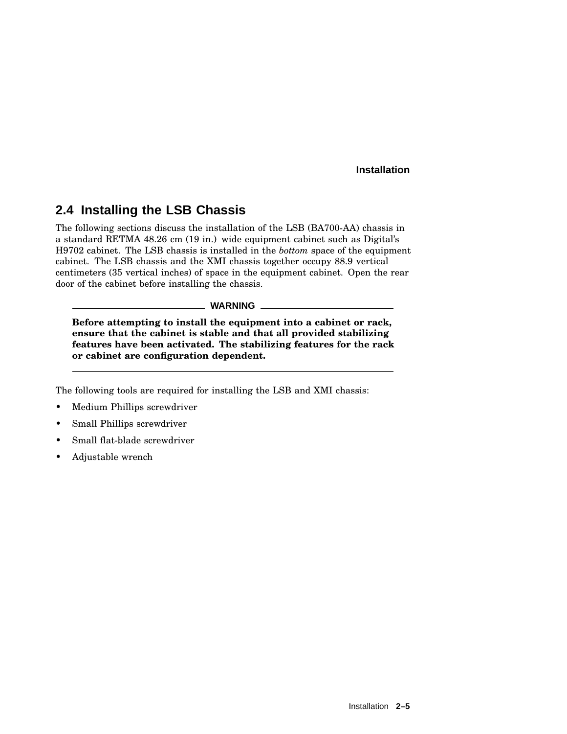## 2.4 Installing the LSB Chassis

The following sections discuss the installation of the LSB (BA700-AA) chassis in a standard RETMA 48.26 cm (19 in.) wide equipment cabinet such as Digital's H9702 cabinet. The LSB chassis is installed in the *bottom* space of the equipment cabinet. The LSB chassis and the XMI chassis together occupy 88.9 vertical centimeters (35 vertical inches) of space in the equipment cabinet. Open the rear door of the cabinet before installing the chassis.

---

**WARNING**

**Before attempting to install the equipment into a cabinet or rack, ensure that the cabinet is stable and that all provided stabilizing features have been activated. The stabilizing features for the rack or cabinet are configuration dependent.**

---

The following tools are required for installing the LSB and XMI chassis:

- Medium Phillips screwdriver
- Small Phillips screwdriver
- Small flat-blade screwdriver
- Adjustable wrench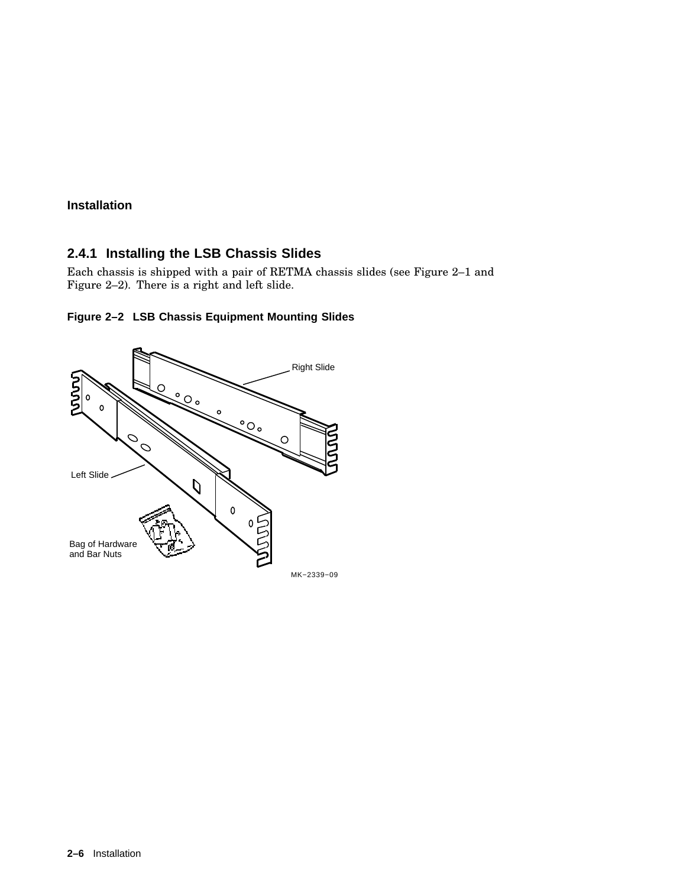### 2.4.1 Installing the LSB Chassis Slides

Each chassis is shipped with a pair of RETMA chassis slides (see Figure 2–1 and Figure 2–2). There is a right and left slide.

**Figure 2–2 LSB Chassis Equipment Mounting Slides**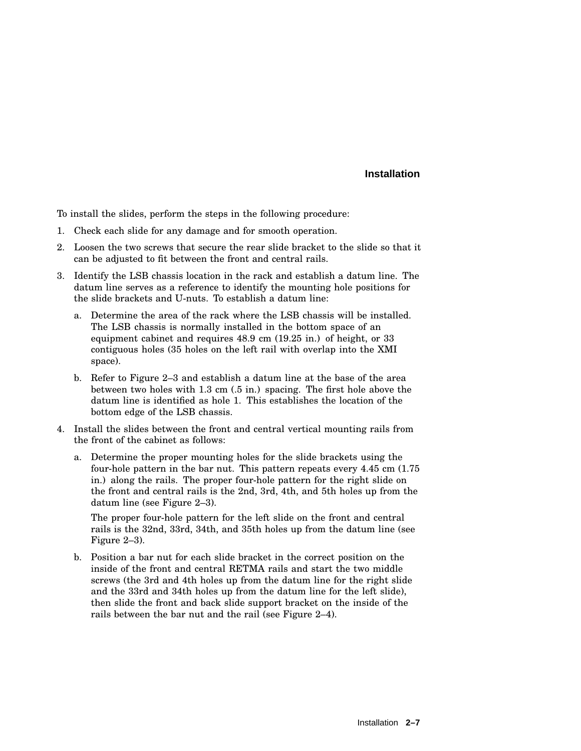To install the slides, perform the steps in the following procedure:

1. Check each slide for any damage and for smooth operation.
2. Loosen the two screws that secure the rear slide bracket to the slide so that it can be adjusted to fit between the front and central rails.
3. Identify the LSB chassis location in the rack and establish a datum line. The datum line serves as a reference to identify the mounting hole positions for the slide brackets and U-nuts. To establish a datum line:
   a. Determine the area of the rack where the LSB chassis will be installed. The LSB chassis is normally installed in the bottom space of an equipment cabinet and requires 48.9 cm (19.25 in.) of height, or 33 contiguous holes (35 holes on the left rail with overlap into the XMI space).
   b. Refer to Figure 2–3 and establish a datum line at the base of the area between two holes with 1.3 cm (.5 in.) spacing. The first hole above the datum line is identified as hole 1. This establishes the location of the bottom edge of the LSB chassis.
4. Install the slides between the front and central vertical mounting rails from the front of the cabinet as follows:
   a. Determine the proper mounting holes for the slide brackets using the four-hole pattern in the bar nut. This pattern repeats every 4.45 cm (1.75 in.) along the rails. The proper four-hole pattern for the right slide on the front and central rails is the 2nd, 3rd, 4th, and 5th holes up from the datum line (see Figure 2–3).

      The proper four-hole pattern for the left slide on the front and central rails is the 32nd, 33rd, 34th, and 35th holes up from the datum line (see Figure 2–3).
   b. Position a bar nut for each slide bracket in the correct position on the inside of the front and central RETMA rails and start the two middle screws (the 3rd and 4th holes up from the datum line for the right slide and the 33rd and 34th holes up from the datum line for the left slide), then slide the front and back slide support bracket on the inside of the rails between the bar nut and the rail (see Figure 2–4).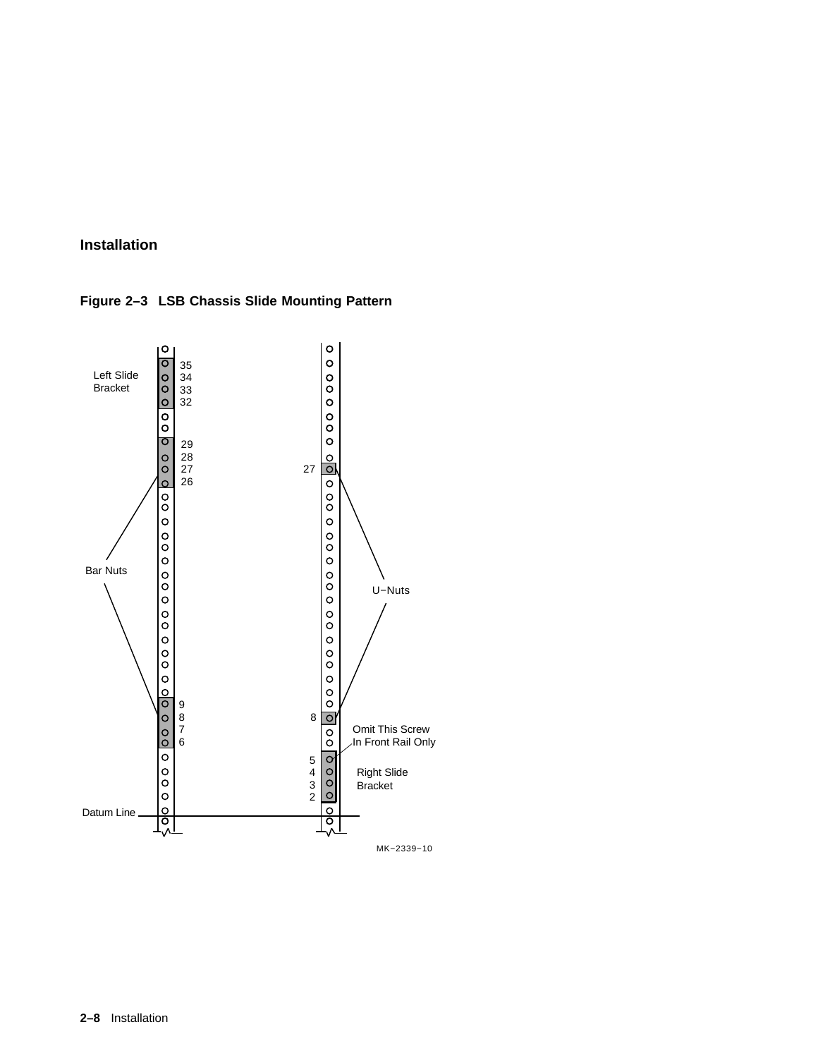**Figure 2–3 LSB Chassis Slide Mounting Pattern**

Left Slide Bracket

35
34
33
32

29
28
27
26

Bar Nuts

9
8
7
6

Datum Line

27

U−Nuts

8

Omit This Screw In Front Rail Only

5
4
3
2

Right Slide Bracket

MK−2339−10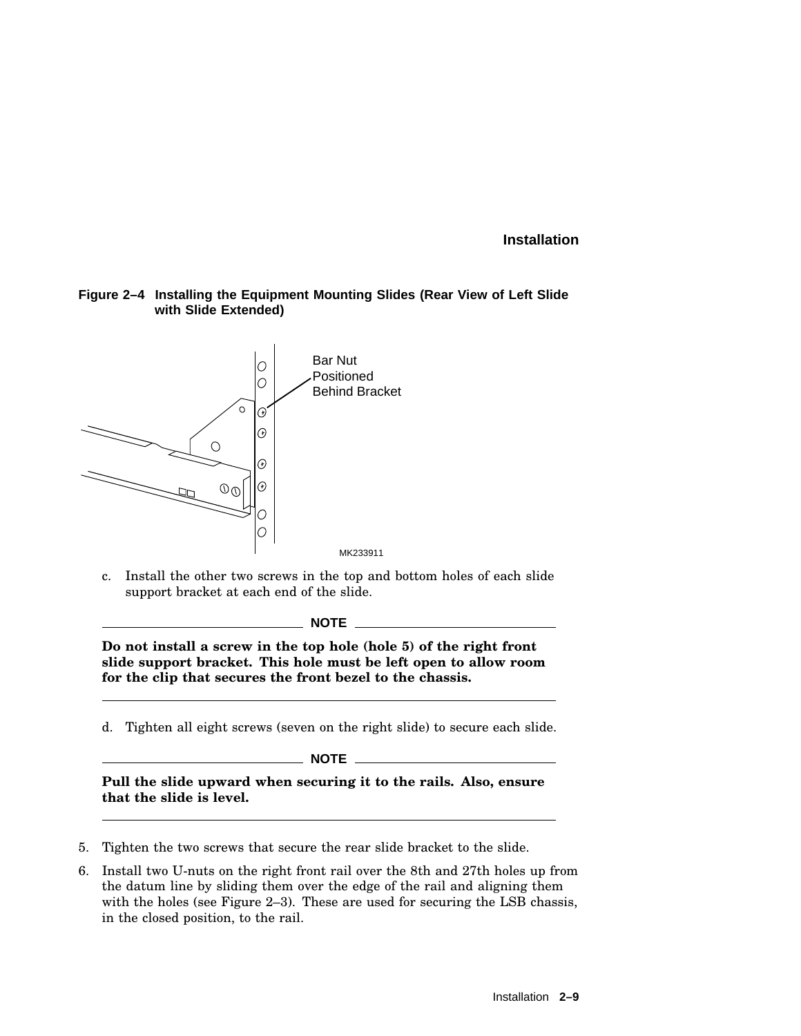**Figure 2–4 Installing the Equipment Mounting Slides (Rear View of Left Slide with Slide Extended)**

Bar Nut Positioned Behind Bracket

MK233911

c. Install the other two screws in the top and bottom holes of each slide support bracket at each end of the slide.

---

**NOTE**

**Do not install a screw in the top hole (hole 5) of the right front slide support bracket. This hole must be left open to allow room for the clip that secures the front bezel to the chassis.**

---

d. Tighten all eight screws (seven on the right slide) to secure each slide.

---

**NOTE**

**Pull the slide upward when securing it to the rails. Also, ensure that the slide is level.**

---

5. Tighten the two screws that secure the rear slide bracket to the slide.
6. Install two U-nuts on the right front rail over the 8th and 27th holes up from the datum line by sliding them over the edge of the rail and aligning them with the holes (see Figure 2–3). These are used for securing the LSB chassis, in the closed position, to the rail.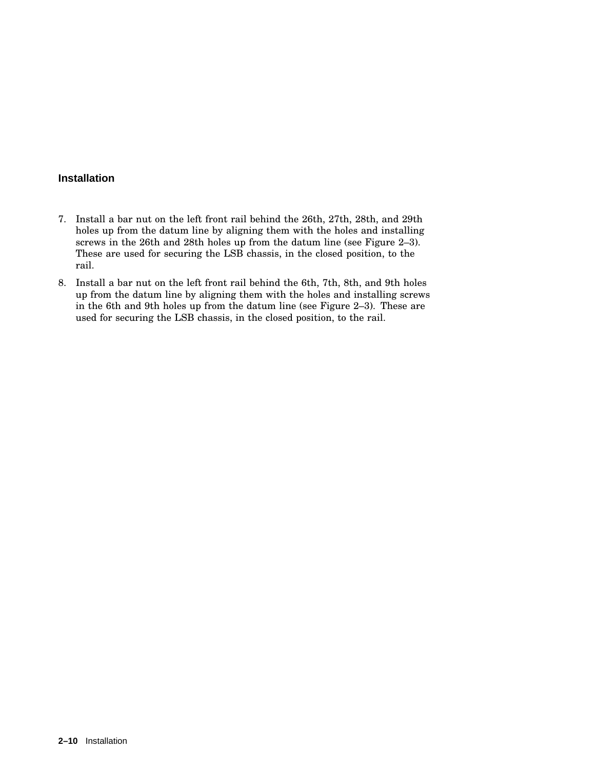7. Install a bar nut on the left front rail behind the 26th, 27th, 28th, and 29th holes up from the datum line by aligning them with the holes and installing screws in the 26th and 28th holes up from the datum line (see Figure 2–3). These are used for securing the LSB chassis, in the closed position, to the rail.
8. Install a bar nut on the left front rail behind the 6th, 7th, 8th, and 9th holes up from the datum line by aligning them with the holes and installing screws in the 6th and 9th holes up from the datum line (see Figure 2–3). These are used for securing the LSB chassis, in the closed position, to the rail.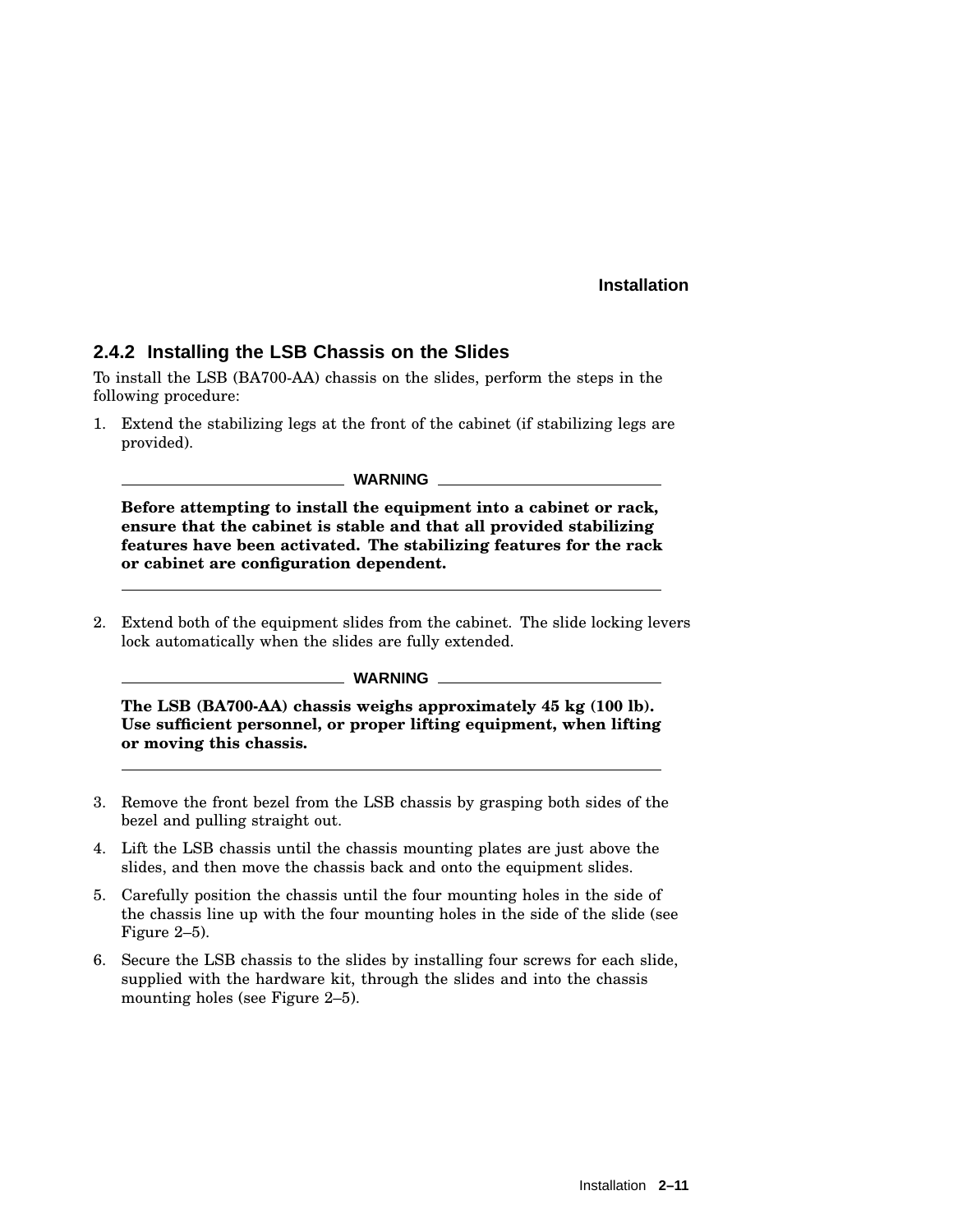### 2.4.2 Installing the LSB Chassis on the Slides

To install the LSB (BA700-AA) chassis on the slides, perform the steps in the following procedure:

1. Extend the stabilizing legs at the front of the cabinet (if stabilizing legs are provided).

   **WARNING**

   **Before attempting to install the equipment into a cabinet or rack, ensure that the cabinet is stable and that all provided stabilizing features have been activated. The stabilizing features for the rack or cabinet are configuration dependent.**

2. Extend both of the equipment slides from the cabinet. The slide locking levers lock automatically when the slides are fully extended.

   **WARNING**

   **The LSB (BA700-AA) chassis weighs approximately 45 kg (100 lb). Use sufficient personnel, or proper lifting equipment, when lifting or moving this chassis.**

3. Remove the front bezel from the LSB chassis by grasping both sides of the bezel and pulling straight out.
4. Lift the LSB chassis until the chassis mounting plates are just above the slides, and then move the chassis back and onto the equipment slides.
5. Carefully position the chassis until the four mounting holes in the side of the chassis line up with the four mounting holes in the side of the slide (see Figure 2–5).
6. Secure the LSB chassis to the slides by installing four screws for each slide, supplied with the hardware kit, through the slides and into the chassis mounting holes (see Figure 2–5).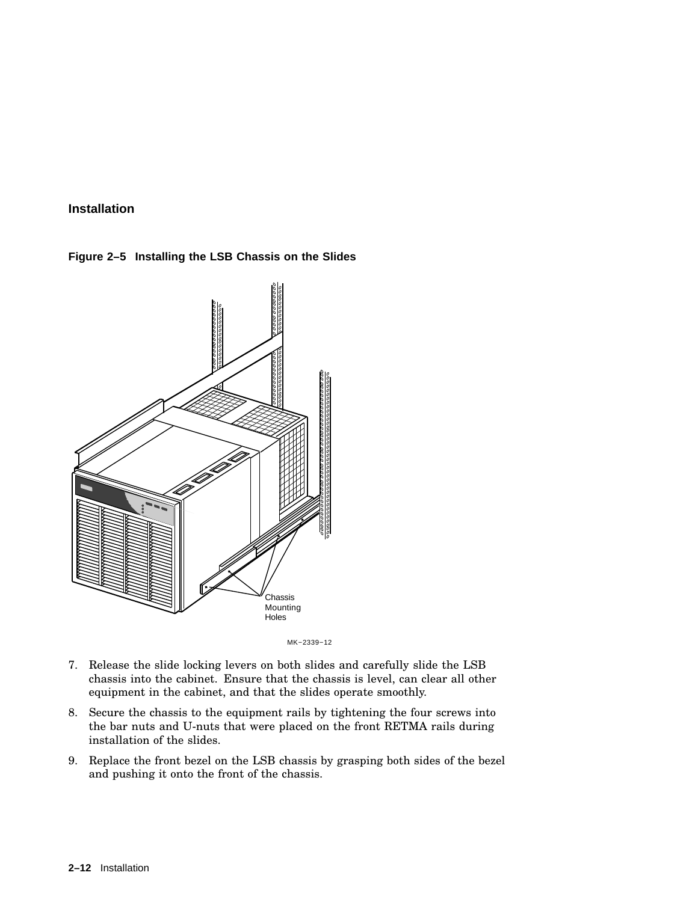**Figure 2–5 Installing the LSB Chassis on the Slides**

Chassis Mounting Holes

MK−2339−12

7. Release the slide locking levers on both slides and carefully slide the LSB chassis into the cabinet. Ensure that the chassis is level, can clear all other equipment in the cabinet, and that the slides operate smoothly.
8. Secure the chassis to the equipment rails by tightening the four screws into the bar nuts and U-nuts that were placed on the front RETMA rails during installation of the slides.
9. Replace the front bezel on the LSB chassis by grasping both sides of the bezel and pushing it onto the front of the chassis.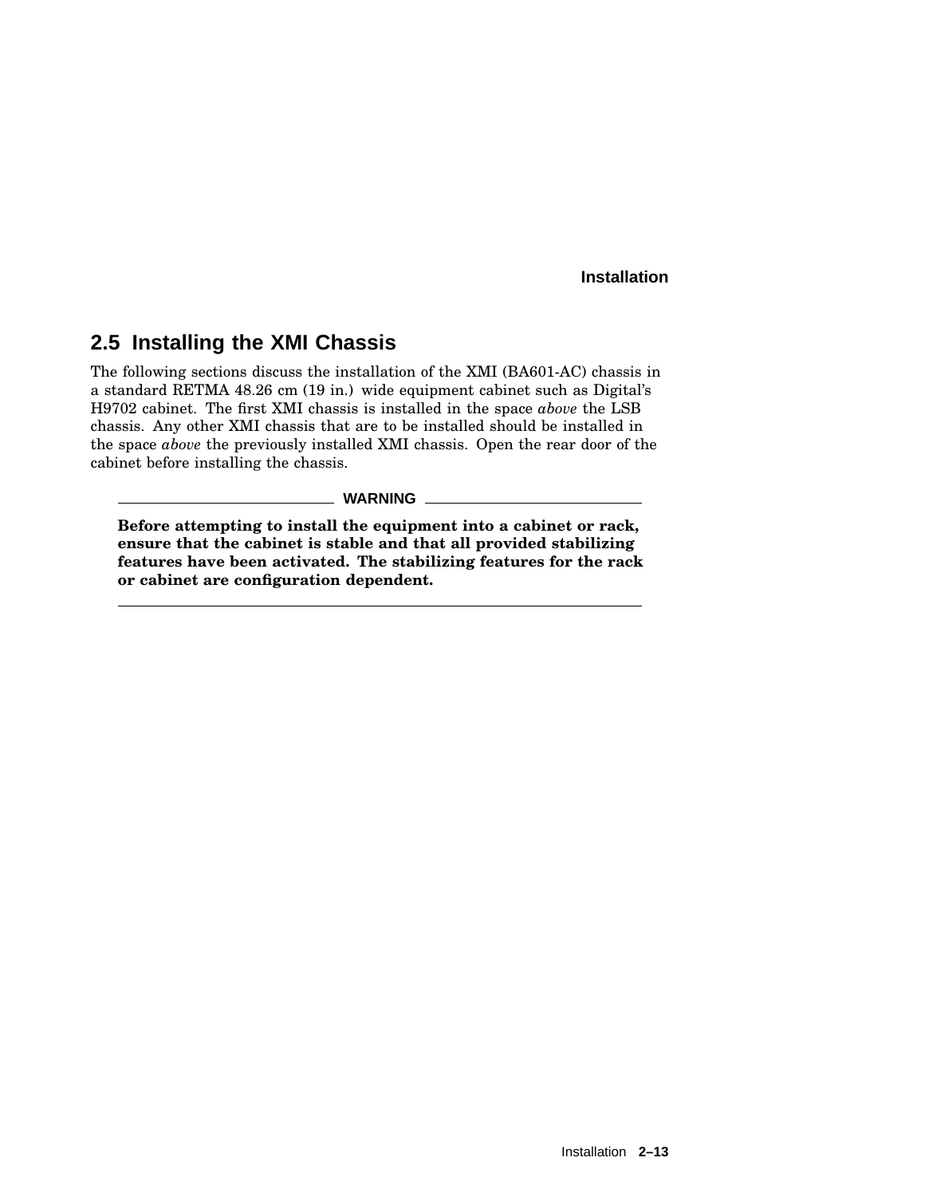## 2.5 Installing the XMI Chassis

The following sections discuss the installation of the XMI (BA601-AC) chassis in a standard RETMA 48.26 cm (19 in.) wide equipment cabinet such as Digital's H9702 cabinet. The first XMI chassis is installed in the space *above* the LSB chassis. Any other XMI chassis that are to be installed should be installed in the space *above* the previously installed XMI chassis. Open the rear door of the cabinet before installing the chassis.

**WARNING**

**Before attempting to install the equipment into a cabinet or rack, ensure that the cabinet is stable and that all provided stabilizing features have been activated. The stabilizing features for the rack or cabinet are configuration dependent.**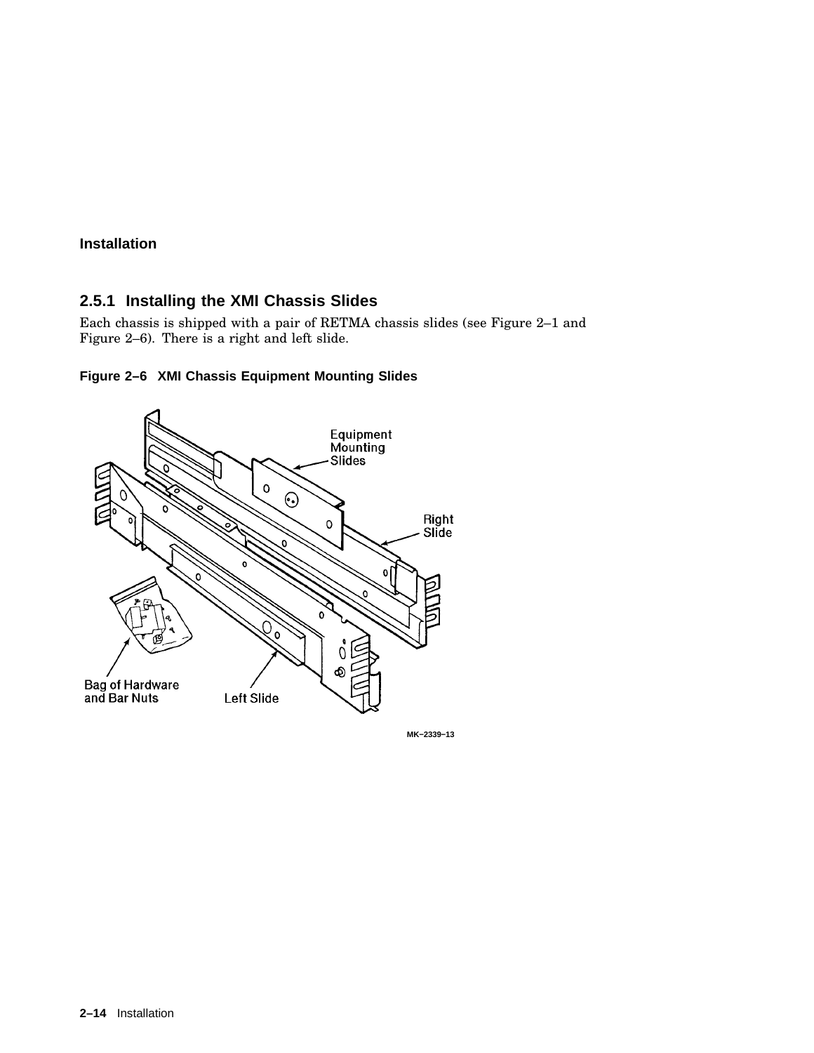## 2.5.1 Installing the XMI Chassis Slides

Each chassis is shipped with a pair of RETMA chassis slides (see Figure 2–1 and Figure 2–6). There is a right and left slide.

**Figure 2–6 XMI Chassis Equipment Mounting Slides**

Equipment Mounting Slides

Right Slide

Bag of Hardware and Bar Nuts

Left Slide

MK–2339–13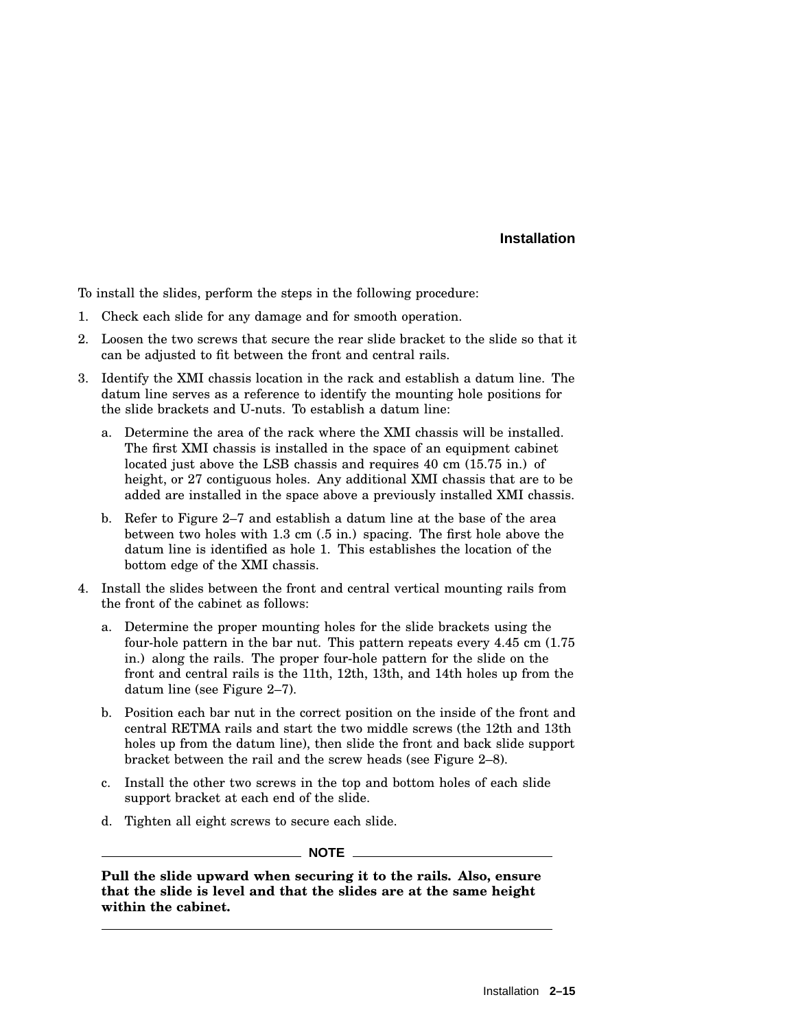To install the slides, perform the steps in the following procedure:

1. Check each slide for any damage and for smooth operation.
2. Loosen the two screws that secure the rear slide bracket to the slide so that it can be adjusted to fit between the front and central rails.
3. Identify the XMI chassis location in the rack and establish a datum line. The datum line serves as a reference to identify the mounting hole positions for the slide brackets and U-nuts. To establish a datum line:
   a. Determine the area of the rack where the XMI chassis will be installed. The first XMI chassis is installed in the space of an equipment cabinet located just above the LSB chassis and requires 40 cm (15.75 in.) of height, or 27 contiguous holes. Any additional XMI chassis that are to be added are installed in the space above a previously installed XMI chassis.
   b. Refer to Figure 2–7 and establish a datum line at the base of the area between two holes with 1.3 cm (.5 in.) spacing. The first hole above the datum line is identified as hole 1. This establishes the location of the bottom edge of the XMI chassis.
4. Install the slides between the front and central vertical mounting rails from the front of the cabinet as follows:
   a. Determine the proper mounting holes for the slide brackets using the four-hole pattern in the bar nut. This pattern repeats every 4.45 cm (1.75 in.) along the rails. The proper four-hole pattern for the slide on the front and central rails is the 11th, 12th, 13th, and 14th holes up from the datum line (see Figure 2–7).
   b. Position each bar nut in the correct position on the inside of the front and central RETMA rails and start the two middle screws (the 12th and 13th holes up from the datum line), then slide the front and back slide support bracket between the rail and the screw heads (see Figure 2–8).
   c. Install the other two screws in the top and bottom holes of each slide support bracket at each end of the slide.
   d. Tighten all eight screws to secure each slide.

---

**NOTE**

**Pull the slide upward when securing it to the rails. Also, ensure that the slide is level and that the slides are at the same height within the cabinet.**

---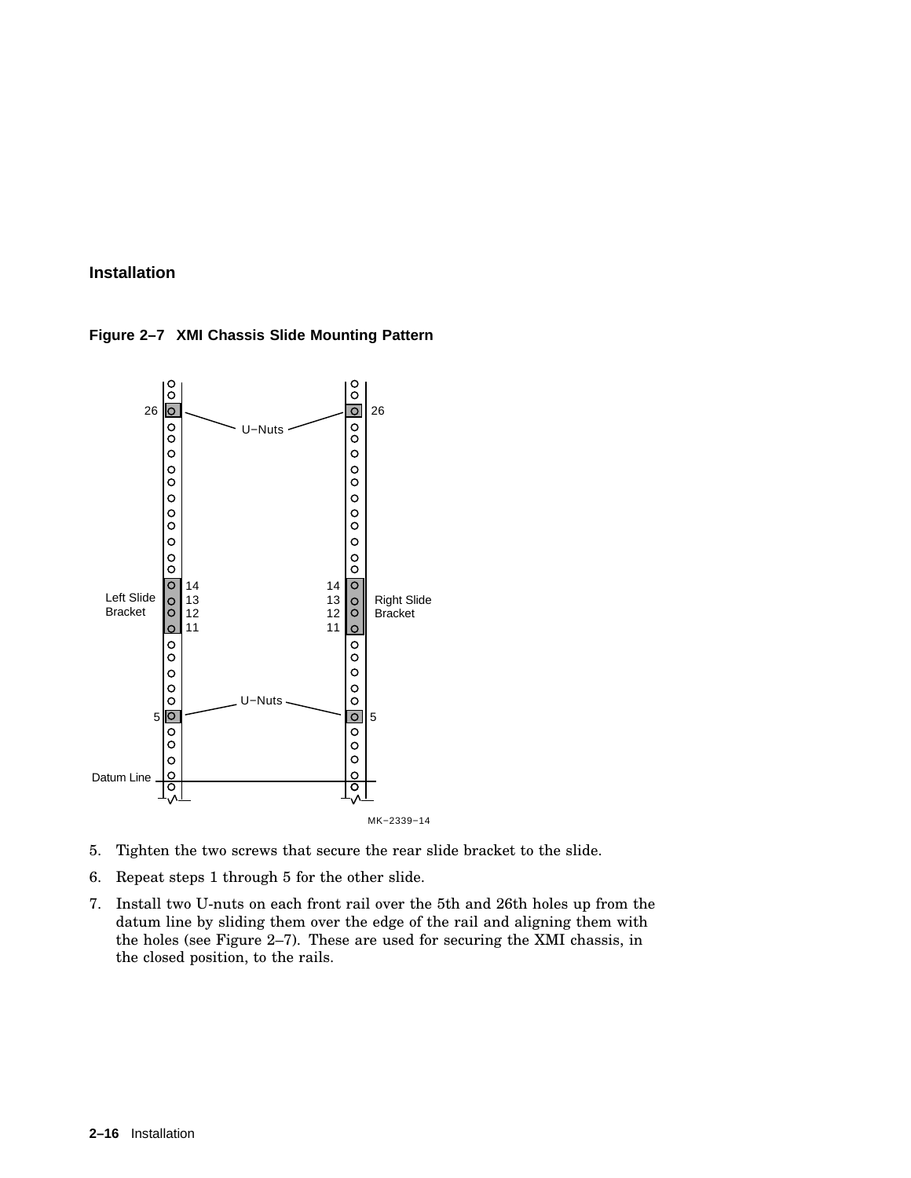**Figure 2–7 XMI Chassis Slide Mounting Pattern**

5. Tighten the two screws that secure the rear slide bracket to the slide.
6. Repeat steps 1 through 5 for the other slide.
7. Install two U-nuts on each front rail over the 5th and 26th holes up from the datum line by sliding them over the edge of the rail and aligning them with the holes (see Figure 2–7). These are used for securing the XMI chassis, in the closed position, to the rails.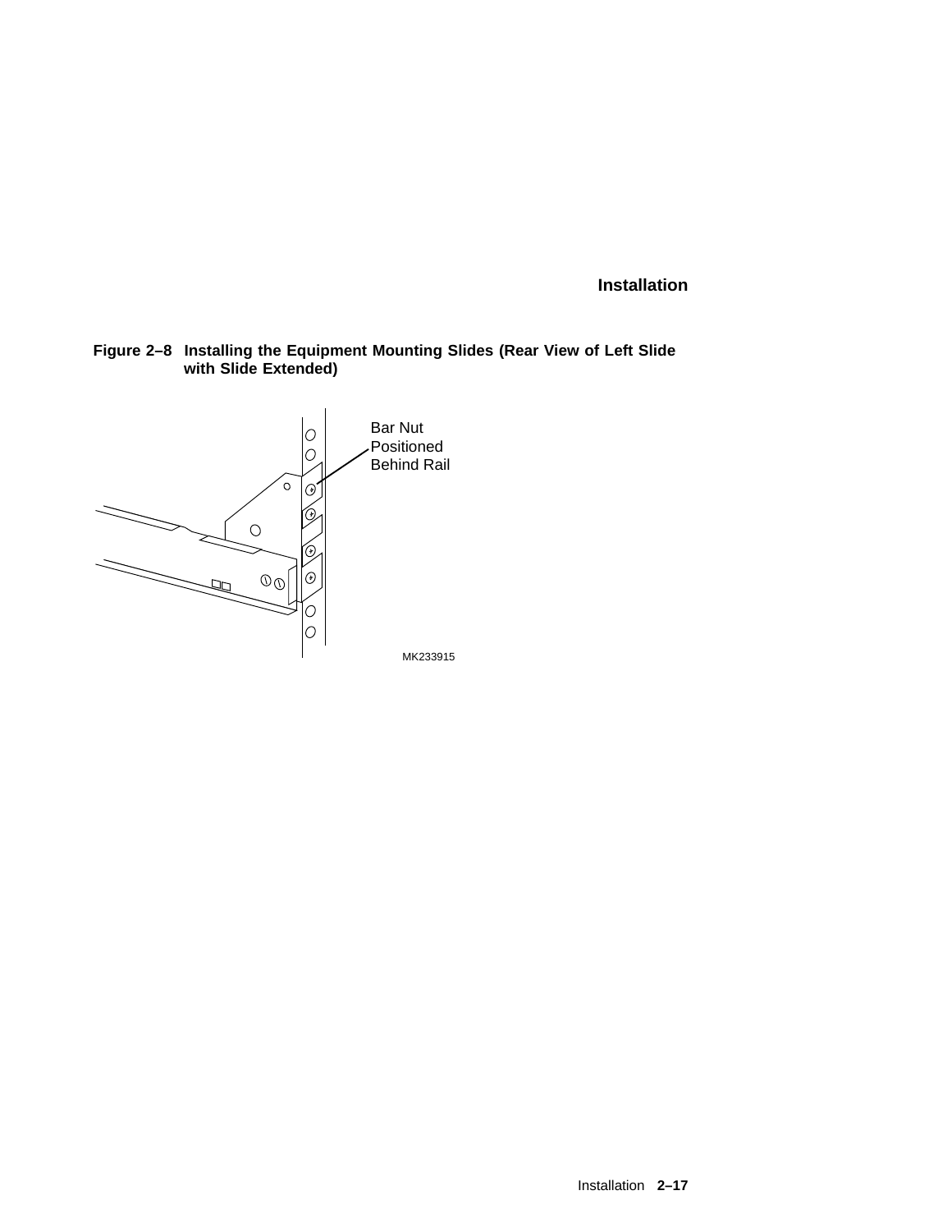**Figure 2–8 Installing the Equipment Mounting Slides (Rear View of Left Slide with Slide Extended)**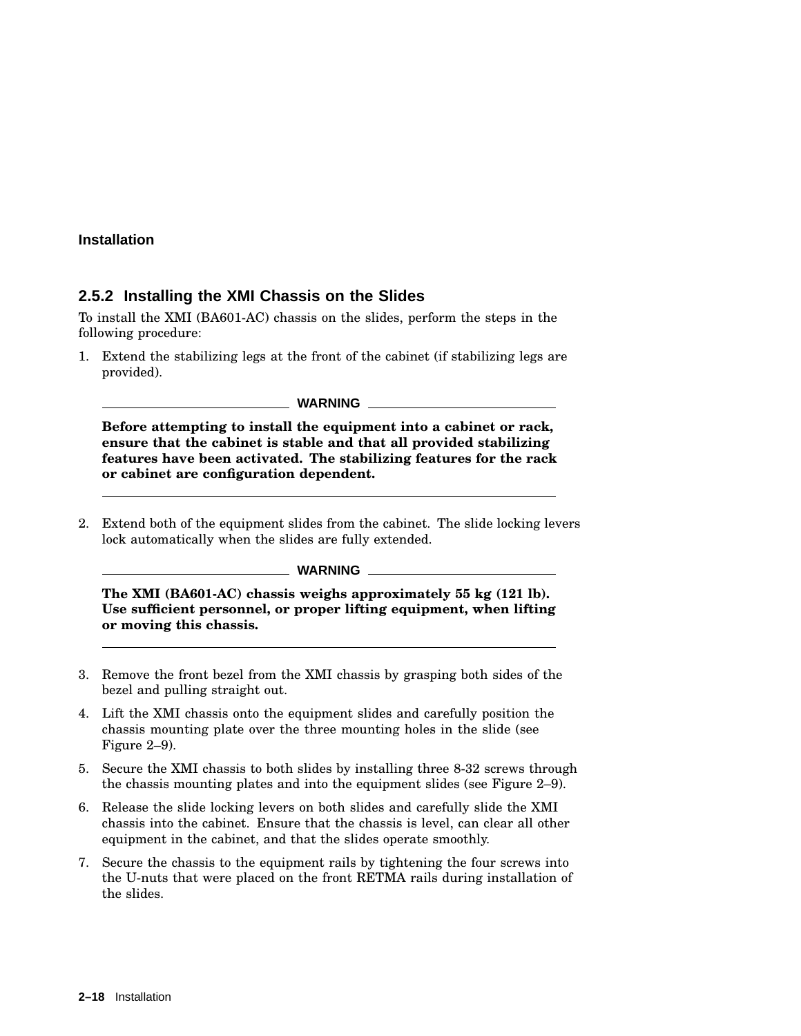### 2.5.2 Installing the XMI Chassis on the Slides

To install the XMI (BA601-AC) chassis on the slides, perform the steps in the following procedure:

1. Extend the stabilizing legs at the front of the cabinet (if stabilizing legs are provided).

   **WARNING**

   **Before attempting to install the equipment into a cabinet or rack, ensure that the cabinet is stable and that all provided stabilizing features have been activated. The stabilizing features for the rack or cabinet are configuration dependent.**

2. Extend both of the equipment slides from the cabinet. The slide locking levers lock automatically when the slides are fully extended.

   **WARNING**

   **The XMI (BA601-AC) chassis weighs approximately 55 kg (121 lb). Use sufficient personnel, or proper lifting equipment, when lifting or moving this chassis.**

3. Remove the front bezel from the XMI chassis by grasping both sides of the bezel and pulling straight out.
4. Lift the XMI chassis onto the equipment slides and carefully position the chassis mounting plate over the three mounting holes in the slide (see Figure 2–9).
5. Secure the XMI chassis to both slides by installing three 8-32 screws through the chassis mounting plates and into the equipment slides (see Figure 2–9).
6. Release the slide locking levers on both slides and carefully slide the XMI chassis into the cabinet. Ensure that the chassis is level, can clear all other equipment in the cabinet, and that the slides operate smoothly.
7. Secure the chassis to the equipment rails by tightening the four screws into the U-nuts that were placed on the front RETMA rails during installation of the slides.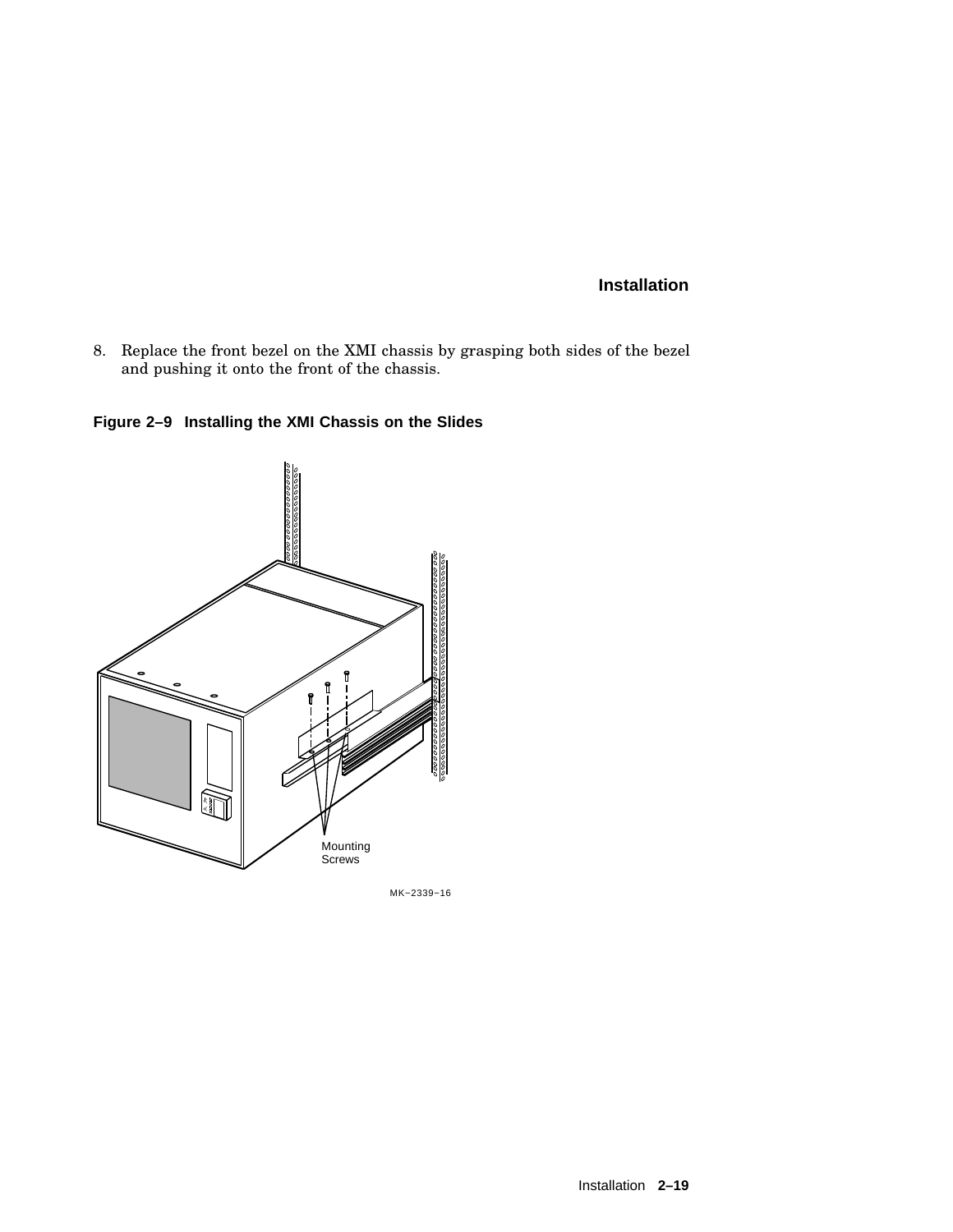8. Replace the front bezel on the XMI chassis by grasping both sides of the bezel and pushing it onto the front of the chassis.

**Figure 2–9 Installing the XMI Chassis on the Slides**

Mounting Screws

MK–2339–16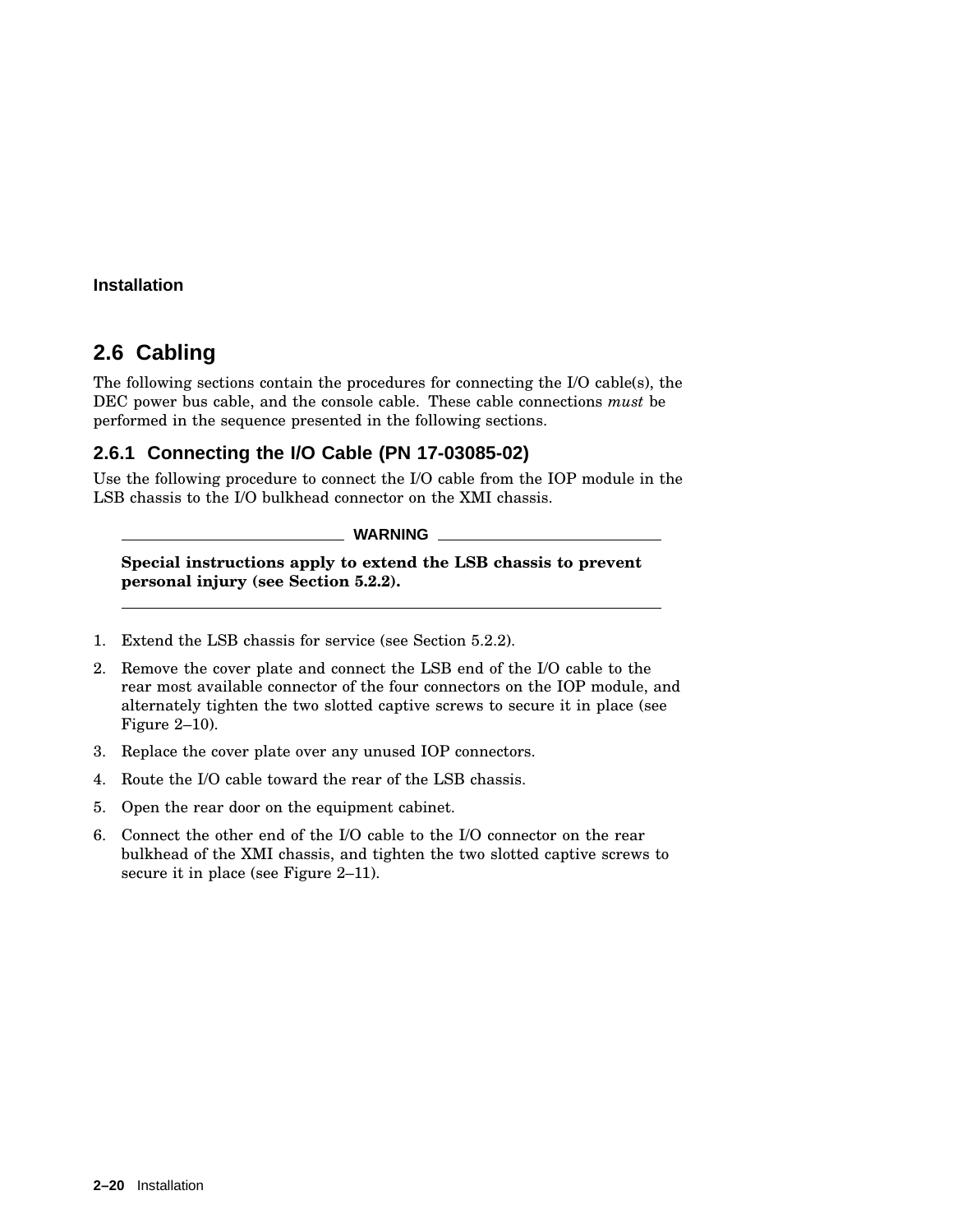## 2.6 Cabling

The following sections contain the procedures for connecting the I/O cable(s), the DEC power bus cable, and the console cable. These cable connections *must* be performed in the sequence presented in the following sections.

### 2.6.1 Connecting the I/O Cable (PN 17-03085-02)

Use the following procedure to connect the I/O cable from the IOP module in the LSB chassis to the I/O bulkhead connector on the XMI chassis.

---

**WARNING**

**Special instructions apply to extend the LSB chassis to prevent personal injury (see Section 5.2.2).**

---

1. Extend the LSB chassis for service (see Section 5.2.2).
2. Remove the cover plate and connect the LSB end of the I/O cable to the rear most available connector of the four connectors on the IOP module, and alternately tighten the two slotted captive screws to secure it in place (see Figure 2–10).
3. Replace the cover plate over any unused IOP connectors.
4. Route the I/O cable toward the rear of the LSB chassis.
5. Open the rear door on the equipment cabinet.
6. Connect the other end of the I/O cable to the I/O connector on the rear bulkhead of the XMI chassis, and tighten the two slotted captive screws to secure it in place (see Figure 2–11).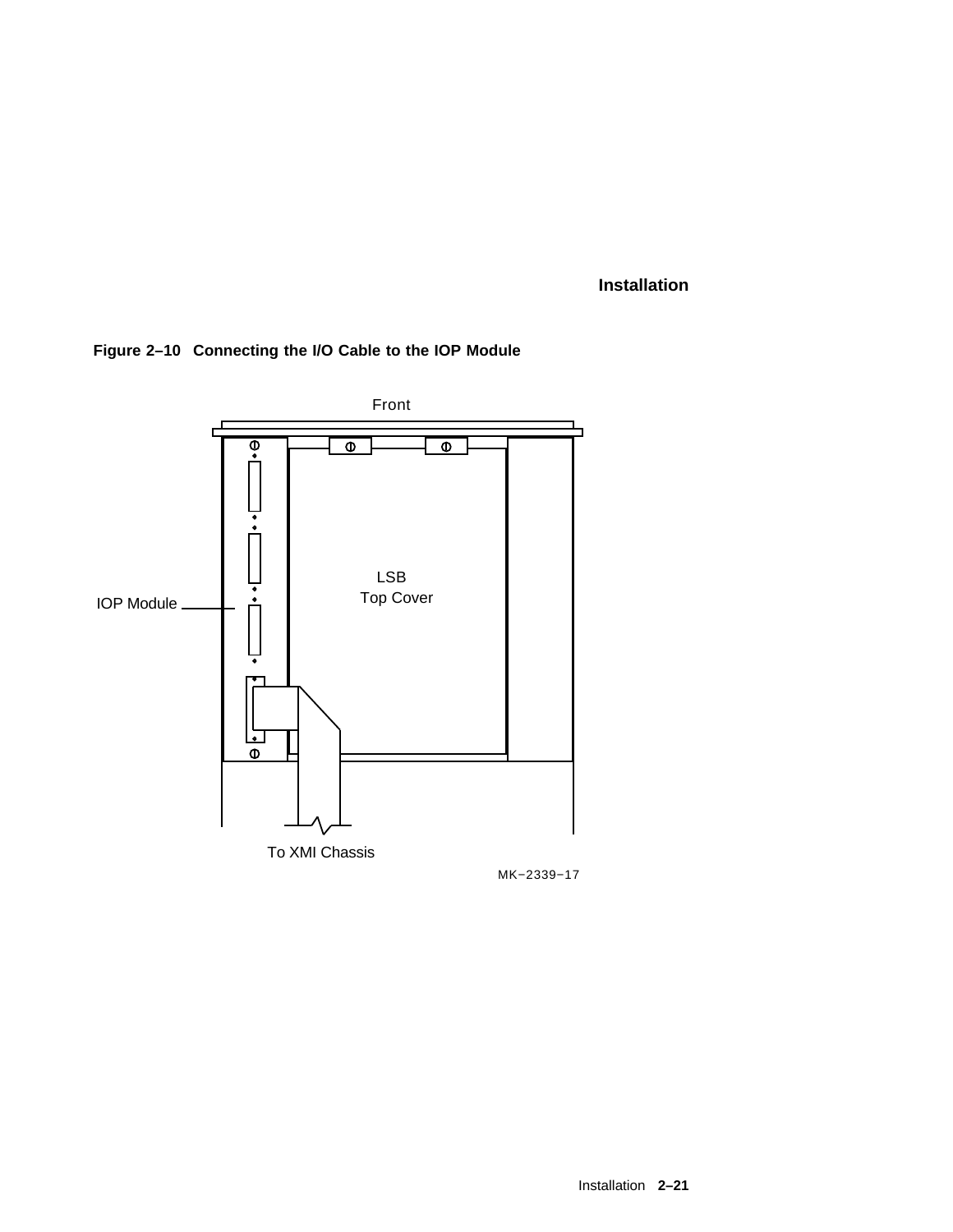**Figure 2–10 Connecting the I/O Cable to the IOP Module**

Front

IOP Module

LSB
Top Cover

To XMI Chassis

MK−2339−17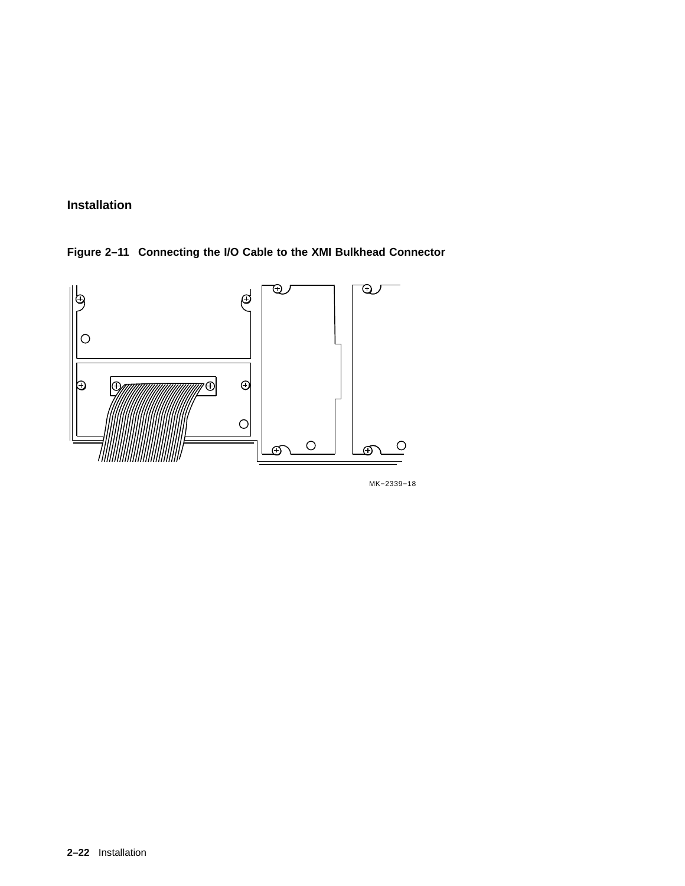**Figure 2–11 Connecting the I/O Cable to the XMI Bulkhead Connector**

MK–2339–18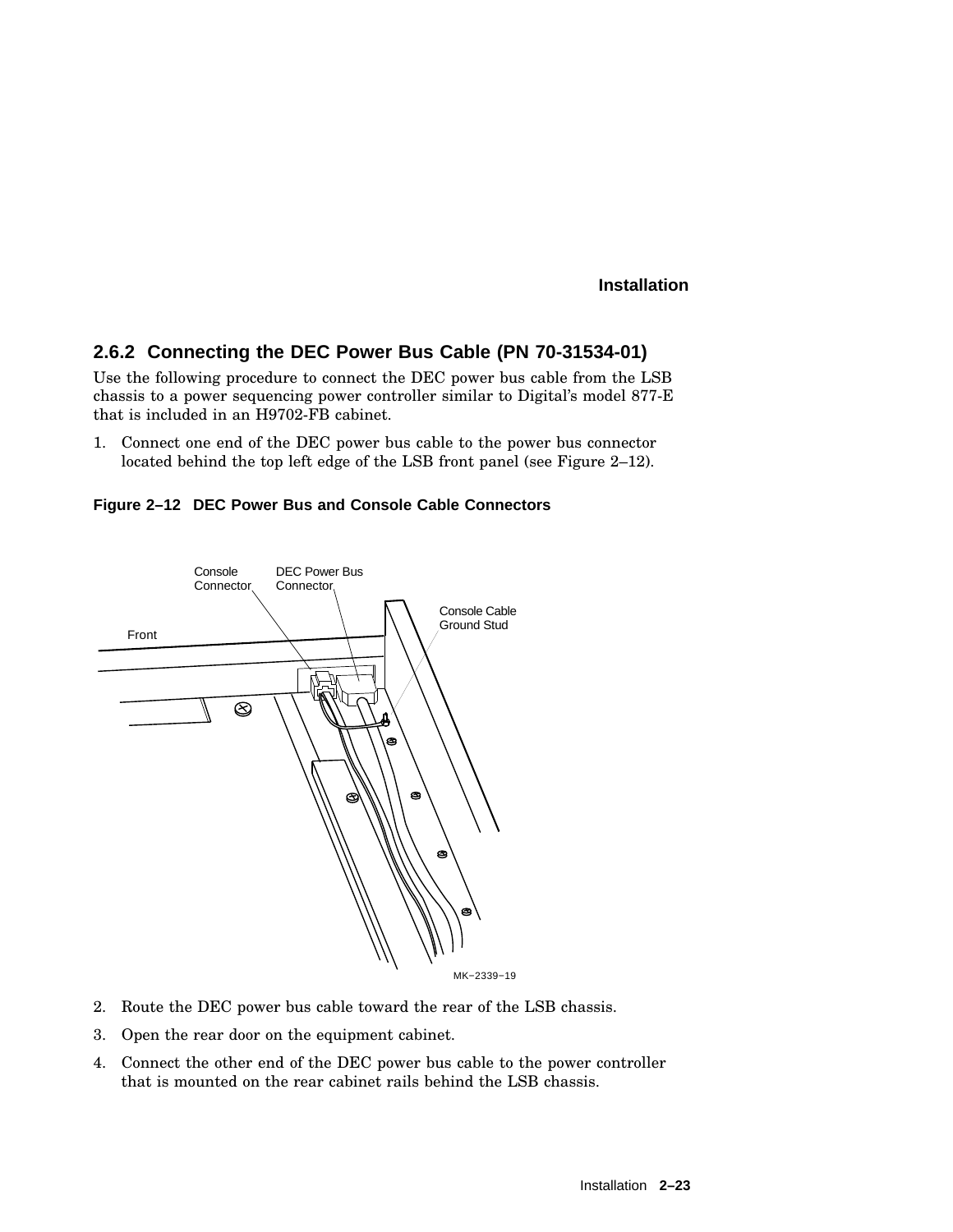### 2.6.2 Connecting the DEC Power Bus Cable (PN 70-31534-01)

Use the following procedure to connect the DEC power bus cable from the LSB chassis to a power sequencing power controller similar to Digital's model 877-E that is included in an H9702-FB cabinet.

1. Connect one end of the DEC power bus cable to the power bus connector located behind the top left edge of the LSB front panel (see Figure 2–12).

**Figure 2–12 DEC Power Bus and Console Cable Connectors**

2. Route the DEC power bus cable toward the rear of the LSB chassis.
3. Open the rear door on the equipment cabinet.
4. Connect the other end of the DEC power bus cable to the power controller that is mounted on the rear cabinet rails behind the LSB chassis.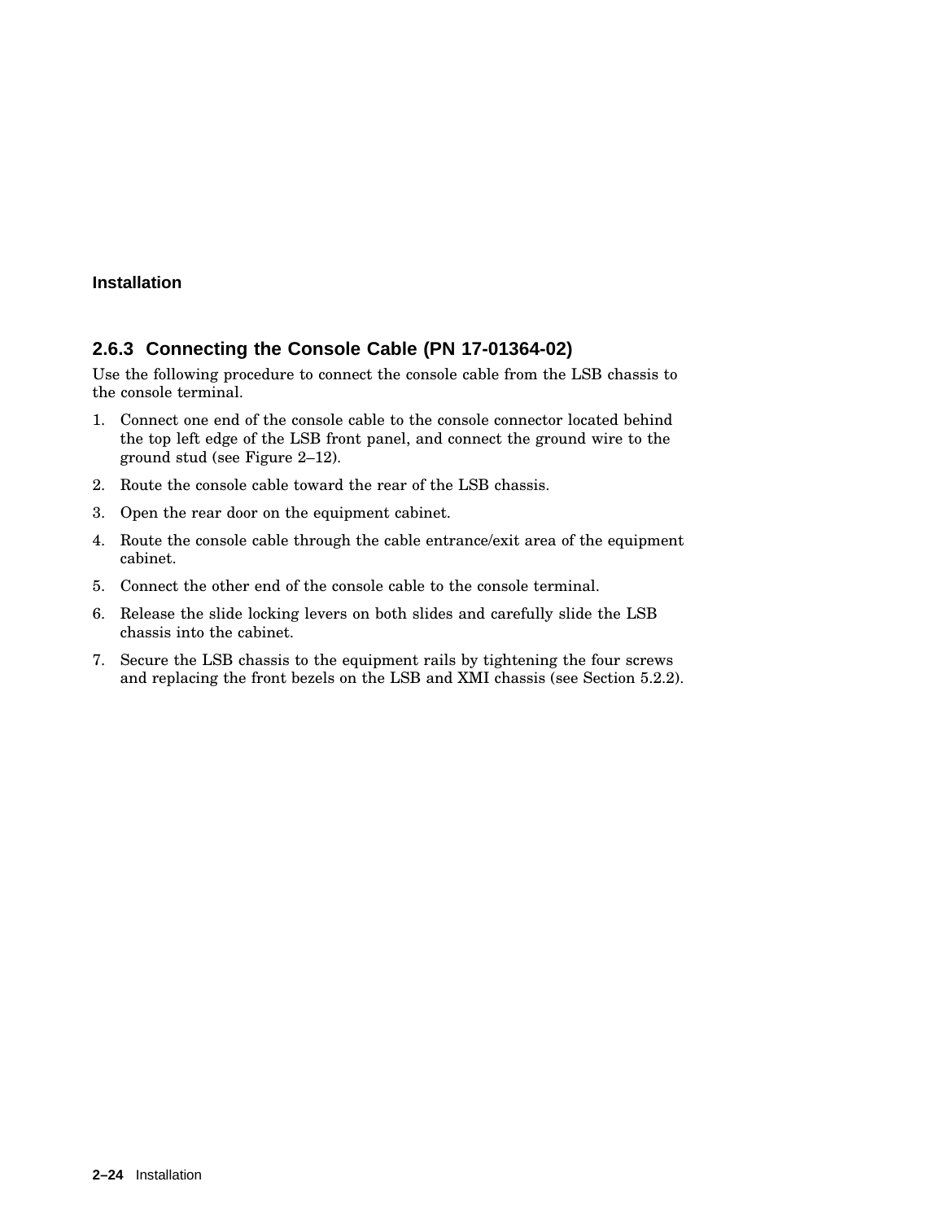### 2.6.3 Connecting the Console Cable (PN 17-01364-02)

Use the following procedure to connect the console cable from the LSB chassis to the console terminal.

1. Connect one end of the console cable to the console connector located behind the top left edge of the LSB front panel, and connect the ground wire to the ground stud (see Figure 2–12).
2. Route the console cable toward the rear of the LSB chassis.
3. Open the rear door on the equipment cabinet.
4. Route the console cable through the cable entrance/exit area of the equipment cabinet.
5. Connect the other end of the console cable to the console terminal.
6. Release the slide locking levers on both slides and carefully slide the LSB chassis into the cabinet.
7. Secure the LSB chassis to the equipment rails by tightening the four screws and replacing the front bezels on the LSB and XMI chassis (see Section 5.2.2).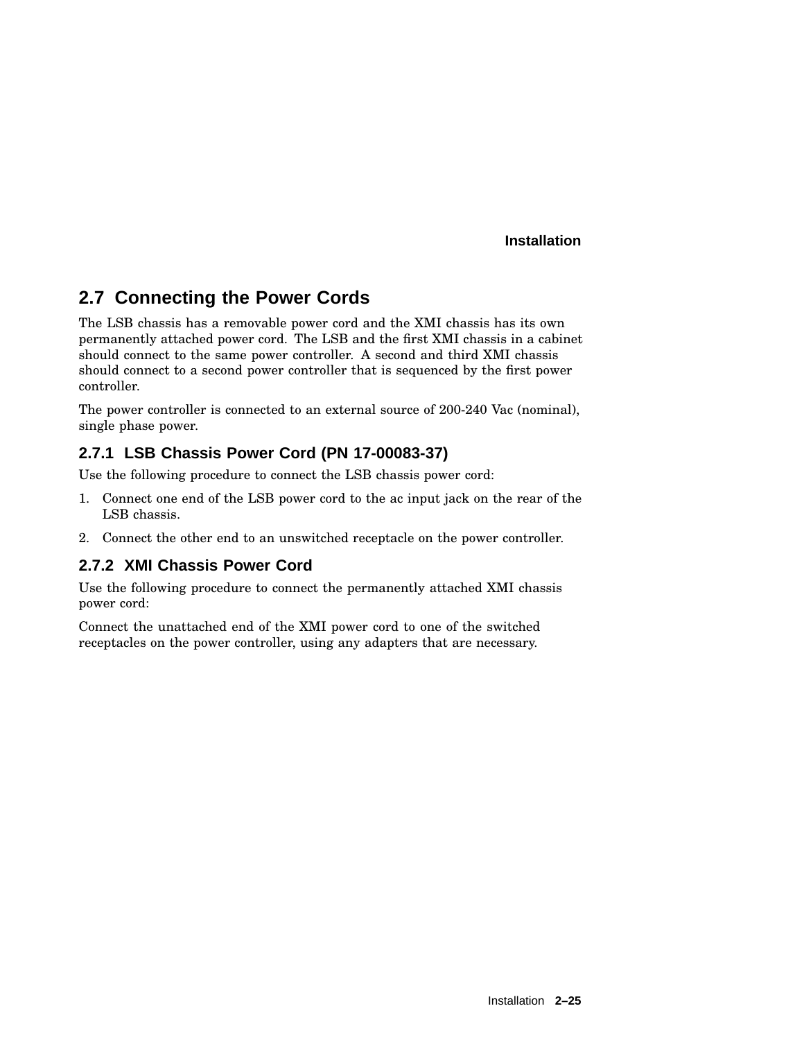## 2.7 Connecting the Power Cords

The LSB chassis has a removable power cord and the XMI chassis has its own permanently attached power cord. The LSB and the first XMI chassis in a cabinet should connect to the same power controller. A second and third XMI chassis should connect to a second power controller that is sequenced by the first power controller.

The power controller is connected to an external source of 200-240 Vac (nominal), single phase power.

### 2.7.1 LSB Chassis Power Cord (PN 17-00083-37)

Use the following procedure to connect the LSB chassis power cord:

1. Connect one end of the LSB power cord to the ac input jack on the rear of the LSB chassis.
2. Connect the other end to an unswitched receptacle on the power controller.

### 2.7.2 XMI Chassis Power Cord

Use the following procedure to connect the permanently attached XMI chassis power cord:

Connect the unattached end of the XMI power cord to one of the switched receptacles on the power controller, using any adapters that are necessary.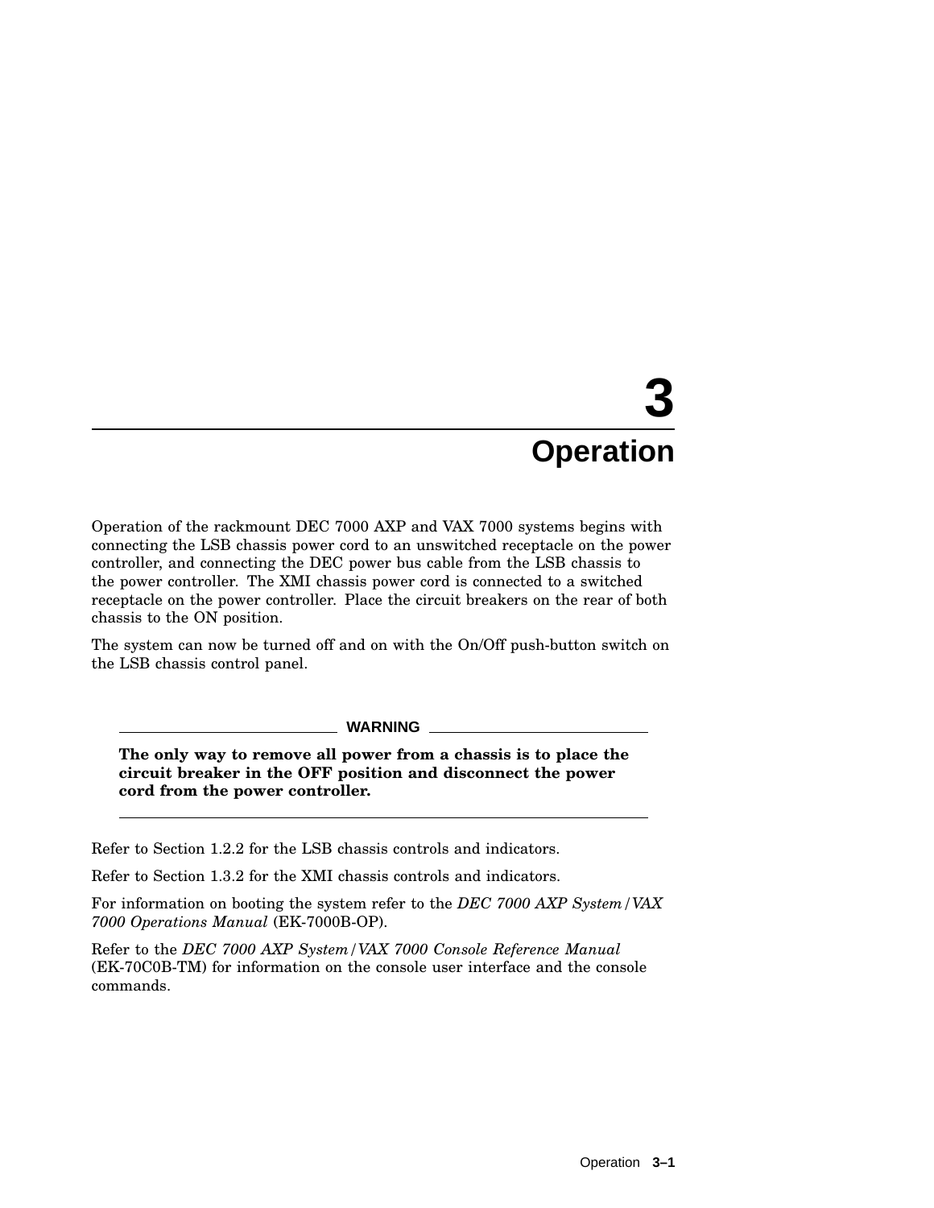# 3 Operation

Operation of the rackmount DEC 7000 AXP and VAX 7000 systems begins with connecting the LSB chassis power cord to an unswitched receptacle on the power controller, and connecting the DEC power bus cable from the LSB chassis to the power controller. The XMI chassis power cord is connected to a switched receptacle on the power controller. Place the circuit breakers on the rear of both chassis to the ON position.

The system can now be turned off and on with the On/Off push-button switch on the LSB chassis control panel.

---

**WARNING**

**The only way to remove all power from a chassis is to place the circuit breaker in the OFF position and disconnect the power cord from the power controller.**

---

Refer to Section 1.2.2 for the LSB chassis controls and indicators.

Refer to Section 1.3.2 for the XMI chassis controls and indicators.

For information on booting the system refer to the *DEC 7000 AXP System/VAX 7000 Operations Manual* (EK-7000B-OP).

Refer to the *DEC 7000 AXP System/VAX 7000 Console Reference Manual* (EK-70C0B-TM) for information on the console user interface and the console commands.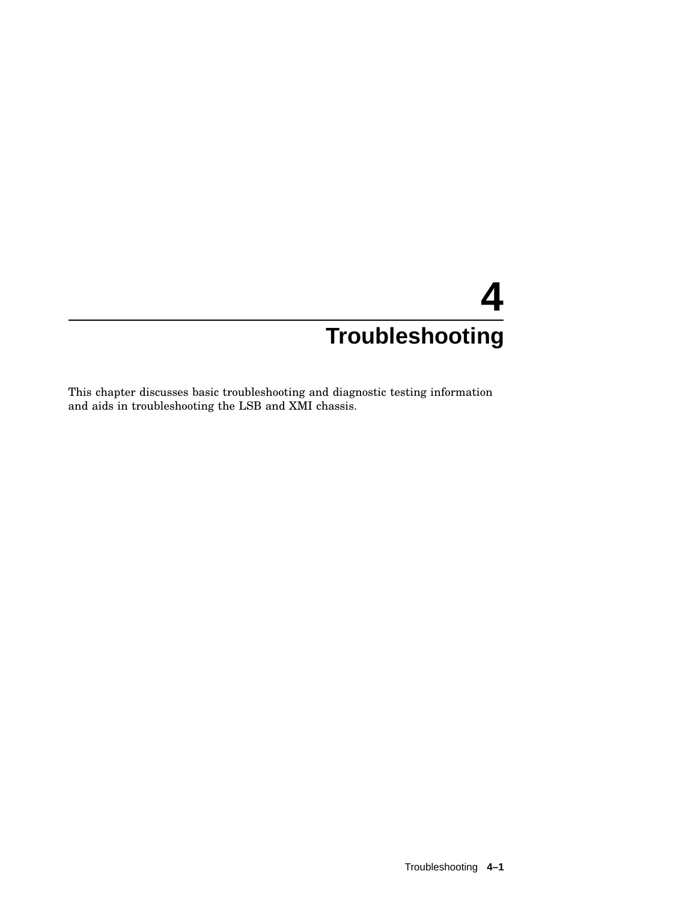# 4 Troubleshooting

This chapter discusses basic troubleshooting and diagnostic testing information and aids in troubleshooting the LSB and XMI chassis.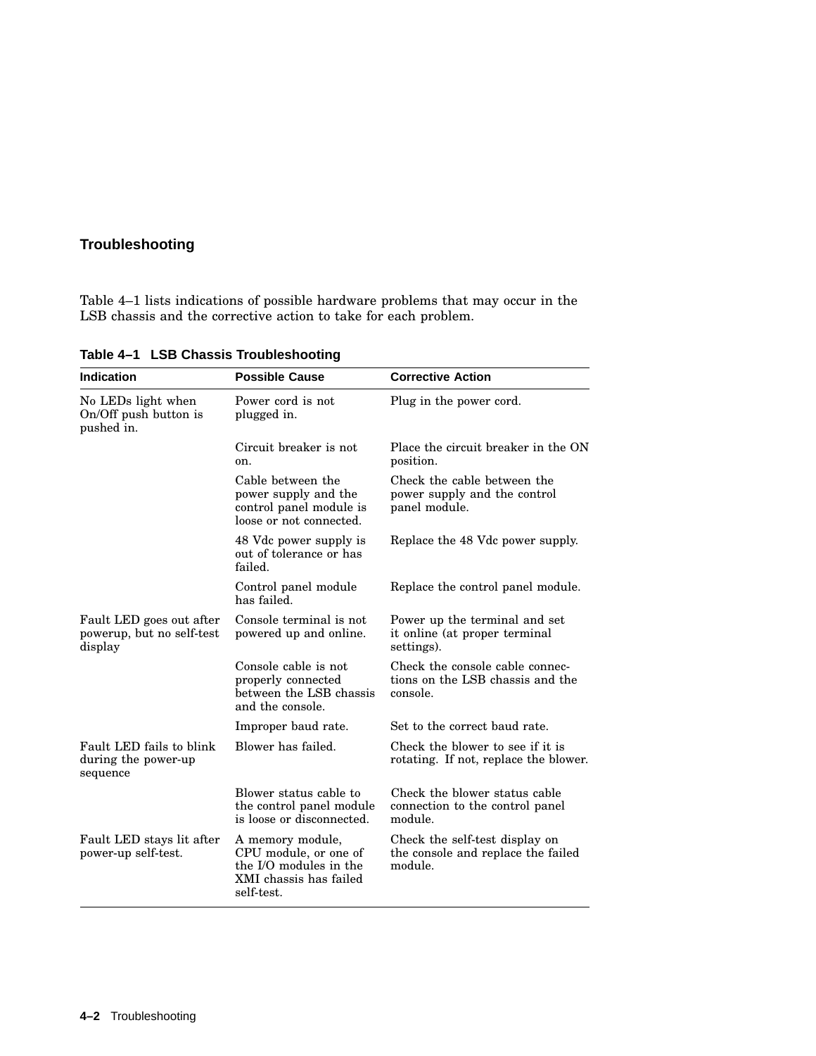## Troubleshooting

Table 4–1 lists indications of possible hardware problems that may occur in the LSB chassis and the corrective action to take for each problem.

**Table 4–1 LSB Chassis Troubleshooting**

| Indication | Possible Cause | Corrective Action |
|---|---|---|
| No LEDs light when On/Off push button is pushed in. | Power cord is not plugged in. | Plug in the power cord. |
| | Circuit breaker is not on. | Place the circuit breaker in the ON position. |
| | Cable between the power supply and the control panel module is loose or not connected. | Check the cable between the power supply and the control panel module. |
| | 48 Vdc power supply is out of tolerance or has failed. | Replace the 48 Vdc power supply. |
| | Control panel module has failed. | Replace the control panel module. |
| Fault LED goes out after powerup, but no self-test display | Console terminal is not powered up and online. | Power up the terminal and set it online (at proper terminal settings). |
| | Console cable is not properly connected between the LSB chassis and the console. | Check the console cable connections on the LSB chassis and the console. |
| | Improper baud rate. | Set to the correct baud rate. |
| Fault LED fails to blink during the power-up sequence | Blower has failed. | Check the blower to see if it is rotating. If not, replace the blower. |
| | Blower status cable to the control panel module is loose or disconnected. | Check the blower status cable connection to the control panel module. |
| Fault LED stays lit after power-up self-test. | A memory module, CPU module, or one of the I/O modules in the XMI chassis has failed self-test. | Check the self-test display on the console and replace the failed module. |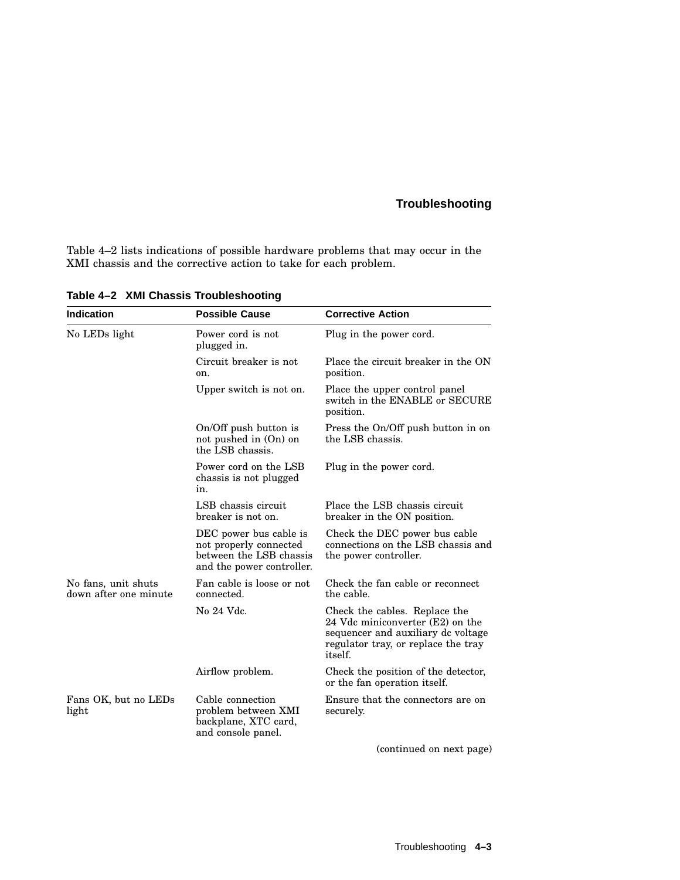Table 4–2 lists indications of possible hardware problems that may occur in the XMI chassis and the corrective action to take for each problem.

**Table 4–2 XMI Chassis Troubleshooting**

| Indication | Possible Cause | Corrective Action |
|---|---|---|
| No LEDs light | Power cord is not plugged in. | Plug in the power cord. |
| | Circuit breaker is not on. | Place the circuit breaker in the ON position. |
| | Upper switch is not on. | Place the upper control panel switch in the ENABLE or SECURE position. |
| | On/Off push button is not pushed in (On) on the LSB chassis. | Press the On/Off push button in on the LSB chassis. |
| | Power cord on the LSB chassis is not plugged in. | Plug in the power cord. |
| | LSB chassis circuit breaker is not on. | Place the LSB chassis circuit breaker in the ON position. |
| | DEC power bus cable is not properly connected between the LSB chassis and the power controller. | Check the DEC power bus cable connections on the LSB chassis and the power controller. |
| No fans, unit shuts down after one minute | Fan cable is loose or not connected. | Check the fan cable or reconnect the cable. |
| | No 24 Vdc. | Check the cables. Replace the 24 Vdc miniconverter (E2) on the sequencer and auxiliary dc voltage regulator tray, or replace the tray itself. |
| | Airflow problem. | Check the position of the detector, or the fan operation itself. |
| Fans OK, but no LEDs light | Cable connection problem between XMI backplane, XTC card, and console panel. | Ensure that the connectors are on securely. |

(continued on next page)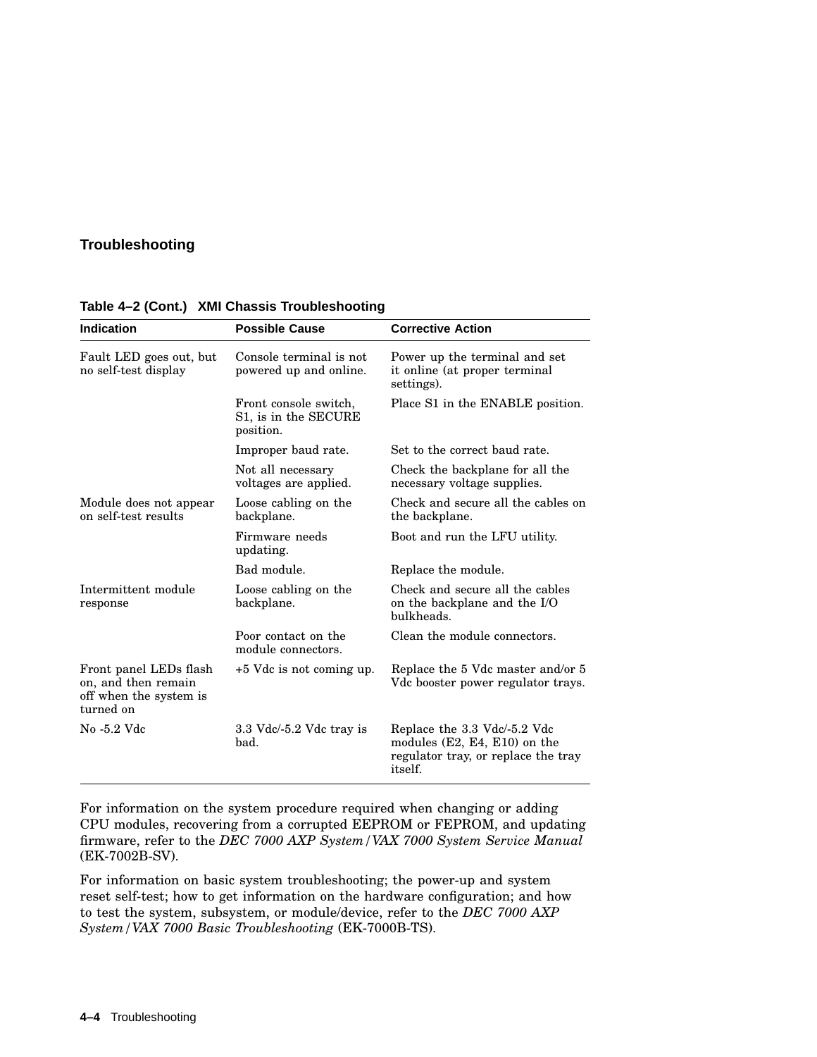**Table 4–2 (Cont.) XMI Chassis Troubleshooting**

| Indication | Possible Cause | Corrective Action |
|---|---|---|
| Fault LED goes out, but no self-test display | Console terminal is not powered up and online. | Power up the terminal and set it online (at proper terminal settings). |
| | Front console switch, S1, is in the SECURE position. | Place S1 in the ENABLE position. |
| | Improper baud rate. | Set to the correct baud rate. |
| | Not all necessary voltages are applied. | Check the backplane for all the necessary voltage supplies. |
| Module does not appear on self-test results | Loose cabling on the backplane. | Check and secure all the cables on the backplane. |
| | Firmware needs updating. | Boot and run the LFU utility. |
| | Bad module. | Replace the module. |
| Intermittent module response | Loose cabling on the backplane. | Check and secure all the cables on the backplane and the I/O bulkheads. |
| | Poor contact on the module connectors. | Clean the module connectors. |
| Front panel LEDs flash on, and then remain off when the system is turned on | +5 Vdc is not coming up. | Replace the 5 Vdc master and/or 5 Vdc booster power regulator trays. |
| No -5.2 Vdc | 3.3 Vdc/-5.2 Vdc tray is bad. | Replace the 3.3 Vdc/-5.2 Vdc modules (E2, E4, E10) on the regulator tray, or replace the tray itself. |

For information on the system procedure required when changing or adding CPU modules, recovering from a corrupted EEPROM or FEPROM, and updating firmware, refer to the *DEC 7000 AXP System/VAX 7000 System Service Manual* (EK-7002B-SV).

For information on basic system troubleshooting; the power-up and system reset self-test; how to get information on the hardware configuration; and how to test the system, subsystem, or module/device, refer to the *DEC 7000 AXP System/VAX 7000 Basic Troubleshooting* (EK-7000B-TS).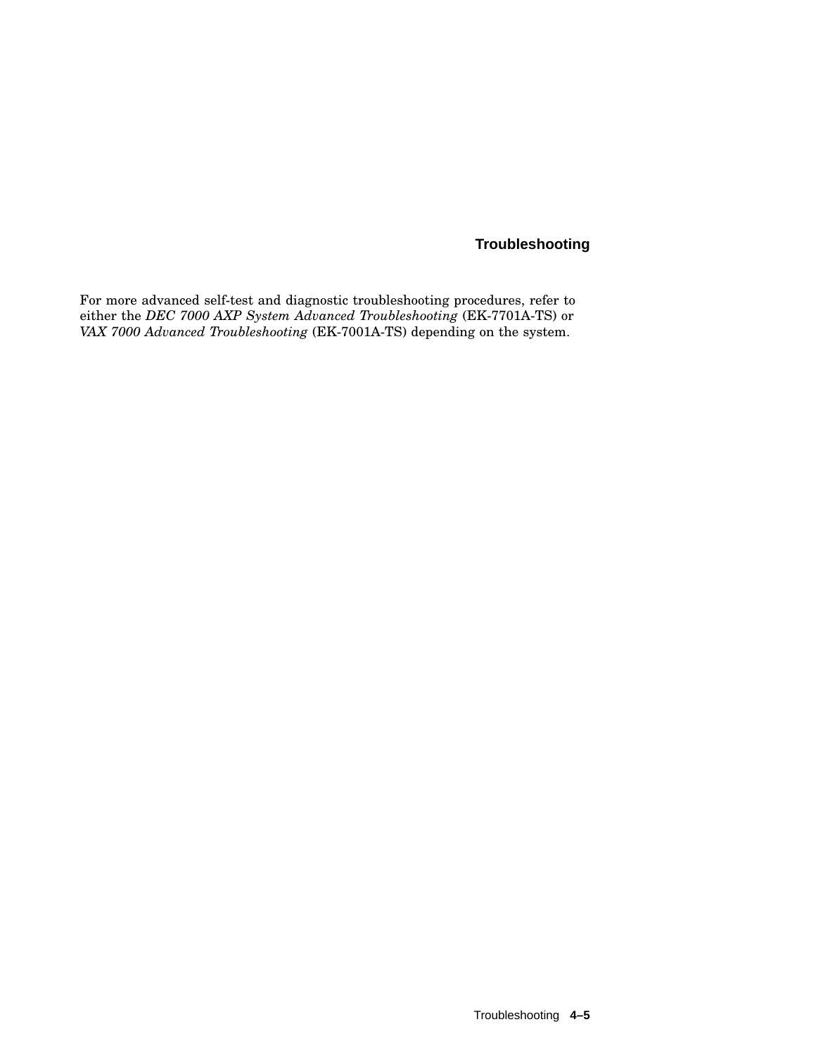**Troubleshooting**

For more advanced self-test and diagnostic troubleshooting procedures, refer to either the *DEC 7000 AXP System Advanced Troubleshooting* (EK-7701A-TS) or *VAX 7000 Advanced Troubleshooting* (EK-7001A-TS) depending on the system.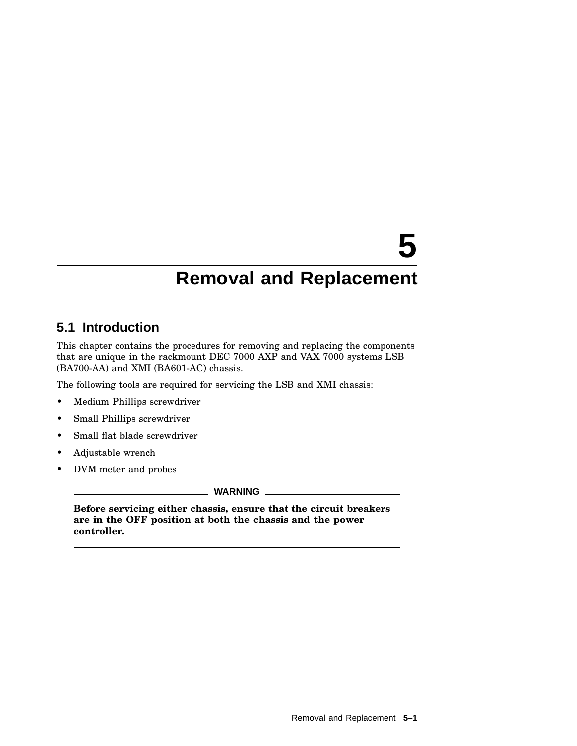# 5 Removal and Replacement

## 5.1 Introduction

This chapter contains the procedures for removing and replacing the components that are unique in the rackmount DEC 7000 AXP and VAX 7000 systems LSB (BA700-AA) and XMI (BA601-AC) chassis.

The following tools are required for servicing the LSB and XMI chassis:

- Medium Phillips screwdriver
- Small Phillips screwdriver
- Small flat blade screwdriver
- Adjustable wrench
- DVM meter and probes

**WARNING**

**Before servicing either chassis, ensure that the circuit breakers are in the OFF position at both the chassis and the power controller.**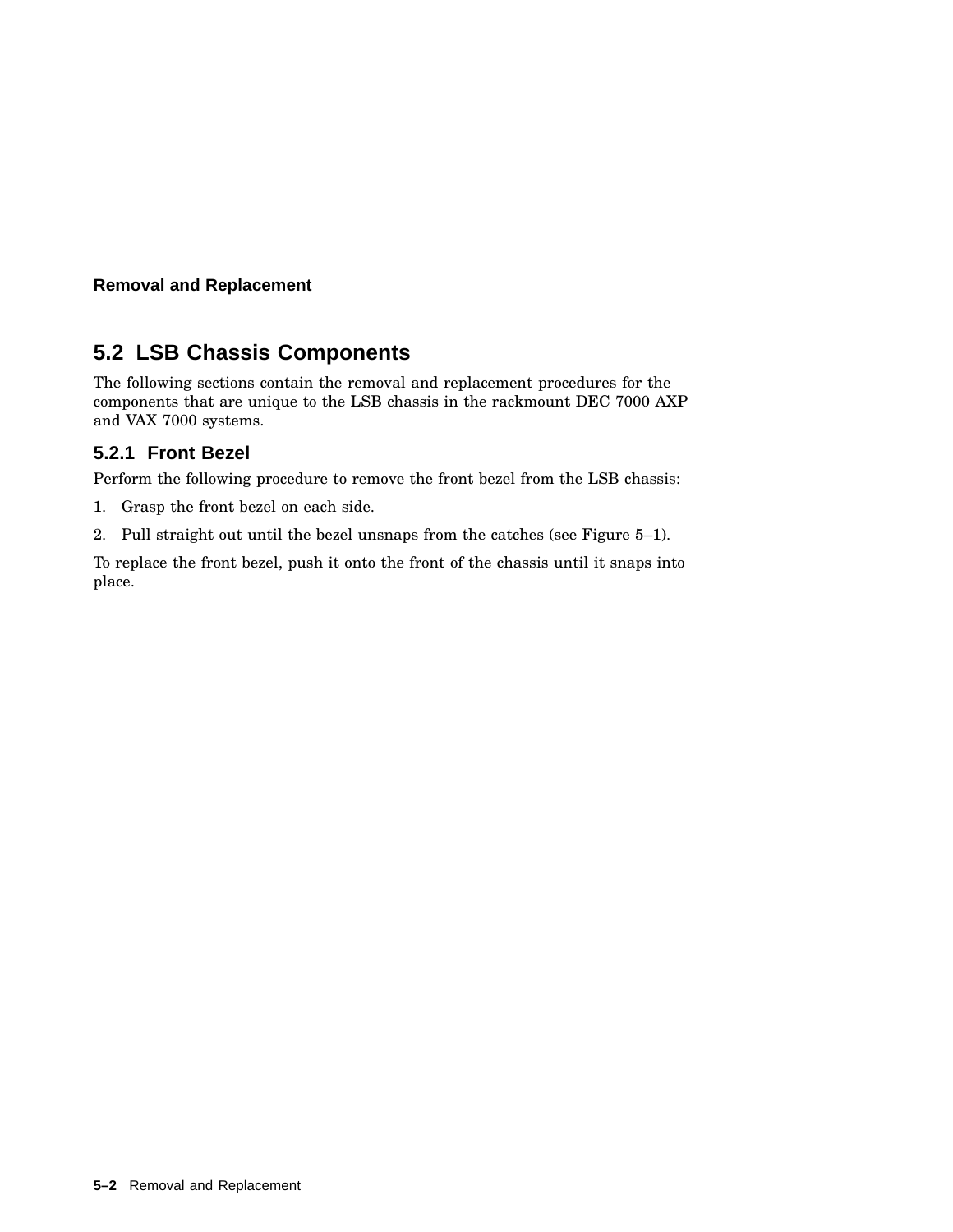## 5.2 LSB Chassis Components

The following sections contain the removal and replacement procedures for the components that are unique to the LSB chassis in the rackmount DEC 7000 AXP and VAX 7000 systems.

### 5.2.1 Front Bezel

Perform the following procedure to remove the front bezel from the LSB chassis:

1. Grasp the front bezel on each side.
2. Pull straight out until the bezel unsnaps from the catches (see Figure 5–1).

To replace the front bezel, push it onto the front of the chassis until it snaps into place.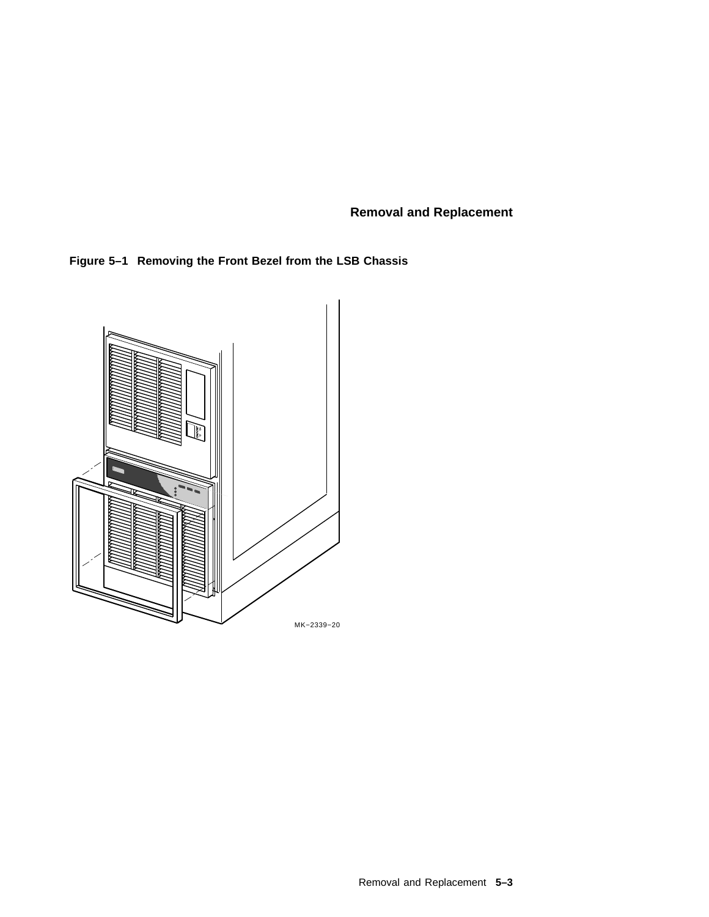**Figure 5–1 Removing the Front Bezel from the LSB Chassis**

MK−2339−20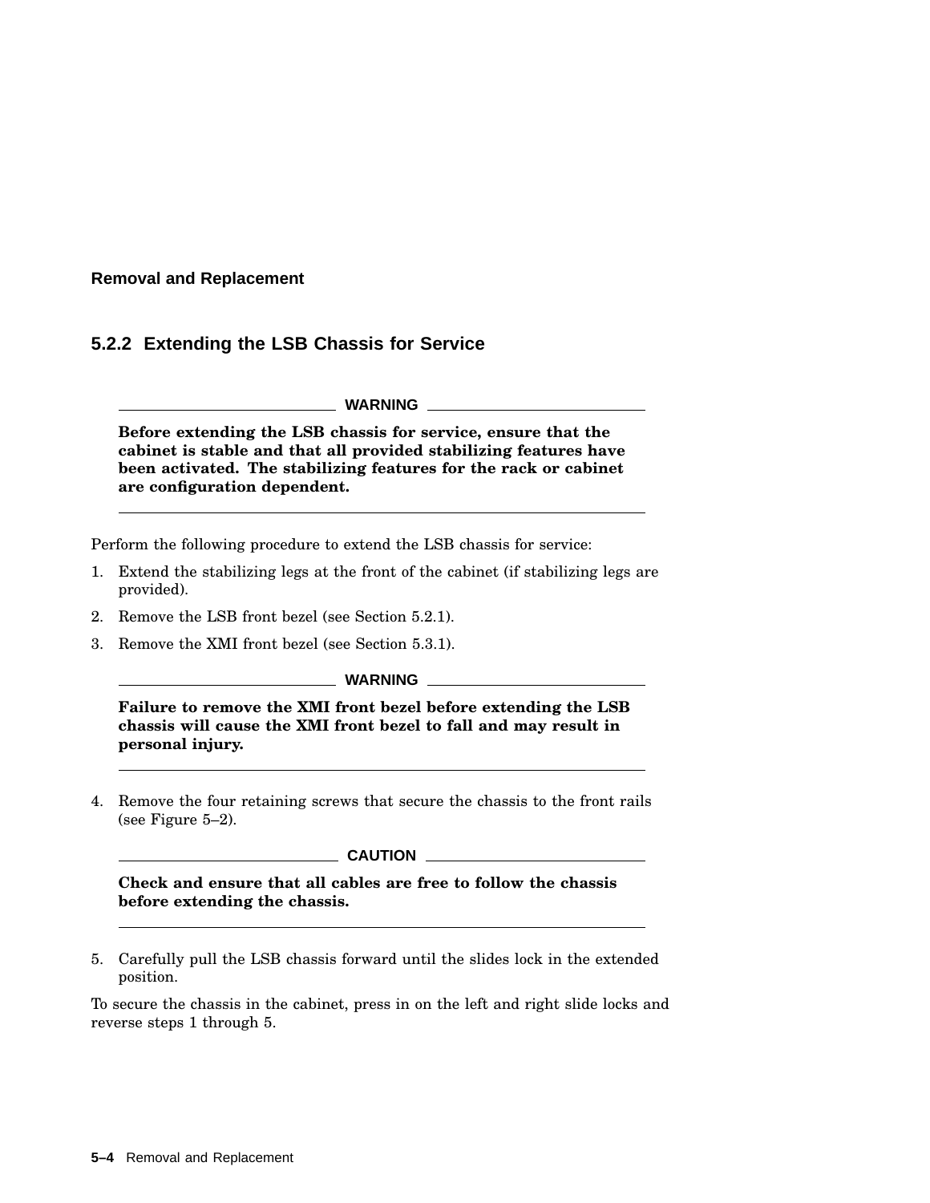### 5.2.2 Extending the LSB Chassis for Service

---

**WARNING**

**Before extending the LSB chassis for service, ensure that the cabinet is stable and that all provided stabilizing features have been activated. The stabilizing features for the rack or cabinet are configuration dependent.**

---

Perform the following procedure to extend the LSB chassis for service:

1. Extend the stabilizing legs at the front of the cabinet (if stabilizing legs are provided).
2. Remove the LSB front bezel (see Section 5.2.1).
3. Remove the XMI front bezel (see Section 5.3.1).

   ---

   **WARNING**

   **Failure to remove the XMI front bezel before extending the LSB chassis will cause the XMI front bezel to fall and may result in personal injury.**

   ---

4. Remove the four retaining screws that secure the chassis to the front rails (see Figure 5–2).

   ---

   **CAUTION**

   **Check and ensure that all cables are free to follow the chassis before extending the chassis.**

   ---

5. Carefully pull the LSB chassis forward until the slides lock in the extended position.

To secure the chassis in the cabinet, press in on the left and right slide locks and reverse steps 1 through 5.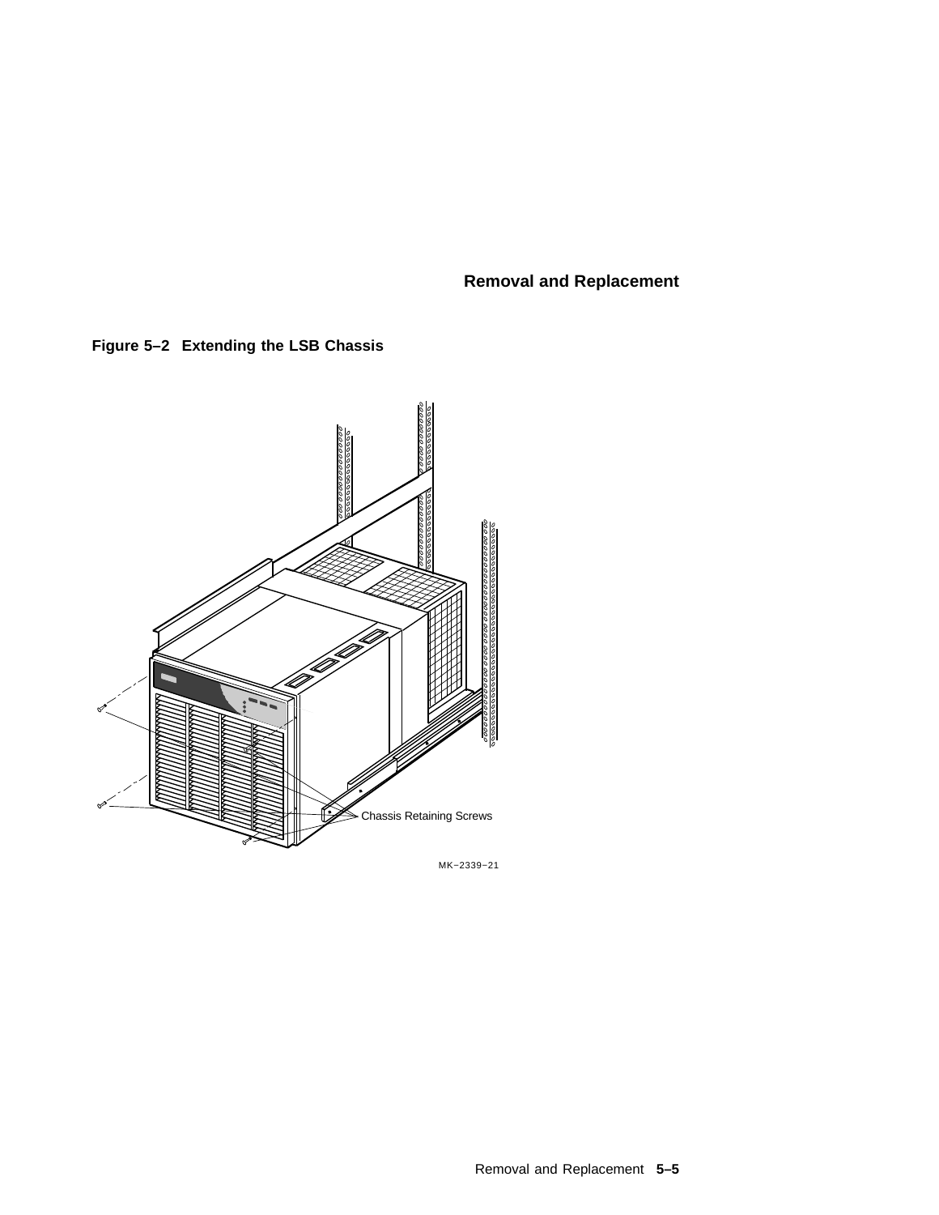**Figure 5–2 Extending the LSB Chassis**

Chassis Retaining Screws

MK−2339−21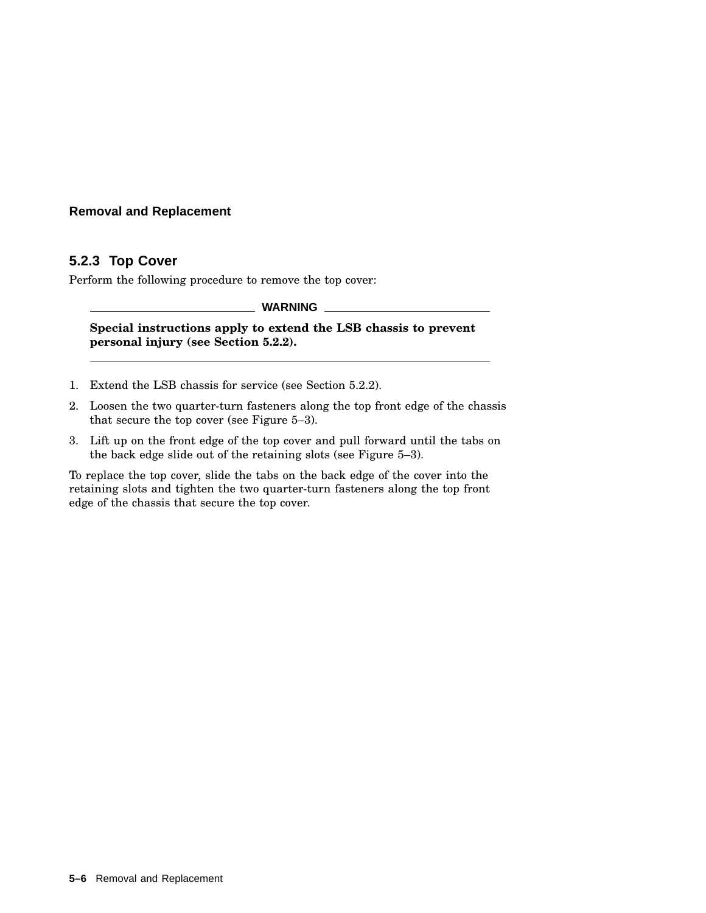### 5.2.3 Top Cover

Perform the following procedure to remove the top cover:

---

**WARNING**

**Special instructions apply to extend the LSB chassis to prevent personal injury (see Section 5.2.2).**

---

1. Extend the LSB chassis for service (see Section 5.2.2).
2. Loosen the two quarter-turn fasteners along the top front edge of the chassis that secure the top cover (see Figure 5–3).
3. Lift up on the front edge of the top cover and pull forward until the tabs on the back edge slide out of the retaining slots (see Figure 5–3).

To replace the top cover, slide the tabs on the back edge of the cover into the retaining slots and tighten the two quarter-turn fasteners along the top front edge of the chassis that secure the top cover.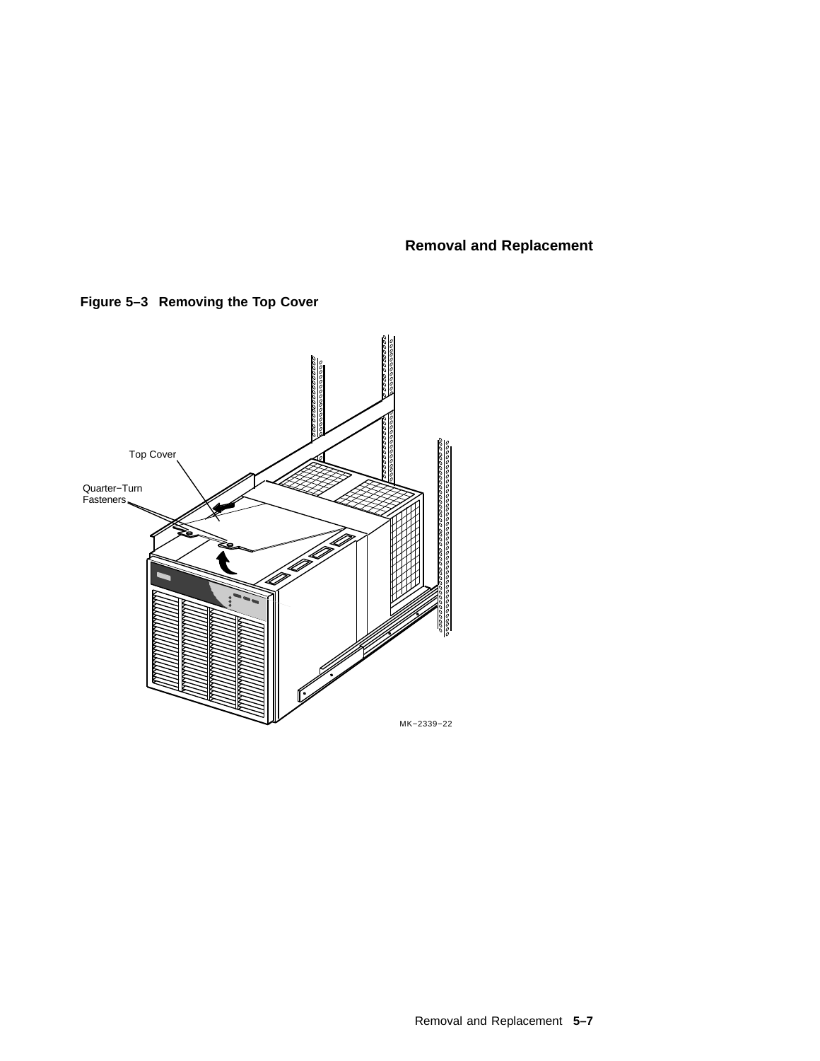**Figure 5–3 Removing the Top Cover**

Top Cover

Quarter−Turn Fasteners

MK−2339−22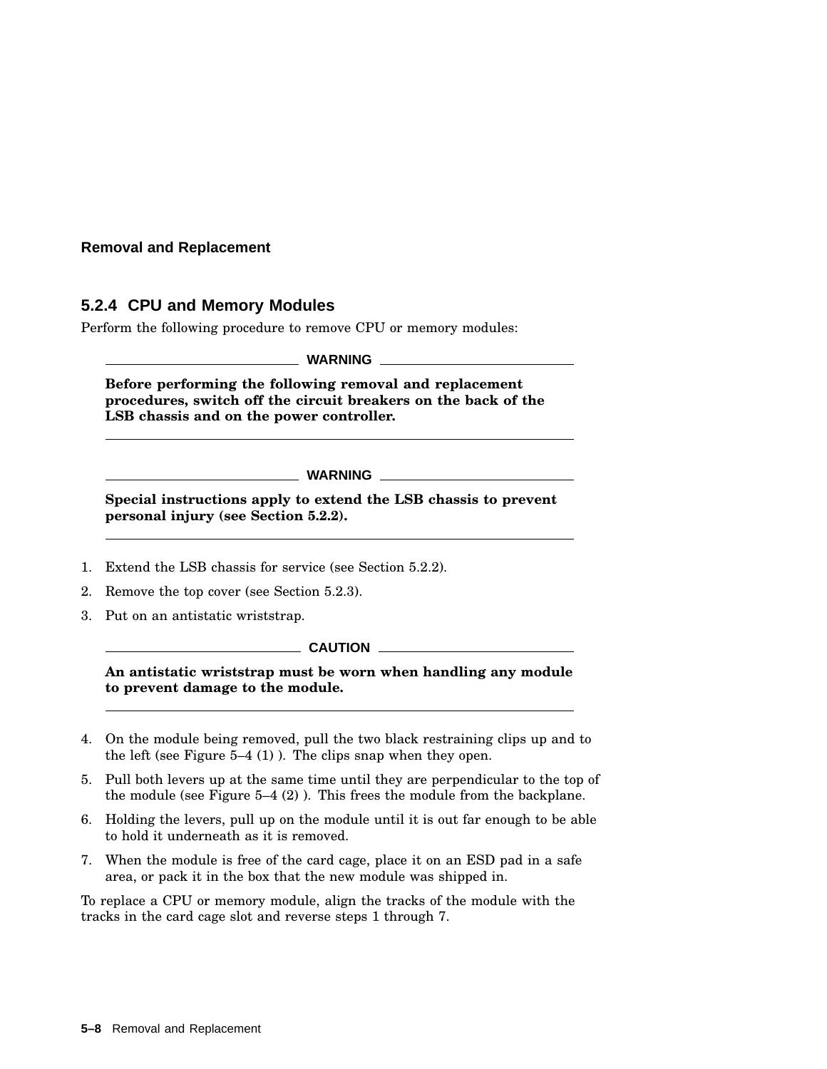### 5.2.4 CPU and Memory Modules

Perform the following procedure to remove CPU or memory modules:

**WARNING**

**Before performing the following removal and replacement procedures, switch off the circuit breakers on the back of the LSB chassis and on the power controller.**

**WARNING**

**Special instructions apply to extend the LSB chassis to prevent personal injury (see Section 5.2.2).**

1. Extend the LSB chassis for service (see Section 5.2.2).
2. Remove the top cover (see Section 5.2.3).
3. Put on an antistatic wriststrap.

**CAUTION**

**An antistatic wriststrap must be worn when handling any module to prevent damage to the module.**

4. On the module being removed, pull the two black restraining clips up and to the left (see Figure 5–4 (1) ). The clips snap when they open.
5. Pull both levers up at the same time until they are perpendicular to the top of the module (see Figure 5–4 (2) ). This frees the module from the backplane.
6. Holding the levers, pull up on the module until it is out far enough to be able to hold it underneath as it is removed.
7. When the module is free of the card cage, place it on an ESD pad in a safe area, or pack it in the box that the new module was shipped in.

To replace a CPU or memory module, align the tracks of the module with the tracks in the card cage slot and reverse steps 1 through 7.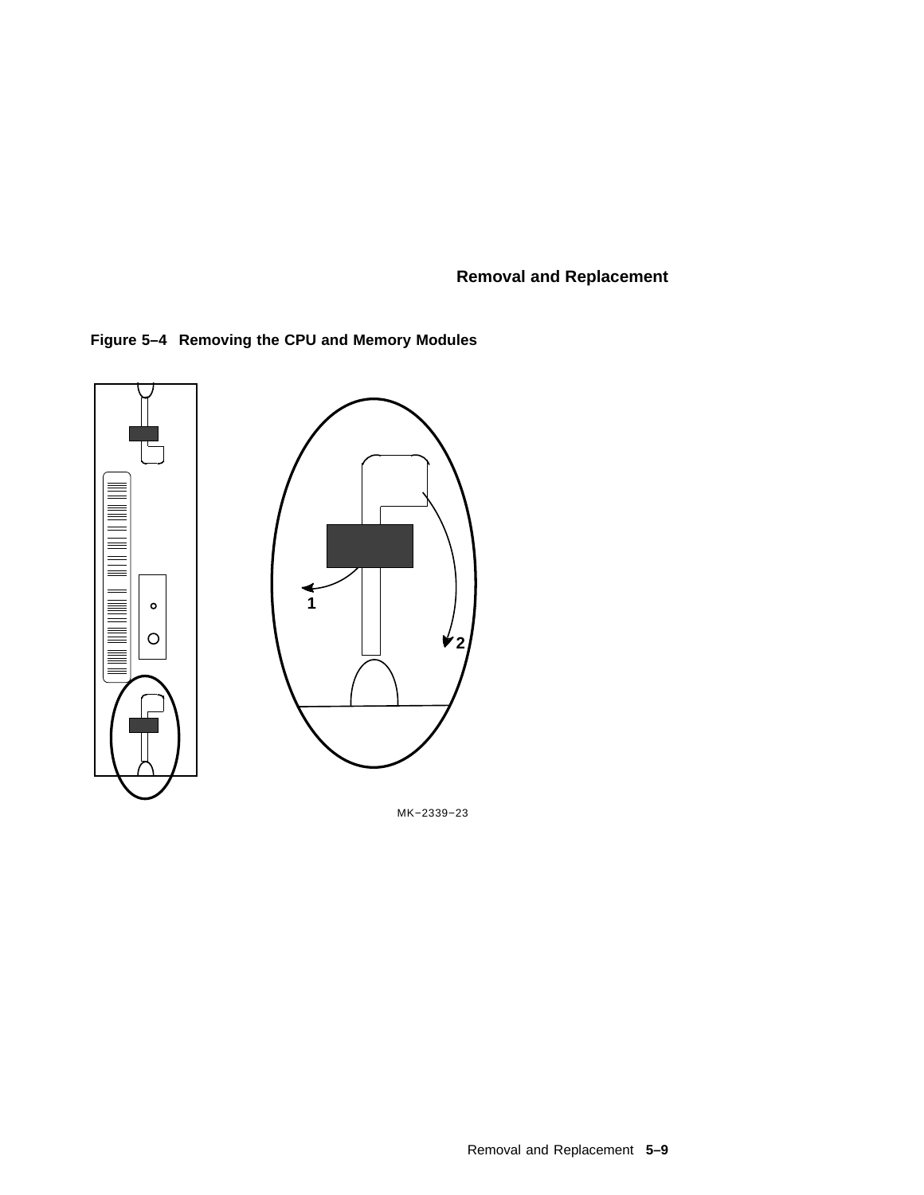**Figure 5–4 Removing the CPU and Memory Modules**

MK−2339−23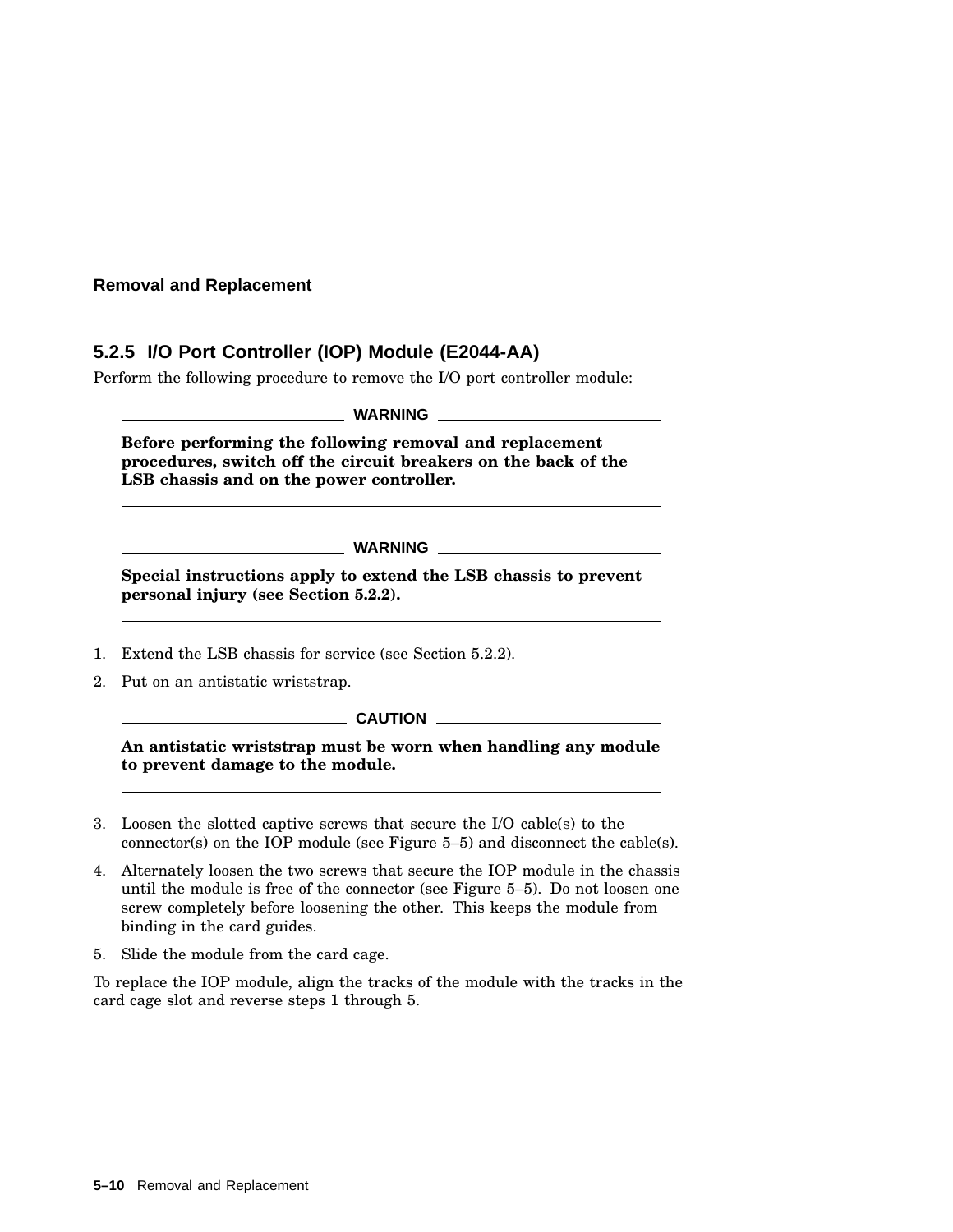### 5.2.5 I/O Port Controller (IOP) Module (E2044-AA)

Perform the following procedure to remove the I/O port controller module:

**WARNING**

**Before performing the following removal and replacement procedures, switch off the circuit breakers on the back of the LSB chassis and on the power controller.**

**WARNING**

**Special instructions apply to extend the LSB chassis to prevent personal injury (see Section 5.2.2).**

1. Extend the LSB chassis for service (see Section 5.2.2).
2. Put on an antistatic wriststrap.

**CAUTION**

**An antistatic wriststrap must be worn when handling any module to prevent damage to the module.**

3. Loosen the slotted captive screws that secure the I/O cable(s) to the connector(s) on the IOP module (see Figure 5–5) and disconnect the cable(s).
4. Alternately loosen the two screws that secure the IOP module in the chassis until the module is free of the connector (see Figure 5–5). Do not loosen one screw completely before loosening the other. This keeps the module from binding in the card guides.
5. Slide the module from the card cage.

To replace the IOP module, align the tracks of the module with the tracks in the card cage slot and reverse steps 1 through 5.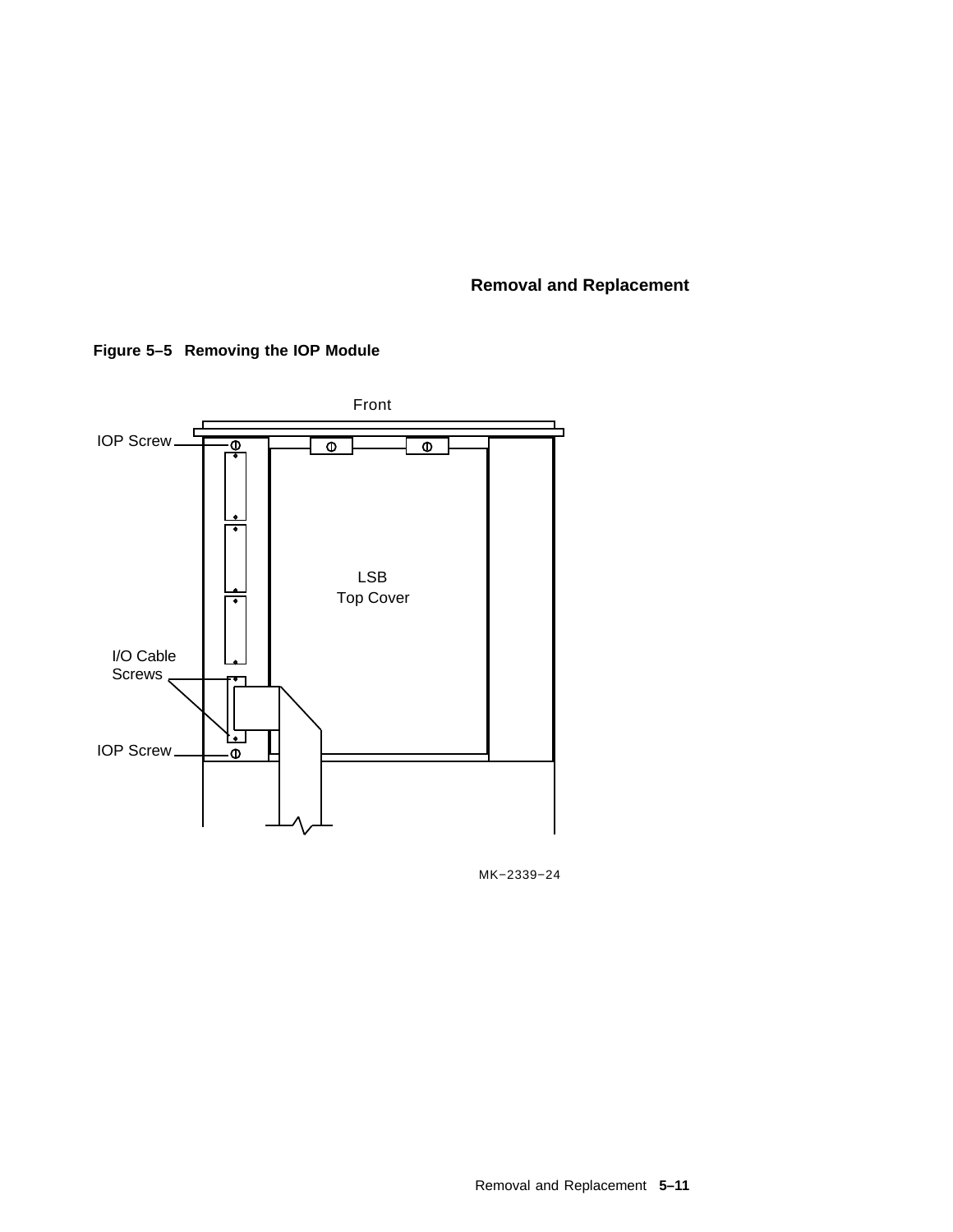**Figure 5–5 Removing the IOP Module**

Front

IOP Screw

LSB
Top Cover

I/O Cable
Screws

IOP Screw

MK−2339−24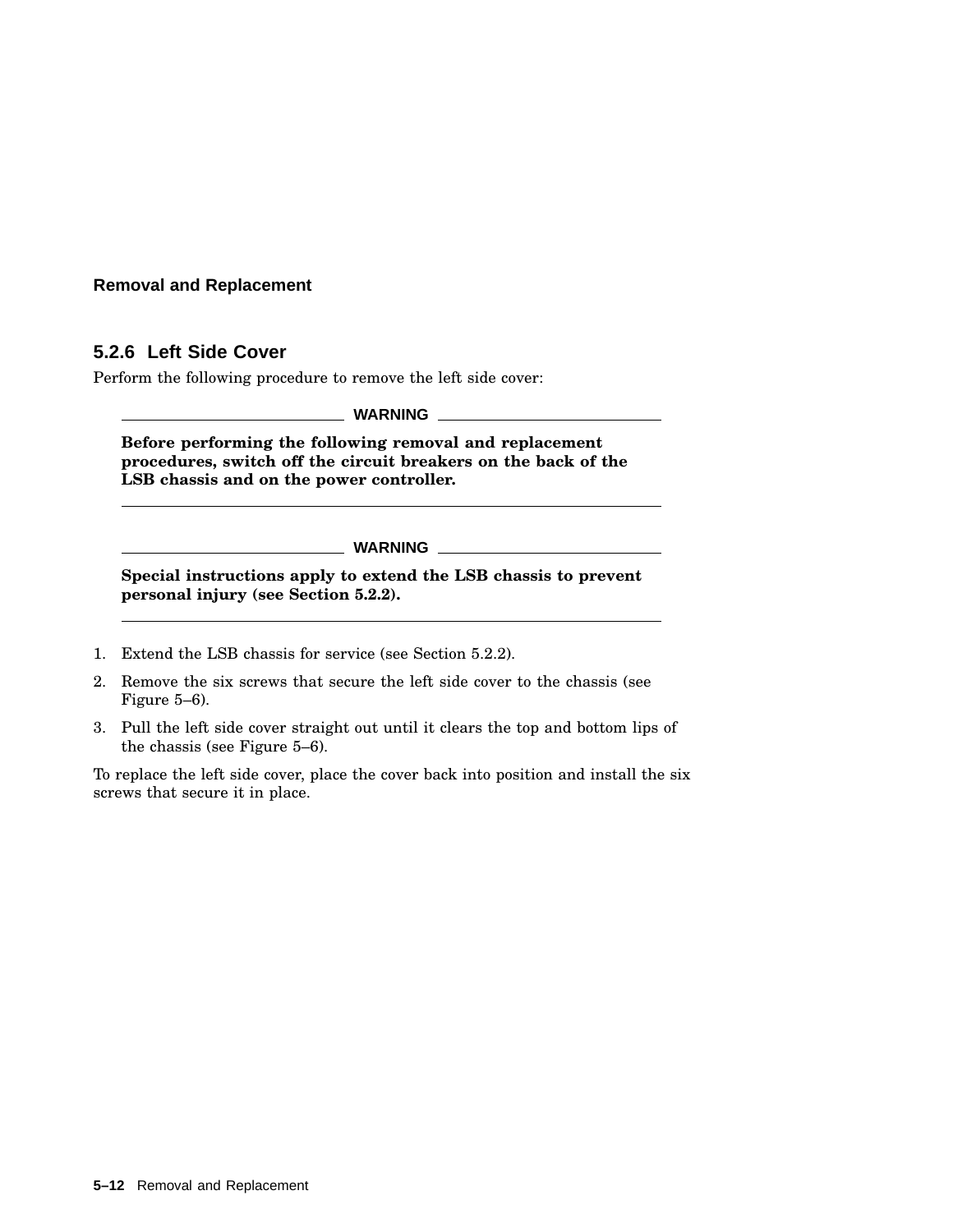### 5.2.6 Left Side Cover

Perform the following procedure to remove the left side cover:

---

**WARNING**

**Before performing the following removal and replacement procedures, switch off the circuit breakers on the back of the LSB chassis and on the power controller.**

---

**WARNING**

**Special instructions apply to extend the LSB chassis to prevent personal injury (see Section 5.2.2).**

---

1. Extend the LSB chassis for service (see Section 5.2.2).
2. Remove the six screws that secure the left side cover to the chassis (see Figure 5–6).
3. Pull the left side cover straight out until it clears the top and bottom lips of the chassis (see Figure 5–6).

To replace the left side cover, place the cover back into position and install the six screws that secure it in place.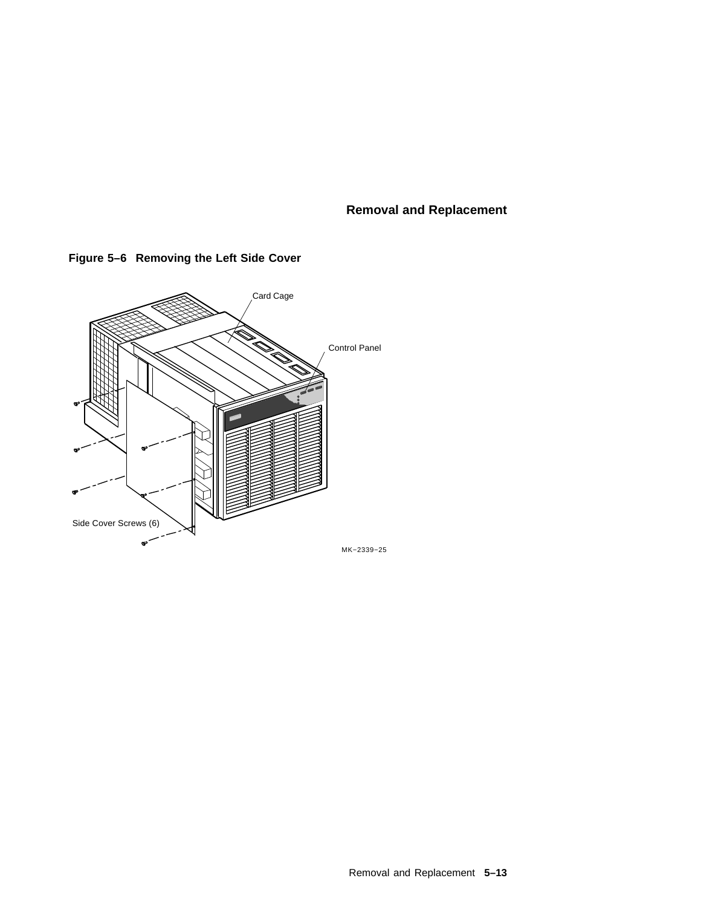**Figure 5–6 Removing the Left Side Cover**

Card Cage

Control Panel

Side Cover Screws (6)

MK–2339–25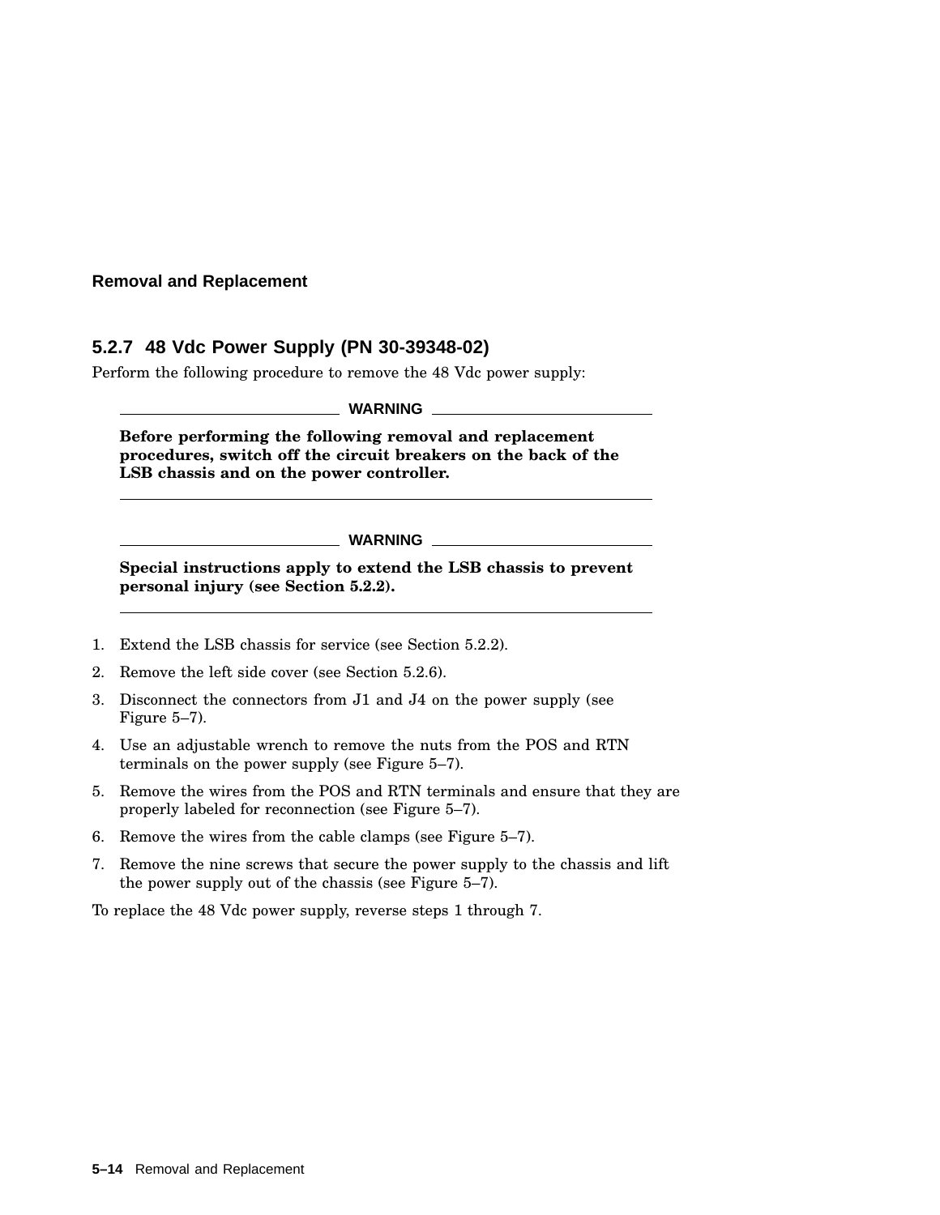### 5.2.7 48 Vdc Power Supply (PN 30-39348-02)

Perform the following procedure to remove the 48 Vdc power supply:

**WARNING**

**Before performing the following removal and replacement procedures, switch off the circuit breakers on the back of the LSB chassis and on the power controller.**

**WARNING**

**Special instructions apply to extend the LSB chassis to prevent personal injury (see Section 5.2.2).**

1. Extend the LSB chassis for service (see Section 5.2.2).
2. Remove the left side cover (see Section 5.2.6).
3. Disconnect the connectors from J1 and J4 on the power supply (see Figure 5–7).
4. Use an adjustable wrench to remove the nuts from the POS and RTN terminals on the power supply (see Figure 5–7).
5. Remove the wires from the POS and RTN terminals and ensure that they are properly labeled for reconnection (see Figure 5–7).
6. Remove the wires from the cable clamps (see Figure 5–7).
7. Remove the nine screws that secure the power supply to the chassis and lift the power supply out of the chassis (see Figure 5–7).

To replace the 48 Vdc power supply, reverse steps 1 through 7.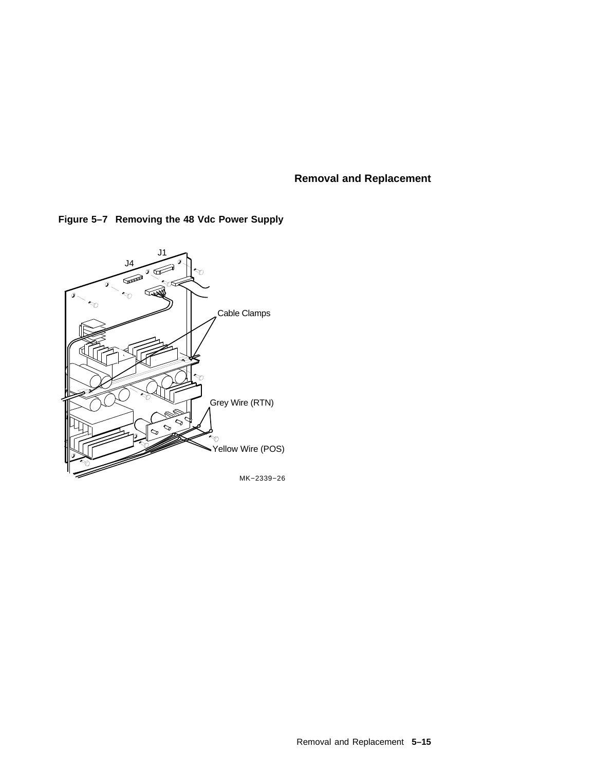**Figure 5–7 Removing the 48 Vdc Power Supply**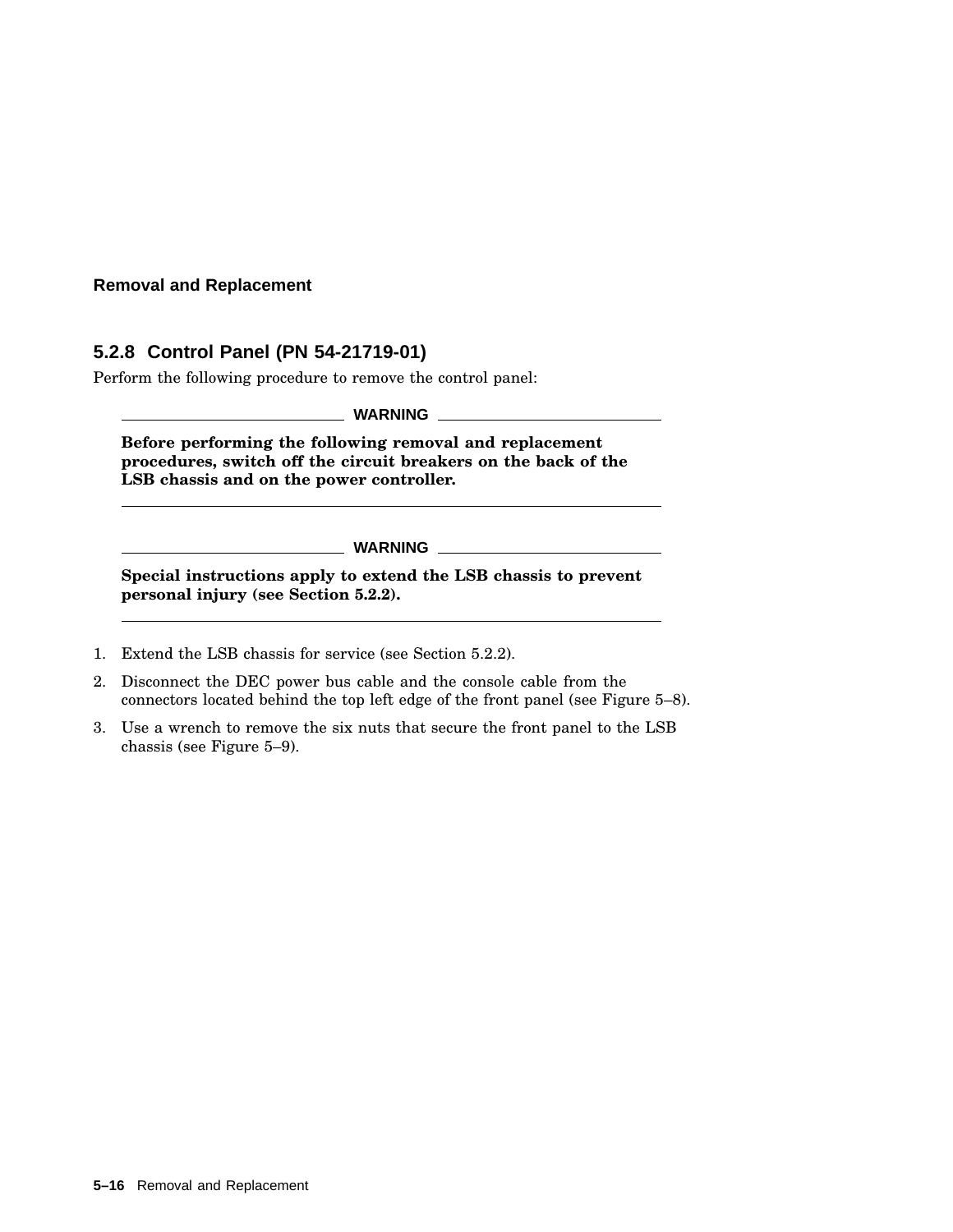### 5.2.8 Control Panel (PN 54-21719-01)

Perform the following procedure to remove the control panel:

---

**WARNING**

**Before performing the following removal and replacement procedures, switch off the circuit breakers on the back of the LSB chassis and on the power controller.**

---

---

**WARNING**

**Special instructions apply to extend the LSB chassis to prevent personal injury (see Section 5.2.2).**

---

1. Extend the LSB chassis for service (see Section 5.2.2).
2. Disconnect the DEC power bus cable and the console cable from the connectors located behind the top left edge of the front panel (see Figure 5–8).
3. Use a wrench to remove the six nuts that secure the front panel to the LSB chassis (see Figure 5–9).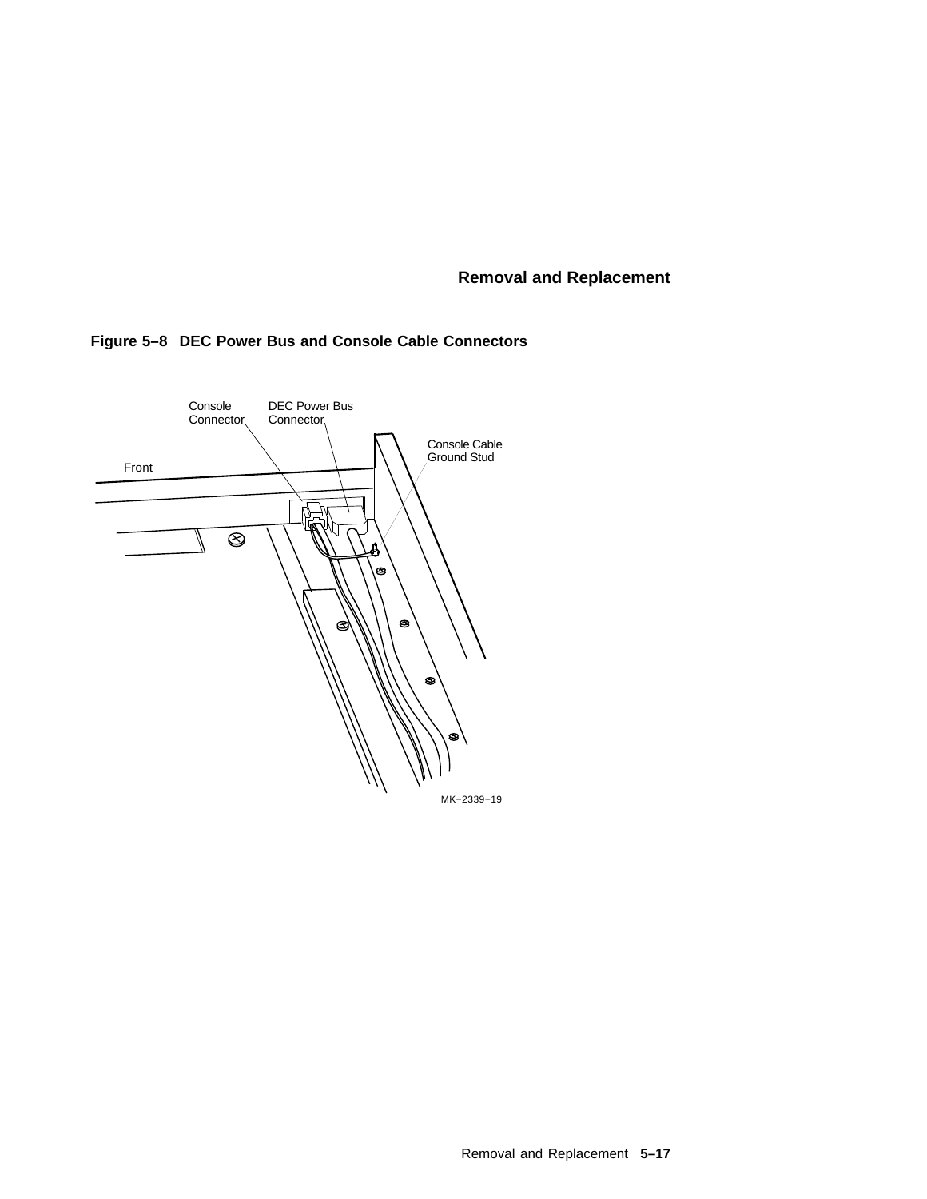**Figure 5–8 DEC Power Bus and Console Cable Connectors**

Console Connector

DEC Power Bus Connector

Console Cable Ground Stud

Front

MK−2339−19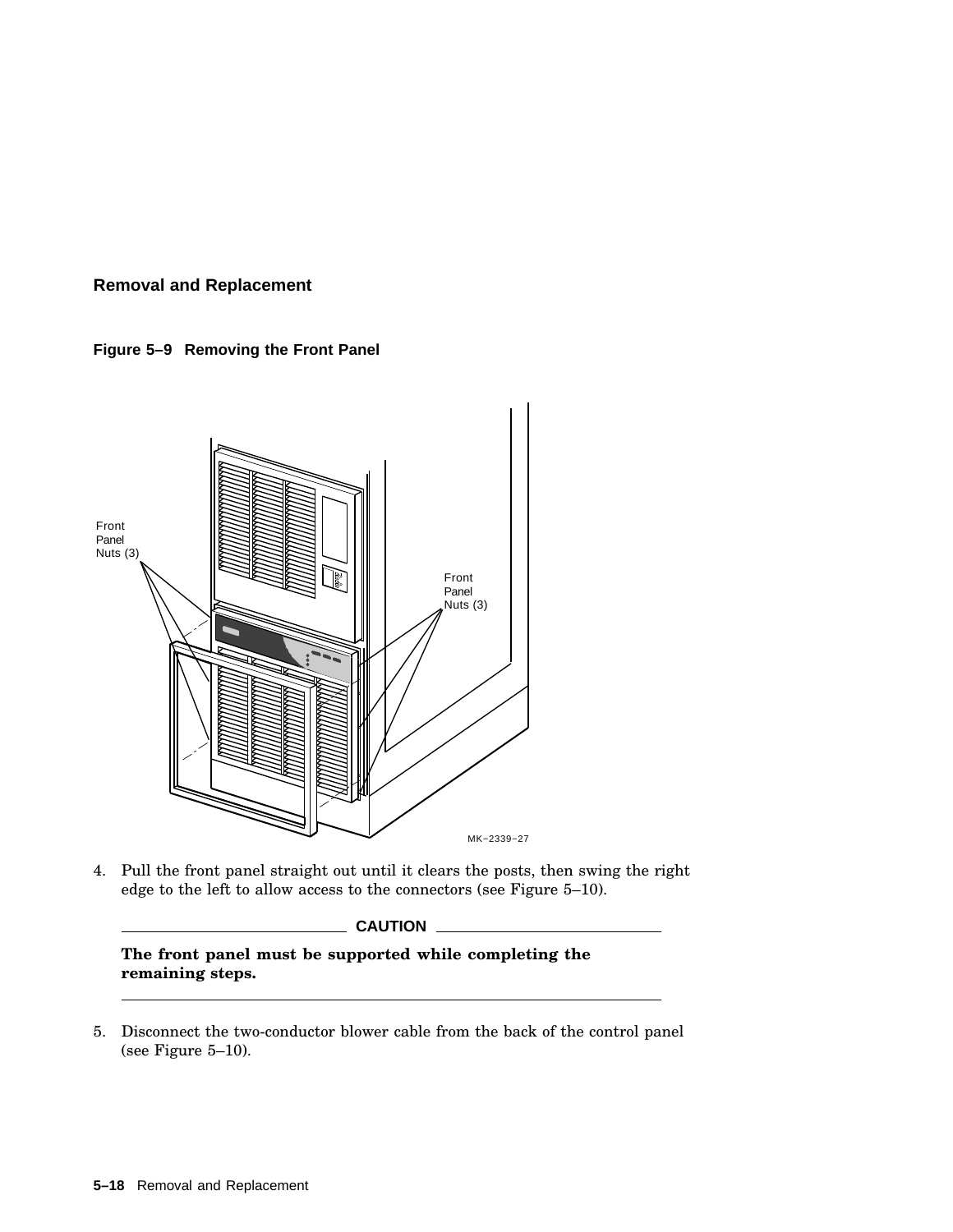## Removal and Replacement

**Figure 5–9 Removing the Front Panel**

4. Pull the front panel straight out until it clears the posts, then swing the right edge to the left to allow access to the connectors (see Figure 5–10).

**CAUTION**

**The front panel must be supported while completing the remaining steps.**

5. Disconnect the two-conductor blower cable from the back of the control panel (see Figure 5–10).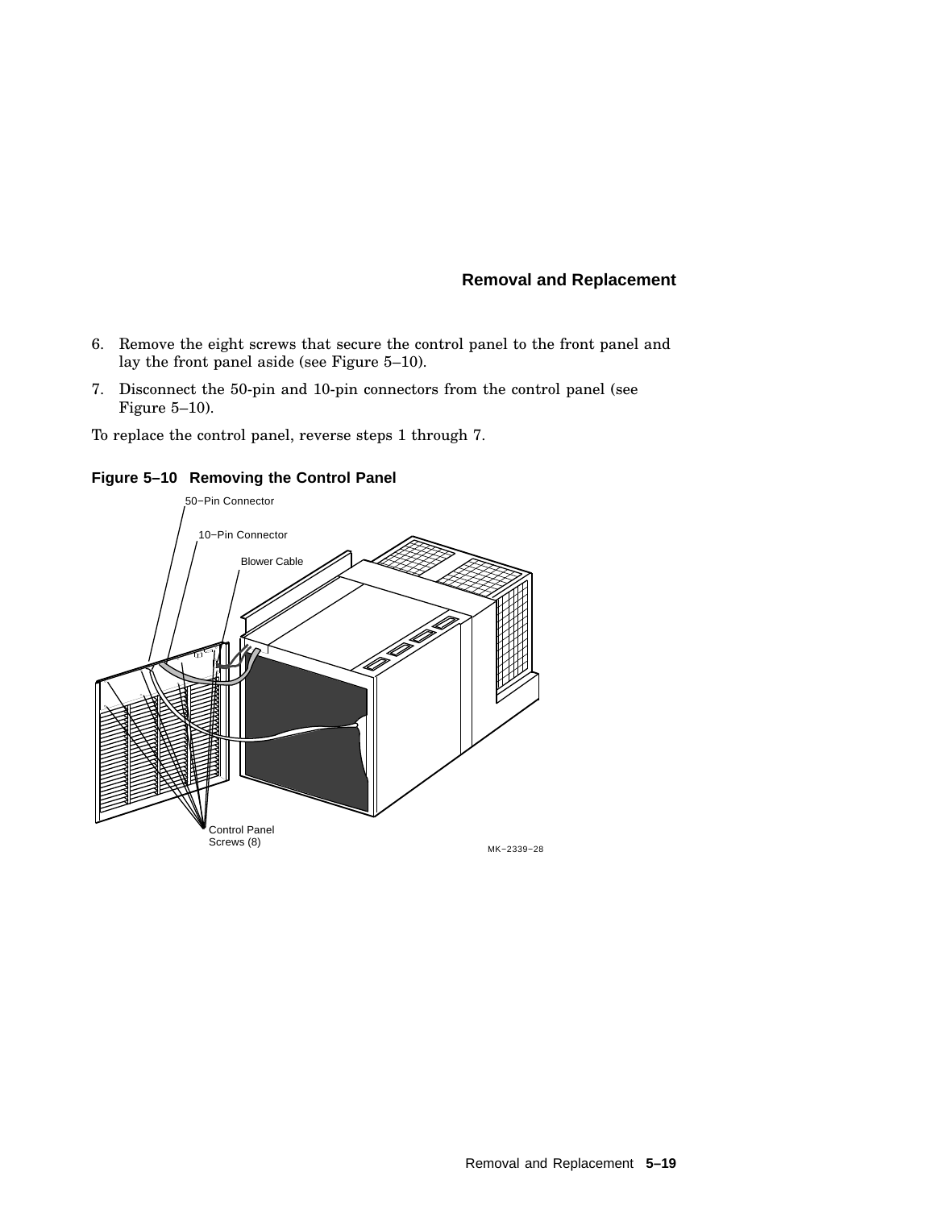6. Remove the eight screws that secure the control panel to the front panel and lay the front panel aside (see Figure 5–10).
7. Disconnect the 50-pin and 10-pin connectors from the control panel (see Figure 5–10).

To replace the control panel, reverse steps 1 through 7.

**Figure 5–10 Removing the Control Panel**

50−Pin Connector

10−Pin Connector

Blower Cable

Control Panel Screws (8)

MK−2339−28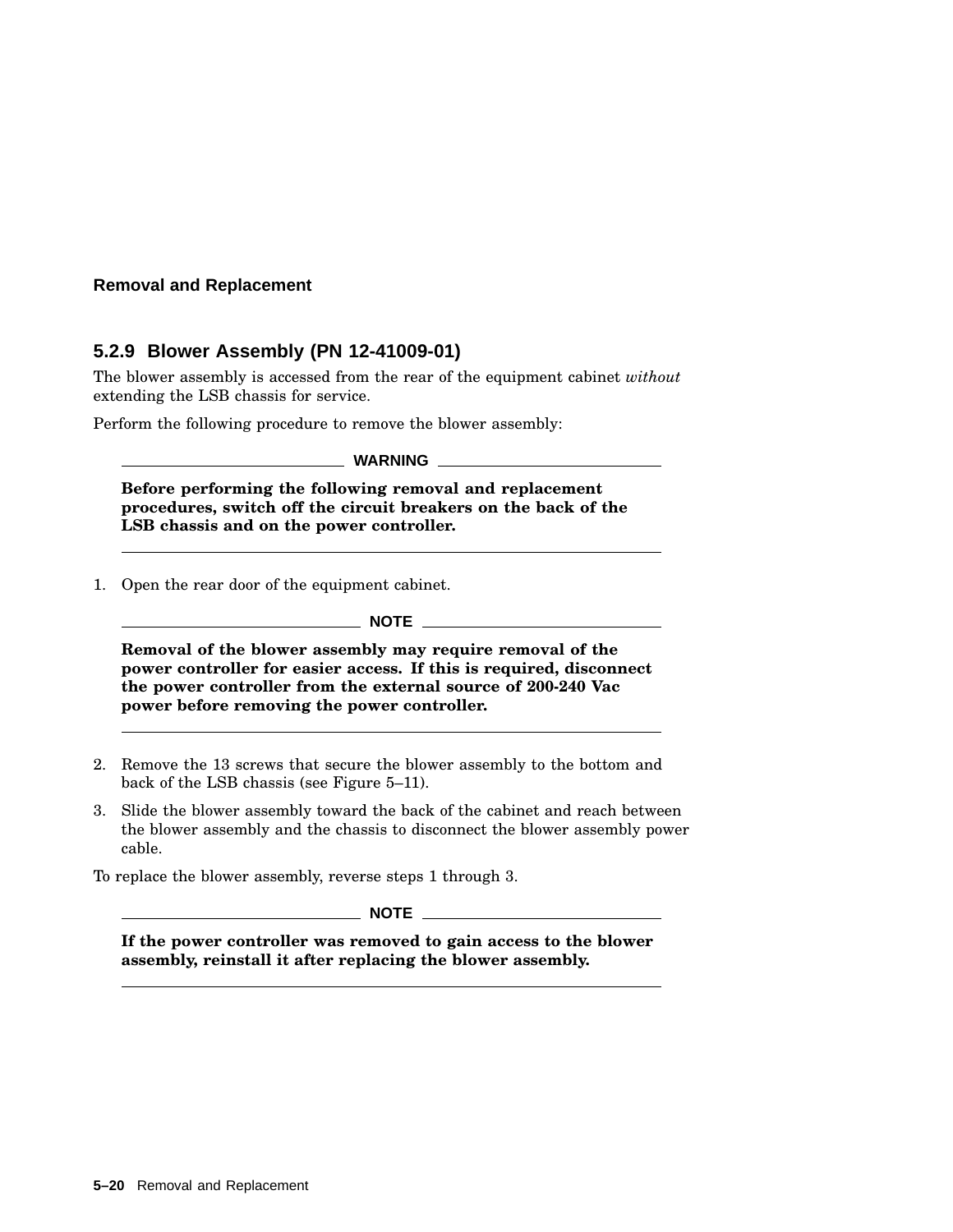### 5.2.9 Blower Assembly (PN 12-41009-01)

The blower assembly is accessed from the rear of the equipment cabinet *without* extending the LSB chassis for service.

Perform the following procedure to remove the blower assembly:

**WARNING**

**Before performing the following removal and replacement procedures, switch off the circuit breakers on the back of the LSB chassis and on the power controller.**

1. Open the rear door of the equipment cabinet.

   **NOTE**

   **Removal of the blower assembly may require removal of the power controller for easier access. If this is required, disconnect the power controller from the external source of 200-240 Vac power before removing the power controller.**

2. Remove the 13 screws that secure the blower assembly to the bottom and back of the LSB chassis (see Figure 5–11).
3. Slide the blower assembly toward the back of the cabinet and reach between the blower assembly and the chassis to disconnect the blower assembly power cable.

To replace the blower assembly, reverse steps 1 through 3.

**NOTE**

**If the power controller was removed to gain access to the blower assembly, reinstall it after replacing the blower assembly.**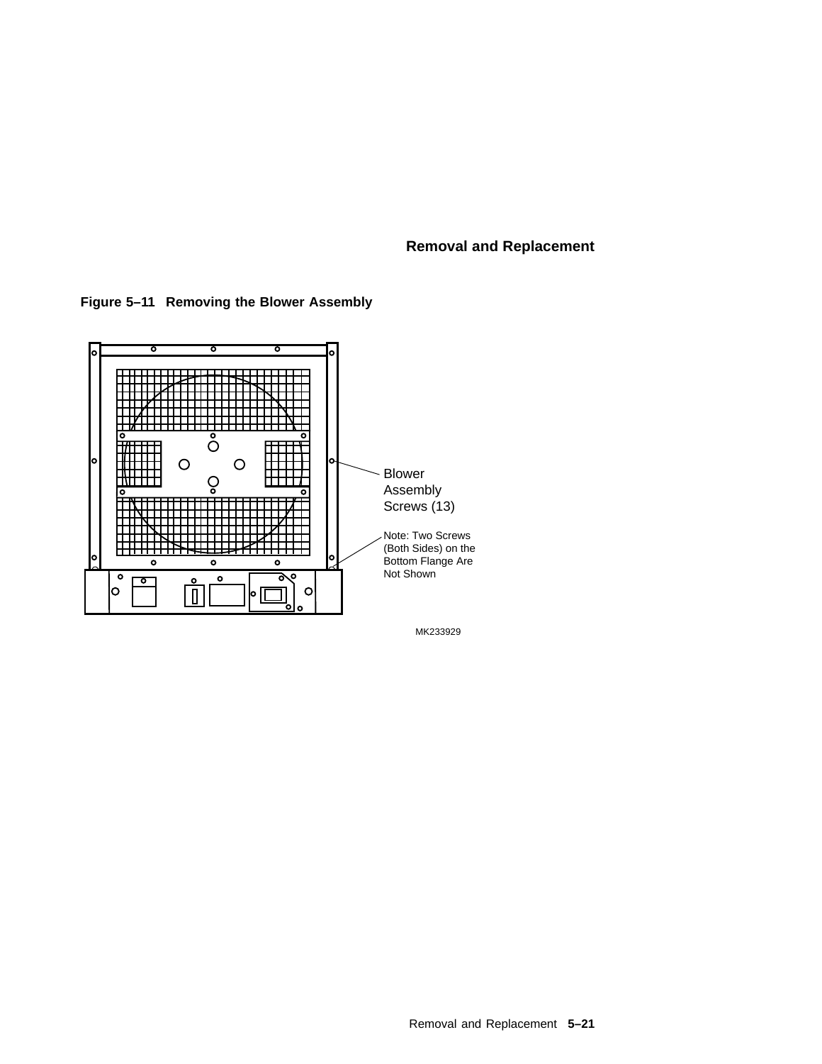**Figure 5–11 Removing the Blower Assembly**

Blower Assembly Screws (13)

Note: Two Screws (Both Sides) on the Bottom Flange Are Not Shown

MK233929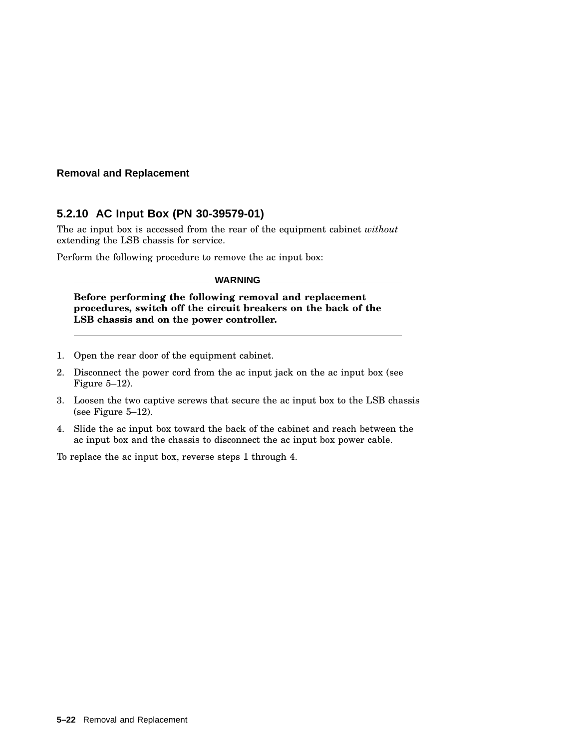### 5.2.10 AC Input Box (PN 30-39579-01)

The ac input box is accessed from the rear of the equipment cabinet *without* extending the LSB chassis for service.

Perform the following procedure to remove the ac input box:

**WARNING**

**Before performing the following removal and replacement procedures, switch off the circuit breakers on the back of the LSB chassis and on the power controller.**

1. Open the rear door of the equipment cabinet.
2. Disconnect the power cord from the ac input jack on the ac input box (see Figure 5–12).
3. Loosen the two captive screws that secure the ac input box to the LSB chassis (see Figure 5–12).
4. Slide the ac input box toward the back of the cabinet and reach between the ac input box and the chassis to disconnect the ac input box power cable.

To replace the ac input box, reverse steps 1 through 4.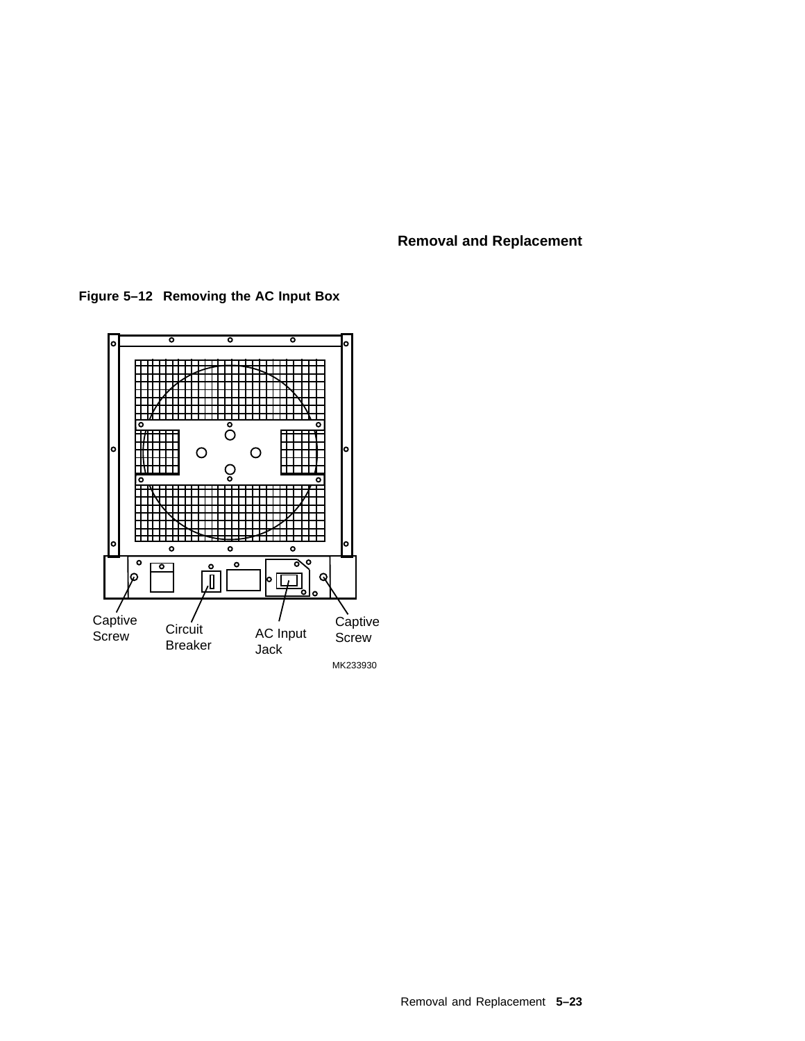**Figure 5–12 Removing the AC Input Box**

Captive Screw

Circuit Breaker

AC Input Jack

Captive Screw

MK233930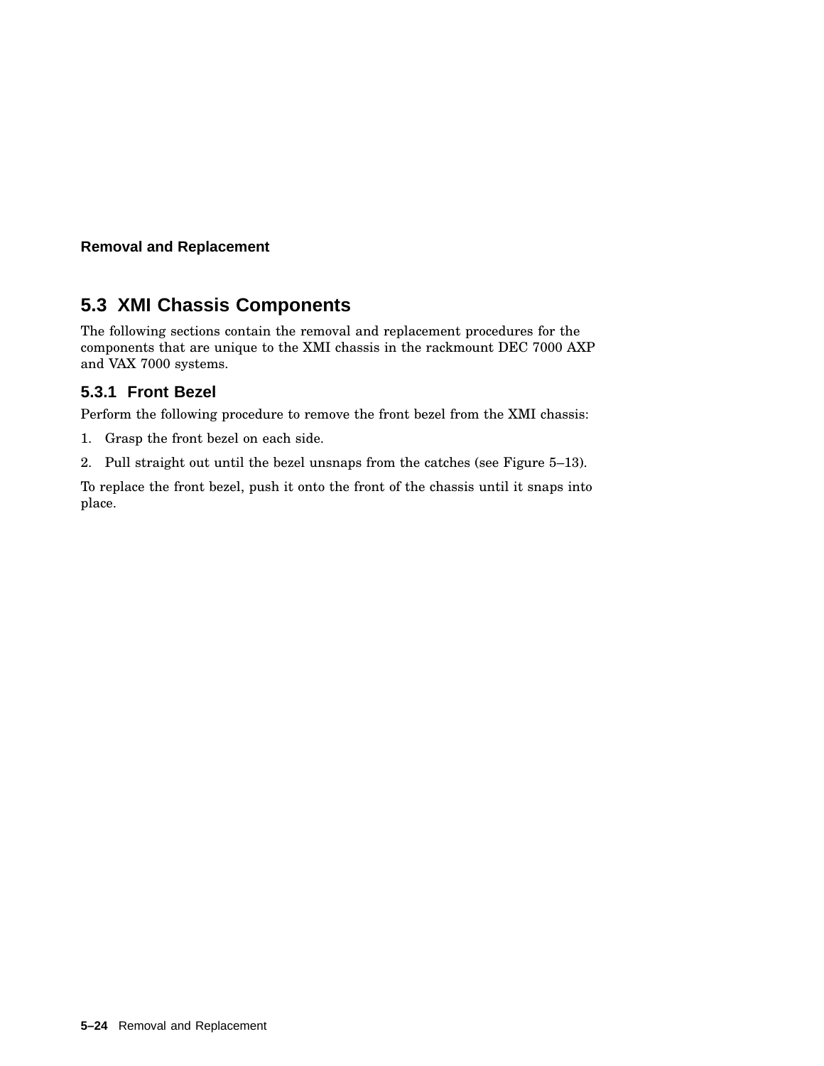## 5.3 XMI Chassis Components

The following sections contain the removal and replacement procedures for the components that are unique to the XMI chassis in the rackmount DEC 7000 AXP and VAX 7000 systems.

### 5.3.1 Front Bezel

Perform the following procedure to remove the front bezel from the XMI chassis:

1. Grasp the front bezel on each side.
2. Pull straight out until the bezel unsnaps from the catches (see Figure 5–13).

To replace the front bezel, push it onto the front of the chassis until it snaps into place.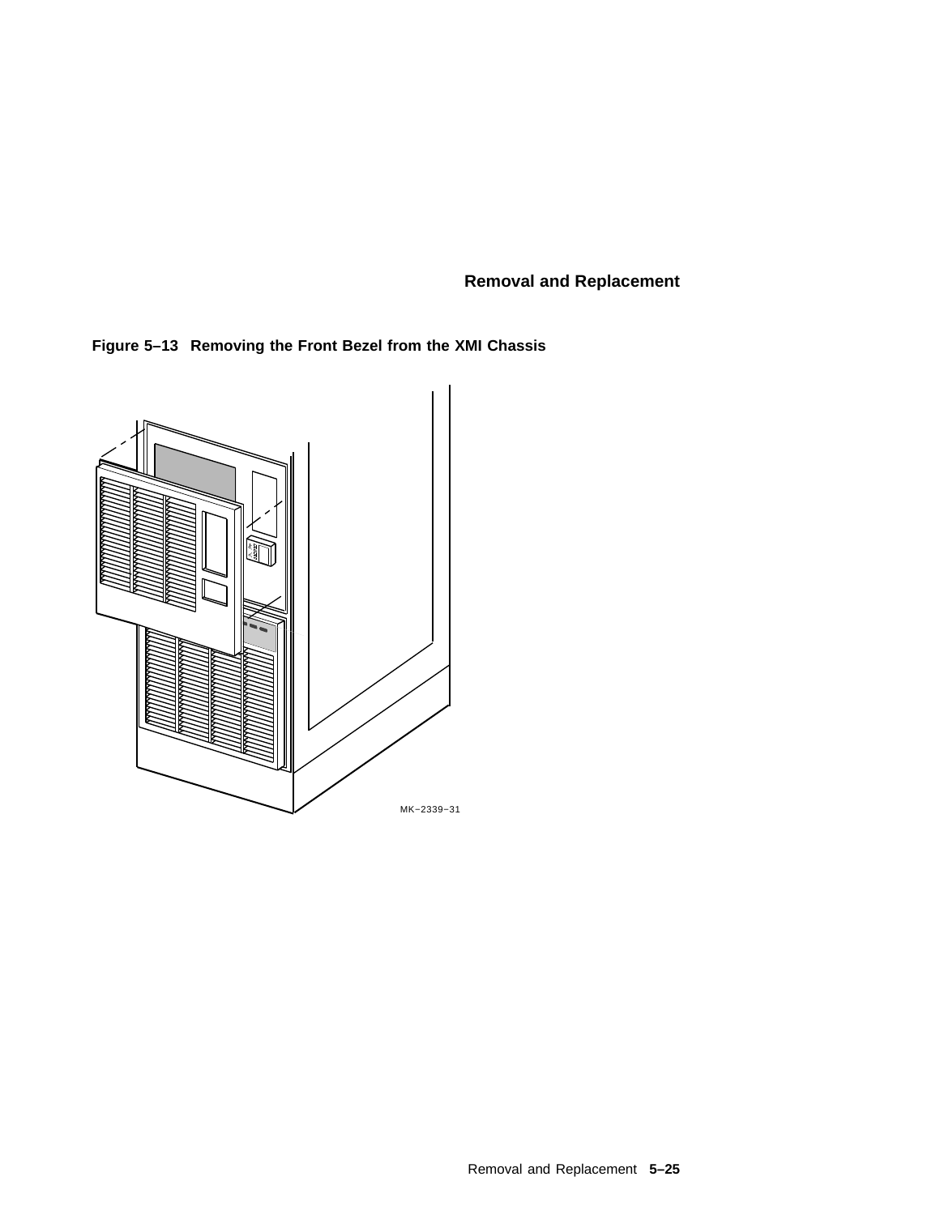**Figure 5–13 Removing the Front Bezel from the XMI Chassis**

MK−2339−31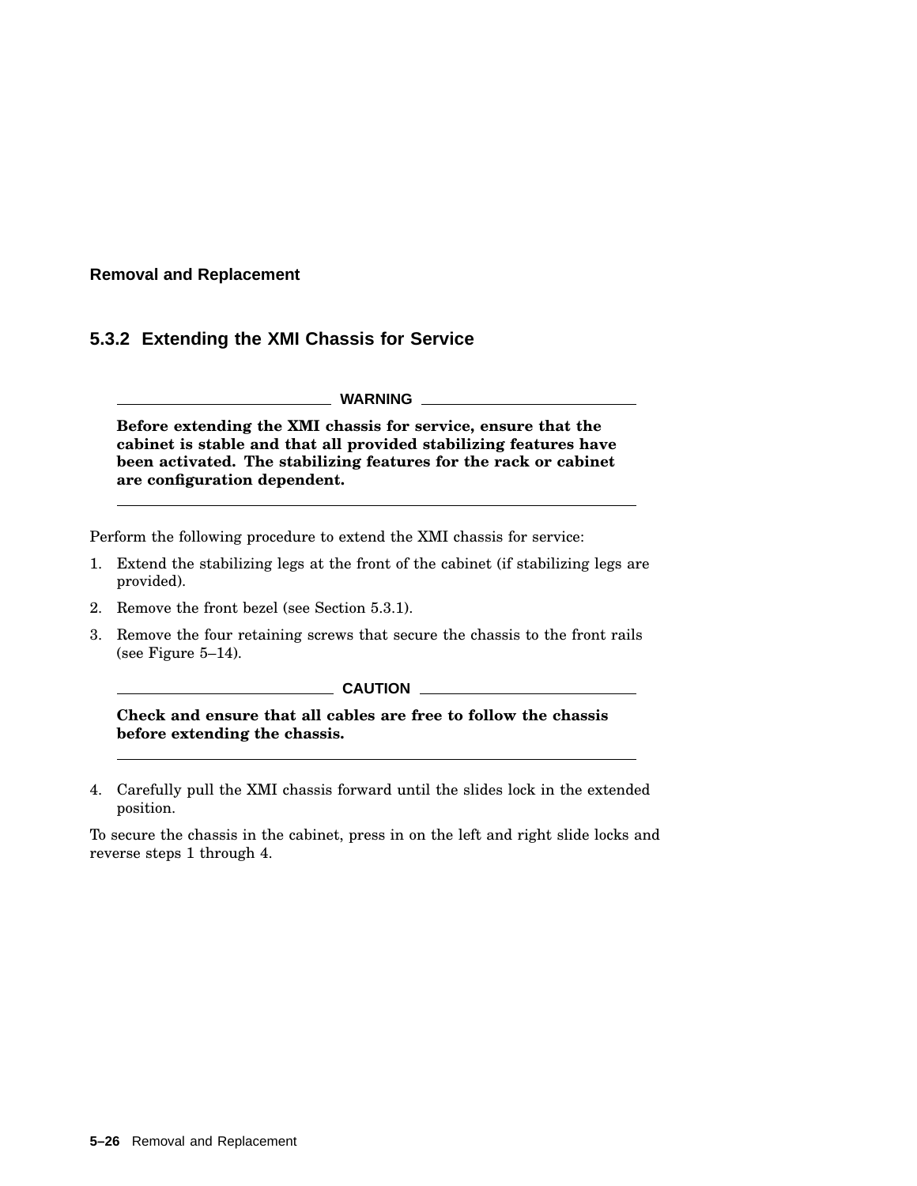### 5.3.2 Extending the XMI Chassis for Service

**WARNING**

**Before extending the XMI chassis for service, ensure that the cabinet is stable and that all provided stabilizing features have been activated. The stabilizing features for the rack or cabinet are configuration dependent.**

---

Perform the following procedure to extend the XMI chassis for service:

1. Extend the stabilizing legs at the front of the cabinet (if stabilizing legs are provided).
2. Remove the front bezel (see Section 5.3.1).
3. Remove the four retaining screws that secure the chassis to the front rails (see Figure 5–14).

**CAUTION**

**Check and ensure that all cables are free to follow the chassis before extending the chassis.**

---

4. Carefully pull the XMI chassis forward until the slides lock in the extended position.

To secure the chassis in the cabinet, press in on the left and right slide locks and reverse steps 1 through 4.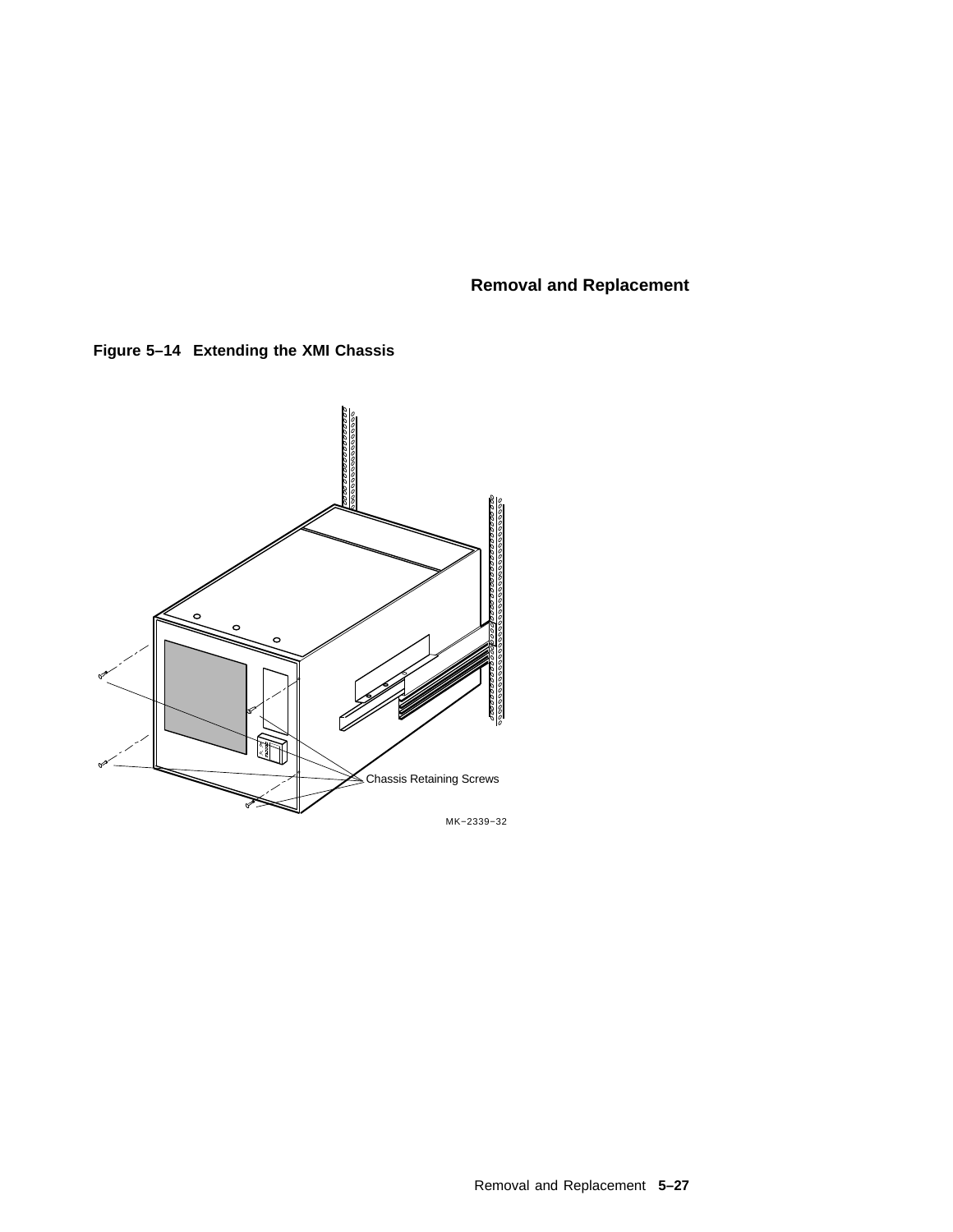**Figure 5–14 Extending the XMI Chassis**

Chassis Retaining Screws

MK−2339−32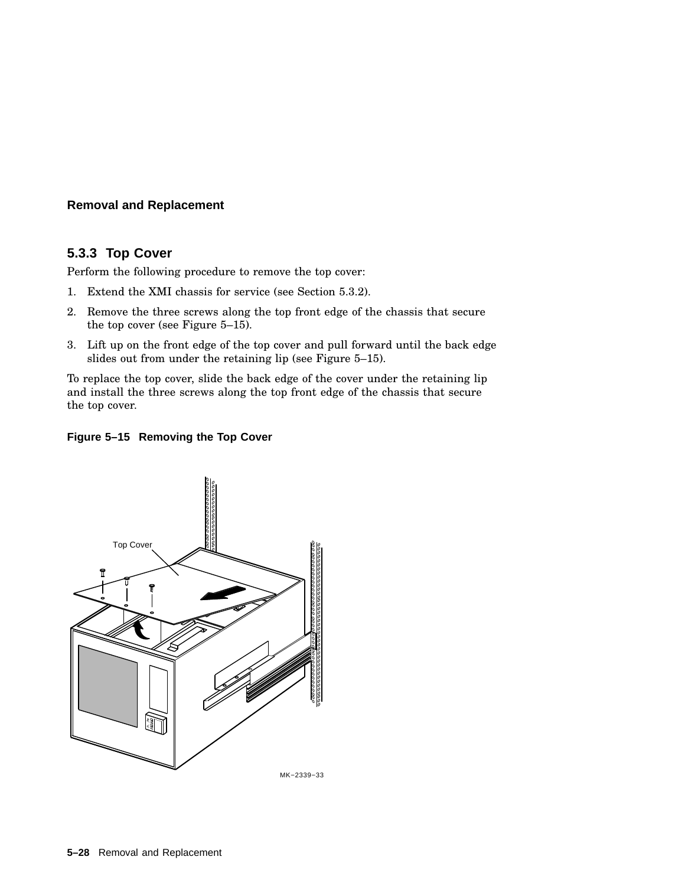### 5.3.3 Top Cover

Perform the following procedure to remove the top cover:

1. Extend the XMI chassis for service (see Section 5.3.2).
2. Remove the three screws along the top front edge of the chassis that secure the top cover (see Figure 5–15).
3. Lift up on the front edge of the top cover and pull forward until the back edge slides out from under the retaining lip (see Figure 5–15).

To replace the top cover, slide the back edge of the cover under the retaining lip and install the three screws along the top front edge of the chassis that secure the top cover.

**Figure 5–15 Removing the Top Cover**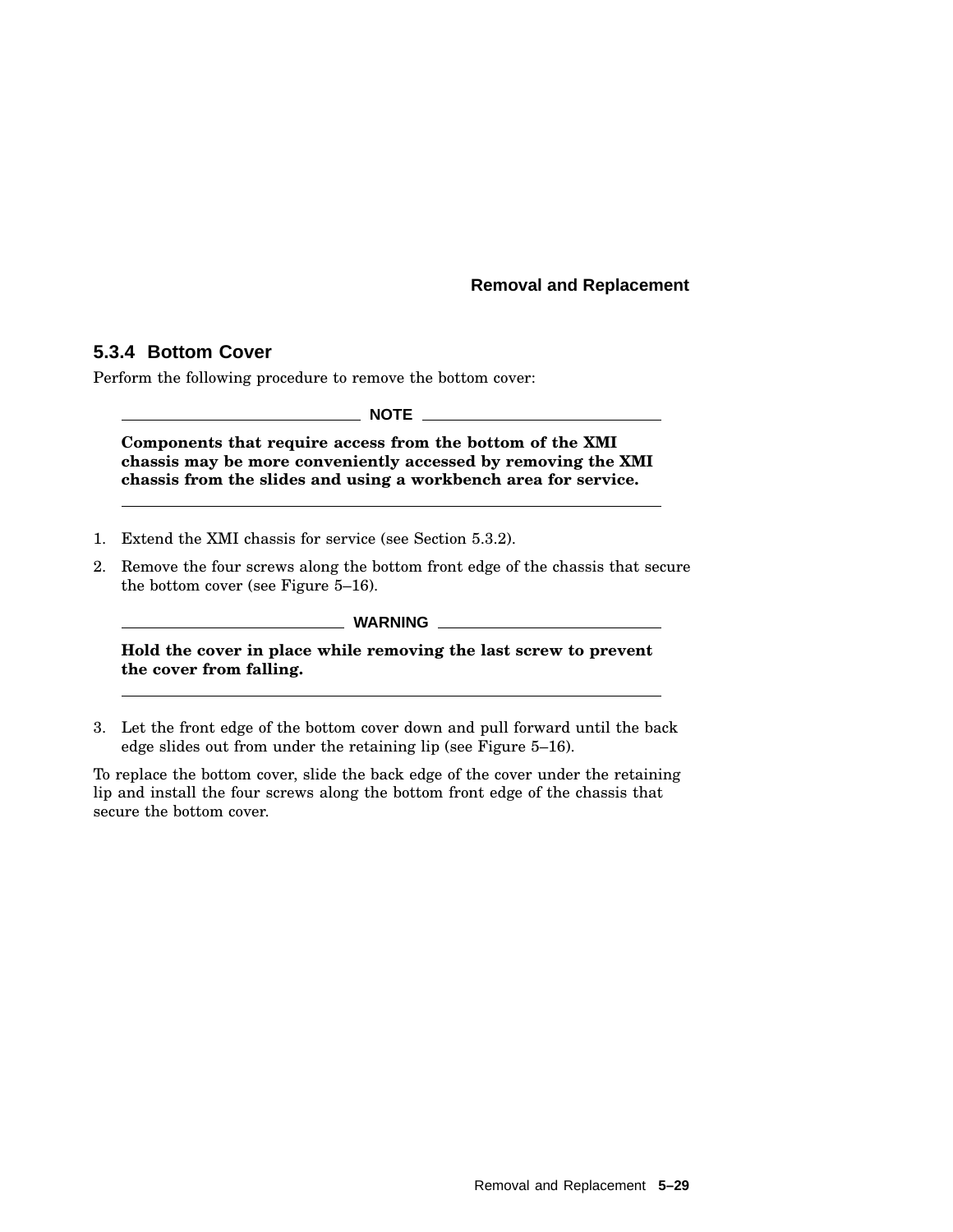### 5.3.4 Bottom Cover

Perform the following procedure to remove the bottom cover:

---

**NOTE**

**Components that require access from the bottom of the XMI chassis may be more conveniently accessed by removing the XMI chassis from the slides and using a workbench area for service.**

---

1. Extend the XMI chassis for service (see Section 5.3.2).
2. Remove the four screws along the bottom front edge of the chassis that secure the bottom cover (see Figure 5–16).

---

**WARNING**

**Hold the cover in place while removing the last screw to prevent the cover from falling.**

---

3. Let the front edge of the bottom cover down and pull forward until the back edge slides out from under the retaining lip (see Figure 5–16).

To replace the bottom cover, slide the back edge of the cover under the retaining lip and install the four screws along the bottom front edge of the chassis that secure the bottom cover.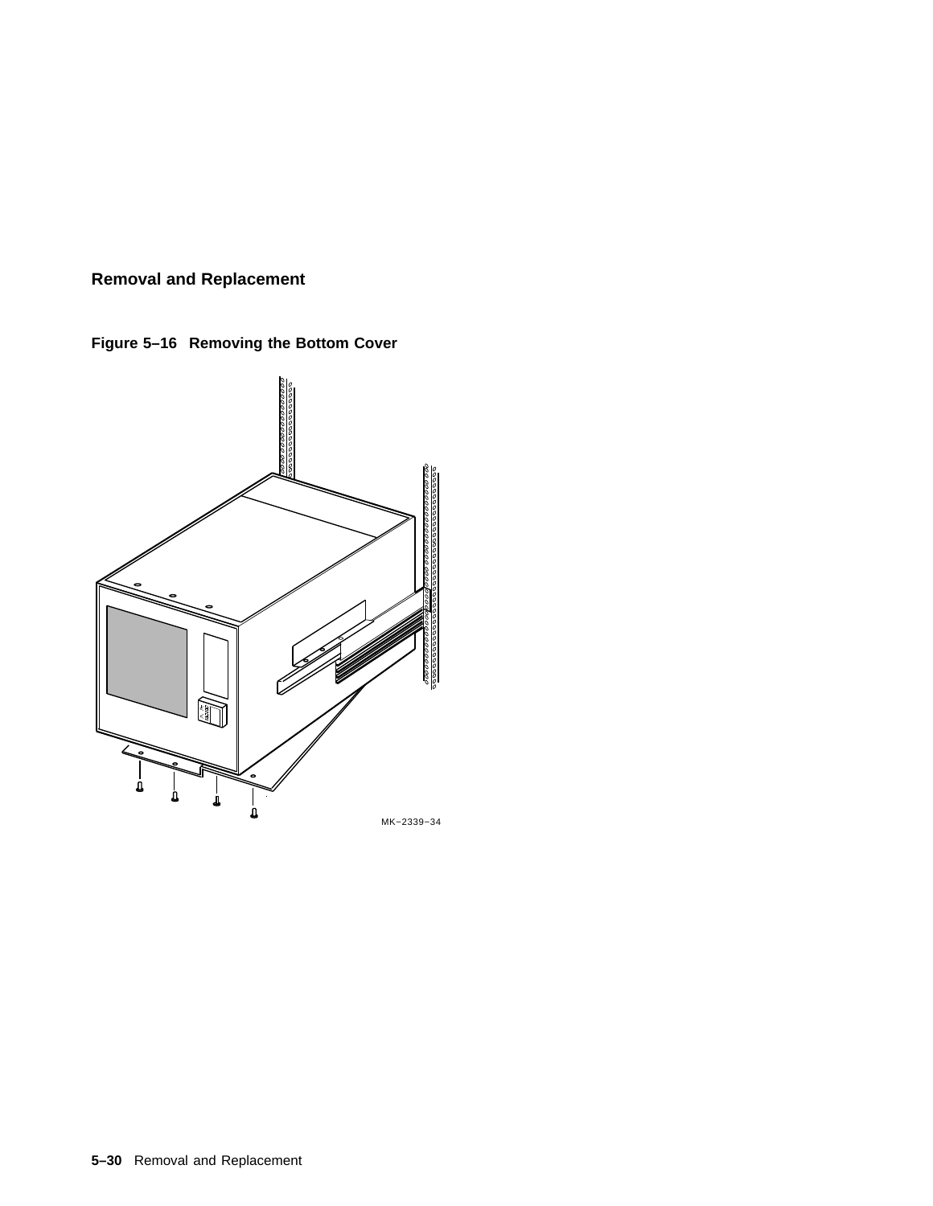**Figure 5–16 Removing the Bottom Cover**

MK−2339−34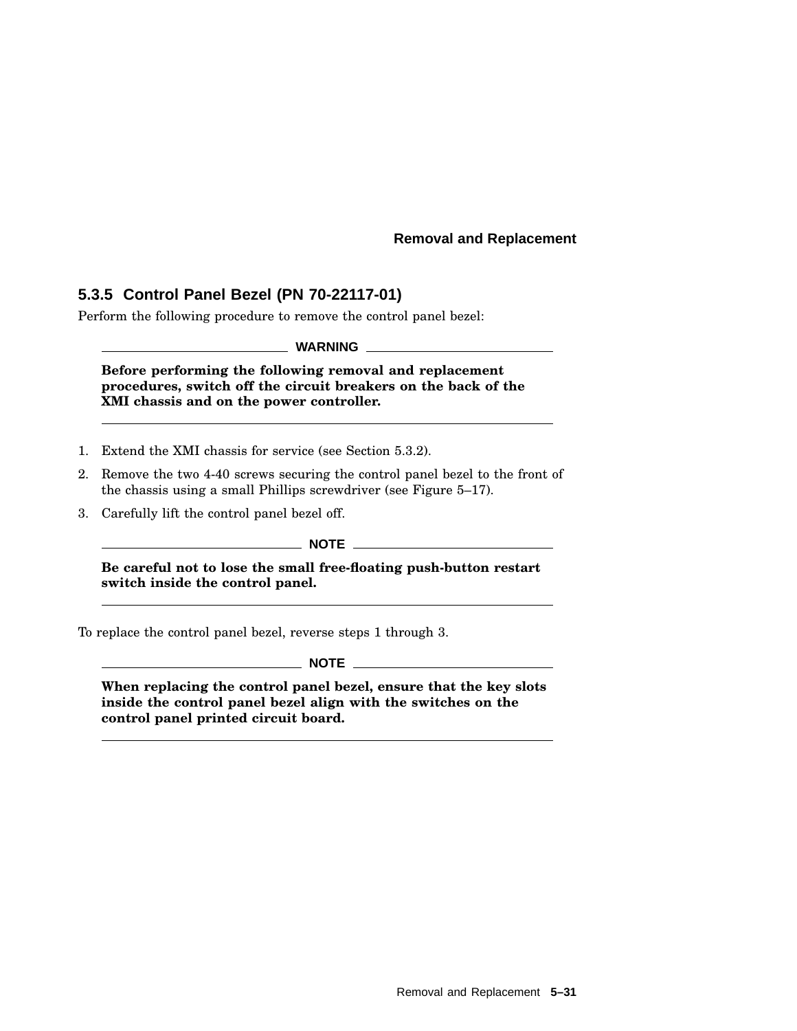### 5.3.5 Control Panel Bezel (PN 70-22117-01)

Perform the following procedure to remove the control panel bezel:

---

**WARNING**

**Before performing the following removal and replacement procedures, switch off the circuit breakers on the back of the XMI chassis and on the power controller.**

---

1. Extend the XMI chassis for service (see Section 5.3.2).
2. Remove the two 4-40 screws securing the control panel bezel to the front of the chassis using a small Phillips screwdriver (see Figure 5–17).
3. Carefully lift the control panel bezel off.

---

**NOTE**

**Be careful not to lose the small free-floating push-button restart switch inside the control panel.**

---

To replace the control panel bezel, reverse steps 1 through 3.

---

**NOTE**

**When replacing the control panel bezel, ensure that the key slots inside the control panel bezel align with the switches on the control panel printed circuit board.**

---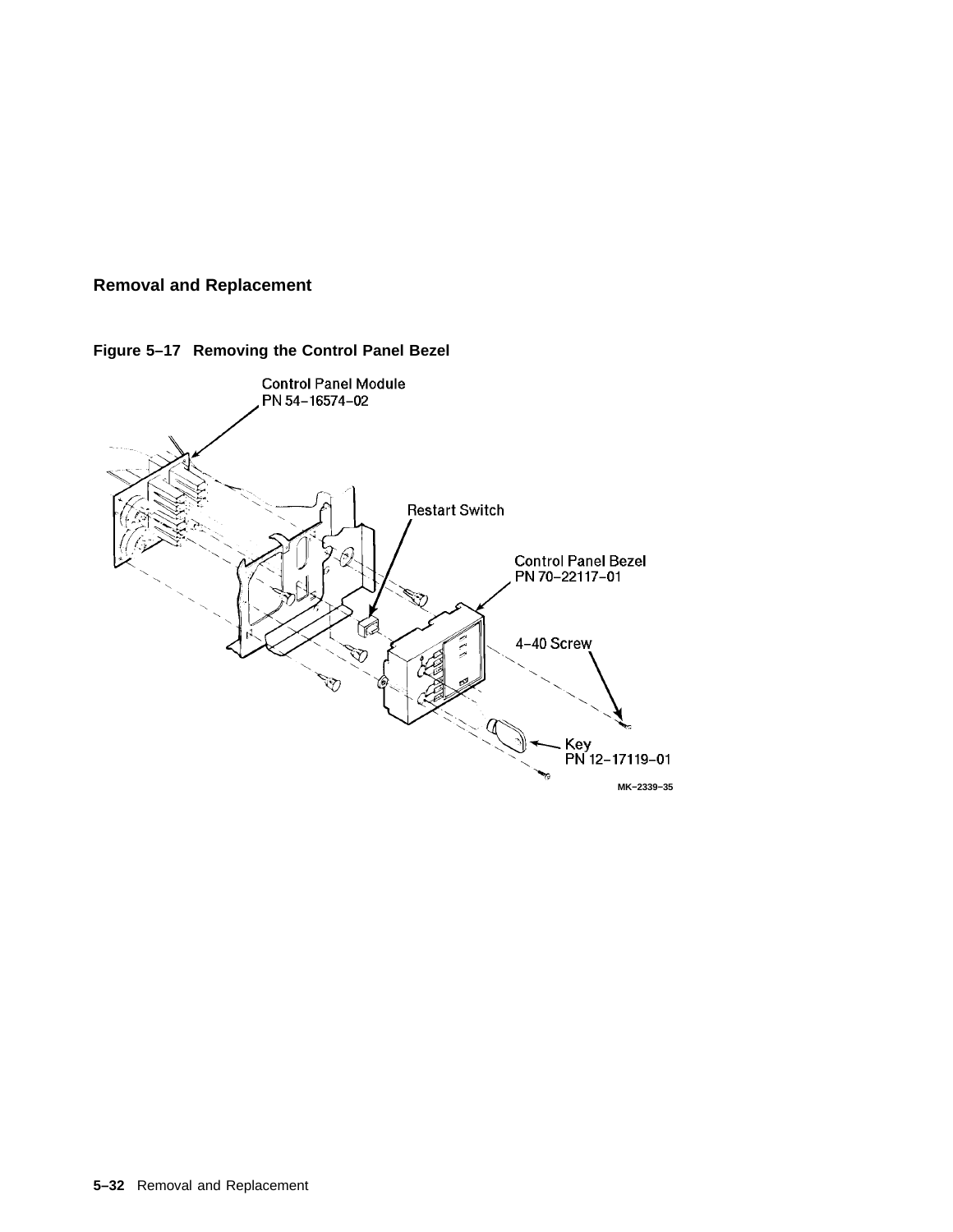## Removal and Replacement

**Figure 5–17 Removing the Control Panel Bezel**

Control Panel Module
PN 54–16574–02

Restart Switch

Control Panel Bezel
PN 70–22117–01

4–40 Screw

Key
PN 12–17119–01

MK–2339–35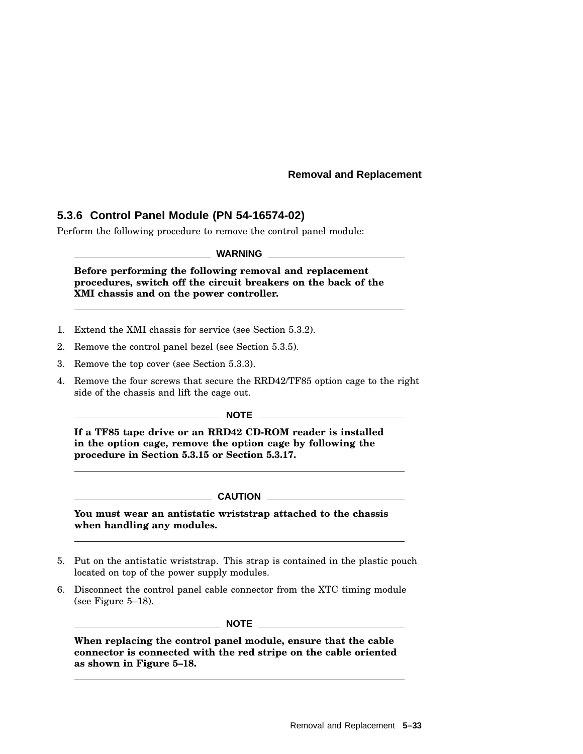### 5.3.6 Control Panel Module (PN 54-16574-02)

Perform the following procedure to remove the control panel module:

---

**WARNING**

**Before performing the following removal and replacement procedures, switch off the circuit breakers on the back of the XMI chassis and on the power controller.**

---

1. Extend the XMI chassis for service (see Section 5.3.2).
2. Remove the control panel bezel (see Section 5.3.5).
3. Remove the top cover (see Section 5.3.3).
4. Remove the four screws that secure the RRD42/TF85 option cage to the right side of the chassis and lift the cage out.

---

**NOTE**

**If a TF85 tape drive or an RRD42 CD-ROM reader is installed in the option cage, remove the option cage by following the procedure in Section 5.3.15 or Section 5.3.17.**

---

---

**CAUTION**

**You must wear an antistatic wriststrap attached to the chassis when handling any modules.**

---

5. Put on the antistatic wriststrap. This strap is contained in the plastic pouch located on top of the power supply modules.
6. Disconnect the control panel cable connector from the XTC timing module (see Figure 5–18).

---

**NOTE**

**When replacing the control panel module, ensure that the cable connector is connected with the red stripe on the cable oriented as shown in Figure 5–18.**

---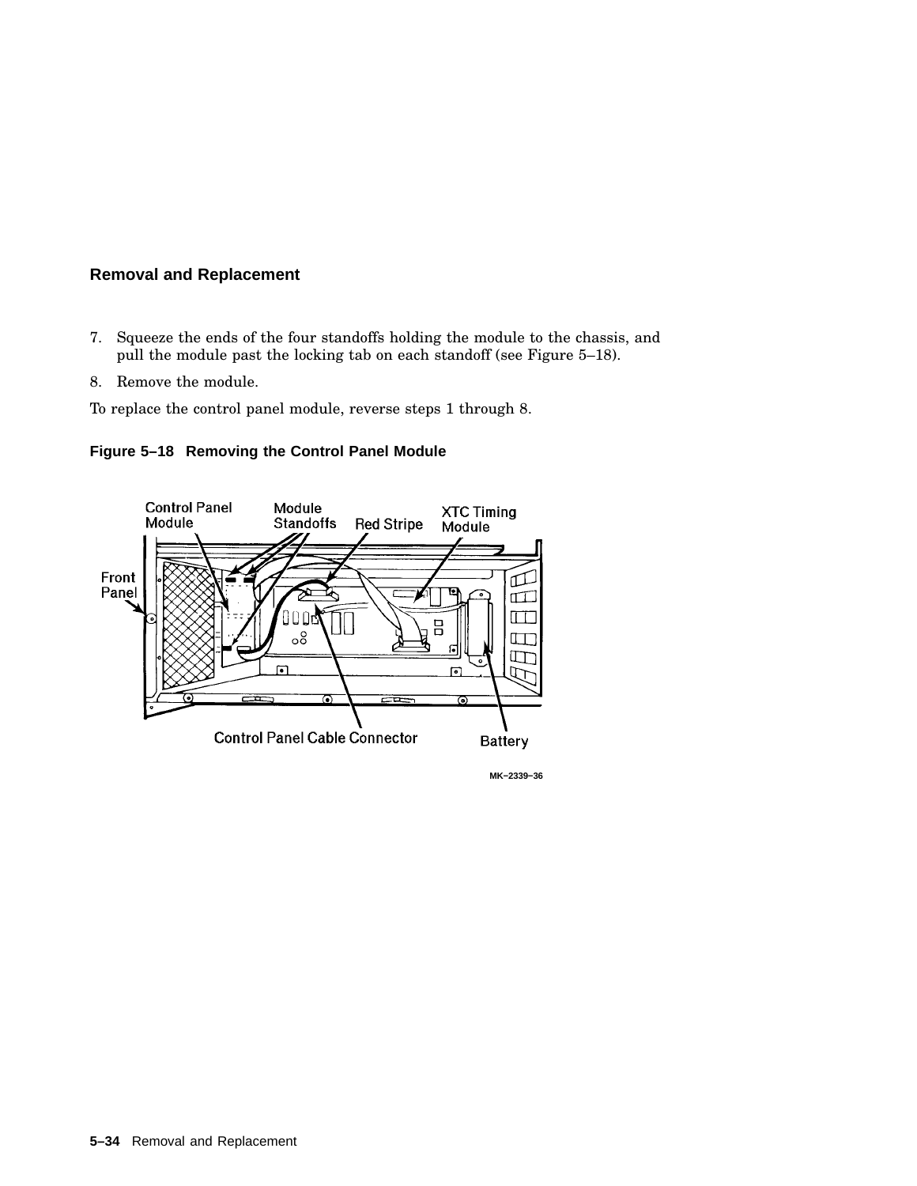7. Squeeze the ends of the four standoffs holding the module to the chassis, and pull the module past the locking tab on each standoff (see Figure 5–18).
8. Remove the module.

To replace the control panel module, reverse steps 1 through 8.

**Figure 5–18 Removing the Control Panel Module**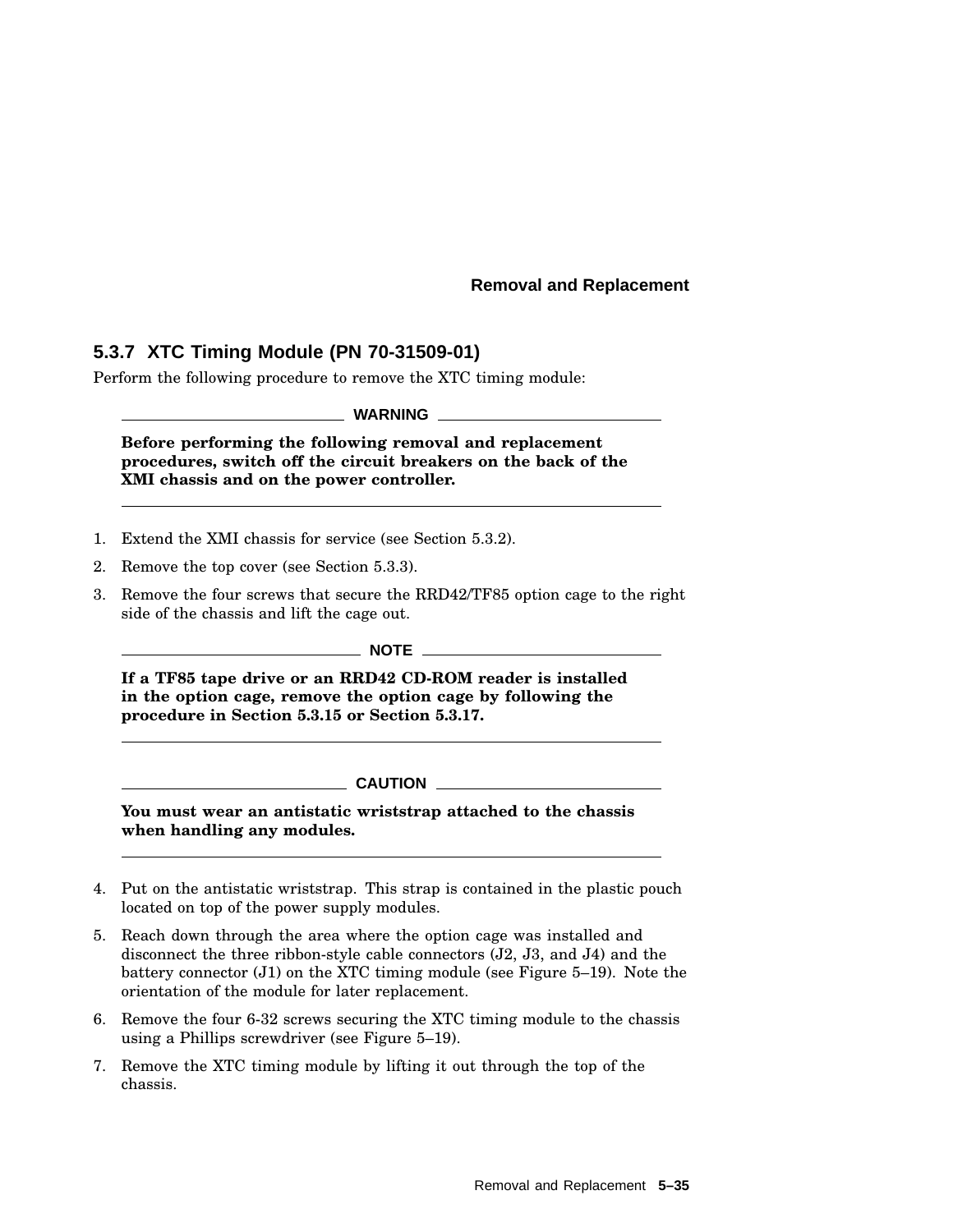### 5.3.7 XTC Timing Module (PN 70-31509-01)

Perform the following procedure to remove the XTC timing module:

---

**WARNING**

**Before performing the following removal and replacement procedures, switch off the circuit breakers on the back of the XMI chassis and on the power controller.**

---

1. Extend the XMI chassis for service (see Section 5.3.2).
2. Remove the top cover (see Section 5.3.3).
3. Remove the four screws that secure the RRD42/TF85 option cage to the right side of the chassis and lift the cage out.

---

**NOTE**

**If a TF85 tape drive or an RRD42 CD-ROM reader is installed in the option cage, remove the option cage by following the procedure in Section 5.3.15 or Section 5.3.17.**

---

---

**CAUTION**

**You must wear an antistatic wriststrap attached to the chassis when handling any modules.**

---

4. Put on the antistatic wriststrap. This strap is contained in the plastic pouch located on top of the power supply modules.
5. Reach down through the area where the option cage was installed and disconnect the three ribbon-style cable connectors (J2, J3, and J4) and the battery connector (J1) on the XTC timing module (see Figure 5–19). Note the orientation of the module for later replacement.
6. Remove the four 6-32 screws securing the XTC timing module to the chassis using a Phillips screwdriver (see Figure 5–19).
7. Remove the XTC timing module by lifting it out through the top of the chassis.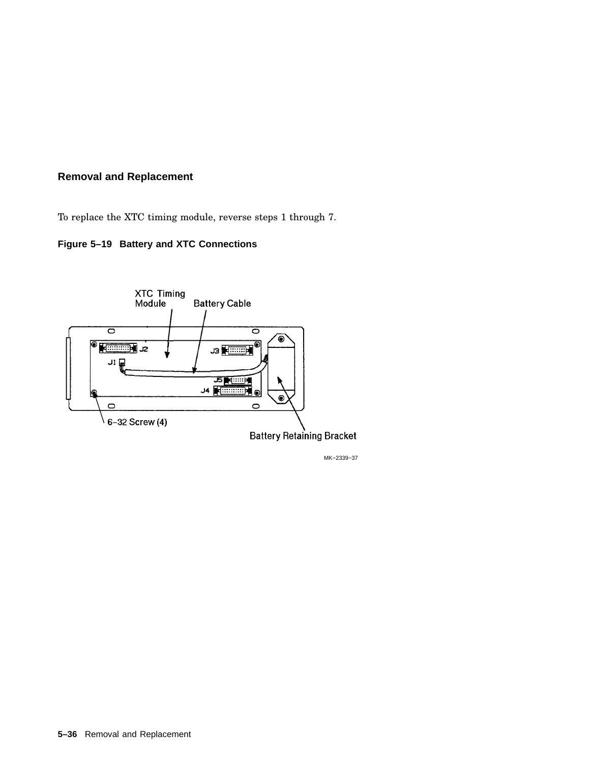## Removal and Replacement

To replace the XTC timing module, reverse steps 1 through 7.

**Figure 5–19 Battery and XTC Connections**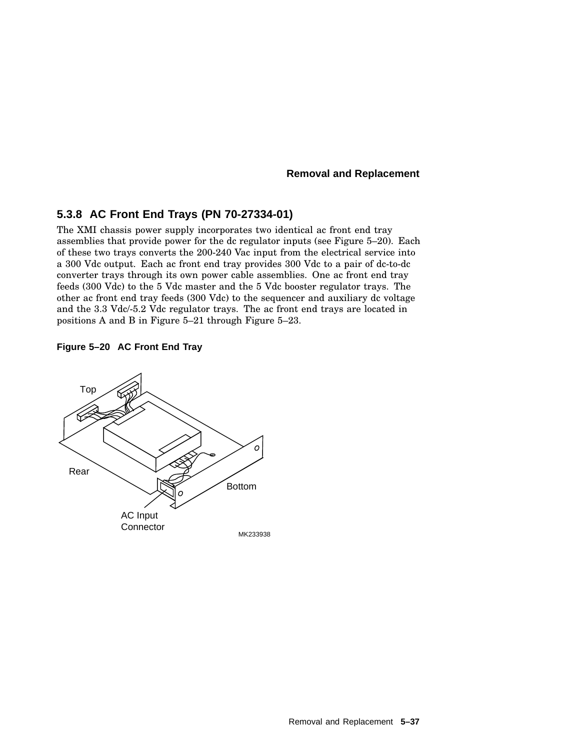### 5.3.8 AC Front End Trays (PN 70-27334-01)

The XMI chassis power supply incorporates two identical ac front end tray assemblies that provide power for the dc regulator inputs (see Figure 5–20). Each of these two trays converts the 200-240 Vac input from the electrical service into a 300 Vdc output. Each ac front end tray provides 300 Vdc to a pair of dc-to-dc converter trays through its own power cable assemblies. One ac front end tray feeds (300 Vdc) to the 5 Vdc master and the 5 Vdc booster regulator trays. The other ac front end tray feeds (300 Vdc) to the sequencer and auxiliary dc voltage and the 3.3 Vdc/-5.2 Vdc regulator trays. The ac front end trays are located in positions A and B in Figure 5–21 through Figure 5–23.

**Figure 5–20 AC Front End Tray**

Top

Rear

Bottom

AC Input Connector

MK233938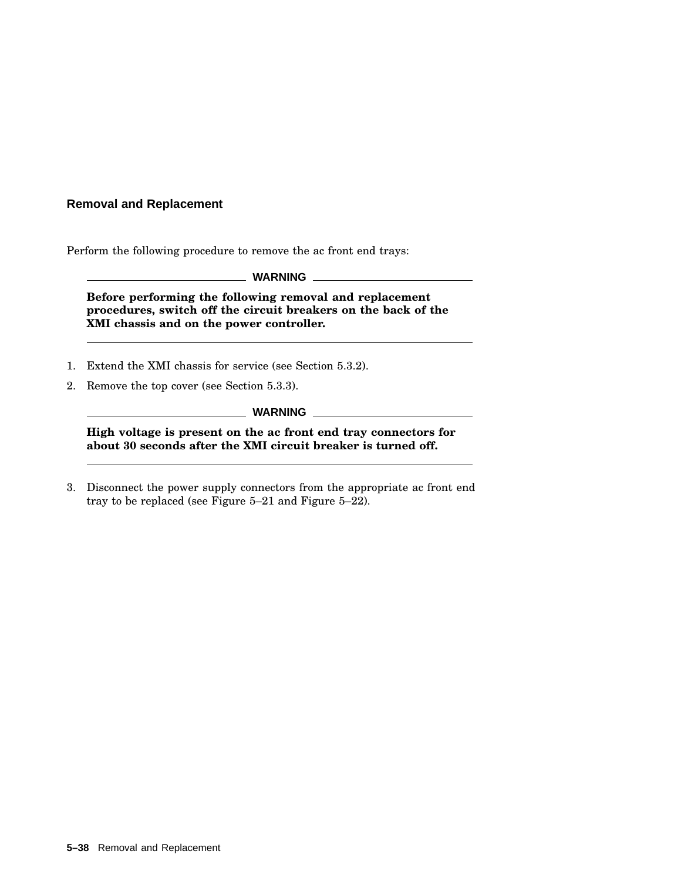### Removal and Replacement

Perform the following procedure to remove the ac front end trays:

**WARNING**

**Before performing the following removal and replacement procedures, switch off the circuit breakers on the back of the XMI chassis and on the power controller.**

1. Extend the XMI chassis for service (see Section 5.3.2).
2. Remove the top cover (see Section 5.3.3).

**WARNING**

**High voltage is present on the ac front end tray connectors for about 30 seconds after the XMI circuit breaker is turned off.**

3. Disconnect the power supply connectors from the appropriate ac front end tray to be replaced (see Figure 5–21 and Figure 5–22).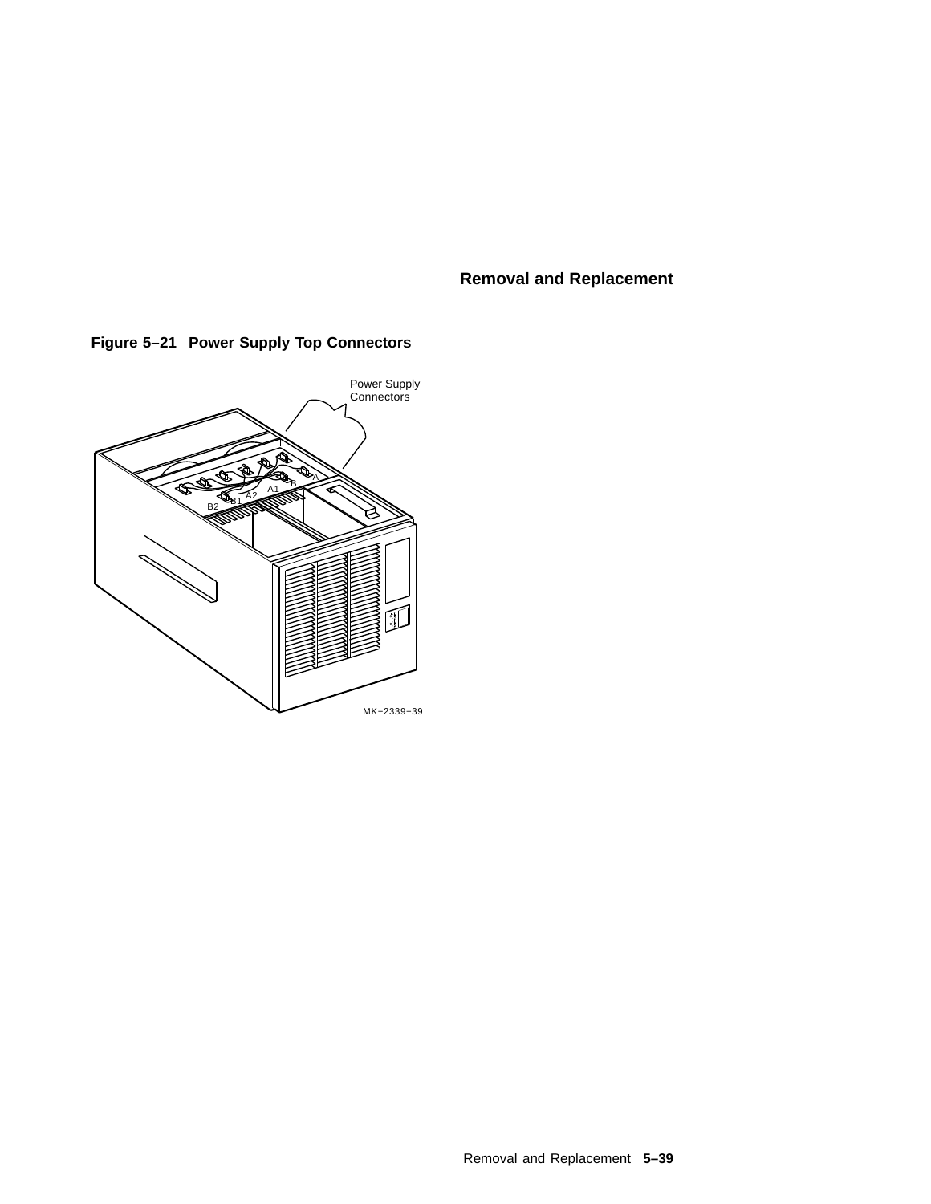**Figure 5–21 Power Supply Top Connectors**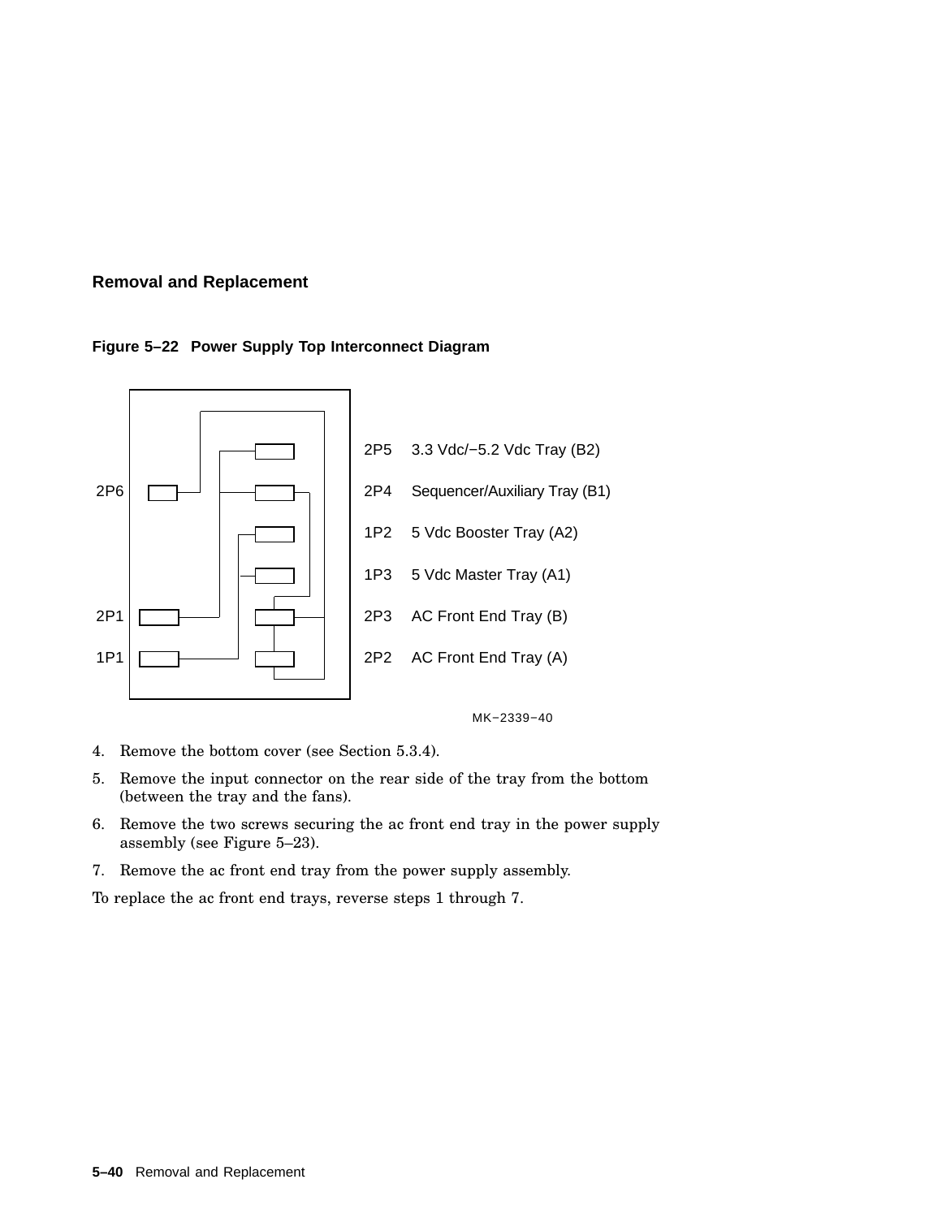Figure 5–22 Power Supply Top Interconnect Diagram

2P6

2P1

1P1

2P5 3.3 Vdc/−5.2 Vdc Tray (B2)

2P4 Sequencer/Auxiliary Tray (B1)

1P2 5 Vdc Booster Tray (A2)

1P3 5 Vdc Master Tray (A1)

2P3 AC Front End Tray (B)

2P2 AC Front End Tray (A)

MK−2339−40

4. Remove the bottom cover (see Section 5.3.4).
5. Remove the input connector on the rear side of the tray from the bottom (between the tray and the fans).
6. Remove the two screws securing the ac front end tray in the power supply assembly (see Figure 5–23).
7. Remove the ac front end tray from the power supply assembly.

To replace the ac front end trays, reverse steps 1 through 7.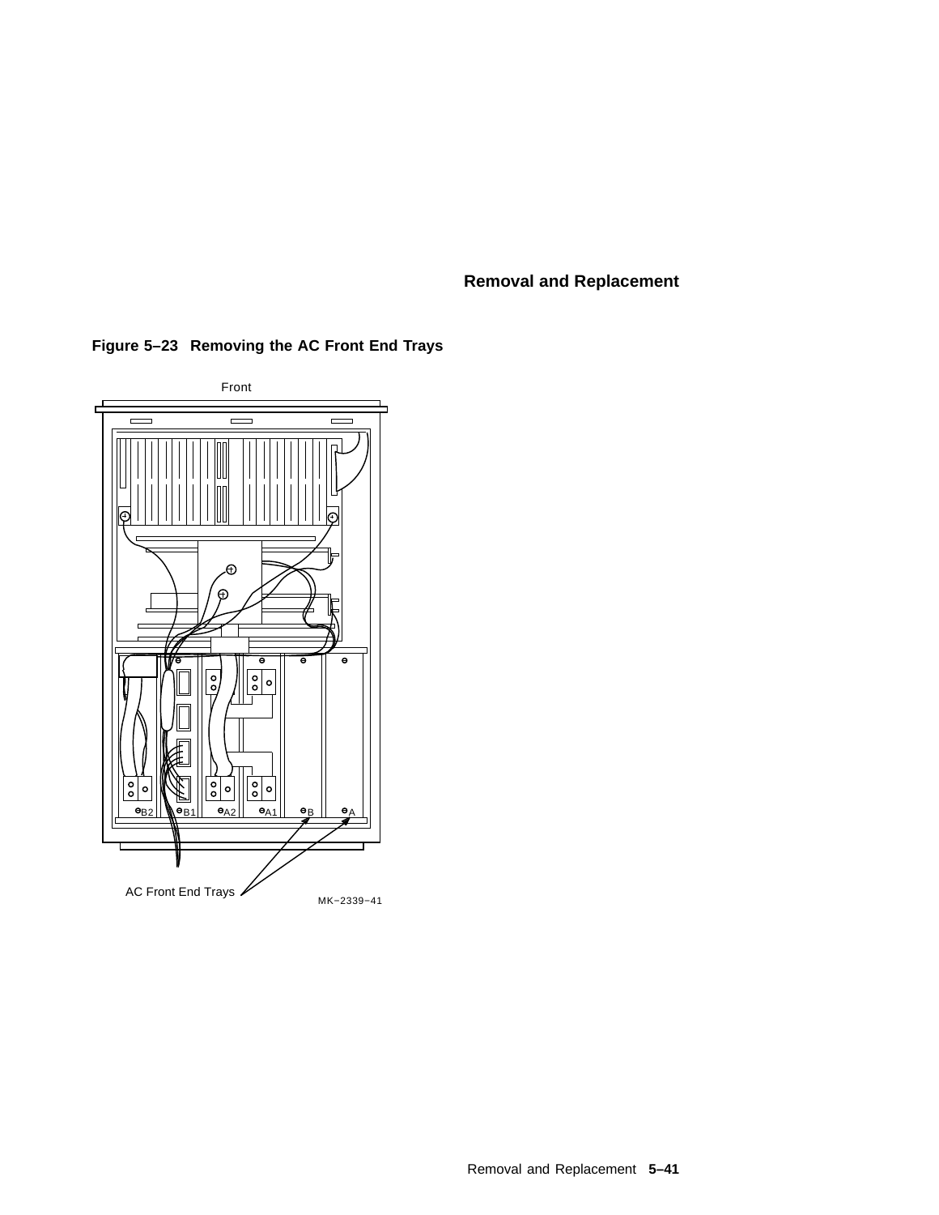**Figure 5–23 Removing the AC Front End Trays**

Front

B2 B1 A2 A1 B A

AC Front End Trays

MK−2339−41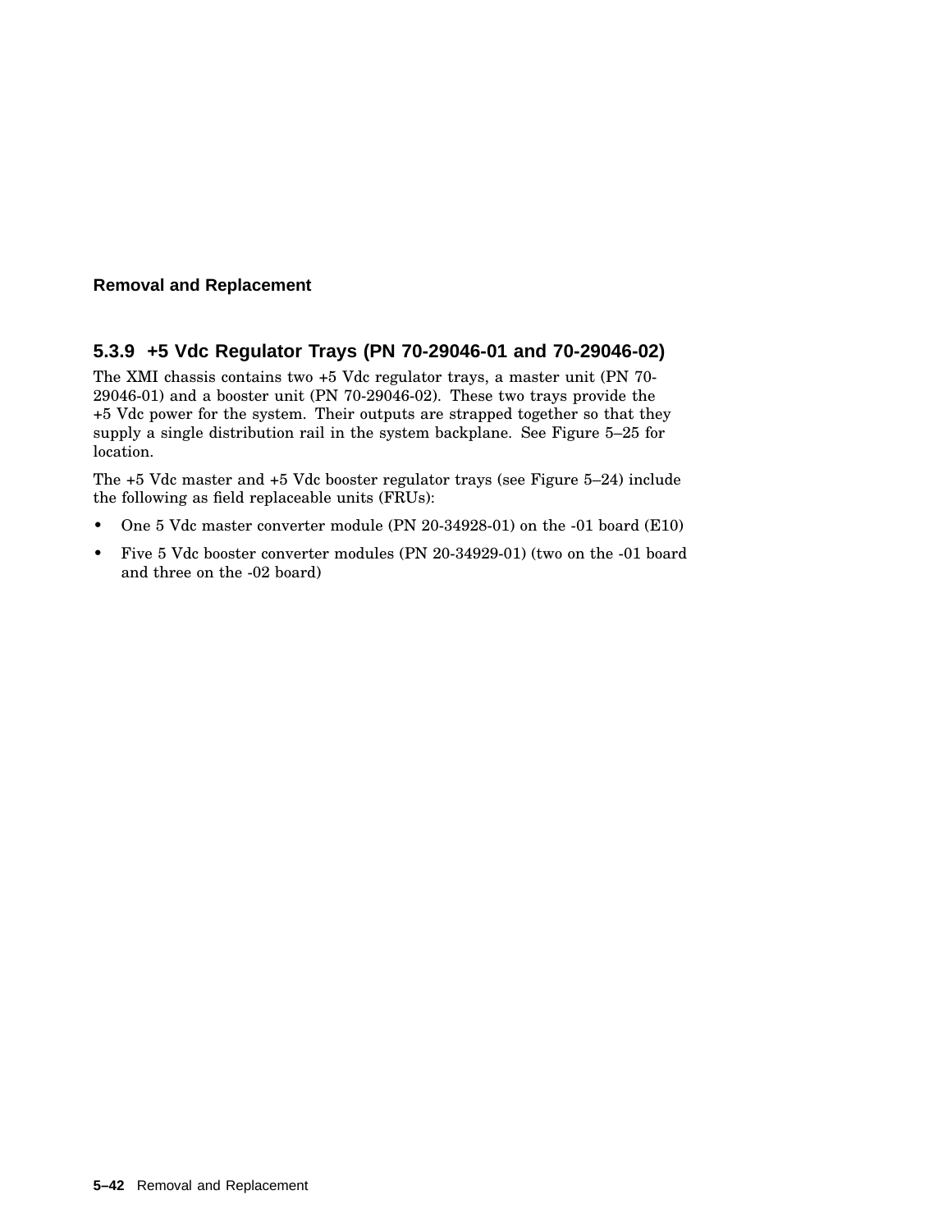### 5.3.9 +5 Vdc Regulator Trays (PN 70-29046-01 and 70-29046-02)

The XMI chassis contains two +5 Vdc regulator trays, a master unit (PN 70-29046-01) and a booster unit (PN 70-29046-02). These two trays provide the +5 Vdc power for the system. Their outputs are strapped together so that they supply a single distribution rail in the system backplane. See Figure 5–25 for location.

The +5 Vdc master and +5 Vdc booster regulator trays (see Figure 5–24) include the following as field replaceable units (FRUs):

- One 5 Vdc master converter module (PN 20-34928-01) on the -01 board (E10)
- Five 5 Vdc booster converter modules (PN 20-34929-01) (two on the -01 board and three on the -02 board)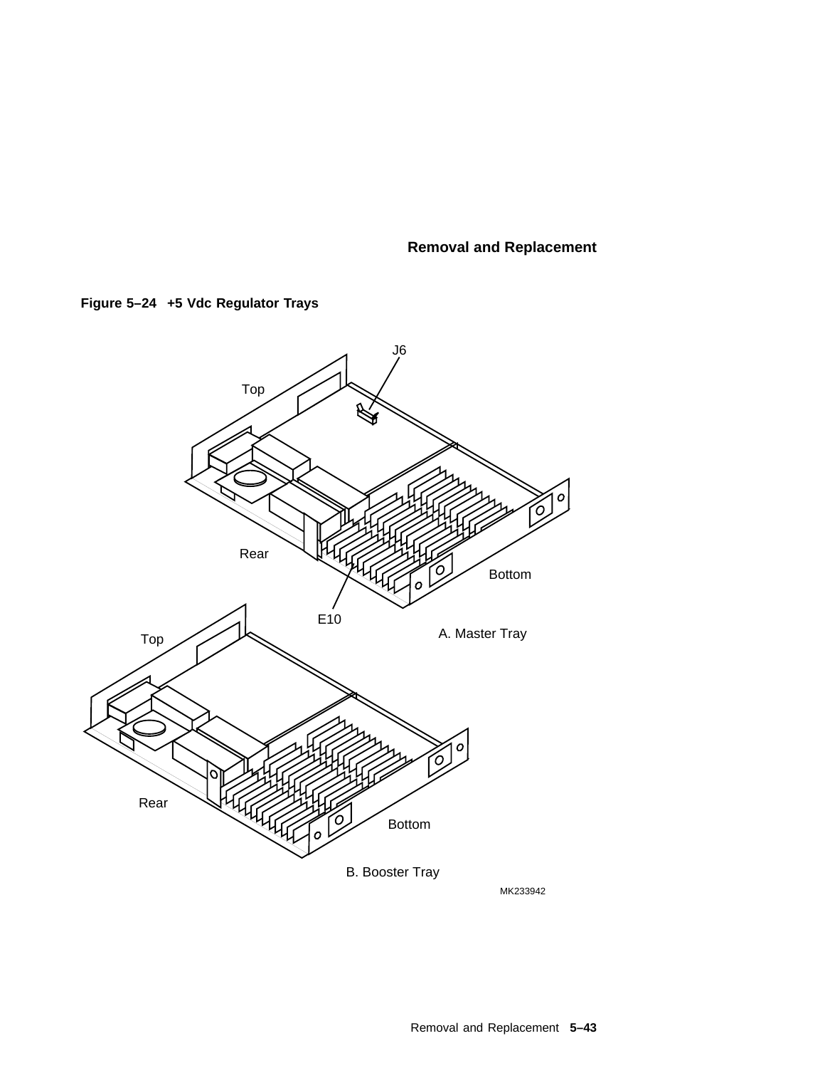**Figure 5–24 +5 Vdc Regulator Trays**

J6

Top

Rear

Bottom

E10

A. Master Tray

Top

Rear

Bottom

B. Booster Tray

MK233942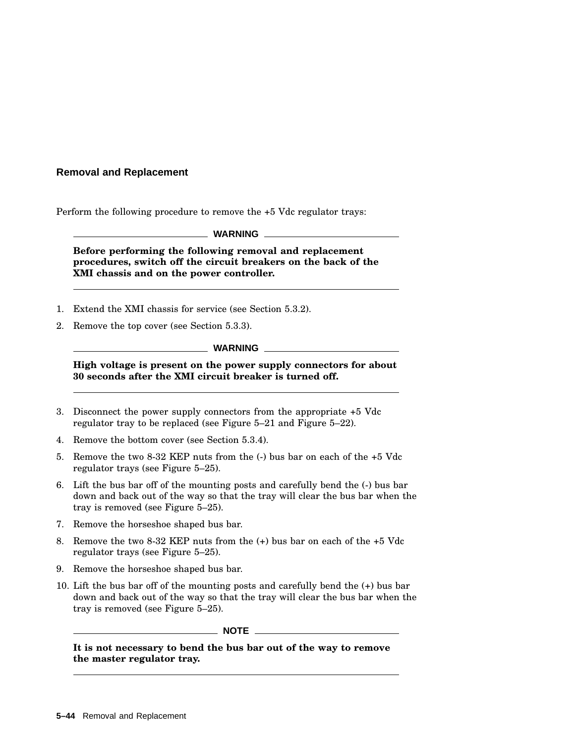### Removal and Replacement

Perform the following procedure to remove the +5 Vdc regulator trays:

**WARNING**

**Before performing the following removal and replacement procedures, switch off the circuit breakers on the back of the XMI chassis and on the power controller.**

1. Extend the XMI chassis for service (see Section 5.3.2).
2. Remove the top cover (see Section 5.3.3).

**WARNING**

**High voltage is present on the power supply connectors for about 30 seconds after the XMI circuit breaker is turned off.**

3. Disconnect the power supply connectors from the appropriate +5 Vdc regulator tray to be replaced (see Figure 5–21 and Figure 5–22).
4. Remove the bottom cover (see Section 5.3.4).
5. Remove the two 8-32 KEP nuts from the (-) bus bar on each of the +5 Vdc regulator trays (see Figure 5–25).
6. Lift the bus bar off of the mounting posts and carefully bend the (-) bus bar down and back out of the way so that the tray will clear the bus bar when the tray is removed (see Figure 5–25).
7. Remove the horseshoe shaped bus bar.
8. Remove the two 8-32 KEP nuts from the (+) bus bar on each of the +5 Vdc regulator trays (see Figure 5–25).
9. Remove the horseshoe shaped bus bar.
10. Lift the bus bar off of the mounting posts and carefully bend the (+) bus bar down and back out of the way so that the tray will clear the bus bar when the tray is removed (see Figure 5–25).

**NOTE**

**It is not necessary to bend the bus bar out of the way to remove the master regulator tray.**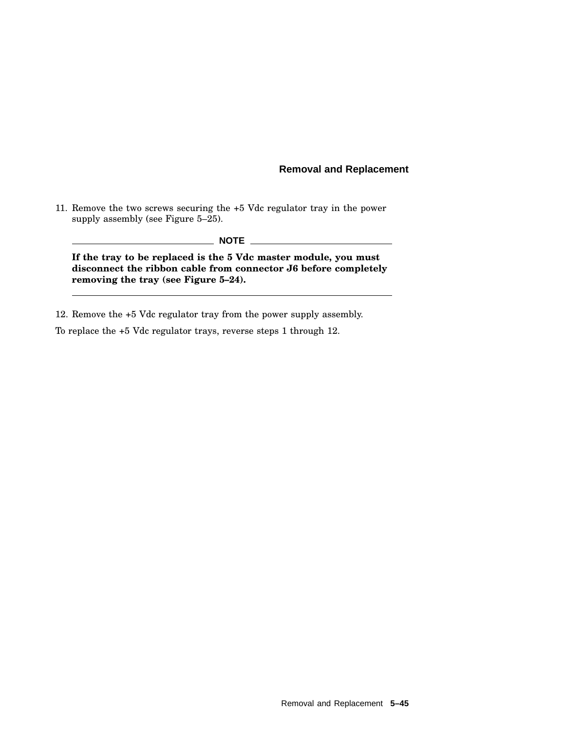11. Remove the two screws securing the +5 Vdc regulator tray in the power supply assembly (see Figure 5–25).

**NOTE**

**If the tray to be replaced is the 5 Vdc master module, you must disconnect the ribbon cable from connector J6 before completely removing the tray (see Figure 5–24).**

12. Remove the +5 Vdc regulator tray from the power supply assembly.

To replace the +5 Vdc regulator trays, reverse steps 1 through 12.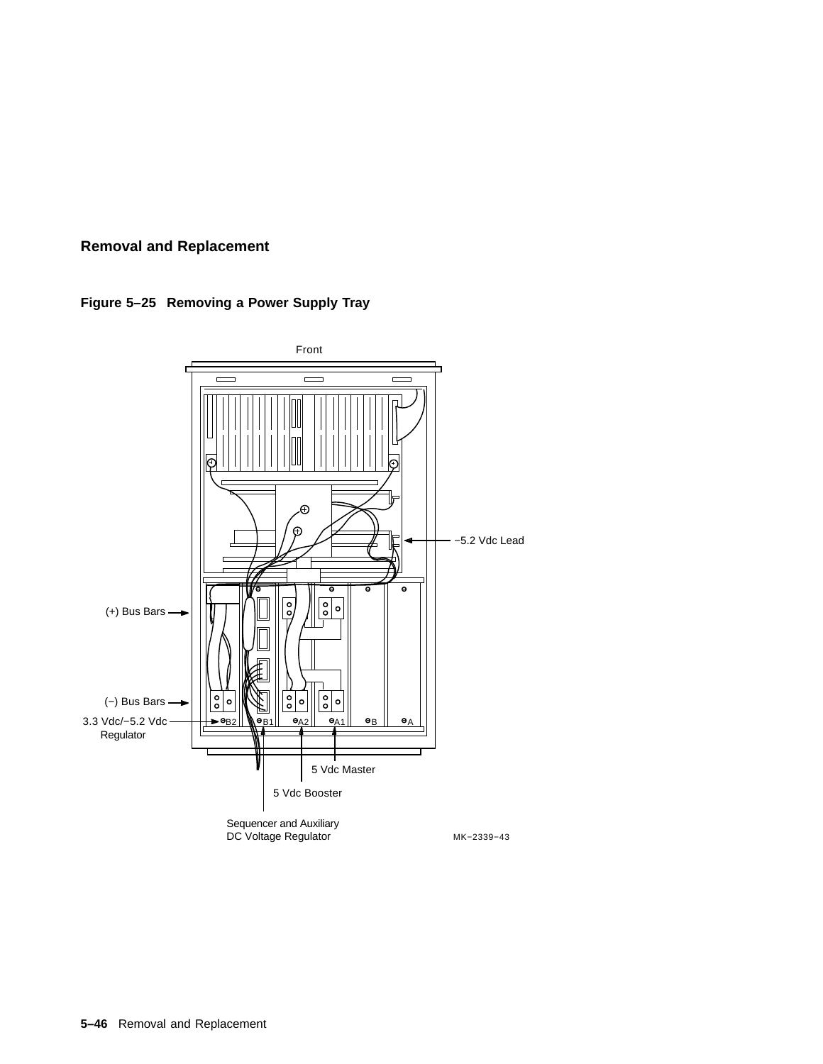**Figure 5–25 Removing a Power Supply Tray**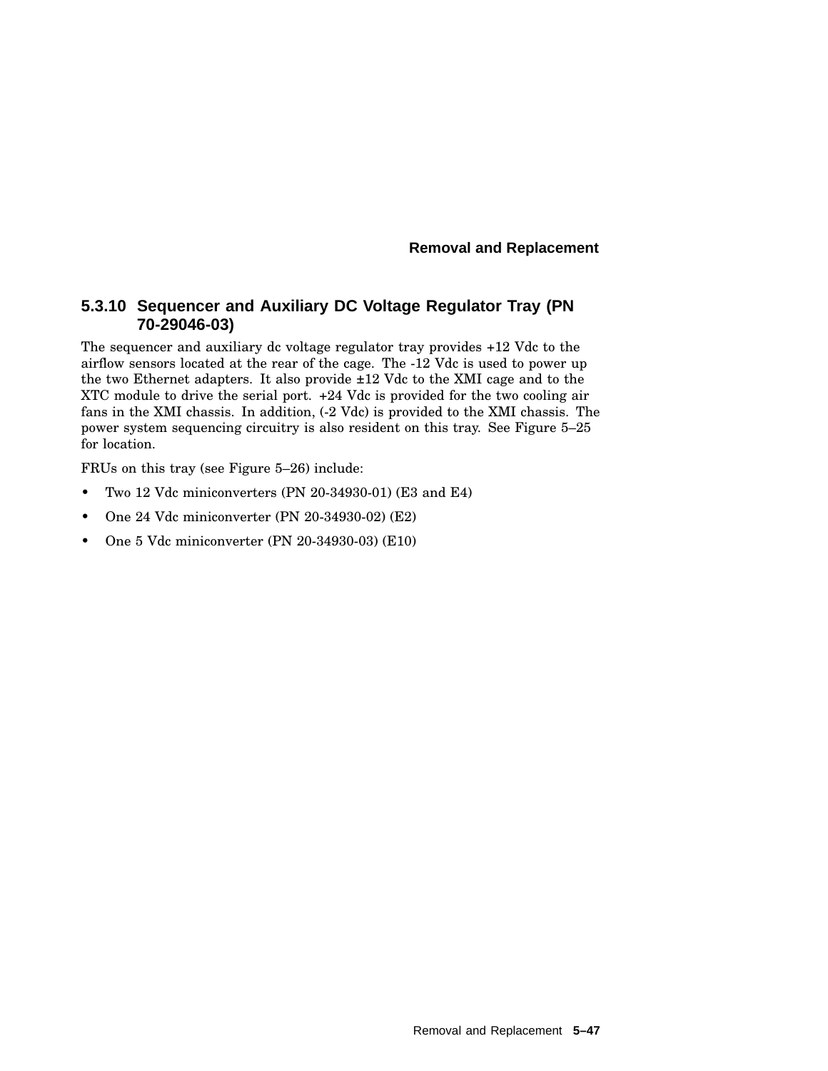### 5.3.10 Sequencer and Auxiliary DC Voltage Regulator Tray (PN 70-29046-03)

The sequencer and auxiliary dc voltage regulator tray provides +12 Vdc to the airflow sensors located at the rear of the cage. The -12 Vdc is used to power up the two Ethernet adapters. It also provide ±12 Vdc to the XMI cage and to the XTC module to drive the serial port. +24 Vdc is provided for the two cooling air fans in the XMI chassis. In addition, (-2 Vdc) is provided to the XMI chassis. The power system sequencing circuitry is also resident on this tray. See Figure 5–25 for location.

FRUs on this tray (see Figure 5–26) include:

- Two 12 Vdc miniconverters (PN 20-34930-01) (E3 and E4)
- One 24 Vdc miniconverter (PN 20-34930-02) (E2)
- One 5 Vdc miniconverter (PN 20-34930-03) (E10)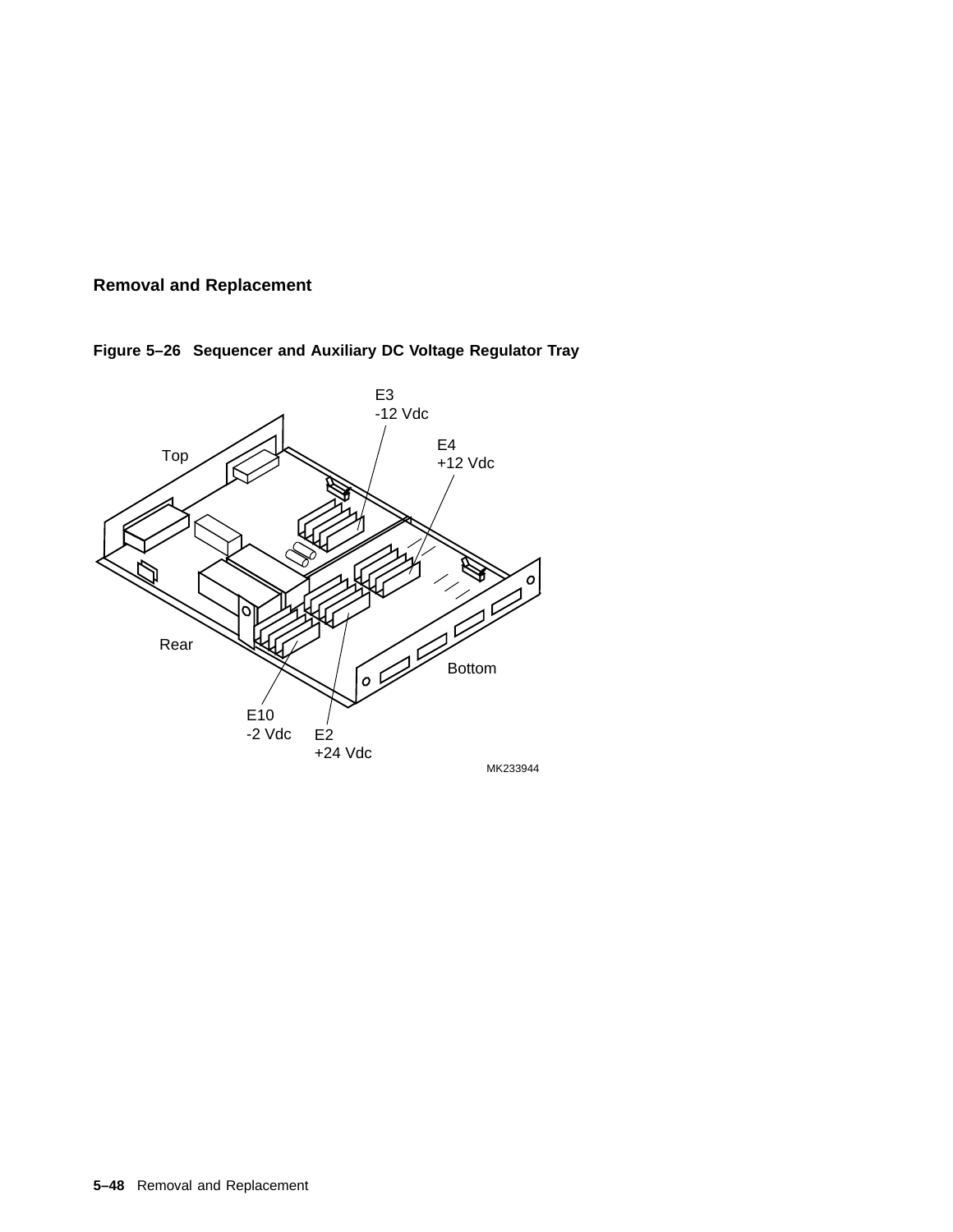**Figure 5–26 Sequencer and Auxiliary DC Voltage Regulator Tray**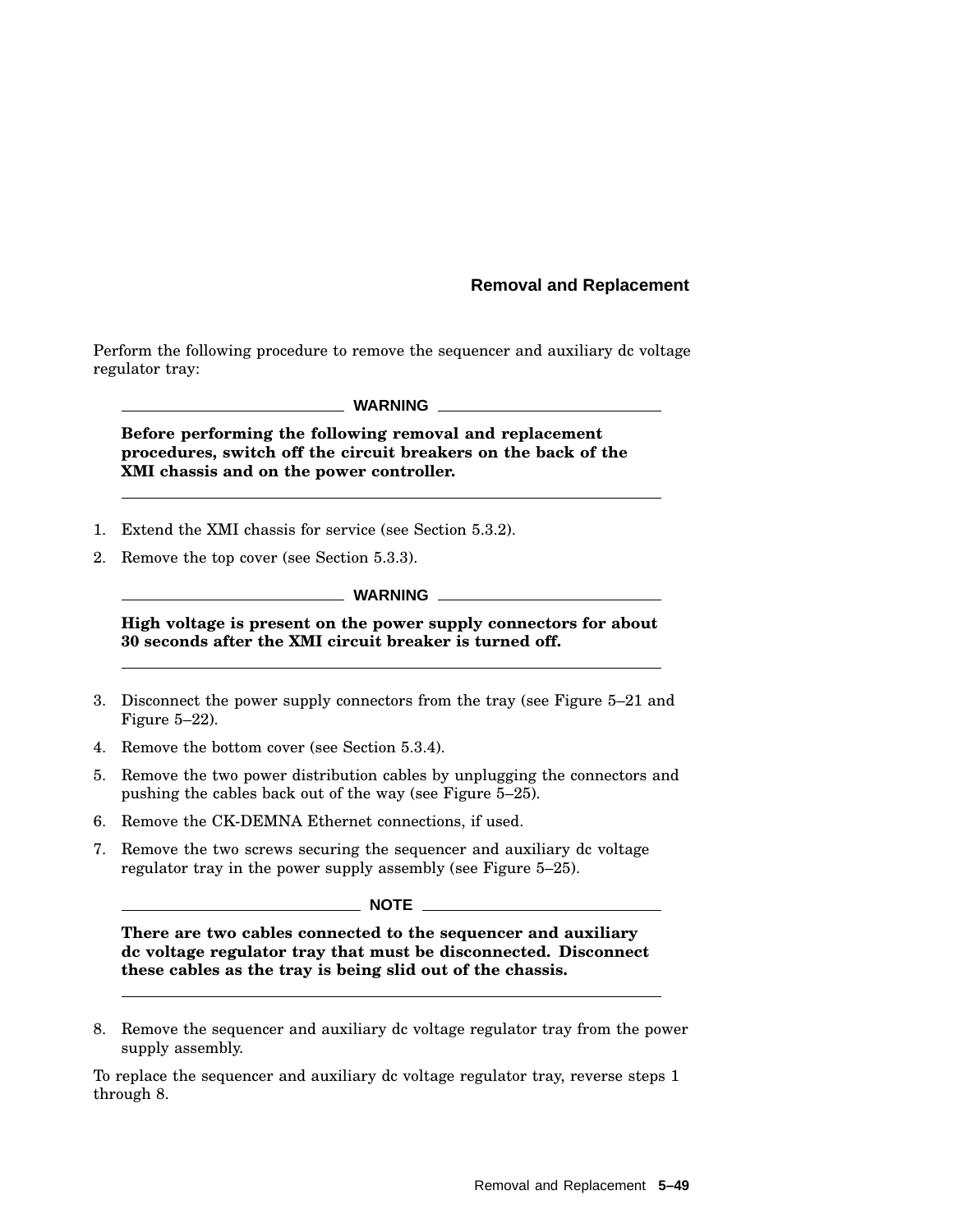Perform the following procedure to remove the sequencer and auxiliary dc voltage regulator tray:

**WARNING**

**Before performing the following removal and replacement procedures, switch off the circuit breakers on the back of the XMI chassis and on the power controller.**

1. Extend the XMI chassis for service (see Section 5.3.2).
2. Remove the top cover (see Section 5.3.3).

**WARNING**

**High voltage is present on the power supply connectors for about 30 seconds after the XMI circuit breaker is turned off.**

3. Disconnect the power supply connectors from the tray (see Figure 5–21 and Figure 5–22).
4. Remove the bottom cover (see Section 5.3.4).
5. Remove the two power distribution cables by unplugging the connectors and pushing the cables back out of the way (see Figure 5–25).
6. Remove the CK-DEMNA Ethernet connections, if used.
7. Remove the two screws securing the sequencer and auxiliary dc voltage regulator tray in the power supply assembly (see Figure 5–25).

**NOTE**

**There are two cables connected to the sequencer and auxiliary dc voltage regulator tray that must be disconnected. Disconnect these cables as the tray is being slid out of the chassis.**

8. Remove the sequencer and auxiliary dc voltage regulator tray from the power supply assembly.

To replace the sequencer and auxiliary dc voltage regulator tray, reverse steps 1 through 8.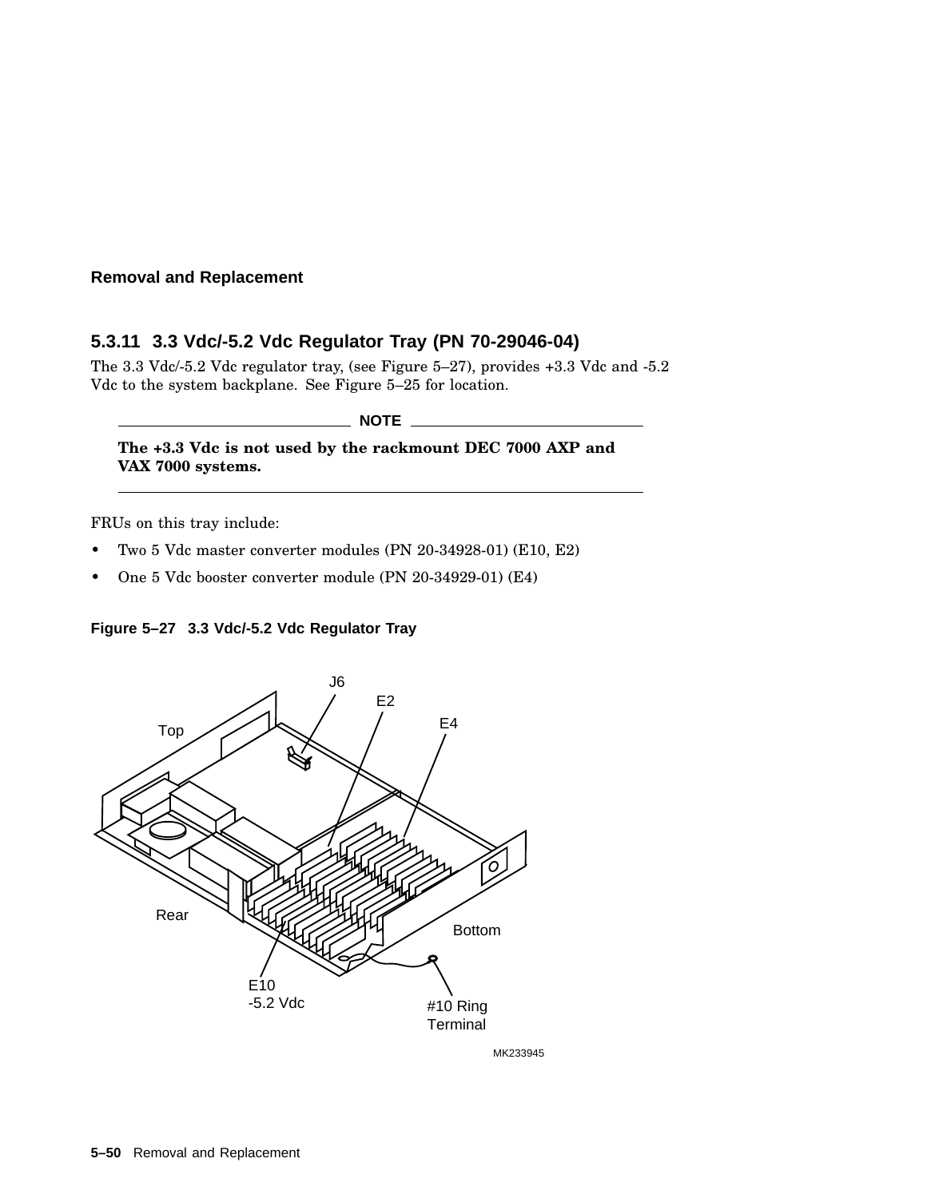## 5.3.11 3.3 Vdc/-5.2 Vdc Regulator Tray (PN 70-29046-04)

The 3.3 Vdc/-5.2 Vdc regulator tray, (see Figure 5–27), provides +3.3 Vdc and -5.2 Vdc to the system backplane. See Figure 5–25 for location.

**NOTE**

**The +3.3 Vdc is not used by the rackmount DEC 7000 AXP and VAX 7000 systems.**

FRUs on this tray include:

- Two 5 Vdc master converter modules (PN 20-34928-01) (E10, E2)
- One 5 Vdc booster converter module (PN 20-34929-01) (E4)

**Figure 5–27 3.3 Vdc/-5.2 Vdc Regulator Tray**

J6
E2
E4
Top
Rear
Bottom
E10
-5.2 Vdc
#10 Ring Terminal

MK233945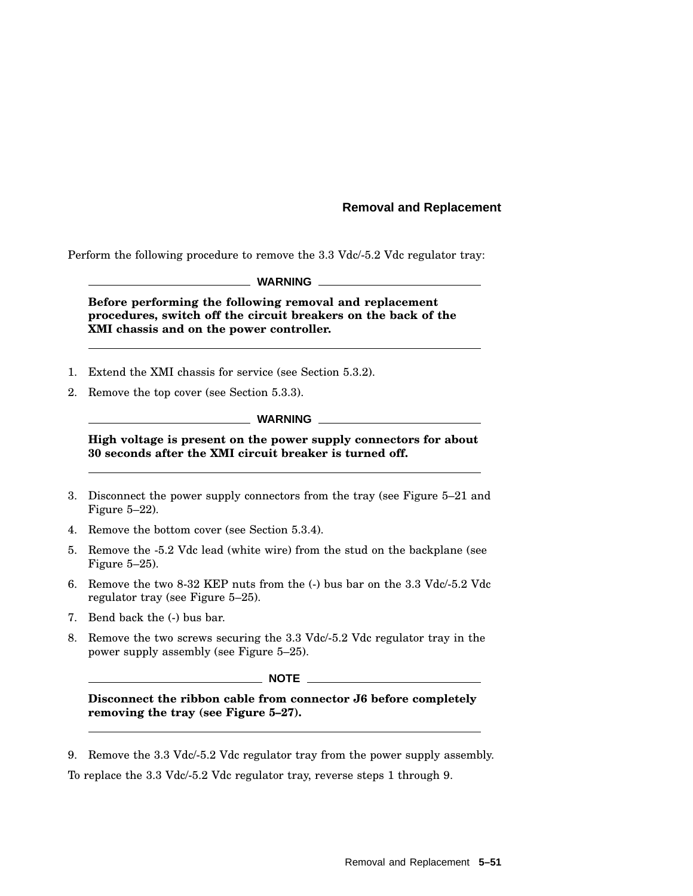Perform the following procedure to remove the 3.3 Vdc/-5.2 Vdc regulator tray:

**WARNING**

**Before performing the following removal and replacement procedures, switch off the circuit breakers on the back of the XMI chassis and on the power controller.**

1. Extend the XMI chassis for service (see Section 5.3.2).
2. Remove the top cover (see Section 5.3.3).

**WARNING**

**High voltage is present on the power supply connectors for about 30 seconds after the XMI circuit breaker is turned off.**

3. Disconnect the power supply connectors from the tray (see Figure 5–21 and Figure 5–22).
4. Remove the bottom cover (see Section 5.3.4).
5. Remove the -5.2 Vdc lead (white wire) from the stud on the backplane (see Figure 5–25).
6. Remove the two 8-32 KEP nuts from the (-) bus bar on the 3.3 Vdc/-5.2 Vdc regulator tray (see Figure 5–25).
7. Bend back the (-) bus bar.
8. Remove the two screws securing the 3.3 Vdc/-5.2 Vdc regulator tray in the power supply assembly (see Figure 5–25).

**NOTE**

**Disconnect the ribbon cable from connector J6 before completely removing the tray (see Figure 5–27).**

9. Remove the 3.3 Vdc/-5.2 Vdc regulator tray from the power supply assembly.

To replace the 3.3 Vdc/-5.2 Vdc regulator tray, reverse steps 1 through 9.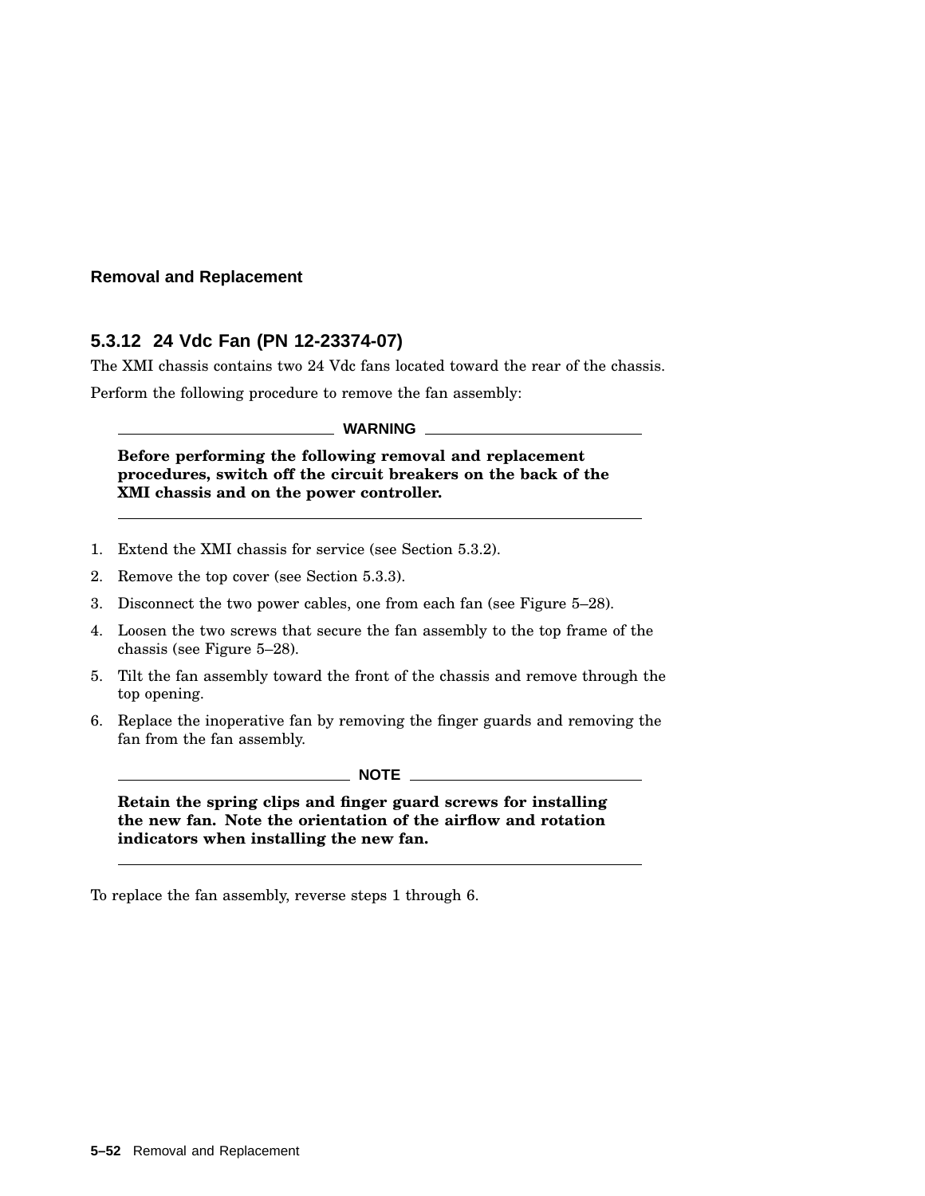### 5.3.12 24 Vdc Fan (PN 12-23374-07)

The XMI chassis contains two 24 Vdc fans located toward the rear of the chassis.

Perform the following procedure to remove the fan assembly:

---

**WARNING**

**Before performing the following removal and replacement procedures, switch off the circuit breakers on the back of the XMI chassis and on the power controller.**

---

1. Extend the XMI chassis for service (see Section 5.3.2).
2. Remove the top cover (see Section 5.3.3).
3. Disconnect the two power cables, one from each fan (see Figure 5–28).
4. Loosen the two screws that secure the fan assembly to the top frame of the chassis (see Figure 5–28).
5. Tilt the fan assembly toward the front of the chassis and remove through the top opening.
6. Replace the inoperative fan by removing the finger guards and removing the fan from the fan assembly.

---

**NOTE**

**Retain the spring clips and finger guard screws for installing the new fan. Note the orientation of the airflow and rotation indicators when installing the new fan.**

---

To replace the fan assembly, reverse steps 1 through 6.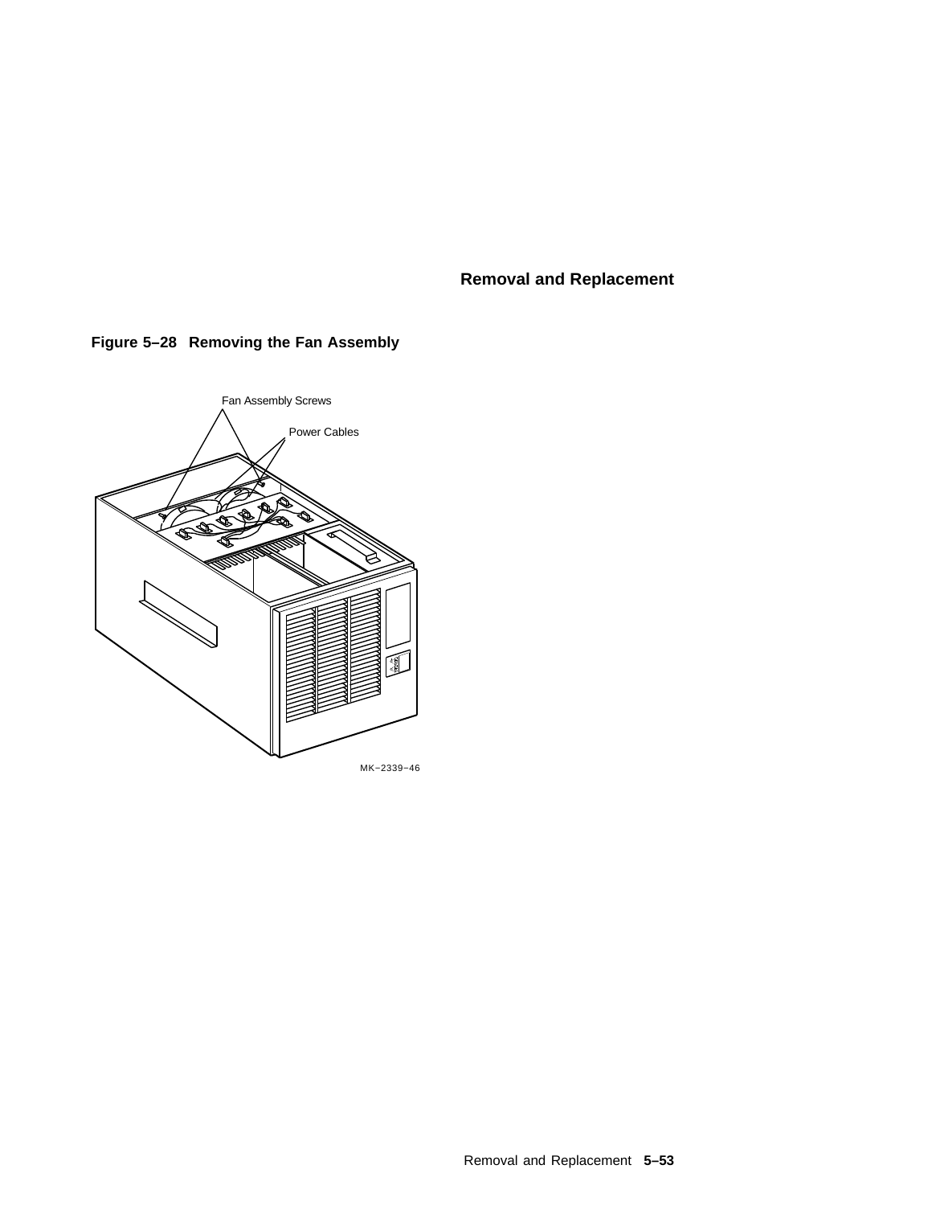**Figure 5–28 Removing the Fan Assembly**

Fan Assembly Screws

Power Cables

MK−2339−46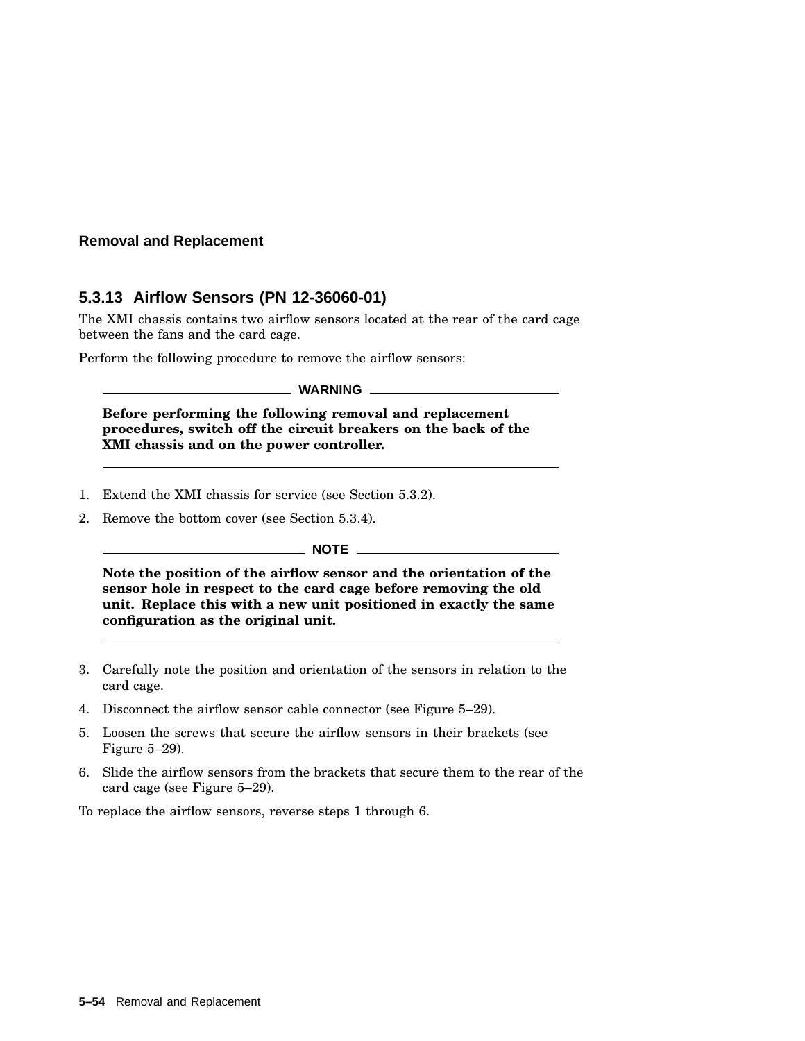### 5.3.13 Airflow Sensors (PN 12-36060-01)

The XMI chassis contains two airflow sensors located at the rear of the card cage between the fans and the card cage.

Perform the following procedure to remove the airflow sensors:

---

**WARNING**

**Before performing the following removal and replacement procedures, switch off the circuit breakers on the back of the XMI chassis and on the power controller.**

---

1. Extend the XMI chassis for service (see Section 5.3.2).
2. Remove the bottom cover (see Section 5.3.4).

---

**NOTE**

**Note the position of the airflow sensor and the orientation of the sensor hole in respect to the card cage before removing the old unit. Replace this with a new unit positioned in exactly the same configuration as the original unit.**

---

3. Carefully note the position and orientation of the sensors in relation to the card cage.
4. Disconnect the airflow sensor cable connector (see Figure 5–29).
5. Loosen the screws that secure the airflow sensors in their brackets (see Figure 5–29).
6. Slide the airflow sensors from the brackets that secure them to the rear of the card cage (see Figure 5–29).

To replace the airflow sensors, reverse steps 1 through 6.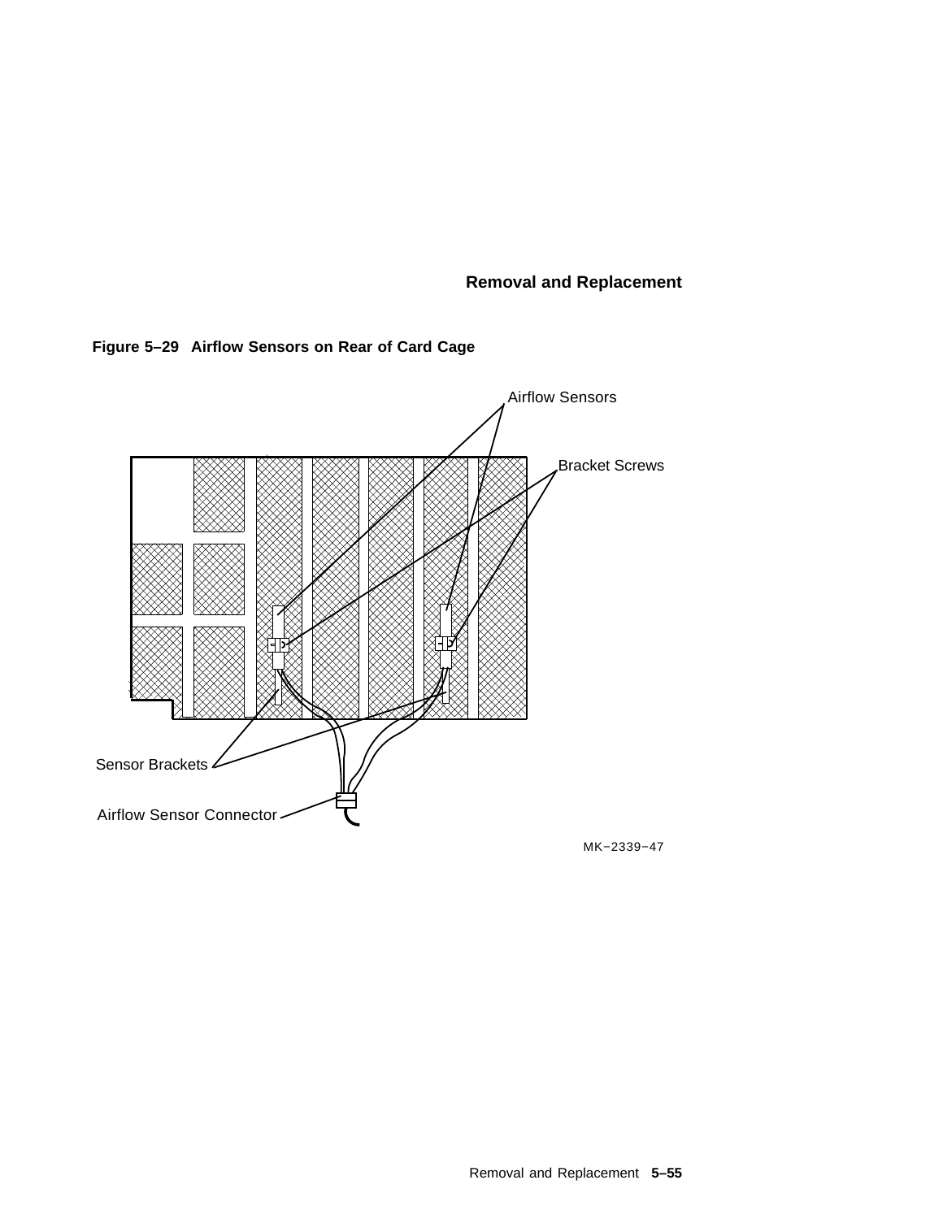**Figure 5–29 Airflow Sensors on Rear of Card Cage**

Airflow Sensors

Bracket Screws

Sensor Brackets

Airflow Sensor Connector

MK−2339−47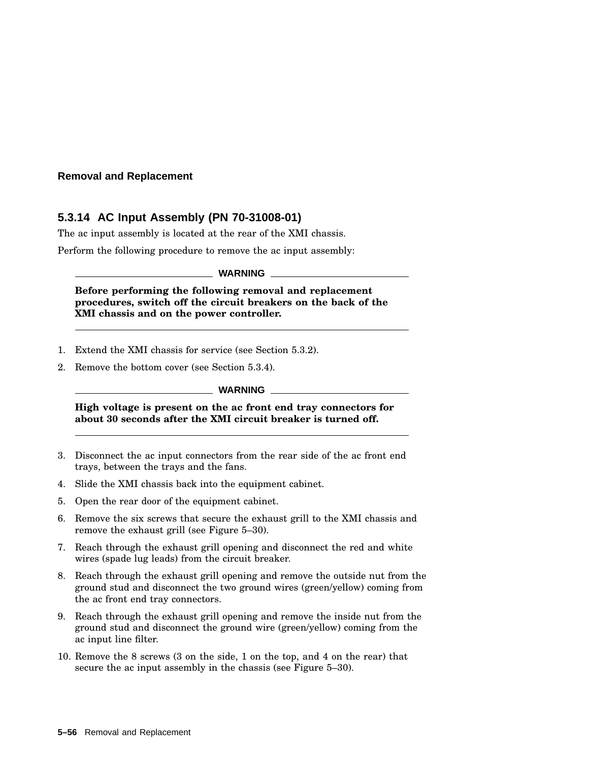### 5.3.14 AC Input Assembly (PN 70-31008-01)

The ac input assembly is located at the rear of the XMI chassis.

Perform the following procedure to remove the ac input assembly:

---

**WARNING**

**Before performing the following removal and replacement procedures, switch off the circuit breakers on the back of the XMI chassis and on the power controller.**

---

1. Extend the XMI chassis for service (see Section 5.3.2).
2. Remove the bottom cover (see Section 5.3.4).

---

**WARNING**

**High voltage is present on the ac front end tray connectors for about 30 seconds after the XMI circuit breaker is turned off.**

---

3. Disconnect the ac input connectors from the rear side of the ac front end trays, between the trays and the fans.
4. Slide the XMI chassis back into the equipment cabinet.
5. Open the rear door of the equipment cabinet.
6. Remove the six screws that secure the exhaust grill to the XMI chassis and remove the exhaust grill (see Figure 5–30).
7. Reach through the exhaust grill opening and disconnect the red and white wires (spade lug leads) from the circuit breaker.
8. Reach through the exhaust grill opening and remove the outside nut from the ground stud and disconnect the two ground wires (green/yellow) coming from the ac front end tray connectors.
9. Reach through the exhaust grill opening and remove the inside nut from the ground stud and disconnect the ground wire (green/yellow) coming from the ac input line filter.
10. Remove the 8 screws (3 on the side, 1 on the top, and 4 on the rear) that secure the ac input assembly in the chassis (see Figure 5–30).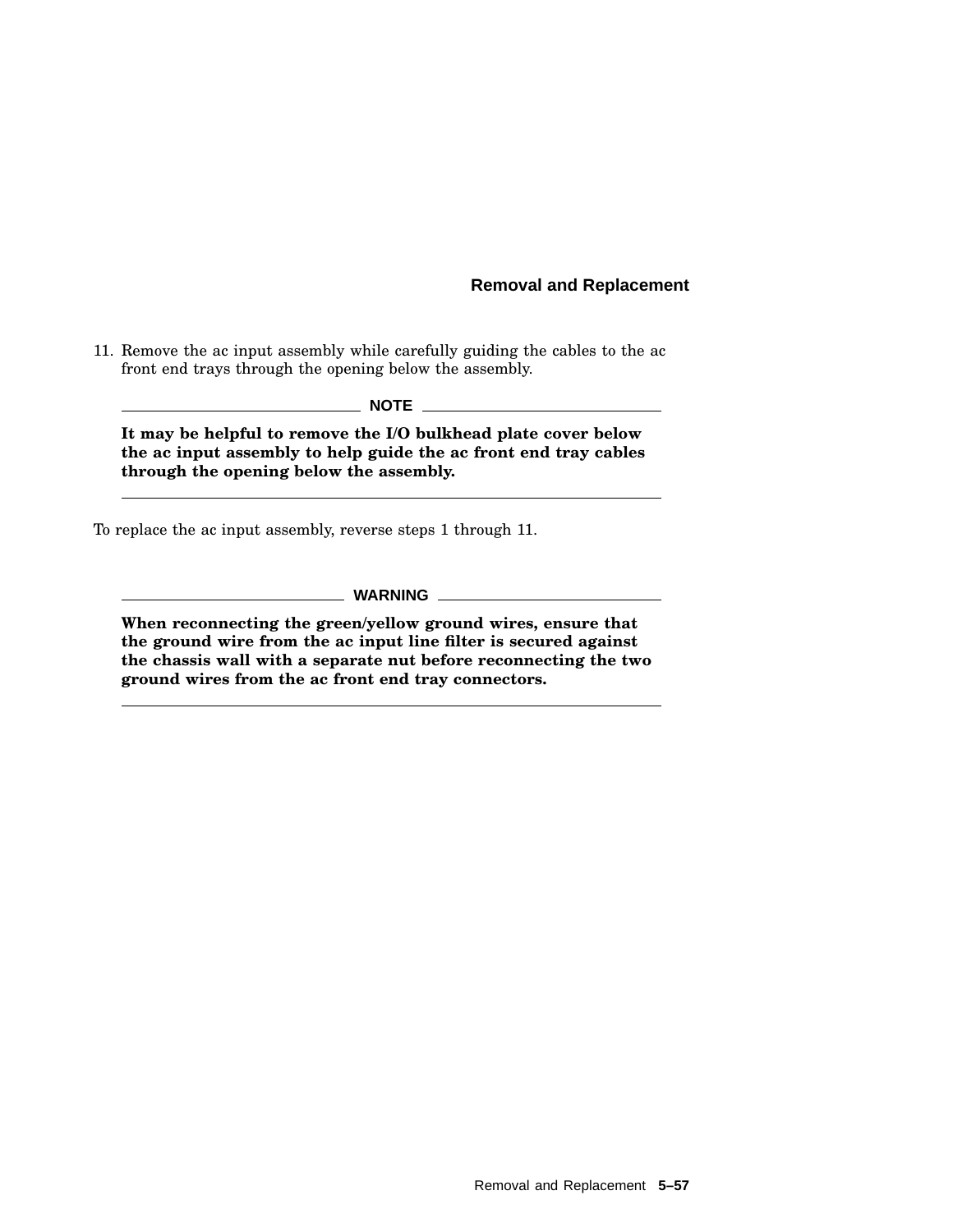11. Remove the ac input assembly while carefully guiding the cables to the ac front end trays through the opening below the assembly.

---

**NOTE**

**It may be helpful to remove the I/O bulkhead plate cover below the ac input assembly to help guide the ac front end tray cables through the opening below the assembly.**

---

To replace the ac input assembly, reverse steps 1 through 11.

---

**WARNING**

**When reconnecting the green/yellow ground wires, ensure that the ground wire from the ac input line filter is secured against the chassis wall with a separate nut before reconnecting the two ground wires from the ac front end tray connectors.**

---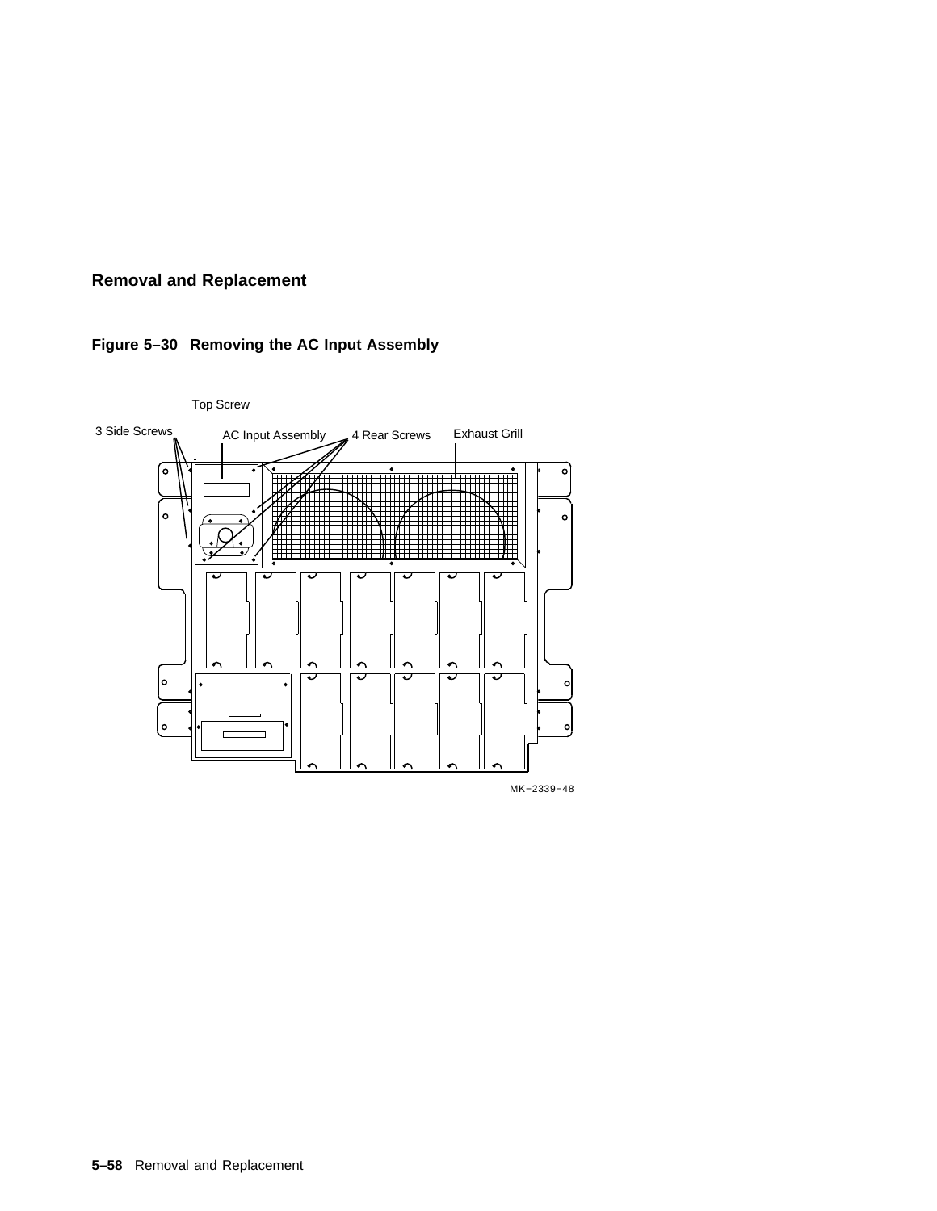# Removal and Replacement

**Figure 5–30 Removing the AC Input Assembly**

Top Screw

3 Side Screws

AC Input Assembly

4 Rear Screws

Exhaust Grill

MK−2339−48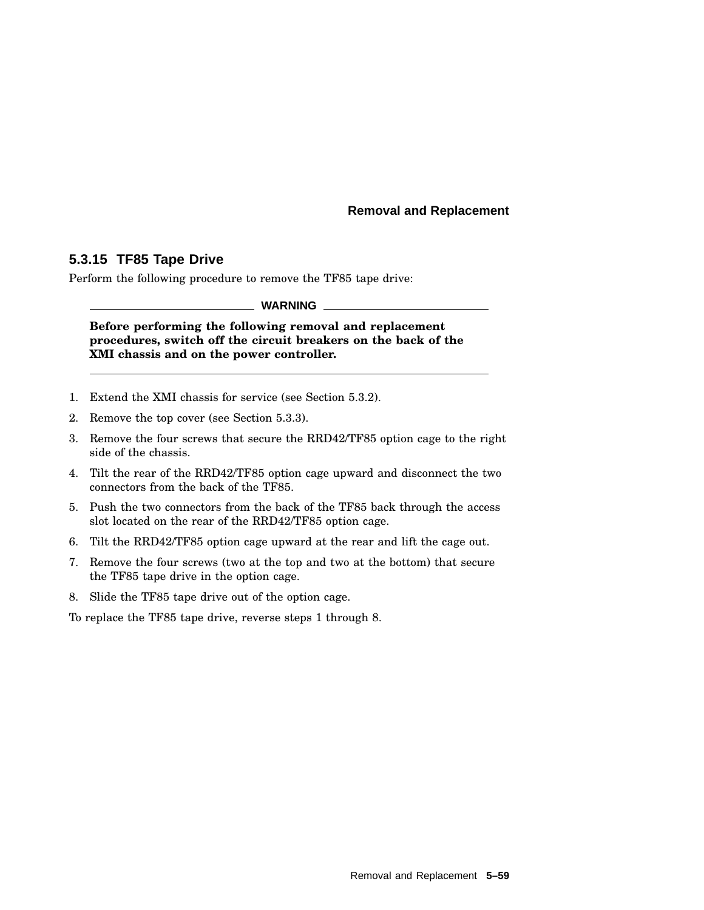### 5.3.15 TF85 Tape Drive

Perform the following procedure to remove the TF85 tape drive:

---

**WARNING**

**Before performing the following removal and replacement procedures, switch off the circuit breakers on the back of the XMI chassis and on the power controller.**

---

1. Extend the XMI chassis for service (see Section 5.3.2).
2. Remove the top cover (see Section 5.3.3).
3. Remove the four screws that secure the RRD42/TF85 option cage to the right side of the chassis.
4. Tilt the rear of the RRD42/TF85 option cage upward and disconnect the two connectors from the back of the TF85.
5. Push the two connectors from the back of the TF85 back through the access slot located on the rear of the RRD42/TF85 option cage.
6. Tilt the RRD42/TF85 option cage upward at the rear and lift the cage out.
7. Remove the four screws (two at the top and two at the bottom) that secure the TF85 tape drive in the option cage.
8. Slide the TF85 tape drive out of the option cage.

To replace the TF85 tape drive, reverse steps 1 through 8.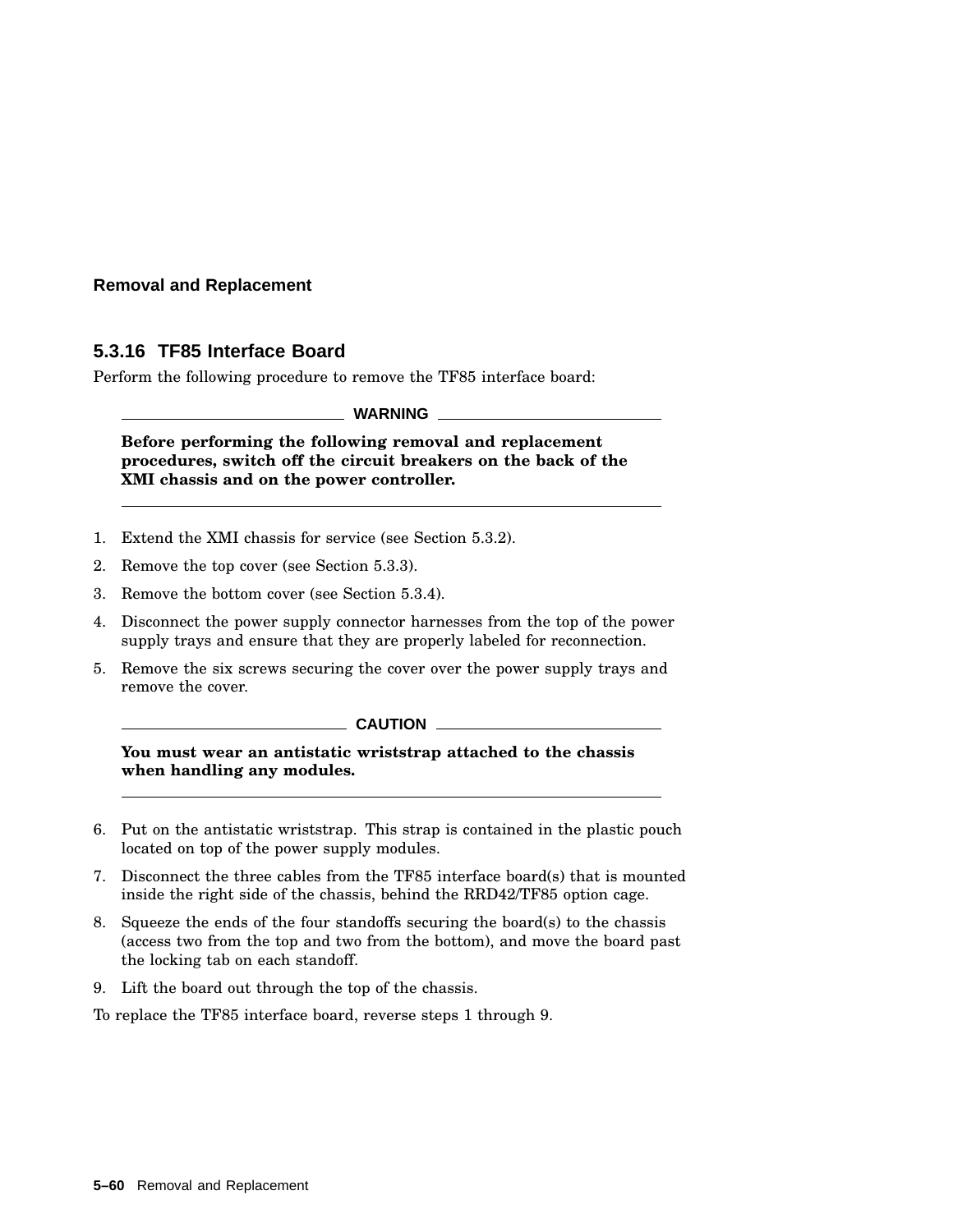### 5.3.16 TF85 Interface Board

Perform the following procedure to remove the TF85 interface board:

**WARNING**

**Before performing the following removal and replacement procedures, switch off the circuit breakers on the back of the XMI chassis and on the power controller.**

1. Extend the XMI chassis for service (see Section 5.3.2).
2. Remove the top cover (see Section 5.3.3).
3. Remove the bottom cover (see Section 5.3.4).
4. Disconnect the power supply connector harnesses from the top of the power supply trays and ensure that they are properly labeled for reconnection.
5. Remove the six screws securing the cover over the power supply trays and remove the cover.

**CAUTION**

**You must wear an antistatic wriststrap attached to the chassis when handling any modules.**

6. Put on the antistatic wriststrap. This strap is contained in the plastic pouch located on top of the power supply modules.
7. Disconnect the three cables from the TF85 interface board(s) that is mounted inside the right side of the chassis, behind the RRD42/TF85 option cage.
8. Squeeze the ends of the four standoffs securing the board(s) to the chassis (access two from the top and two from the bottom), and move the board past the locking tab on each standoff.
9. Lift the board out through the top of the chassis.

To replace the TF85 interface board, reverse steps 1 through 9.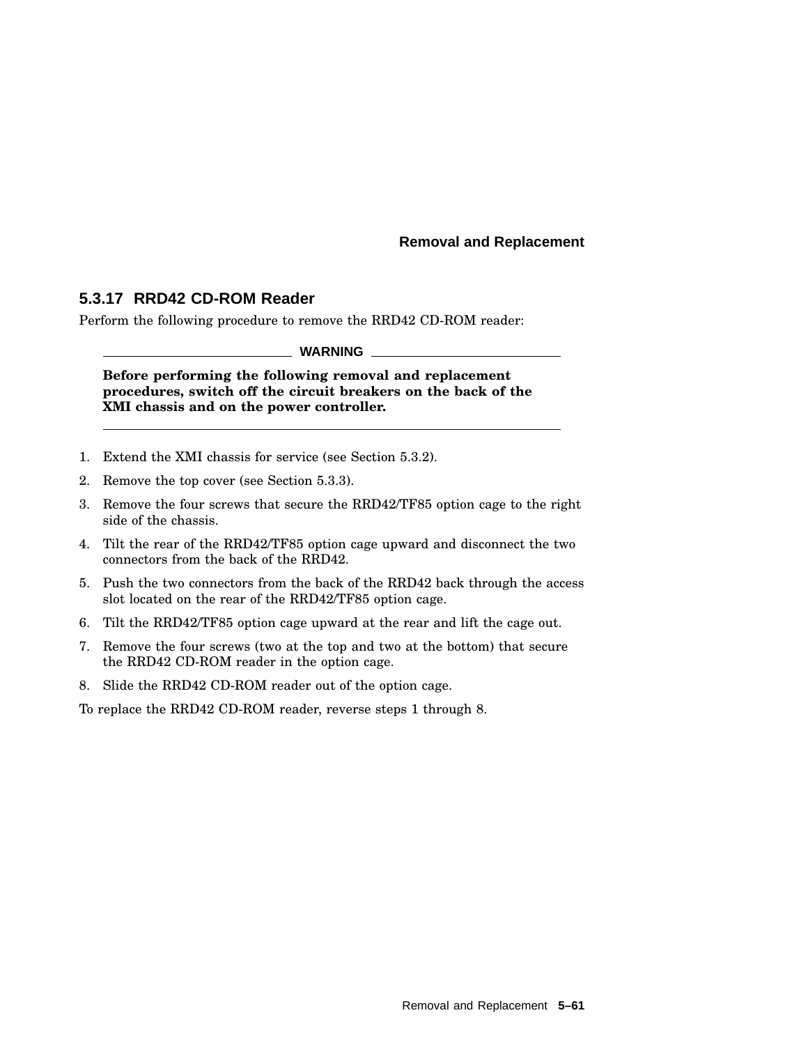### 5.3.17 RRD42 CD-ROM Reader

Perform the following procedure to remove the RRD42 CD-ROM reader:

**WARNING**

**Before performing the following removal and replacement procedures, switch off the circuit breakers on the back of the XMI chassis and on the power controller.**

1. Extend the XMI chassis for service (see Section 5.3.2).
2. Remove the top cover (see Section 5.3.3).
3. Remove the four screws that secure the RRD42/TF85 option cage to the right side of the chassis.
4. Tilt the rear of the RRD42/TF85 option cage upward and disconnect the two connectors from the back of the RRD42.
5. Push the two connectors from the back of the RRD42 back through the access slot located on the rear of the RRD42/TF85 option cage.
6. Tilt the RRD42/TF85 option cage upward at the rear and lift the cage out.
7. Remove the four screws (two at the top and two at the bottom) that secure the RRD42 CD-ROM reader in the option cage.
8. Slide the RRD42 CD-ROM reader out of the option cage.

To replace the RRD42 CD-ROM reader, reverse steps 1 through 8.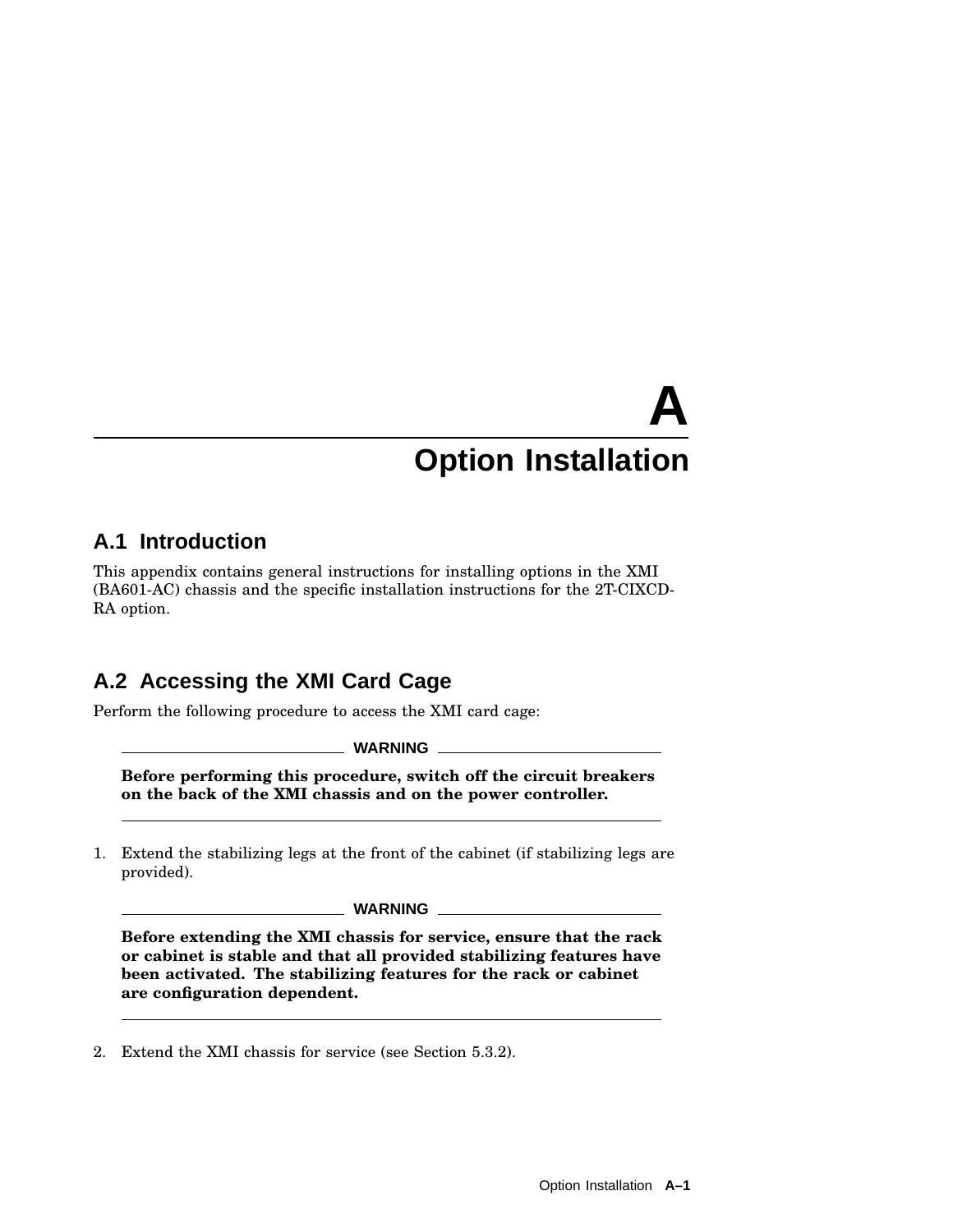# A

# Option Installation

## A.1 Introduction

This appendix contains general instructions for installing options in the XMI (BA601-AC) chassis and the specific installation instructions for the 2T-CIXCD-RA option.

## A.2 Accessing the XMI Card Cage

Perform the following procedure to access the XMI card cage:

---

**WARNING**

**Before performing this procedure, switch off the circuit breakers on the back of the XMI chassis and on the power controller.**

---

1. Extend the stabilizing legs at the front of the cabinet (if stabilizing legs are provided).

---

**WARNING**

**Before extending the XMI chassis for service, ensure that the rack or cabinet is stable and that all provided stabilizing features have been activated. The stabilizing features for the rack or cabinet are configuration dependent.**

---

2. Extend the XMI chassis for service (see Section 5.3.2).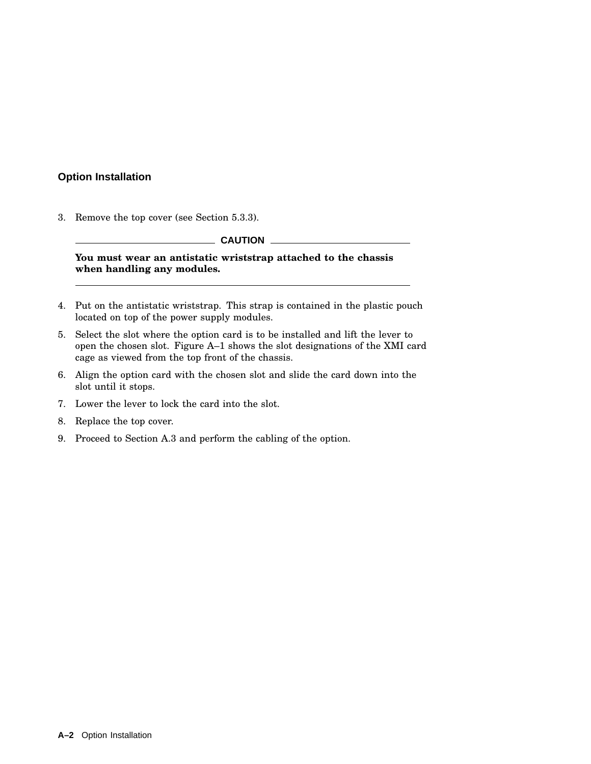3. Remove the top cover (see Section 5.3.3).

**CAUTION**

**You must wear an antistatic wriststrap attached to the chassis when handling any modules.**

4. Put on the antistatic wriststrap. This strap is contained in the plastic pouch located on top of the power supply modules.
5. Select the slot where the option card is to be installed and lift the lever to open the chosen slot. Figure A–1 shows the slot designations of the XMI card cage as viewed from the top front of the chassis.
6. Align the option card with the chosen slot and slide the card down into the slot until it stops.
7. Lower the lever to lock the card into the slot.
8. Replace the top cover.
9. Proceed to Section A.3 and perform the cabling of the option.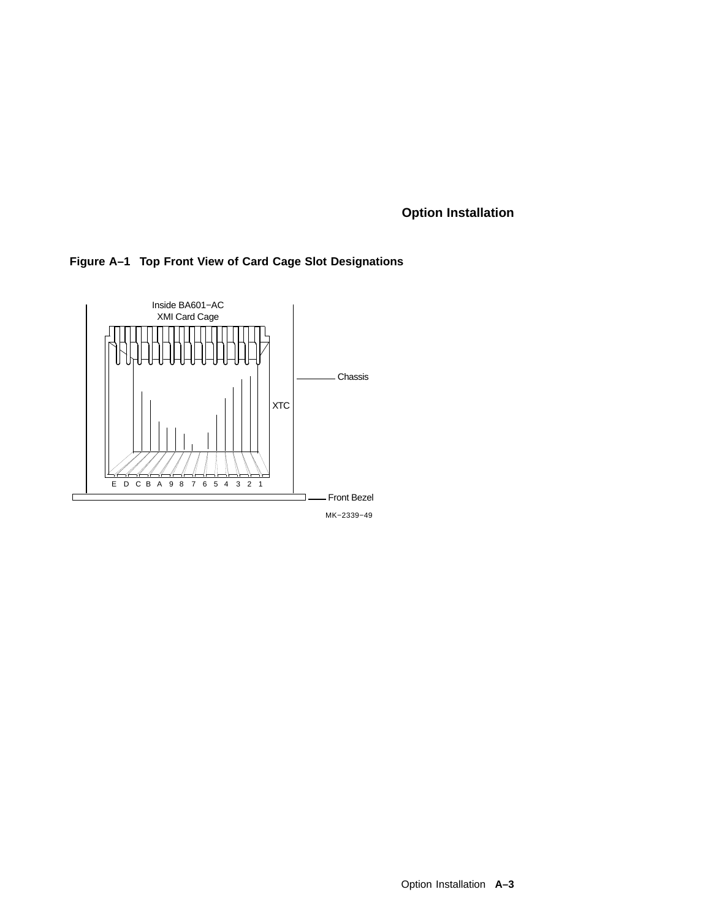**Figure A–1 Top Front View of Card Cage Slot Designations**

Inside BA601–AC
XMI Card Cage

Chassis

XTC

E D C B A 9 8 7 6 5 4 3 2 1

Front Bezel

MK−2339−49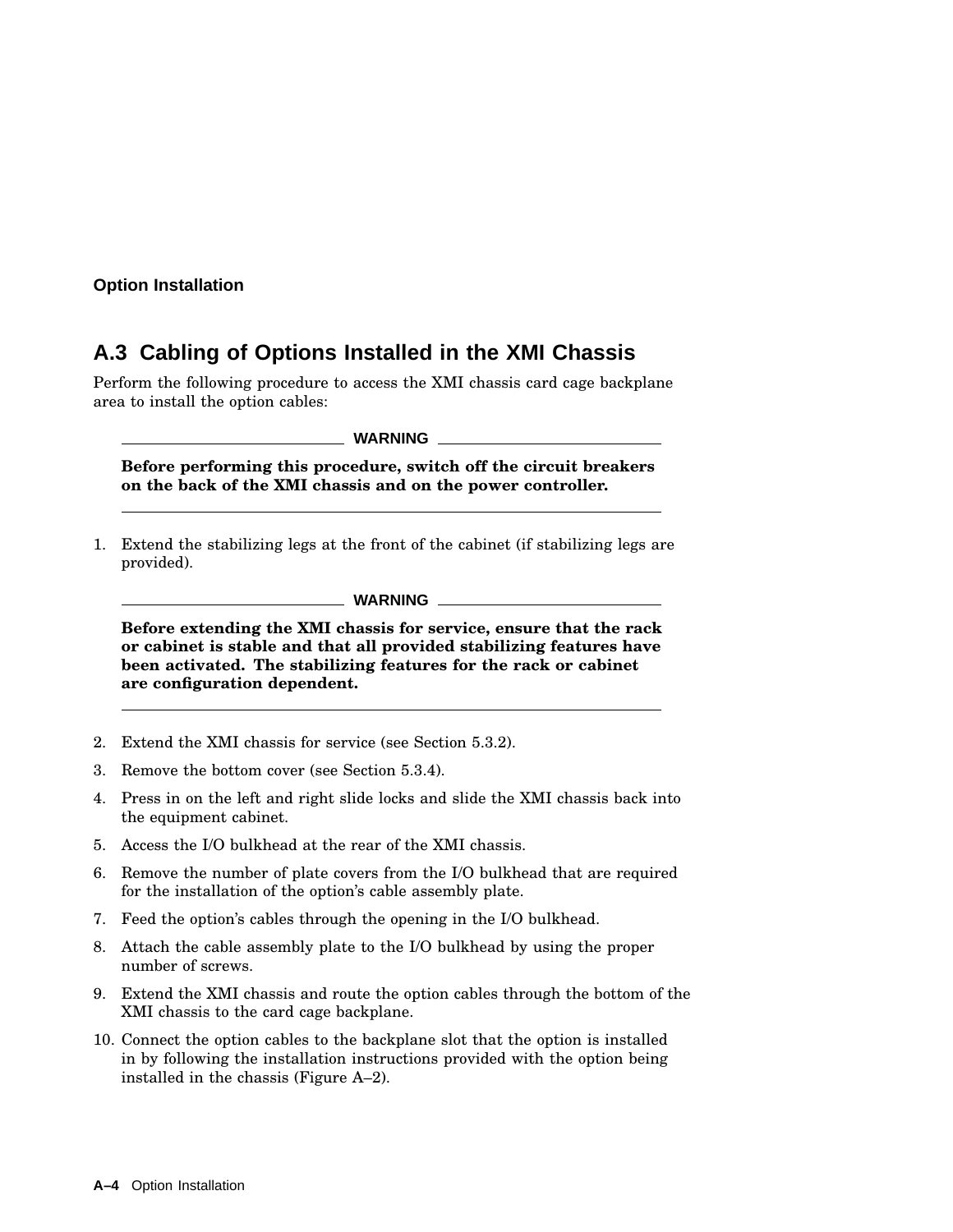## A.3 Cabling of Options Installed in the XMI Chassis

Perform the following procedure to access the XMI chassis card cage backplane area to install the option cables:

**WARNING**

**Before performing this procedure, switch off the circuit breakers on the back of the XMI chassis and on the power controller.**

1. Extend the stabilizing legs at the front of the cabinet (if stabilizing legs are provided).

**WARNING**

**Before extending the XMI chassis for service, ensure that the rack or cabinet is stable and that all provided stabilizing features have been activated. The stabilizing features for the rack or cabinet are configuration dependent.**

2. Extend the XMI chassis for service (see Section 5.3.2).
3. Remove the bottom cover (see Section 5.3.4).
4. Press in on the left and right slide locks and slide the XMI chassis back into the equipment cabinet.
5. Access the I/O bulkhead at the rear of the XMI chassis.
6. Remove the number of plate covers from the I/O bulkhead that are required for the installation of the option's cable assembly plate.
7. Feed the option's cables through the opening in the I/O bulkhead.
8. Attach the cable assembly plate to the I/O bulkhead by using the proper number of screws.
9. Extend the XMI chassis and route the option cables through the bottom of the XMI chassis to the card cage backplane.
10. Connect the option cables to the backplane slot that the option is installed in by following the installation instructions provided with the option being installed in the chassis (Figure A–2).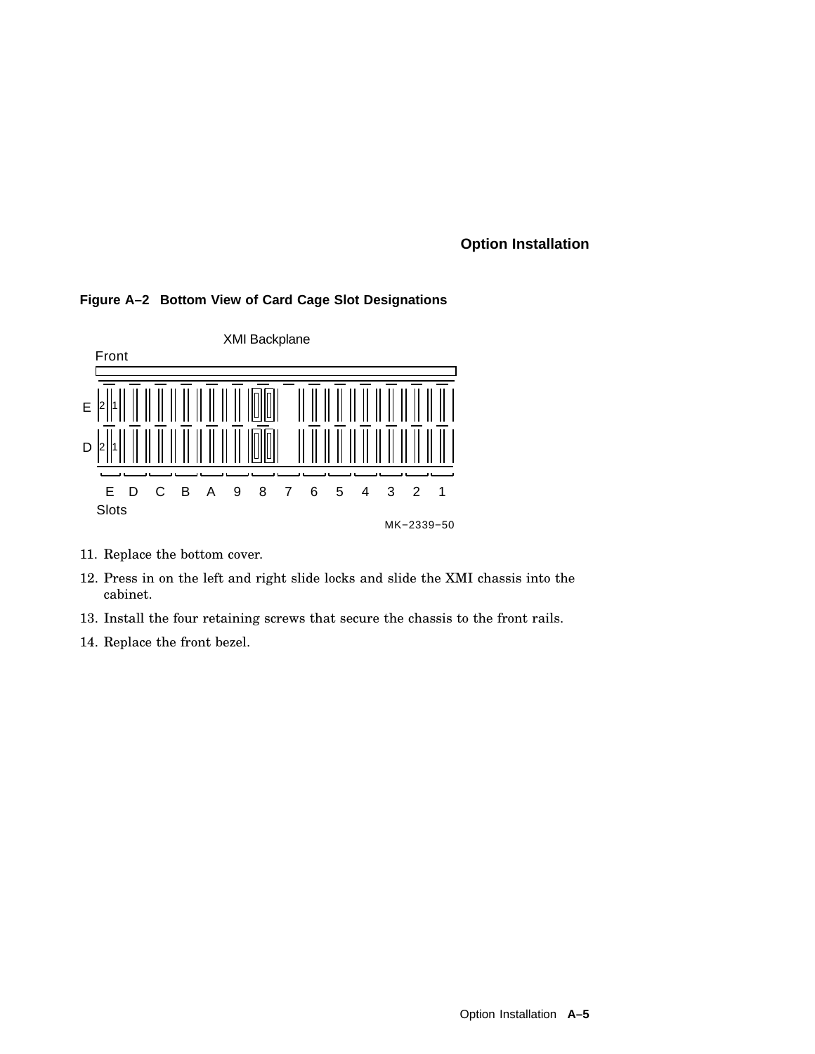**Figure A–2 Bottom View of Card Cage Slot Designations**

XMI Backplane

Front

E 2 1

D 2 1

E D C B A 9 8 7 6 5 4 3 2 1

Slots

MK−2339−50

11. Replace the bottom cover.
12. Press in on the left and right slide locks and slide the XMI chassis into the cabinet.
13. Install the four retaining screws that secure the chassis to the front rails.
14. Replace the front bezel.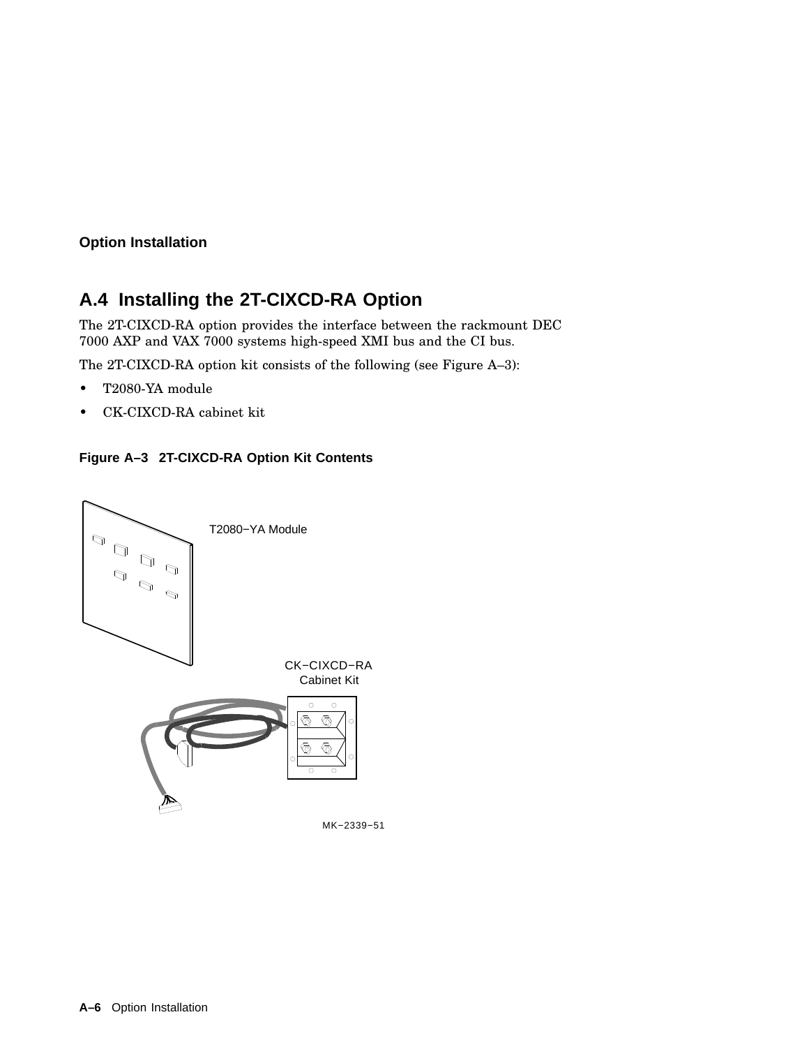## A.4 Installing the 2T-CIXCD-RA Option

The 2T-CIXCD-RA option provides the interface between the rackmount DEC 7000 AXP and VAX 7000 systems high-speed XMI bus and the CI bus.

The 2T-CIXCD-RA option kit consists of the following (see Figure A–3):

- T2080-YA module
- CK-CIXCD-RA cabinet kit

**Figure A–3 2T-CIXCD-RA Option Kit Contents**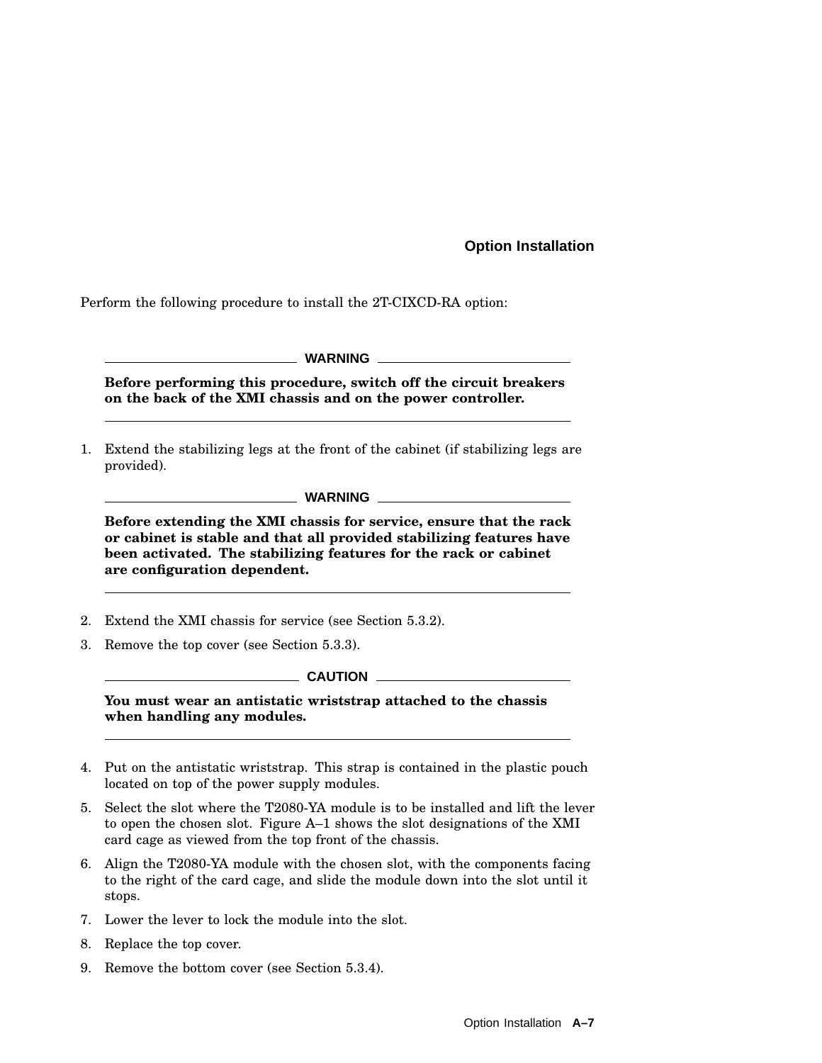## Option Installation

Perform the following procedure to install the 2T-CIXCD-RA option:

**WARNING**

**Before performing this procedure, switch off the circuit breakers on the back of the XMI chassis and on the power controller.**

1. Extend the stabilizing legs at the front of the cabinet (if stabilizing legs are provided).

   **WARNING**

   **Before extending the XMI chassis for service, ensure that the rack or cabinet is stable and that all provided stabilizing features have been activated. The stabilizing features for the rack or cabinet are configuration dependent.**

2. Extend the XMI chassis for service (see Section 5.3.2).
3. Remove the top cover (see Section 5.3.3).

   **CAUTION**

   **You must wear an antistatic wriststrap attached to the chassis when handling any modules.**

4. Put on the antistatic wriststrap. This strap is contained in the plastic pouch located on top of the power supply modules.
5. Select the slot where the T2080-YA module is to be installed and lift the lever to open the chosen slot. Figure A–1 shows the slot designations of the XMI card cage as viewed from the top front of the chassis.
6. Align the T2080-YA module with the chosen slot, with the components facing to the right of the card cage, and slide the module down into the slot until it stops.
7. Lower the lever to lock the module into the slot.
8. Replace the top cover.
9. Remove the bottom cover (see Section 5.3.4).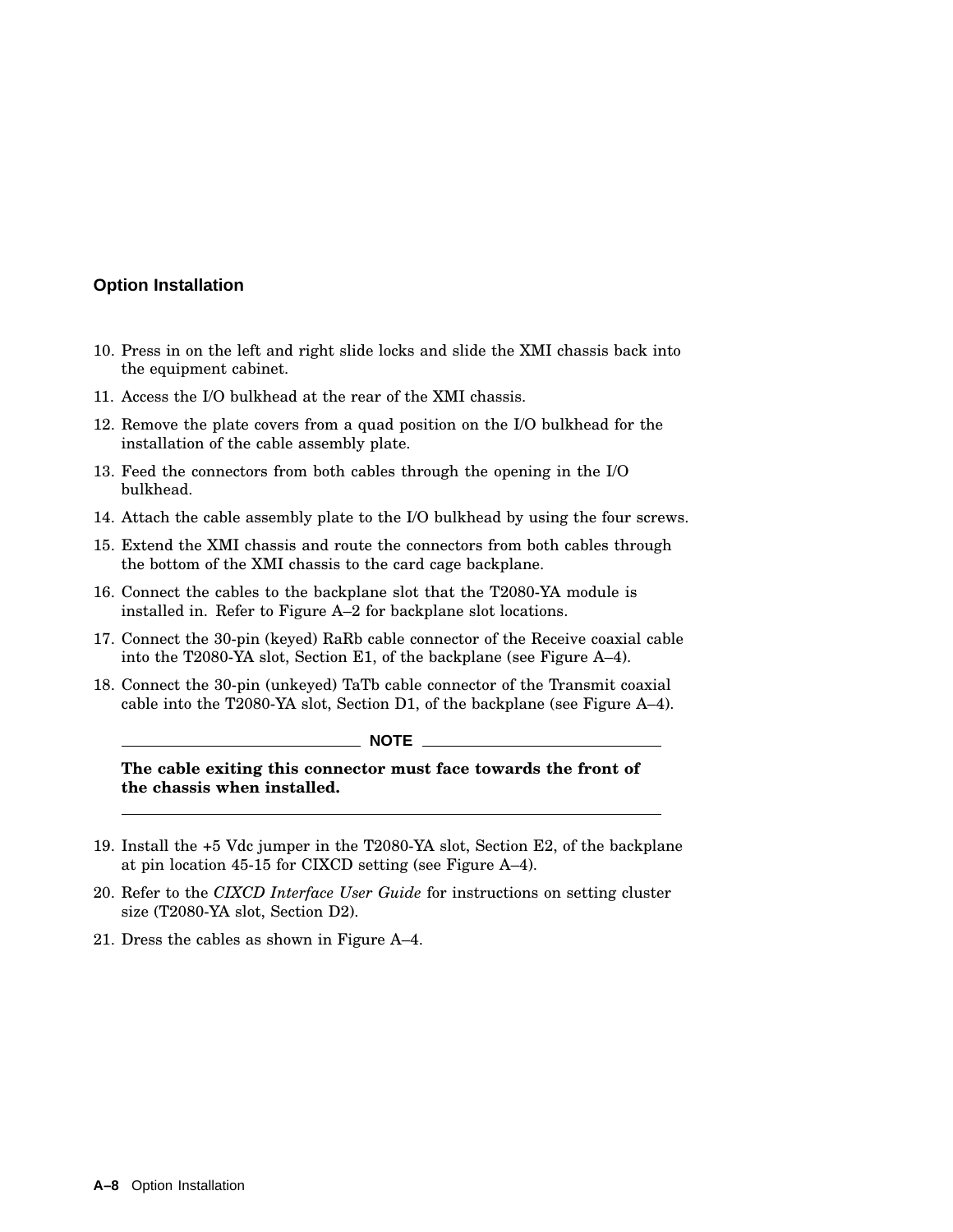10. Press in on the left and right slide locks and slide the XMI chassis back into the equipment cabinet.
11. Access the I/O bulkhead at the rear of the XMI chassis.
12. Remove the plate covers from a quad position on the I/O bulkhead for the installation of the cable assembly plate.
13. Feed the connectors from both cables through the opening in the I/O bulkhead.
14. Attach the cable assembly plate to the I/O bulkhead by using the four screws.
15. Extend the XMI chassis and route the connectors from both cables through the bottom of the XMI chassis to the card cage backplane.
16. Connect the cables to the backplane slot that the T2080-YA module is installed in. Refer to Figure A–2 for backplane slot locations.
17. Connect the 30-pin (keyed) RaRb cable connector of the Receive coaxial cable into the T2080-YA slot, Section E1, of the backplane (see Figure A–4).
18. Connect the 30-pin (unkeyed) TaTb cable connector of the Transmit coaxial cable into the T2080-YA slot, Section D1, of the backplane (see Figure A–4).

   **NOTE**

   **The cable exiting this connector must face towards the front of the chassis when installed.**

19. Install the +5 Vdc jumper in the T2080-YA slot, Section E2, of the backplane at pin location 45-15 for CIXCD setting (see Figure A–4).
20. Refer to the *CIXCD Interface User Guide* for instructions on setting cluster size (T2080-YA slot, Section D2).
21. Dress the cables as shown in Figure A–4.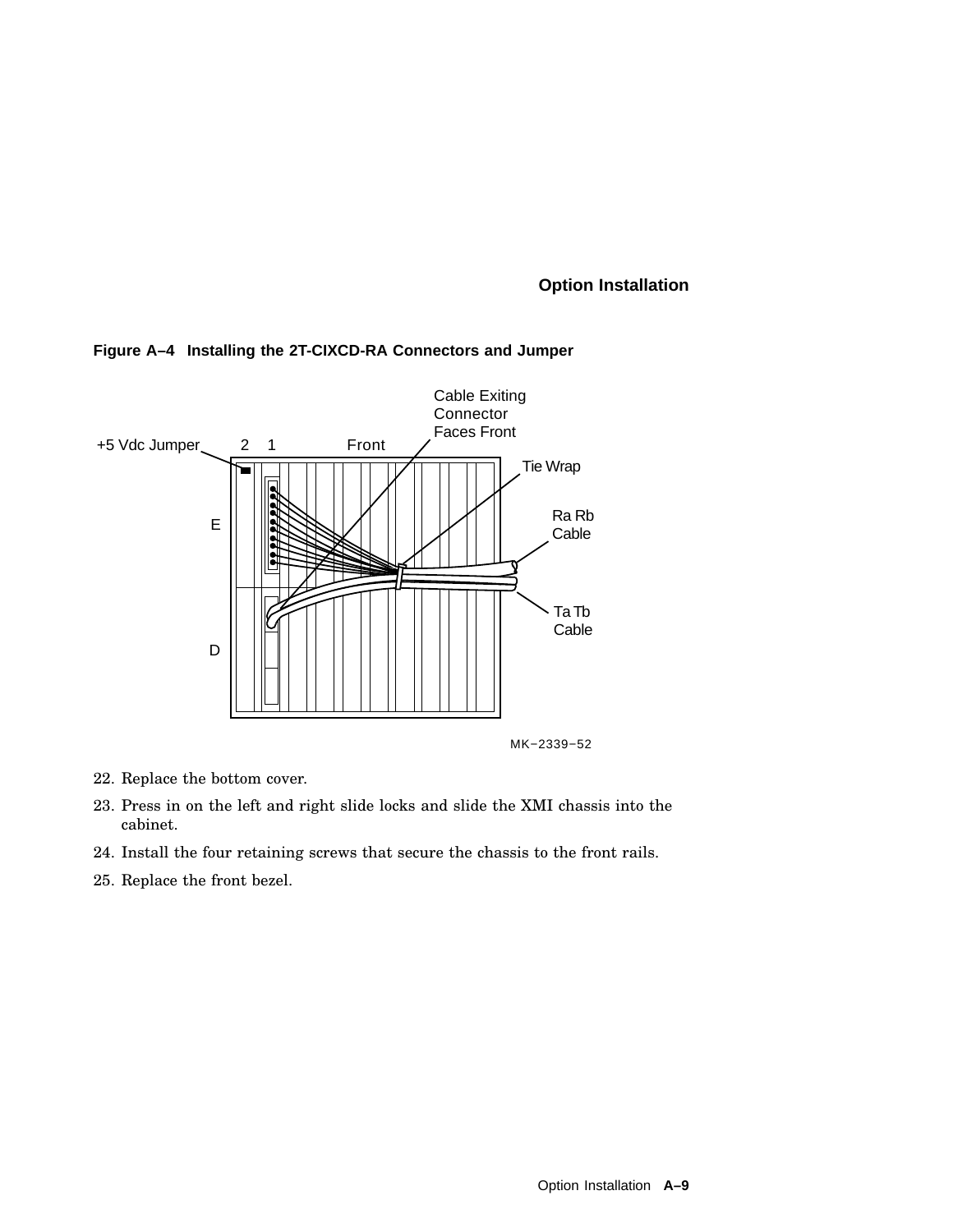**Figure A–4 Installing the 2T-CIXCD-RA Connectors and Jumper**

22. Replace the bottom cover.
23. Press in on the left and right slide locks and slide the XMI chassis into the cabinet.
24. Install the four retaining screws that secure the chassis to the front rails.
25. Replace the front bezel.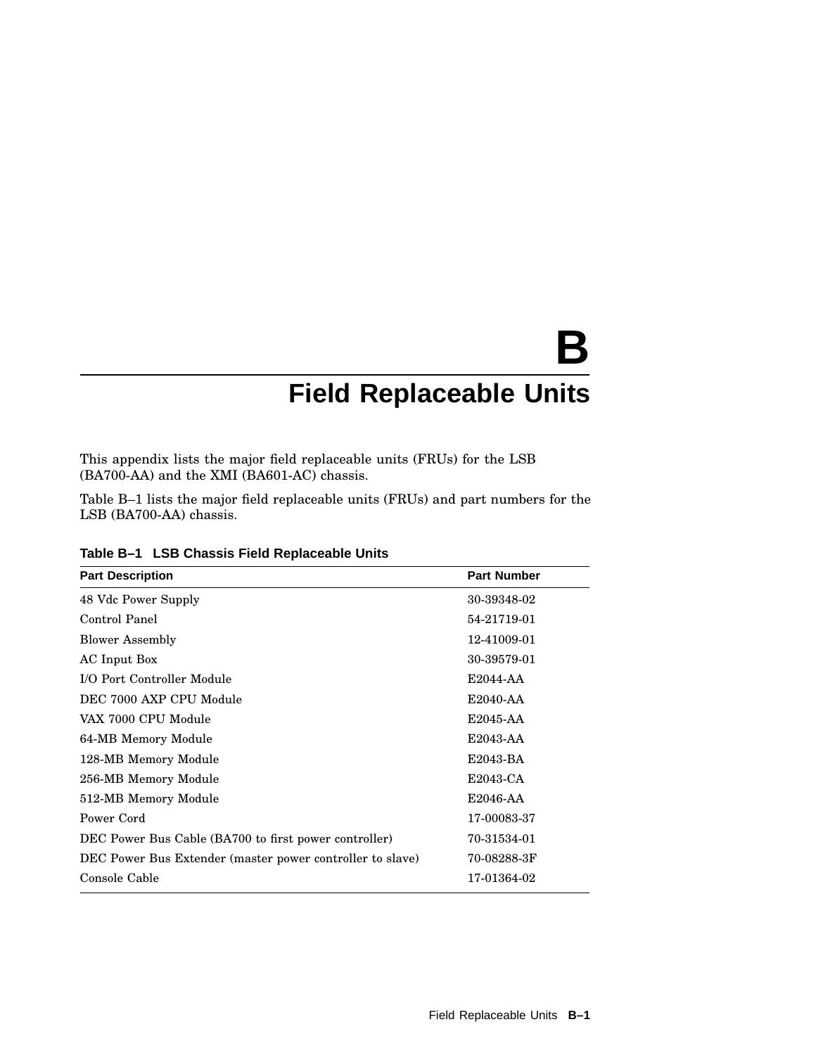# B

# Field Replaceable Units

This appendix lists the major field replaceable units (FRUs) for the LSB (BA700-AA) and the XMI (BA601-AC) chassis.

Table B–1 lists the major field replaceable units (FRUs) and part numbers for the LSB (BA700-AA) chassis.

**Table B–1 LSB Chassis Field Replaceable Units**

| Part Description | Part Number |
|---|---|
| 48 Vdc Power Supply | 30-39348-02 |
| Control Panel | 54-21719-01 |
| Blower Assembly | 12-41009-01 |
| AC Input Box | 30-39579-01 |
| I/O Port Controller Module | E2044-AA |
| DEC 7000 AXP CPU Module | E2040-AA |
| VAX 7000 CPU Module | E2045-AA |
| 64-MB Memory Module | E2043-AA |
| 128-MB Memory Module | E2043-BA |
| 256-MB Memory Module | E2043-CA |
| 512-MB Memory Module | E2046-AA |
| Power Cord | 17-00083-37 |
| DEC Power Bus Cable (BA700 to first power controller) | 70-31534-01 |
| DEC Power Bus Extender (master power controller to slave) | 70-08288-3F |
| Console Cable | 17-01364-02 |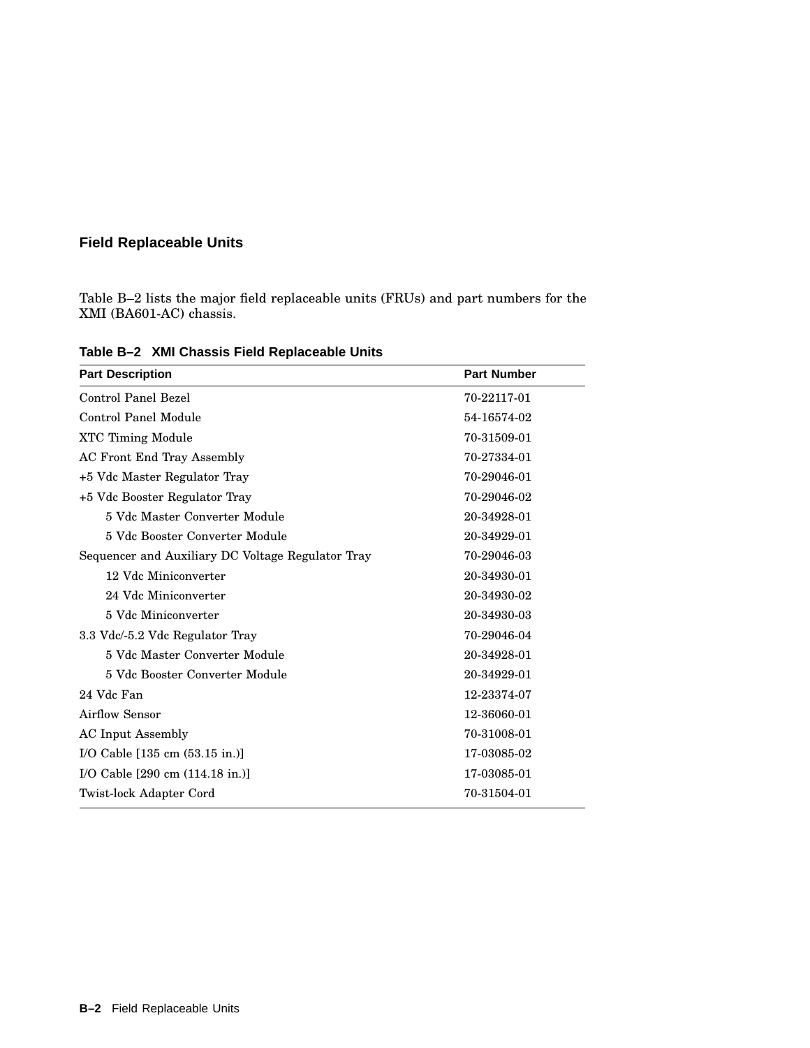## Field Replaceable Units

Table B–2 lists the major field replaceable units (FRUs) and part numbers for the XMI (BA601-AC) chassis.

**Table B–2 XMI Chassis Field Replaceable Units**

| Part Description | Part Number |
|---|---|
| Control Panel Bezel | 70-22117-01 |
| Control Panel Module | 54-16574-02 |
| XTC Timing Module | 70-31509-01 |
| AC Front End Tray Assembly | 70-27334-01 |
| +5 Vdc Master Regulator Tray | 70-29046-01 |
| +5 Vdc Booster Regulator Tray | 70-29046-02 |
| 5 Vdc Master Converter Module | 20-34928-01 |
| 5 Vdc Booster Converter Module | 20-34929-01 |
| Sequencer and Auxiliary DC Voltage Regulator Tray | 70-29046-03 |
| 12 Vdc Miniconverter | 20-34930-01 |
| 24 Vdc Miniconverter | 20-34930-02 |
| 5 Vdc Miniconverter | 20-34930-03 |
| 3.3 Vdc/-5.2 Vdc Regulator Tray | 70-29046-04 |
| 5 Vdc Master Converter Module | 20-34928-01 |
| 5 Vdc Booster Converter Module | 20-34929-01 |
| 24 Vdc Fan | 12-23374-07 |
| Airflow Sensor | 12-36060-01 |
| AC Input Assembly | 70-31008-01 |
| I/O Cable [135 cm (53.15 in.)] | 17-03085-02 |
| I/O Cable [290 cm (114.18 in.)] | 17-03085-01 |
| Twist-lock Adapter Cord | 70-31504-01 |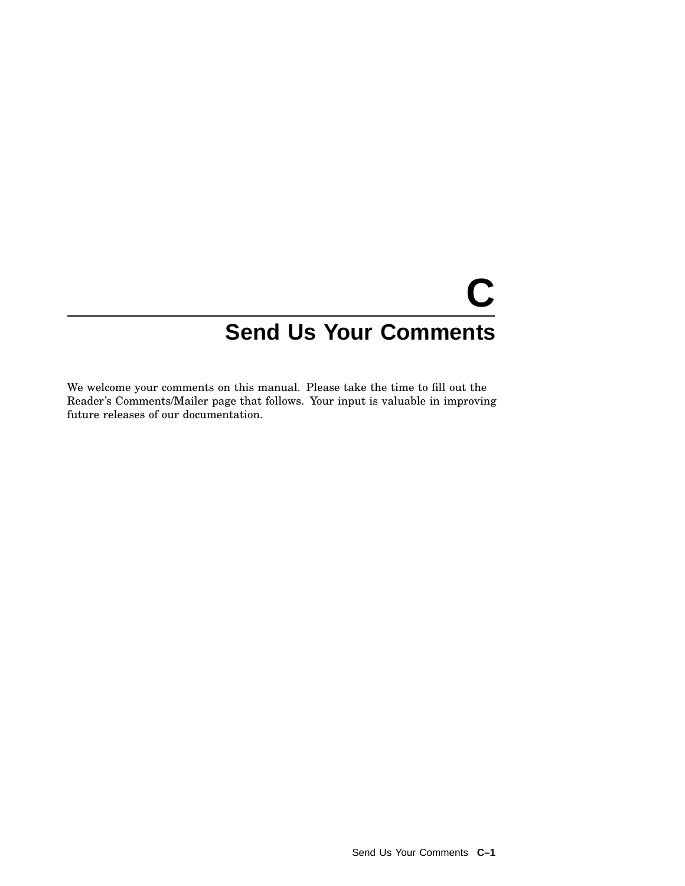# C Send Us Your Comments

We welcome your comments on this manual. Please take the time to fill out the Reader's Comments/Mailer page that follows. Your input is valuable in improving future releases of our documentation.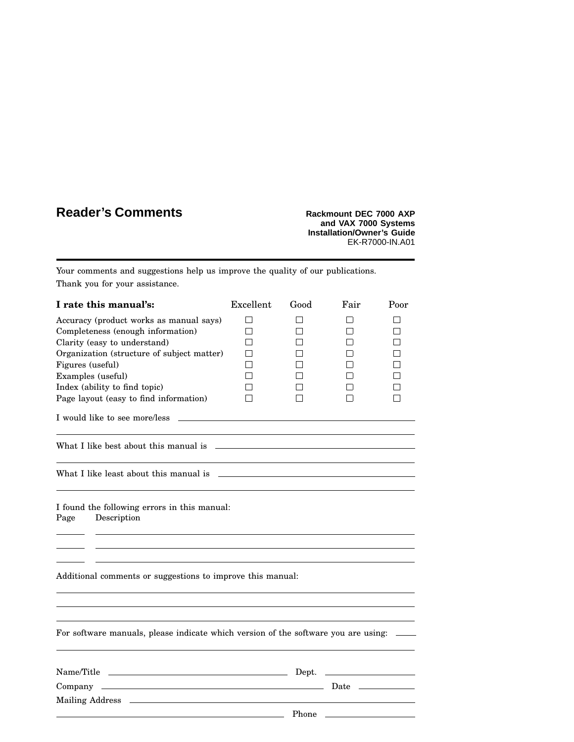## Reader's Comments

**Rackmount DEC 7000 AXP and VAX 7000 Systems Installation/Owner's Guide**
EK-R7000-IN.A01

---

Your comments and suggestions help us improve the quality of our publications.

Thank you for your assistance.

| **I rate this manual's:** | Excellent | Good | Fair | Poor |
|---|---|---|---|---|
| Accuracy (product works as manual says) | ☐ | ☐ | ☐ | ☐ |
| Completeness (enough information) | ☐ | ☐ | ☐ | ☐ |
| Clarity (easy to understand) | ☐ | ☐ | ☐ | ☐ |
| Organization (structure of subject matter) | ☐ | ☐ | ☐ | ☐ |
| Figures (useful) | ☐ | ☐ | ☐ | ☐ |
| Examples (useful) | ☐ | ☐ | ☐ | ☐ |
| Index (ability to find topic) | ☐ | ☐ | ☐ | ☐ |
| Page layout (easy to find information) | ☐ | ☐ | ☐ | ☐ |

I would like to see more/less ______________________________________________

______________________________________________

What I like best about this manual is ______________________________________________

______________________________________________

What I like least about this manual is ______________________________________________

______________________________________________

I found the following errors in this manual:

| Page | Description |
|---|---|
| ______ | ______________________________________________ |
| ______ | ______________________________________________ |
| ______ | ______________________________________________ |

Additional comments or suggestions to improve this manual:

______________________________________________

______________________________________________

______________________________________________

For software manuals, please indicate which version of the software you are using: ______

______________________________________________

Name/Title ______________________________ Dept. ______________

Company ______________________________________ Date __________

Mailing Address ______________________________________________

______________________________________ Phone ______________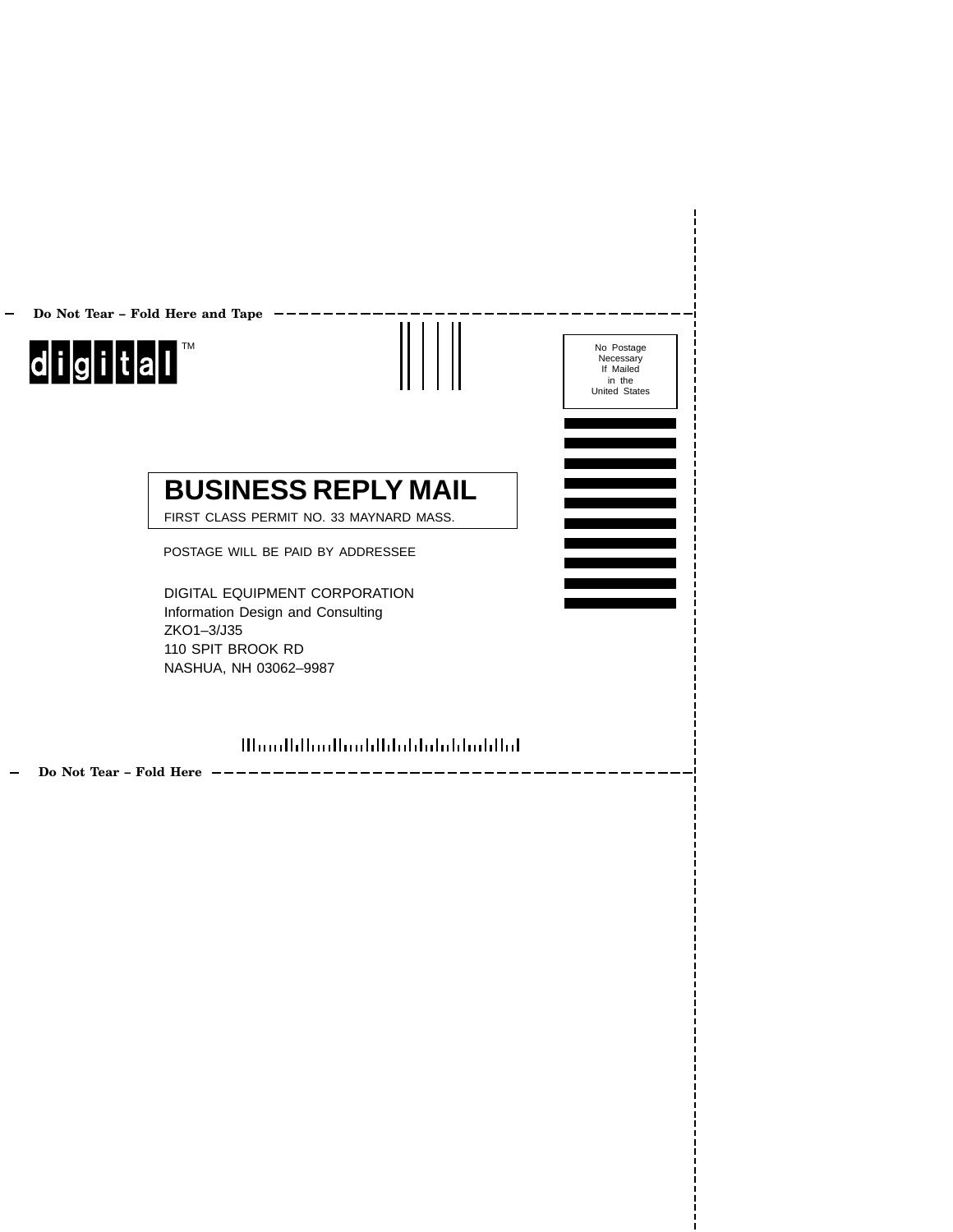Do Not Tear – Fold Here and Tape

digital™

No Postage
Necessary
If Mailed
in the
United States

**BUSINESS REPLY MAIL**

FIRST CLASS PERMIT NO. 33 MAYNARD MASS.

POSTAGE WILL BE PAID BY ADDRESSEE

DIGITAL EQUIPMENT CORPORATION
Information Design and Consulting
ZKO1–3/J35
110 SPIT BROOK RD
NASHUA, NH 03062–9987

Do Not Tear – Fold Here